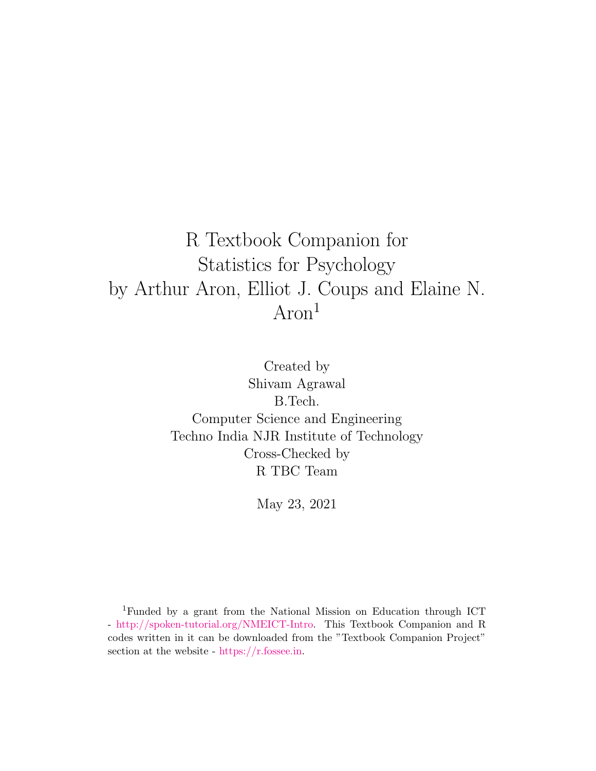# R Textbook Companion for Statistics for Psychology by Arthur Aron, Elliot J. Coups and Elaine N. Aron[1]

Created by
Shivam Agrawal
B.Tech.
Computer Science and Engineering
Techno India NJR Institute of Technology
Cross-Checked by
R TBC Team

May 23, 2021

[1] Funded by a grant from the National Mission on Education through ICT - http://spoken-tutorial.org/NMEICT-Intro. This Textbook Companion and R codes written in it can be downloaded from the "Textbook Companion Project" section at the website - https://r.fossee.in.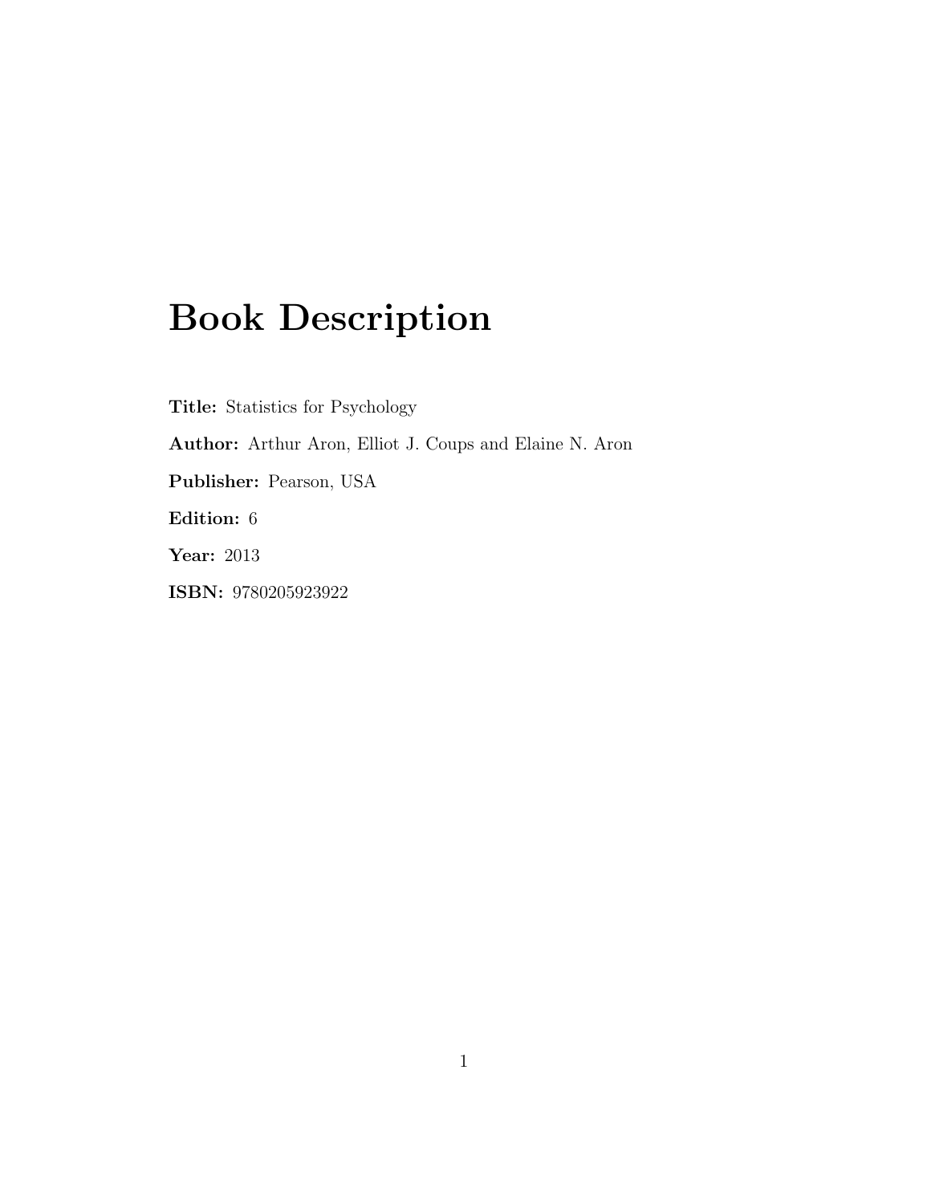# Book Description

**Title:** Statistics for Psychology

**Author:** Arthur Aron, Elliot J. Coups and Elaine N. Aron

**Publisher:** Pearson, USA

**Edition:** 6

**Year:** 2013

**ISBN:** 9780205923922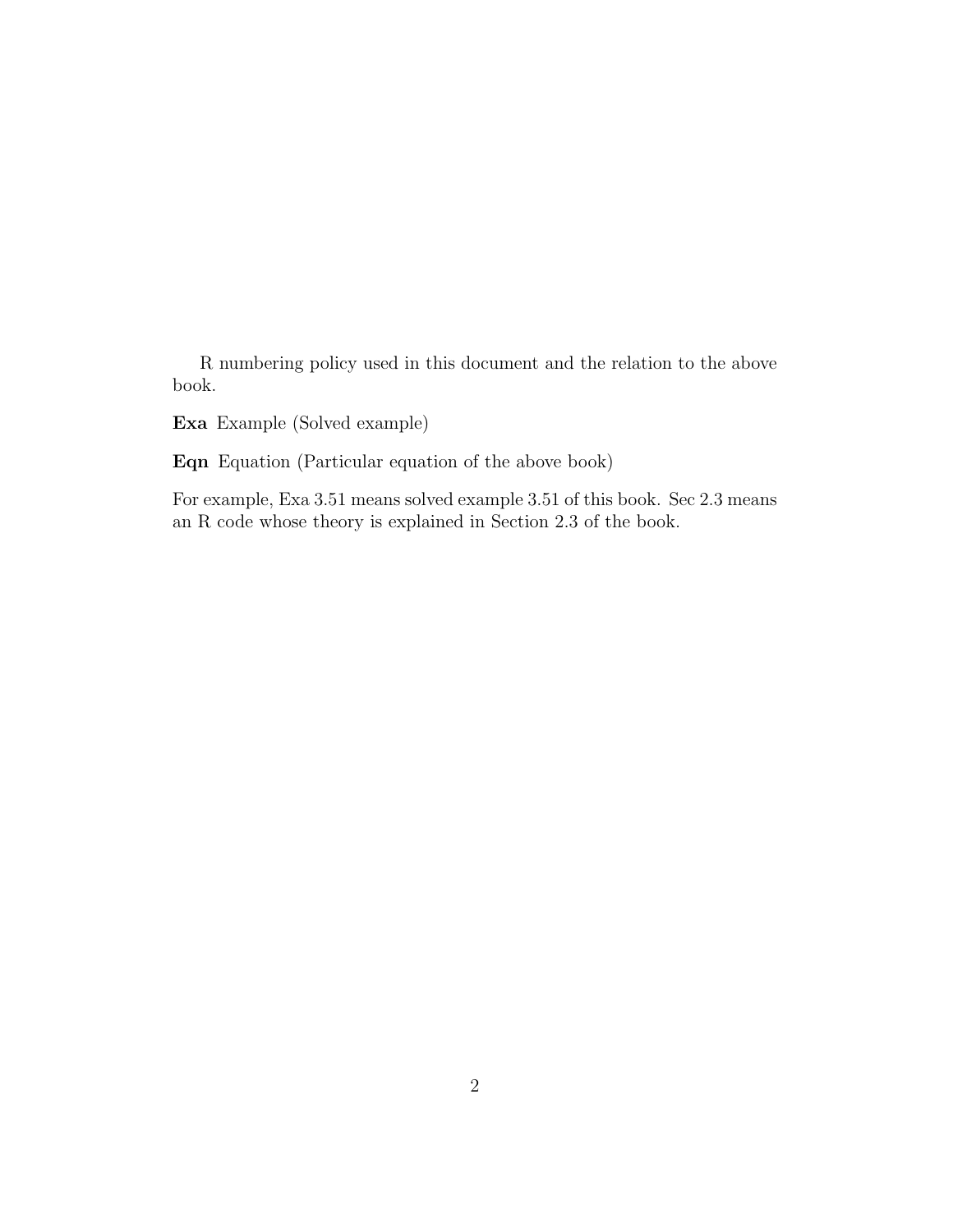R numbering policy used in this document and the relation to the above book.

**Exa** Example (Solved example)

**Eqn** Equation (Particular equation of the above book)

For example, Exa 3.51 means solved example 3.51 of this book. Sec 2.3 means an R code whose theory is explained in Section 2.3 of the book.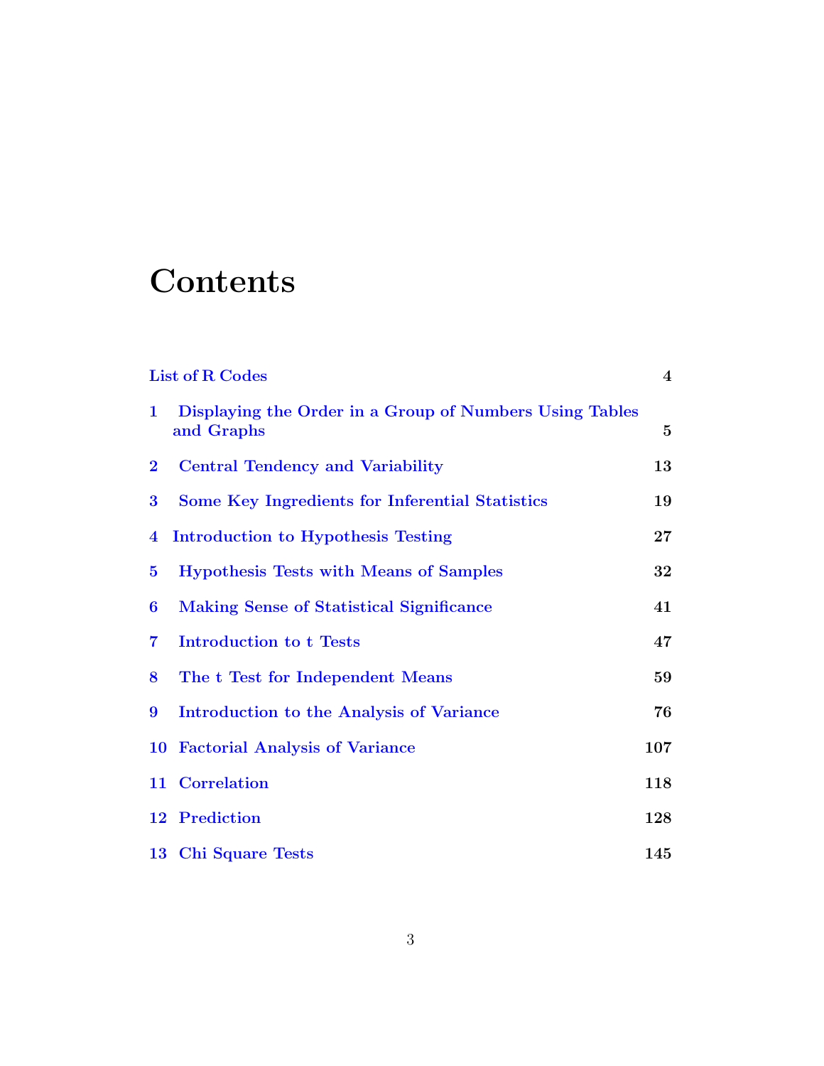# Contents

List of R Codes 4

1 Displaying the Order in a Group of Numbers Using Tables and Graphs 5

2 Central Tendency and Variability 13

3 Some Key Ingredients for Inferential Statistics 19

4 Introduction to Hypothesis Testing 27

5 Hypothesis Tests with Means of Samples 32

6 Making Sense of Statistical Significance 41

7 Introduction to t Tests 47

8 The t Test for Independent Means 59

9 Introduction to the Analysis of Variance 76

10 Factorial Analysis of Variance 107

11 Correlation 118

12 Prediction 128

13 Chi Square Tests 145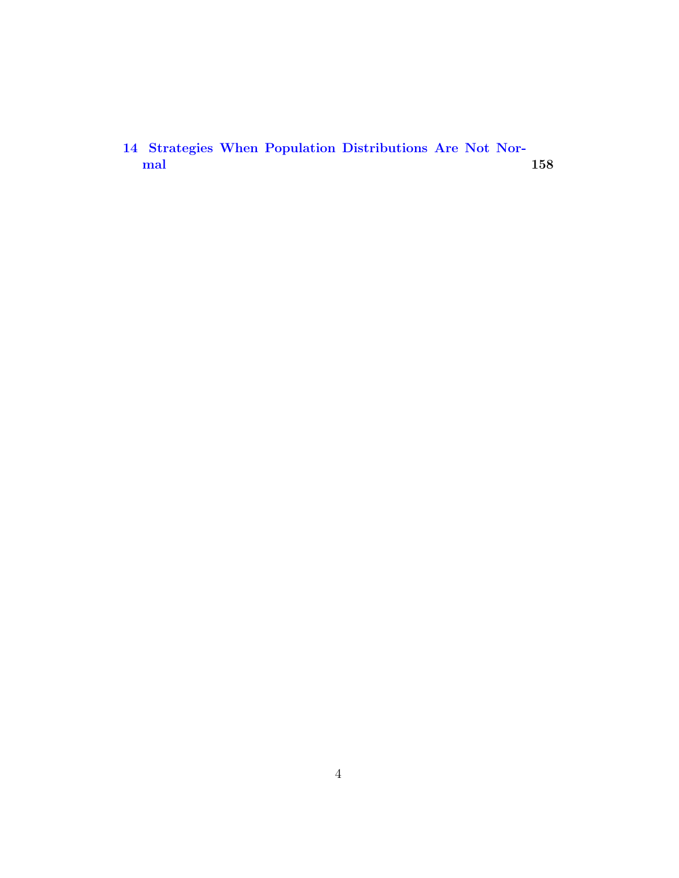**14 Strategies When Population Distributions Are Not Normal** **158**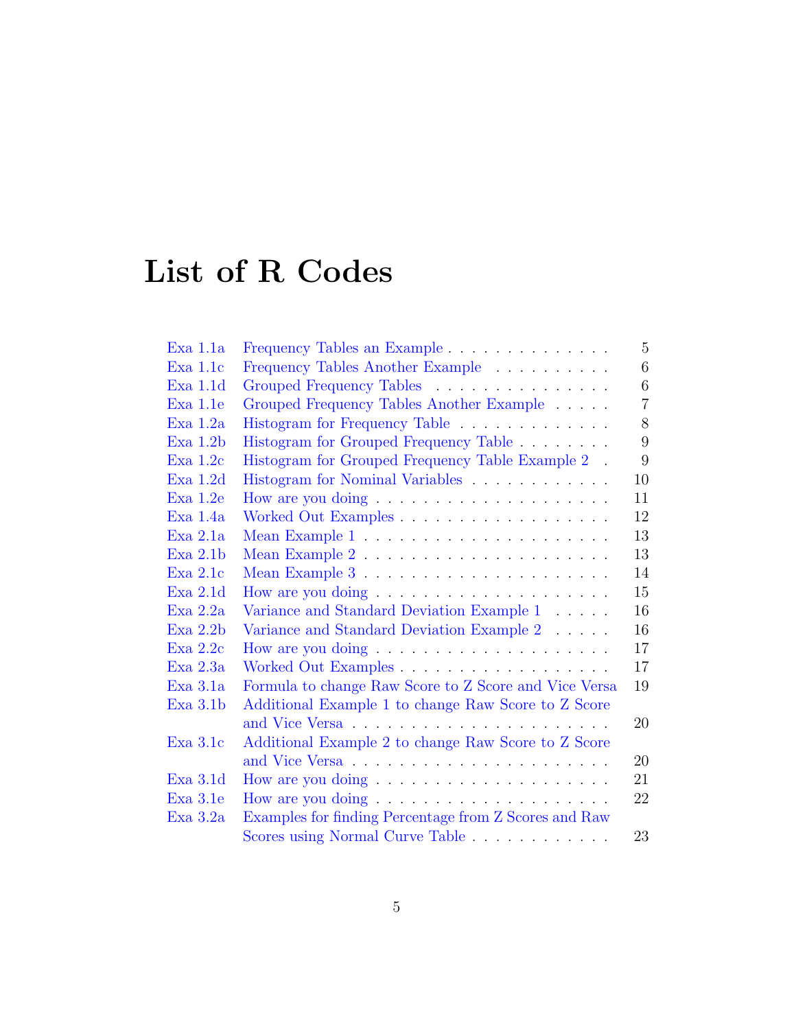# List of R Codes

| | | |
|---|---|---|
| Exa 1.1a | Frequency Tables an Example | 5 |
| Exa 1.1c | Frequency Tables Another Example | 6 |
| Exa 1.1d | Grouped Frequency Tables | 6 |
| Exa 1.1e | Grouped Frequency Tables Another Example | 7 |
| Exa 1.2a | Histogram for Frequency Table | 8 |
| Exa 1.2b | Histogram for Grouped Frequency Table | 9 |
| Exa 1.2c | Histogram for Grouped Frequency Table Example 2 | 9 |
| Exa 1.2d | Histogram for Nominal Variables | 10 |
| Exa 1.2e | How are you doing | 11 |
| Exa 1.4a | Worked Out Examples | 12 |
| Exa 2.1a | Mean Example 1 | 13 |
| Exa 2.1b | Mean Example 2 | 13 |
| Exa 2.1c | Mean Example 3 | 14 |
| Exa 2.1d | How are you doing | 15 |
| Exa 2.2a | Variance and Standard Deviation Example 1 | 16 |
| Exa 2.2b | Variance and Standard Deviation Example 2 | 16 |
| Exa 2.2c | How are you doing | 17 |
| Exa 2.3a | Worked Out Examples | 17 |
| Exa 3.1a | Formula to change Raw Score to Z Score and Vice Versa | 19 |
| Exa 3.1b | Additional Example 1 to change Raw Score to Z Score and Vice Versa | 20 |
| Exa 3.1c | Additional Example 2 to change Raw Score to Z Score and Vice Versa | 20 |
| Exa 3.1d | How are you doing | 21 |
| Exa 3.1e | How are you doing | 22 |
| Exa 3.2a | Examples for finding Percentage from Z Scores and Raw Scores using Normal Curve Table | 23 |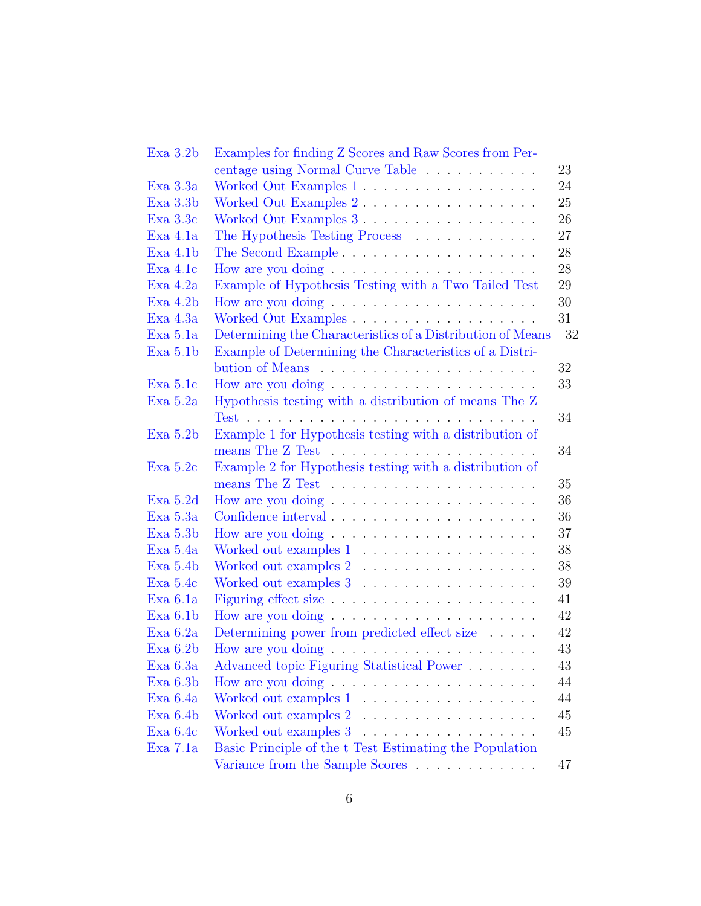| | | |
|---|---|---|
| Exa 3.2b | Examples for finding Z Scores and Raw Scores from Percentage using Normal Curve Table | 23 |
| Exa 3.3a | Worked Out Examples 1 | 24 |
| Exa 3.3b | Worked Out Examples 2 | 25 |
| Exa 3.3c | Worked Out Examples 3 | 26 |
| Exa 4.1a | The Hypothesis Testing Process | 27 |
| Exa 4.1b | The Second Example | 28 |
| Exa 4.1c | How are you doing | 28 |
| Exa 4.2a | Example of Hypothesis Testing with a Two Tailed Test | 29 |
| Exa 4.2b | How are you doing | 30 |
| Exa 4.3a | Worked Out Examples | 31 |
| Exa 5.1a | Determining the Characteristics of a Distribution of Means | 32 |
| Exa 5.1b | Example of Determining the Characteristics of a Distribution of Means | 32 |
| Exa 5.1c | How are you doing | 33 |
| Exa 5.2a | Hypothesis testing with a distribution of means The Z Test | 34 |
| Exa 5.2b | Example 1 for Hypothesis testing with a distribution of means The Z Test | 34 |
| Exa 5.2c | Example 2 for Hypothesis testing with a distribution of means The Z Test | 35 |
| Exa 5.2d | How are you doing | 36 |
| Exa 5.3a | Confidence interval | 36 |
| Exa 5.3b | How are you doing | 37 |
| Exa 5.4a | Worked out examples 1 | 38 |
| Exa 5.4b | Worked out examples 2 | 38 |
| Exa 5.4c | Worked out examples 3 | 39 |
| Exa 6.1a | Figuring effect size | 41 |
| Exa 6.1b | How are you doing | 42 |
| Exa 6.2a | Determining power from predicted effect size | 42 |
| Exa 6.2b | How are you doing | 43 |
| Exa 6.3a | Advanced topic Figuring Statistical Power | 43 |
| Exa 6.3b | How are you doing | 44 |
| Exa 6.4a | Worked out examples 1 | 44 |
| Exa 6.4b | Worked out examples 2 | 45 |
| Exa 6.4c | Worked out examples 3 | 45 |
| Exa 7.1a | Basic Principle of the t Test Estimating the Population Variance from the Sample Scores | 47 |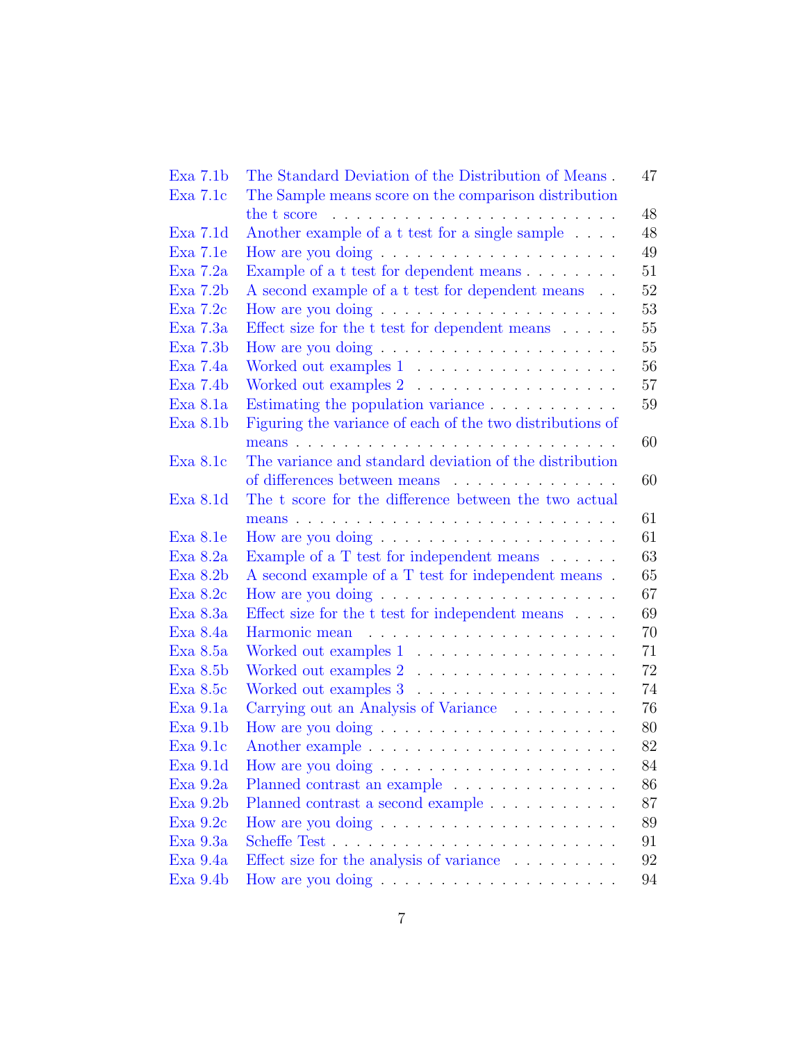| | | |
|---|---|---|
| Exa 7.1b | The Standard Deviation of the Distribution of Means | 47 |
| Exa 7.1c | The Sample means score on the comparison distribution the t score | 48 |
| Exa 7.1d | Another example of a t test for a single sample | 48 |
| Exa 7.1e | How are you doing | 49 |
| Exa 7.2a | Example of a t test for dependent means | 51 |
| Exa 7.2b | A second example of a t test for dependent means | 52 |
| Exa 7.2c | How are you doing | 53 |
| Exa 7.3a | Effect size for the t test for dependent means | 55 |
| Exa 7.3b | How are you doing | 55 |
| Exa 7.4a | Worked out examples 1 | 56 |
| Exa 7.4b | Worked out examples 2 | 57 |
| Exa 8.1a | Estimating the population variance | 59 |
| Exa 8.1b | Figuring the variance of each of the two distributions of means | 60 |
| Exa 8.1c | The variance and standard deviation of the distribution of differences between means | 60 |
| Exa 8.1d | The t score for the difference between the two actual means | 61 |
| Exa 8.1e | How are you doing | 61 |
| Exa 8.2a | Example of a T test for independent means | 63 |
| Exa 8.2b | A second example of a T test for independent means | 65 |
| Exa 8.2c | How are you doing | 67 |
| Exa 8.3a | Effect size for the t test for independent means | 69 |
| Exa 8.4a | Harmonic mean | 70 |
| Exa 8.5a | Worked out examples 1 | 71 |
| Exa 8.5b | Worked out examples 2 | 72 |
| Exa 8.5c | Worked out examples 3 | 74 |
| Exa 9.1a | Carrying out an Analysis of Variance | 76 |
| Exa 9.1b | How are you doing | 80 |
| Exa 9.1c | Another example | 82 |
| Exa 9.1d | How are you doing | 84 |
| Exa 9.2a | Planned contrast an example | 86 |
| Exa 9.2b | Planned contrast a second example | 87 |
| Exa 9.2c | How are you doing | 89 |
| Exa 9.3a | Scheffe Test | 91 |
| Exa 9.4a | Effect size for the analysis of variance | 92 |
| Exa 9.4b | How are you doing | 94 |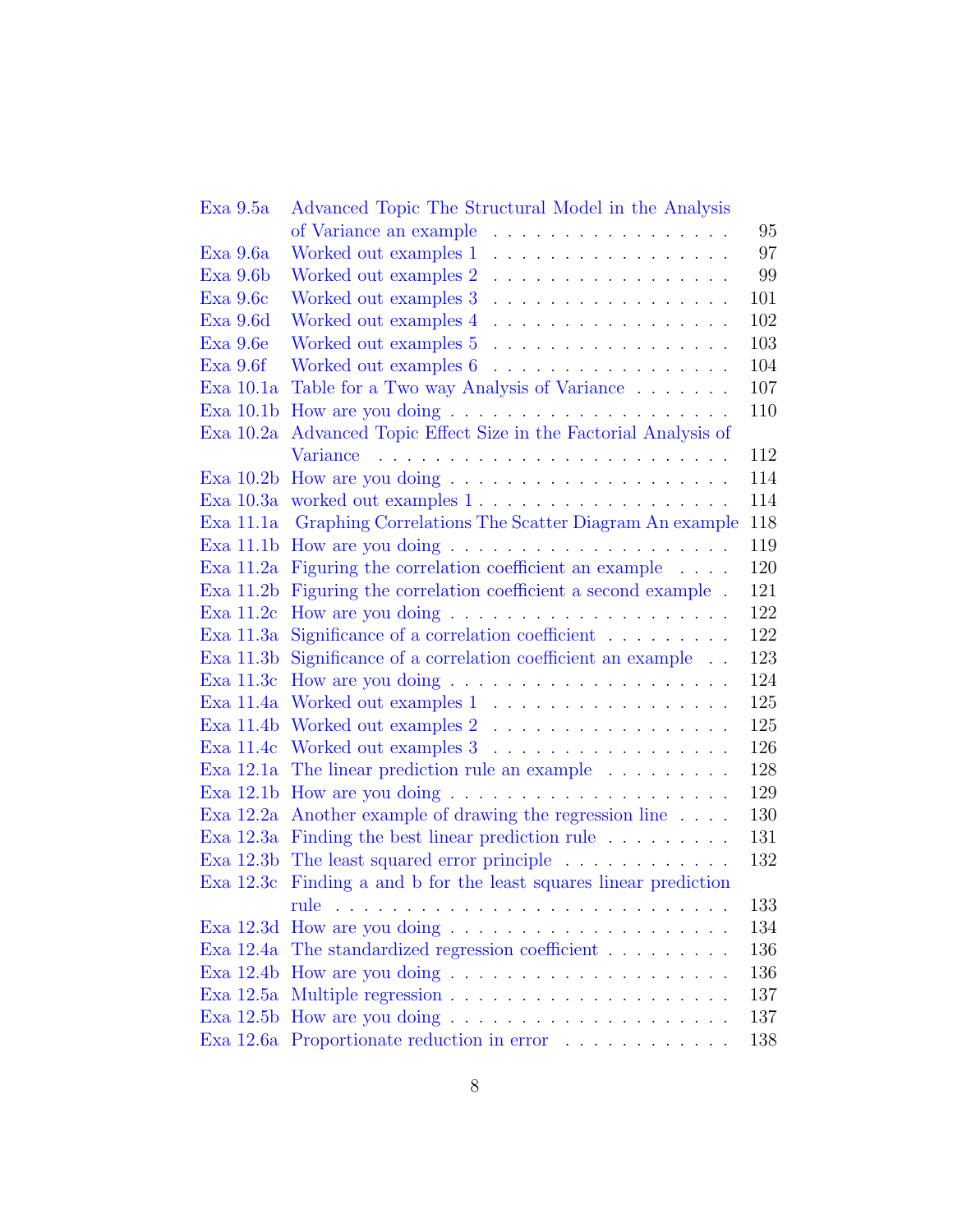| | | |
|---|---|---|
| Exa 9.5a | Advanced Topic The Structural Model in the Analysis of Variance an example | 95 |
| Exa 9.6a | Worked out examples 1 | 97 |
| Exa 9.6b | Worked out examples 2 | 99 |
| Exa 9.6c | Worked out examples 3 | 101 |
| Exa 9.6d | Worked out examples 4 | 102 |
| Exa 9.6e | Worked out examples 5 | 103 |
| Exa 9.6f | Worked out examples 6 | 104 |
| Exa 10.1a | Table for a Two way Analysis of Variance | 107 |
| Exa 10.1b | How are you doing | 110 |
| Exa 10.2a | Advanced Topic Effect Size in the Factorial Analysis of Variance | 112 |
| Exa 10.2b | How are you doing | 114 |
| Exa 10.3a | worked out examples 1 | 114 |
| Exa 11.1a | Graphing Correlations The Scatter Diagram An example | 118 |
| Exa 11.1b | How are you doing | 119 |
| Exa 11.2a | Figuring the correlation coefficient an example | 120 |
| Exa 11.2b | Figuring the correlation coefficient a second example | 121 |
| Exa 11.2c | How are you doing | 122 |
| Exa 11.3a | Significance of a correlation coefficient | 122 |
| Exa 11.3b | Significance of a correlation coefficient an example | 123 |
| Exa 11.3c | How are you doing | 124 |
| Exa 11.4a | Worked out examples 1 | 125 |
| Exa 11.4b | Worked out examples 2 | 125 |
| Exa 11.4c | Worked out examples 3 | 126 |
| Exa 12.1a | The linear prediction rule an example | 128 |
| Exa 12.1b | How are you doing | 129 |
| Exa 12.2a | Another example of drawing the regression line | 130 |
| Exa 12.3a | Finding the best linear prediction rule | 131 |
| Exa 12.3b | The least squared error principle | 132 |
| Exa 12.3c | Finding a and b for the least squares linear prediction rule | 133 |
| Exa 12.3d | How are you doing | 134 |
| Exa 12.4a | The standardized regression coefficient | 136 |
| Exa 12.4b | How are you doing | 136 |
| Exa 12.5a | Multiple regression | 137 |
| Exa 12.5b | How are you doing | 137 |
| Exa 12.6a | Proportionate reduction in error | 138 |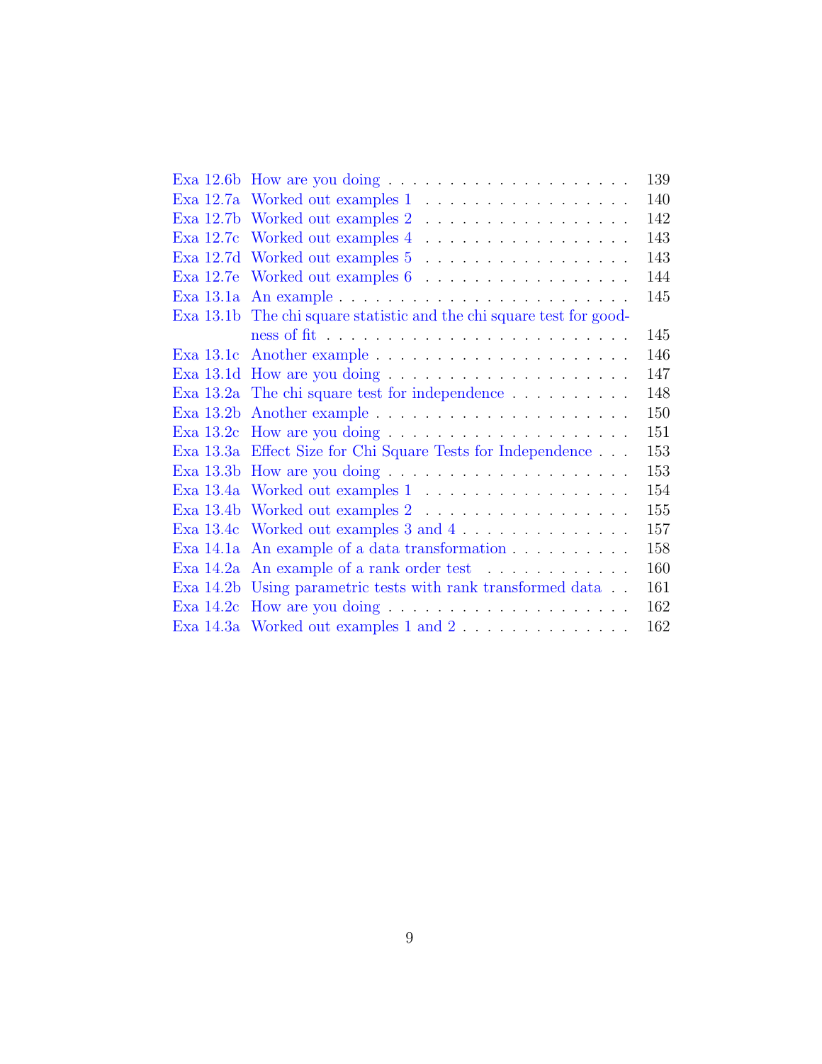| | | |
|---|---|---|
| Exa 12.6b | How are you doing | 139 |
| Exa 12.7a | Worked out examples 1 | 140 |
| Exa 12.7b | Worked out examples 2 | 142 |
| Exa 12.7c | Worked out examples 4 | 143 |
| Exa 12.7d | Worked out examples 5 | 143 |
| Exa 12.7e | Worked out examples 6 | 144 |
| Exa 13.1a | An example | 145 |
| Exa 13.1b | The chi square statistic and the chi square test for goodness of fit | 145 |
| Exa 13.1c | Another example | 146 |
| Exa 13.1d | How are you doing | 147 |
| Exa 13.2a | The chi square test for independence | 148 |
| Exa 13.2b | Another example | 150 |
| Exa 13.2c | How are you doing | 151 |
| Exa 13.3a | Effect Size for Chi Square Tests for Independence | 153 |
| Exa 13.3b | How are you doing | 153 |
| Exa 13.4a | Worked out examples 1 | 154 |
| Exa 13.4b | Worked out examples 2 | 155 |
| Exa 13.4c | Worked out examples 3 and 4 | 157 |
| Exa 14.1a | An example of a data transformation | 158 |
| Exa 14.2a | An example of a rank order test | 160 |
| Exa 14.2b | Using parametric tests with rank transformed data | 161 |
| Exa 14.2c | How are you doing | 162 |
| Exa 14.3a | Worked out examples 1 and 2 | 162 |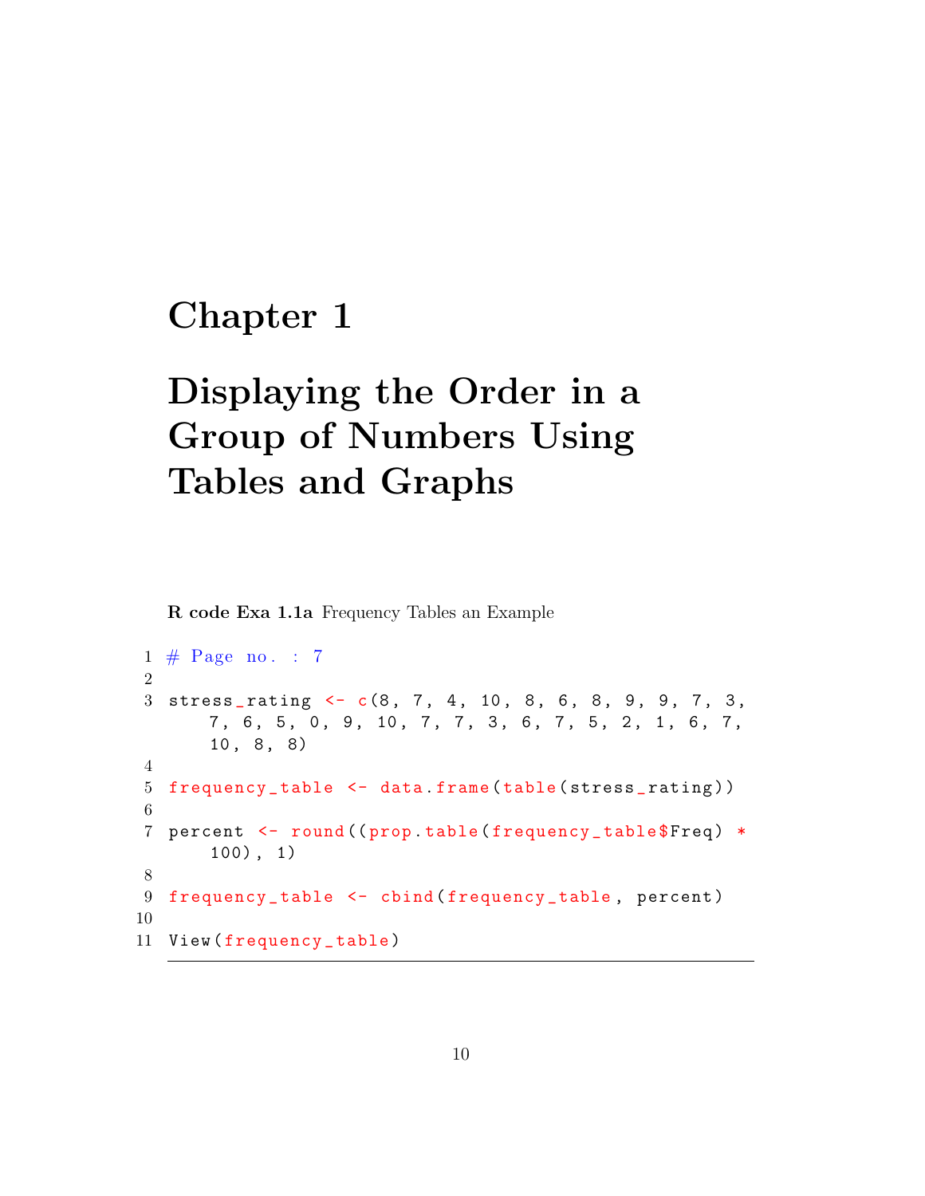# Chapter 1

# Displaying the Order in a Group of Numbers Using Tables and Graphs

**R code Exa 1.1a** Frequency Tables an Example

```
# Page no. : 7

stress_rating <- c(8, 7, 4, 10, 8, 6, 8, 9, 9, 7, 3,
    7, 6, 5, 0, 9, 10, 7, 7, 3, 6, 7, 5, 2, 1, 6, 7,
    10, 8, 8)

frequency_table <- data.frame(table(stress_rating))

percent <- round((prop.table(frequency_table$Freq) *
    100), 1)

frequency_table <- cbind(frequency_table, percent)

View(frequency_table)
```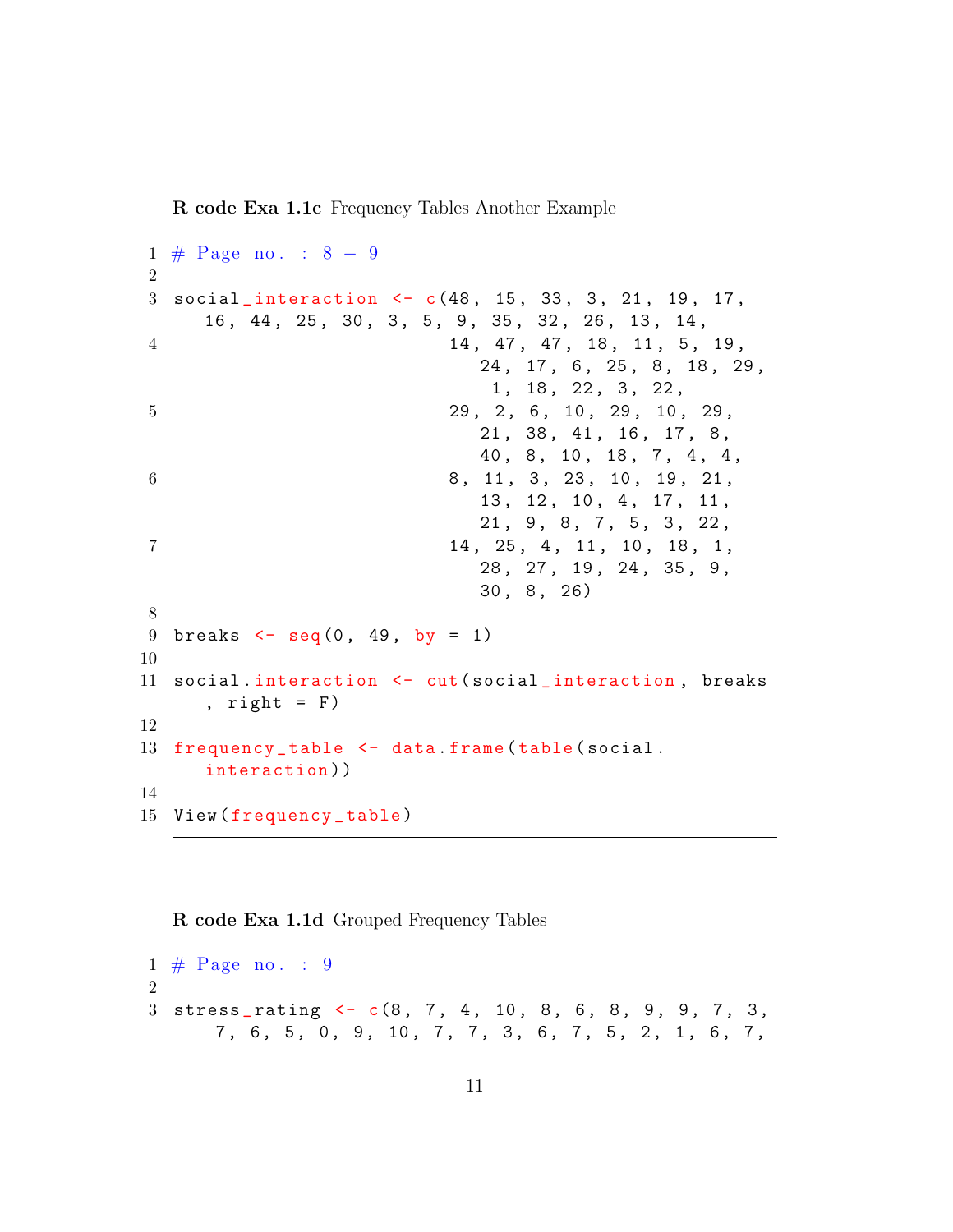**R code Exa 1.1c** Frequency Tables Another Example

```
# Page no. : 8 - 9

social_interaction <- c(48, 15, 33, 3, 21, 19, 17,
   16, 44, 25, 30, 3, 5, 9, 35, 32, 26, 13, 14,
                        14, 47, 47, 18, 11, 5, 19,
                           24, 17, 6, 25, 8, 18, 29,
                            1, 18, 22, 3, 22,
                        29, 2, 6, 10, 29, 10, 29,
                           21, 38, 41, 16, 17, 8,
                           40, 8, 10, 18, 7, 4, 4,
                        8, 11, 3, 23, 10, 19, 21,
                           13, 12, 10, 4, 17, 11,
                           21, 9, 8, 7, 5, 3, 22,
                        14, 25, 4, 11, 10, 18, 1,
                           28, 27, 19, 24, 35, 9,
                           30, 8, 26)

breaks <- seq(0, 49, by = 1)

social.interaction <- cut(social_interaction, breaks
   , right = F)

frequency_table <- data.frame(table(social.
   interaction))

View(frequency_table)
```

**R code Exa 1.1d** Grouped Frequency Tables

```
# Page no. : 9

stress_rating <- c(8, 7, 4, 10, 8, 6, 8, 9, 9, 7, 3,
    7, 6, 5, 0, 9, 10, 7, 7, 3, 6, 7, 5, 2, 1, 6, 7,
```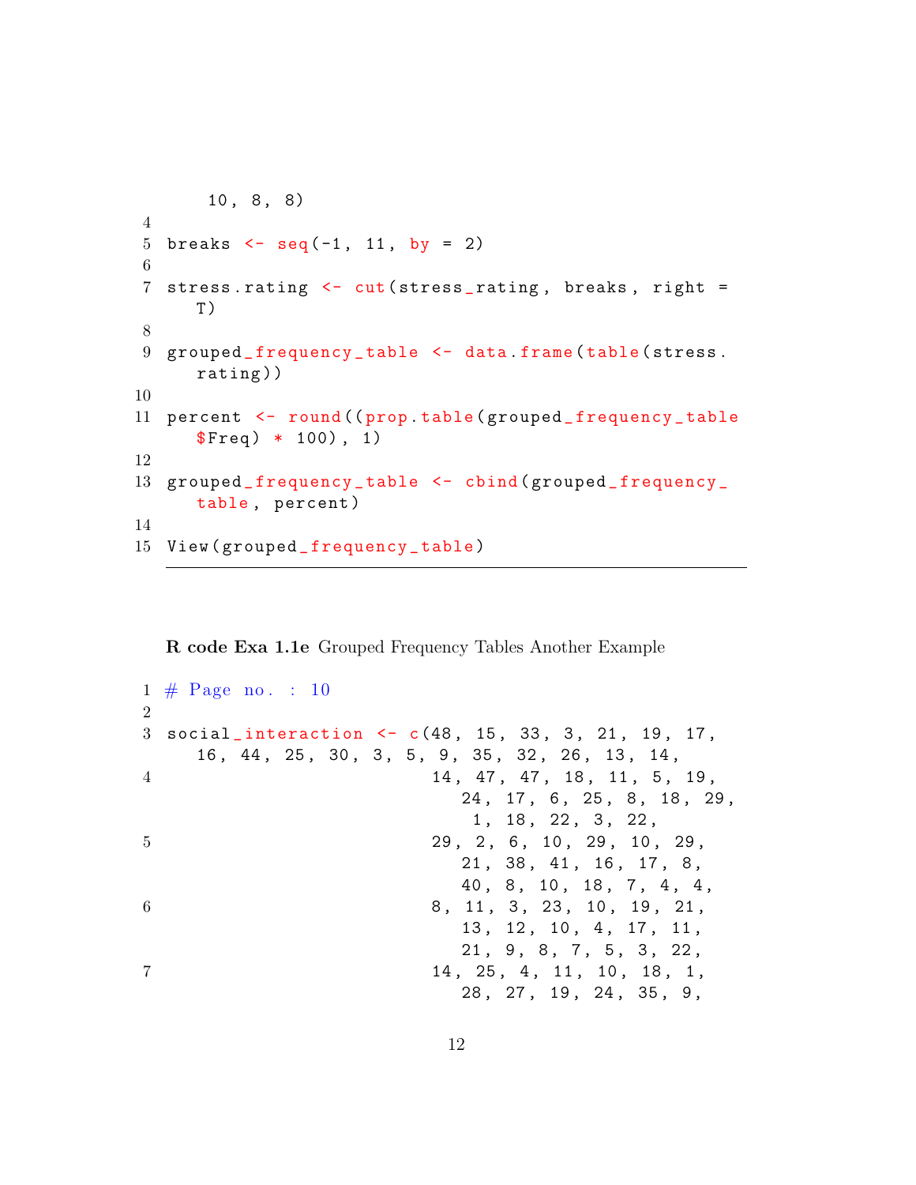```
    10, 8, 8)
4
5 breaks <- seq(-1, 11, by = 2)
6
7 stress.rating <- cut(stress_rating, breaks, right =
    T)
8
9 grouped_frequency_table <- data.frame(table(stress.
    rating))
10
11 percent <- round((prop.table(grouped_frequency_table
    $Freq) * 100), 1)
12
13 grouped_frequency_table <- cbind(grouped_frequency_
    table, percent)
14
15 View(grouped_frequency_table)
```

**R code Exa 1.1e** Grouped Frequency Tables Another Example

```
1 # Page no. : 10
2
3 social_interaction <- c(48, 15, 33, 3, 21, 19, 17,
    16, 44, 25, 30, 3, 5, 9, 35, 32, 26, 13, 14,
4                          14, 47, 47, 18, 11, 5, 19,
                              24, 17, 6, 25, 8, 18, 29,
                               1, 18, 22, 3, 22,
5                          29, 2, 6, 10, 29, 10, 29,
                              21, 38, 41, 16, 17, 8,
                              40, 8, 10, 18, 7, 4, 4,
6                          8, 11, 3, 23, 10, 19, 21,
                              13, 12, 10, 4, 17, 11,
                              21, 9, 8, 7, 5, 3, 22,
7                          14, 25, 4, 11, 10, 18, 1,
                              28, 27, 19, 24, 35, 9,
```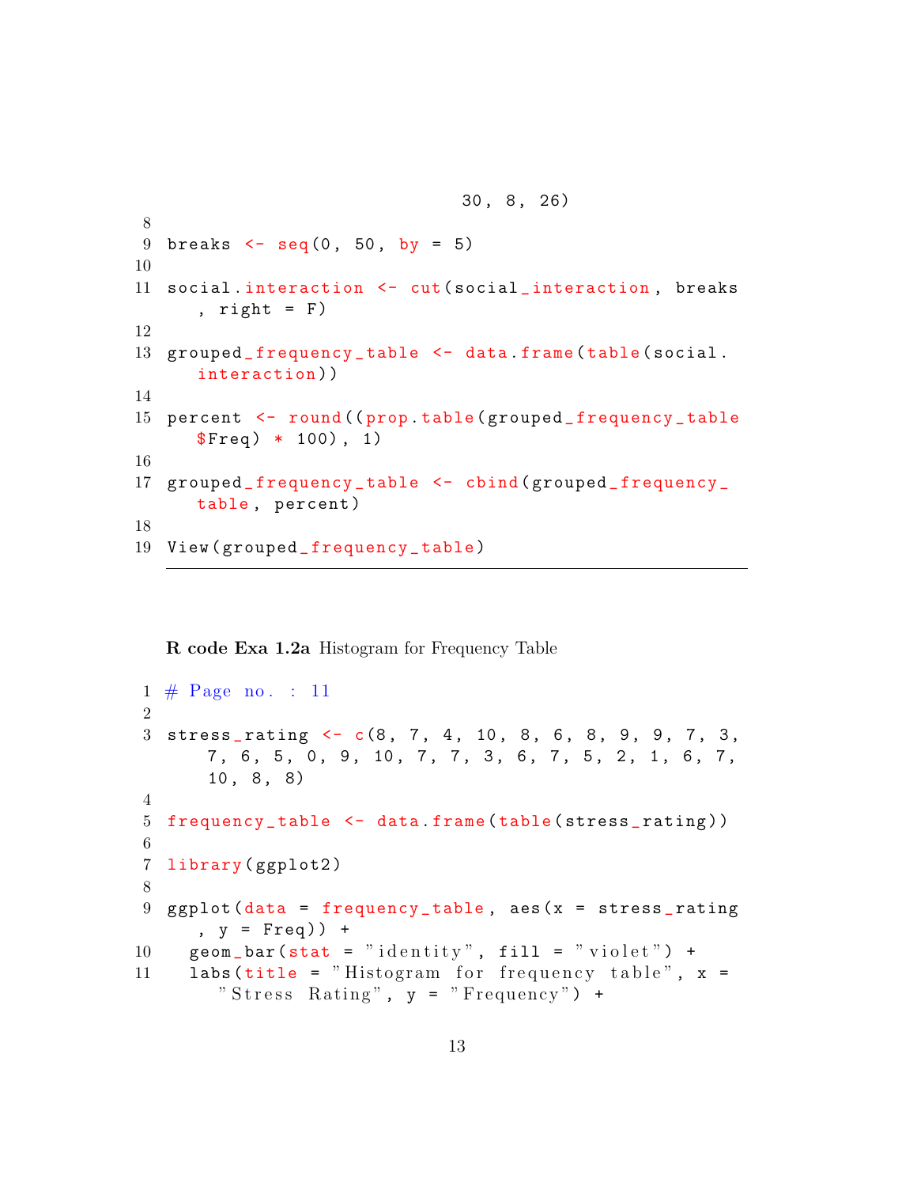```
                              30, 8, 26)
8
9 breaks <- seq(0, 50, by = 5)
10
11 social.interaction <- cut(social_interaction, breaks
    , right = F)
12
13 grouped_frequency_table <- data.frame(table(social.
    interaction))
14
15 percent <- round((prop.table(grouped_frequency_table
    $Freq) * 100), 1)
16
17 grouped_frequency_table <- cbind(grouped_frequency_
    table, percent)
18
19 View(grouped_frequency_table)
```

**R code Exa 1.2a** Histogram for Frequency Table

```
1 # Page no. : 11
2
3 stress_rating <- c(8, 7, 4, 10, 8, 6, 8, 9, 9, 7, 3,
     7, 6, 5, 0, 9, 10, 7, 7, 3, 6, 7, 5, 2, 1, 6, 7,
     10, 8, 8)
4
5 frequency_table <- data.frame(table(stress_rating))
6
7 library(ggplot2)
8
9 ggplot(data = frequency_table, aes(x = stress_rating
    , y = Freq)) +
10   geom_bar(stat = "identity", fill = "violet") +
11   labs(title = "Histogram for frequency table", x =
      "Stress Rating", y = "Frequency") +
```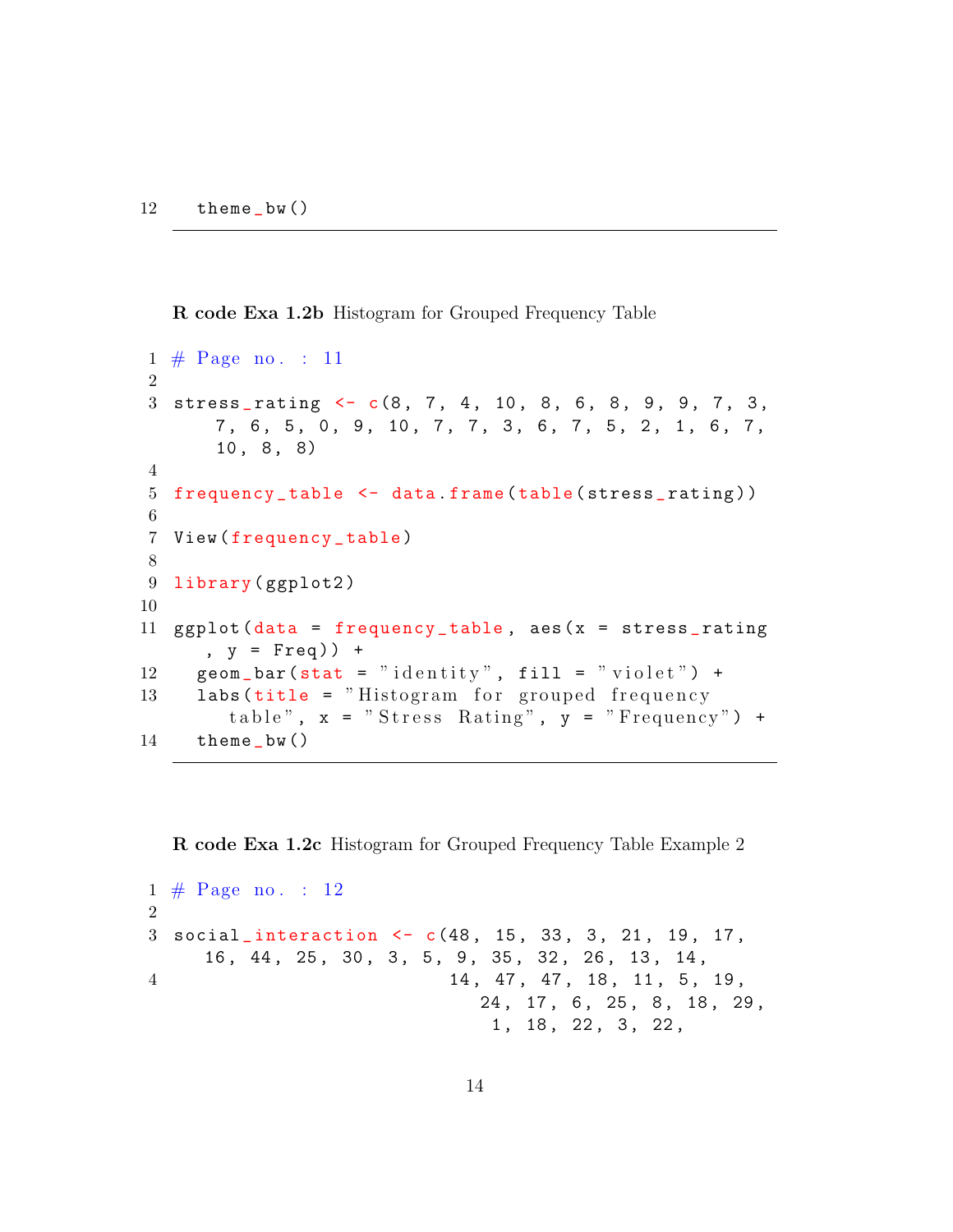```
12   theme_bw()
```

**R code Exa 1.2b** Histogram for Grouped Frequency Table

```
1 # Page no. : 11
2
3 stress_rating <- c(8, 7, 4, 10, 8, 6, 8, 9, 9, 7, 3,
     7, 6, 5, 0, 9, 10, 7, 7, 3, 6, 7, 5, 2, 1, 6, 7,
     10, 8, 8)
4
5 frequency_table <- data.frame(table(stress_rating))
6
7 View(frequency_table)
8
9 library(ggplot2)
10
11 ggplot(data = frequency_table, aes(x = stress_rating
     , y = Freq)) +
12   geom_bar(stat = "identity", fill = "violet") +
13   labs(title = "Histogram for grouped frequency
       table", x = "Stress Rating", y = "Frequency") +
14   theme_bw()
```

**R code Exa 1.2c** Histogram for Grouped Frequency Table Example 2

```
1 # Page no. : 12
2
3 social_interaction <- c(48, 15, 33, 3, 21, 19, 17,
     16, 44, 25, 30, 3, 5, 9, 35, 32, 26, 13, 14,
4                        14, 47, 47, 18, 11, 5, 19,
                           24, 17, 6, 25, 8, 18, 29,
                           1, 18, 22, 3, 22,
```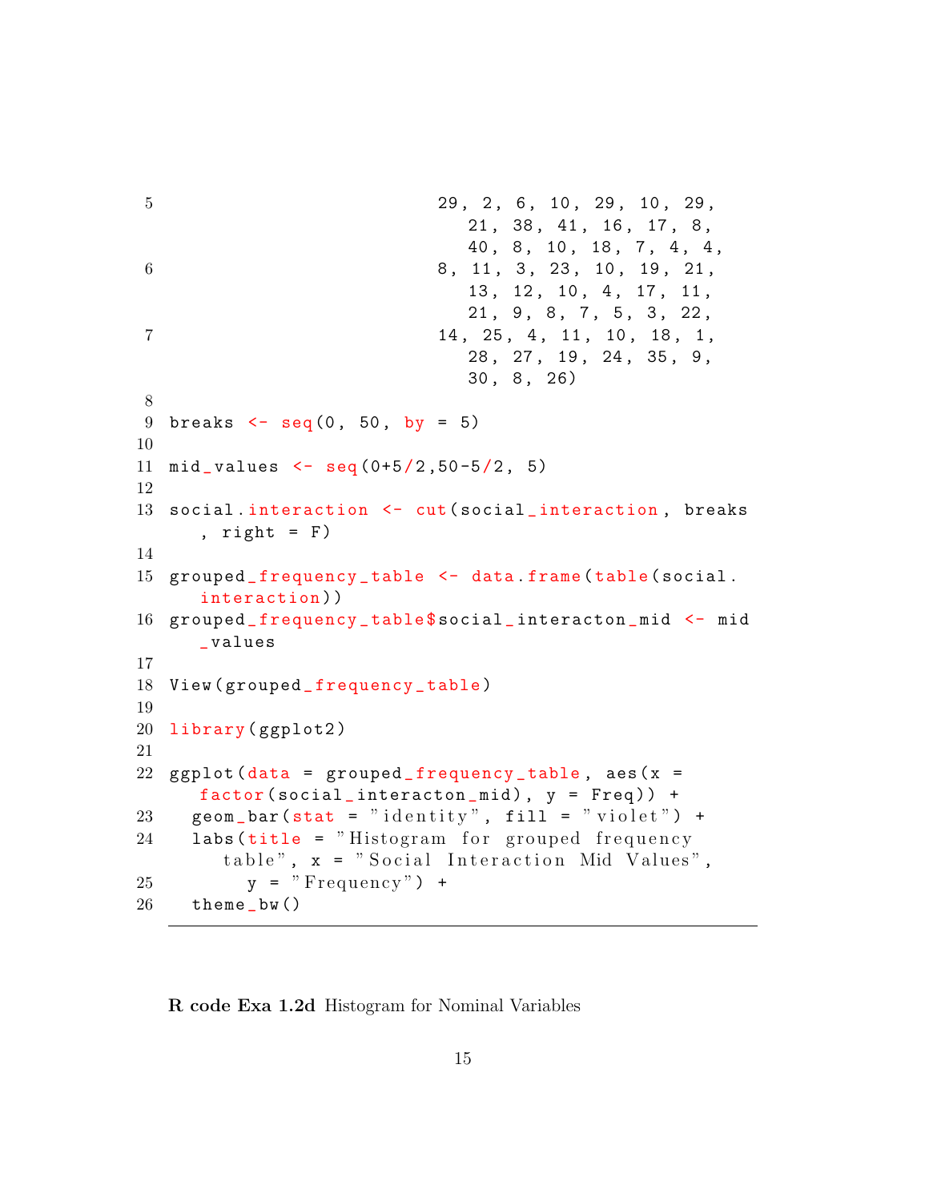```
5                            29, 2, 6, 10, 29, 10, 29,
                                21, 38, 41, 16, 17, 8,
                                40, 8, 10, 18, 7, 4, 4,
6                            8, 11, 3, 23, 10, 19, 21,
                                13, 12, 10, 4, 17, 11,
                                21, 9, 8, 7, 5, 3, 22,
7                            14, 25, 4, 11, 10, 18, 1,
                                28, 27, 19, 24, 35, 9,
                                30, 8, 26)
8
9  breaks <- seq(0, 50, by = 5)
10
11 mid_values <- seq(0+5/2,50-5/2, 5)
12
13 social.interaction <- cut(social_interaction, breaks
      , right = F)
14
15 grouped_frequency_table <- data.frame(table(social.
      interaction))
16 grouped_frequency_table$social_interacton_mid <- mid
      _values
17
18 View(grouped_frequency_table)
19
20 library(ggplot2)
21
22 ggplot(data = grouped_frequency_table, aes(x =
      factor(social_interacton_mid), y = Freq)) +
23   geom_bar(stat = "identity", fill = "violet") +
24   labs(title = "Histogram for grouped frequency
        table", x = "Social Interaction Mid Values",
25         y = "Frequency") +
26   theme_bw()
```

**R code Exa 1.2d** Histogram for Nominal Variables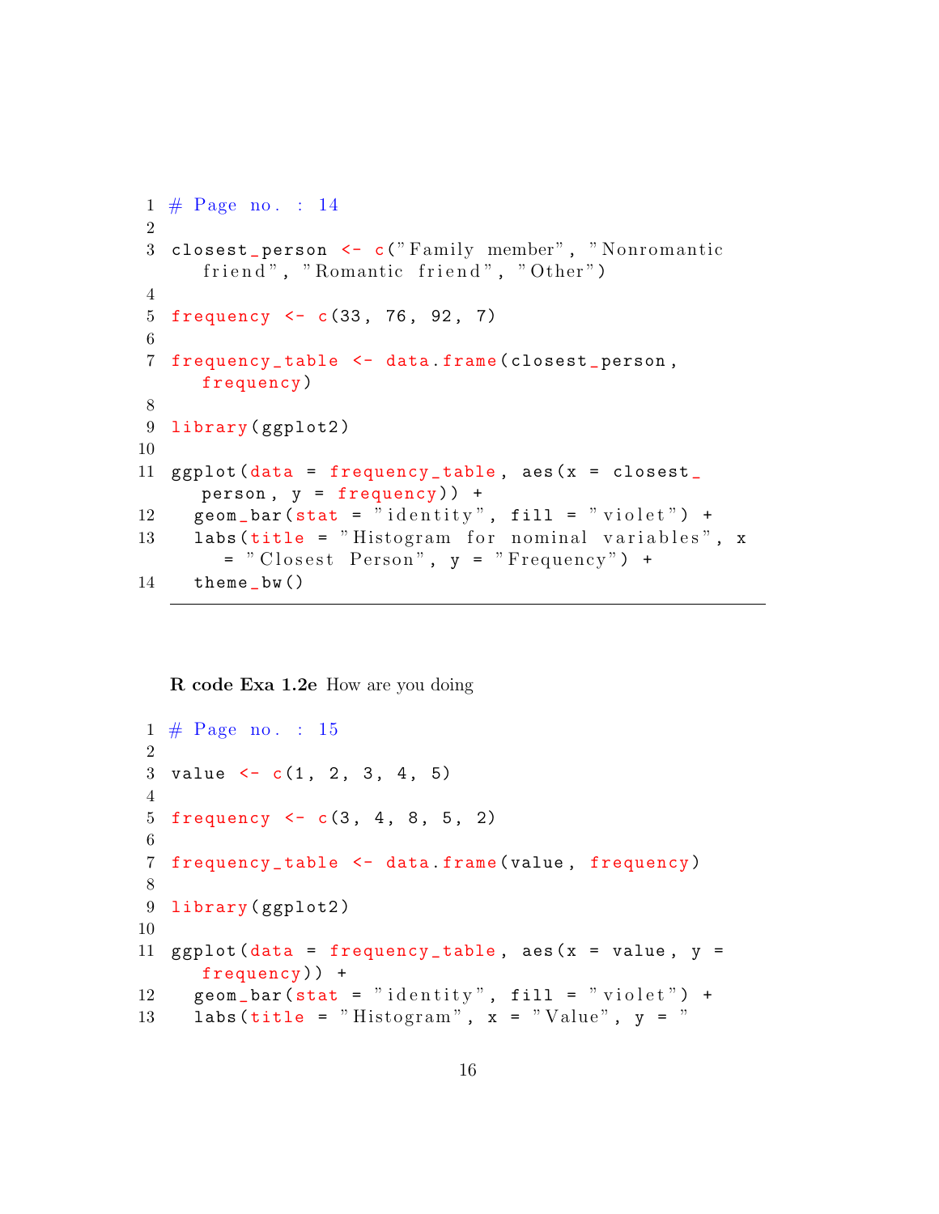```r
# Page no. : 14

closest_person <- c("Family member", "Nonromantic friend", "Romantic friend", "Other")

frequency <- c(33, 76, 92, 7)

frequency_table <- data.frame(closest_person, frequency)

library(ggplot2)

ggplot(data = frequency_table, aes(x = closest_person, y = frequency)) +
  geom_bar(stat = "identity", fill = "violet") +
  labs(title = "Histogram for nominal variables", x = "Closest Person", y = "Frequency") +
  theme_bw()
```

**R code Exa 1.2e** How are you doing

```r
# Page no. : 15

value <- c(1, 2, 3, 4, 5)

frequency <- c(3, 4, 8, 5, 2)

frequency_table <- data.frame(value, frequency)

library(ggplot2)

ggplot(data = frequency_table, aes(x = value, y = frequency)) +
  geom_bar(stat = "identity", fill = "violet") +
  labs(title = "Histogram", x = "Value", y = "
```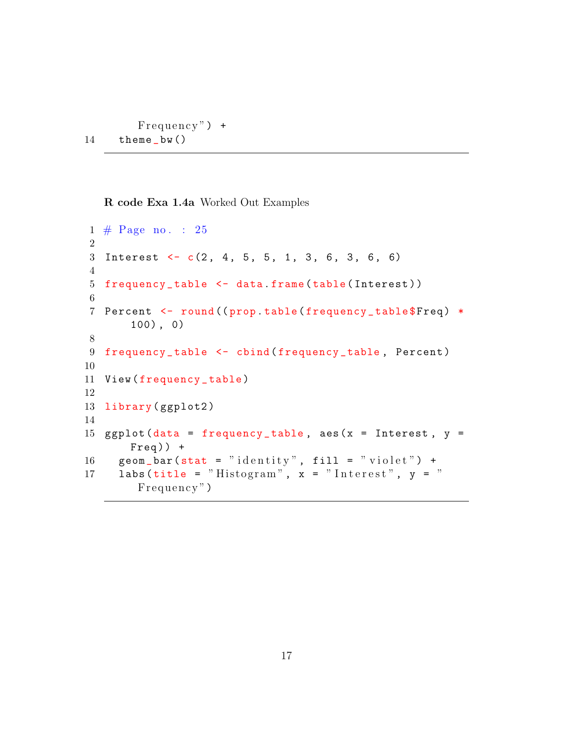```
    Frequency") +
14   theme_bw()
```

**R code Exa 1.4a** Worked Out Examples

```
1 # Page no. : 25
2
3 Interest <- c(2, 4, 5, 5, 1, 3, 6, 3, 6, 6)
4
5 frequency_table <- data.frame(table(Interest))
6
7 Percent <- round((prop.table(frequency_table$Freq) *
    100), 0)
8
9 frequency_table <- cbind(frequency_table, Percent)
10
11 View(frequency_table)
12
13 library(ggplot2)
14
15 ggplot(data = frequency_table, aes(x = Interest, y =
    Freq)) +
16   geom_bar(stat = "identity", fill = "violet") +
17   labs(title = "Histogram", x = "Interest", y = "
     Frequency")
```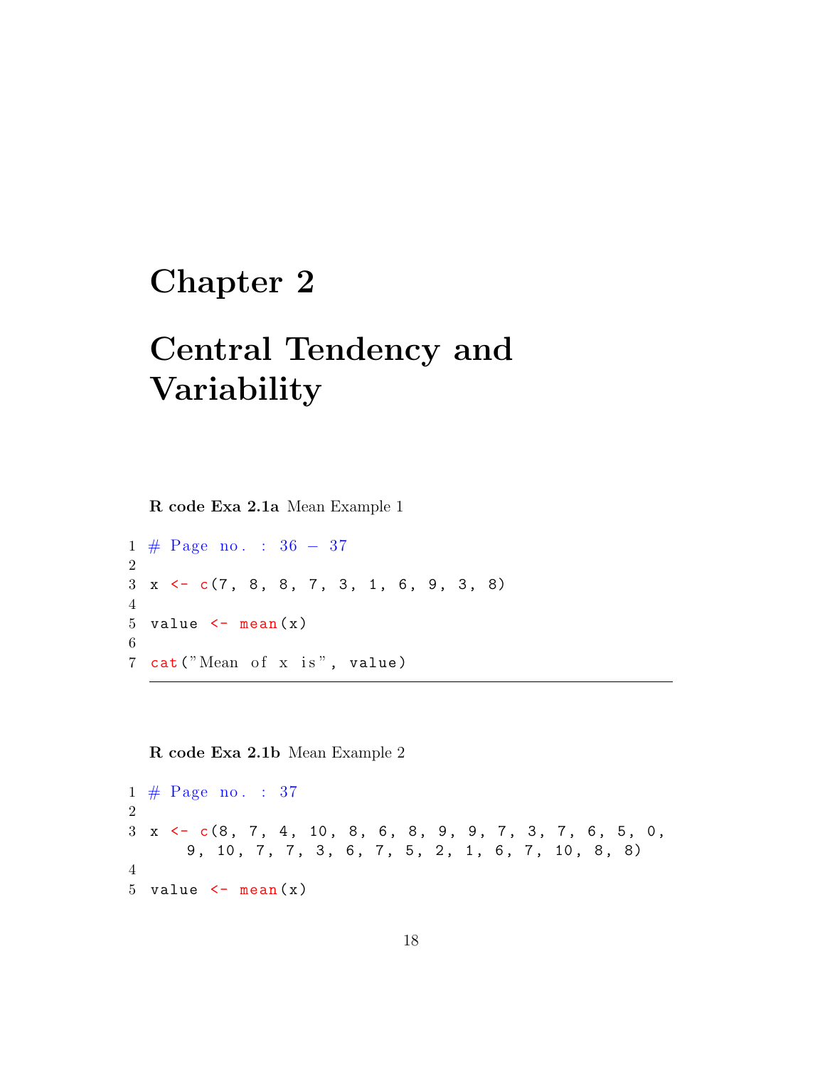# Chapter 2

# Central Tendency and Variability

**R code Exa 2.1a** Mean Example 1

```
# Page no. : 36 - 37

x <- c(7, 8, 8, 7, 3, 1, 6, 9, 3, 8)

value <- mean(x)

cat("Mean of x is", value)
```

**R code Exa 2.1b** Mean Example 2

```
# Page no. : 37

x <- c(8, 7, 4, 10, 8, 6, 8, 9, 9, 7, 3, 7, 6, 5, 0,
       9, 10, 7, 7, 3, 6, 7, 5, 2, 1, 6, 7, 10, 8, 8)

value <- mean(x)
```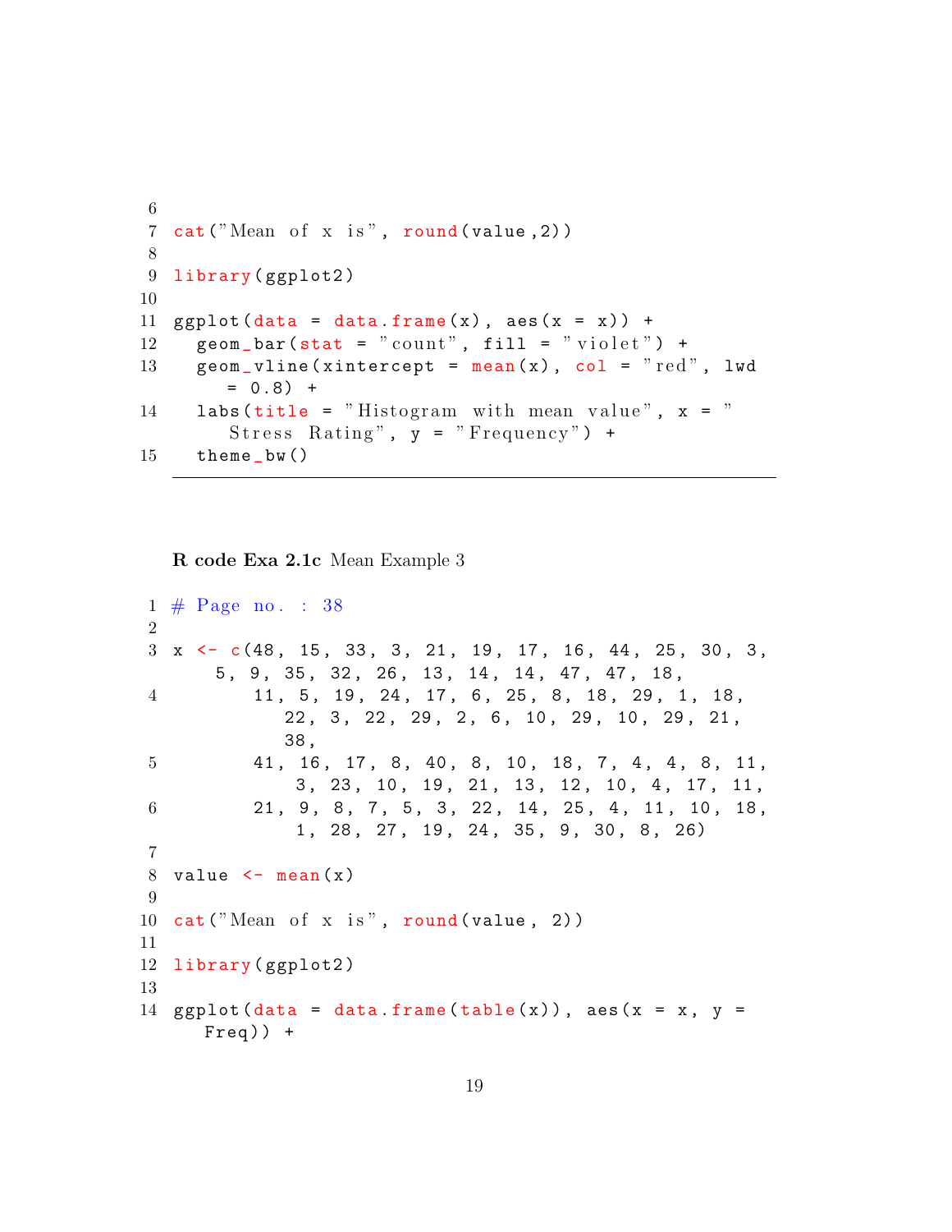```
cat("Mean of x is", round(value,2))

library(ggplot2)

ggplot(data = data.frame(x), aes(x = x)) +
  geom_bar(stat = "count", fill = "violet") +
  geom_vline(xintercept = mean(x), col = "red", lwd = 0.8) +
  labs(title = "Histogram with mean value", x = "Stress Rating", y = "Frequency") +
  theme_bw()
```

**R code Exa 2.1c** Mean Example 3

```
# Page no. : 38

x <- c(48, 15, 33, 3, 21, 19, 17, 16, 44, 25, 30, 3, 5, 9, 35, 32, 26, 13, 14, 14, 47, 47, 18,
       11, 5, 19, 24, 17, 6, 25, 8, 18, 29, 1, 18, 22, 3, 22, 29, 2, 6, 10, 29, 10, 29, 21, 38,
       41, 16, 17, 8, 40, 8, 10, 18, 7, 4, 4, 8, 11, 3, 23, 10, 19, 21, 13, 12, 10, 4, 17, 11,
       21, 9, 8, 7, 5, 3, 22, 14, 25, 4, 11, 10, 18, 1, 28, 27, 19, 24, 35, 9, 30, 8, 26)

value <- mean(x)

cat("Mean of x is", round(value, 2))

library(ggplot2)

ggplot(data = data.frame(table(x)), aes(x = x, y = Freq)) +
```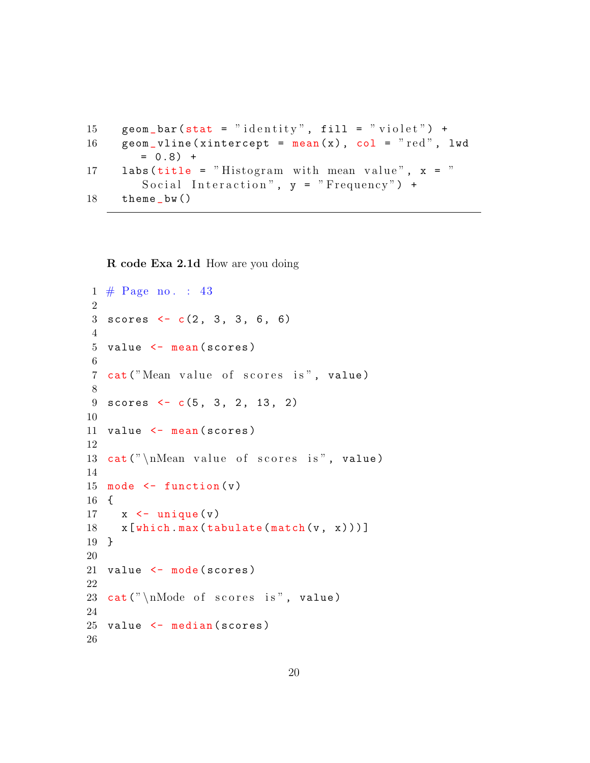```
15   geom_bar(stat = "identity", fill = "violet") +
16   geom_vline(xintercept = mean(x), col = "red", lwd
       = 0.8) +
17   labs(title = "Histogram with mean value", x = "
       Social Interaction", y = "Frequency") +
18   theme_bw()
```

**R code Exa 2.1d** How are you doing

```
1  # Page no. : 43
2
3  scores <- c(2, 3, 3, 6, 6)
4
5  value <- mean(scores)
6
7  cat("Mean value of scores is", value)
8
9  scores <- c(5, 3, 2, 13, 2)
10
11 value <- mean(scores)
12
13 cat("\nMean value of scores is", value)
14
15 mode <- function(v)
16 {
17   x <- unique(v)
18   x[which.max(tabulate(match(v, x)))]
19 }
20
21 value <- mode(scores)
22
23 cat("\nMode of scores is", value)
24
25 value <- median(scores)
26
```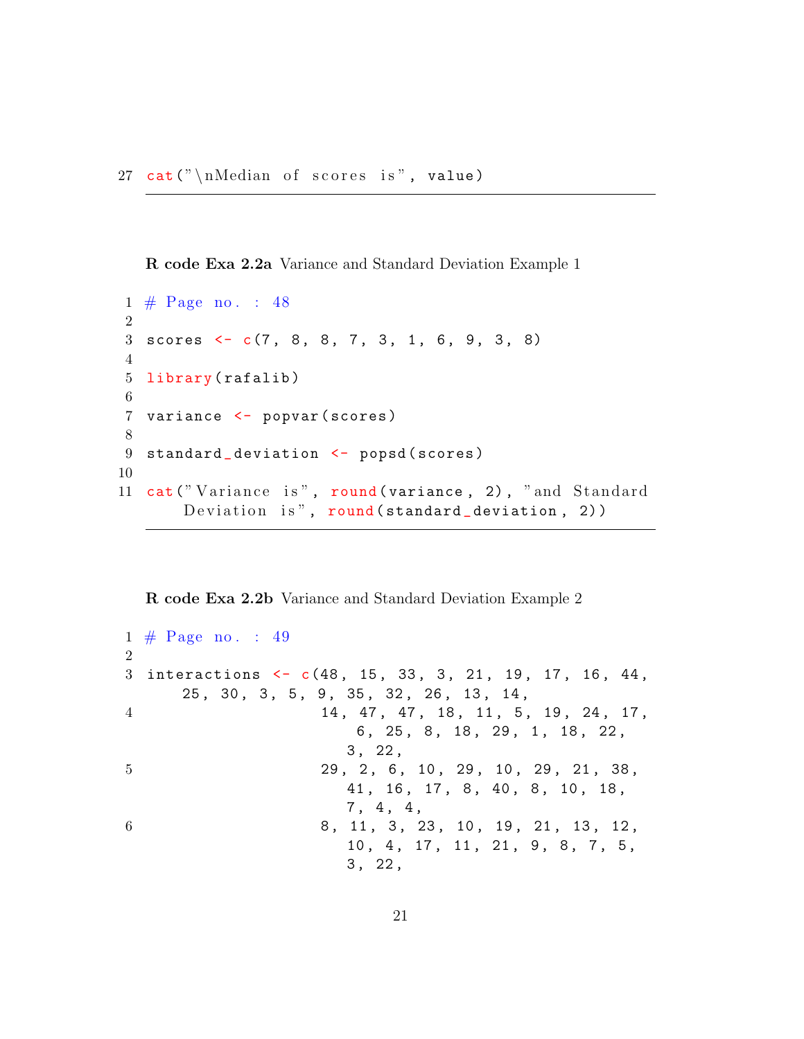```
27 cat("\nMedian of scores is", value)
```

**R code Exa 2.2a** Variance and Standard Deviation Example 1

```
1 # Page no. : 48
2
3 scores <- c(7, 8, 8, 7, 3, 1, 6, 9, 3, 8)
4
5 library(rafalib)
6
7 variance <- popvar(scores)
8
9 standard_deviation <- popsd(scores)
10
11 cat("Variance is", round(variance, 2), "and Standard
     Deviation is", round(standard_deviation, 2))
```

**R code Exa 2.2b** Variance and Standard Deviation Example 2

```
1 # Page no. : 49
2
3 interactions <- c(48, 15, 33, 3, 21, 19, 17, 16, 44,
     25, 30, 3, 5, 9, 35, 32, 26, 13, 14,
4                   14, 47, 47, 18, 11, 5, 19, 24, 17,
                       6, 25, 8, 18, 29, 1, 18, 22,
                      3, 22,
5                   29, 2, 6, 10, 29, 10, 29, 21, 38,
                      41, 16, 17, 8, 40, 8, 10, 18,
                      7, 4, 4,
6                   8, 11, 3, 23, 10, 19, 21, 13, 12,
                      10, 4, 17, 11, 21, 9, 8, 7, 5,
                      3, 22,
```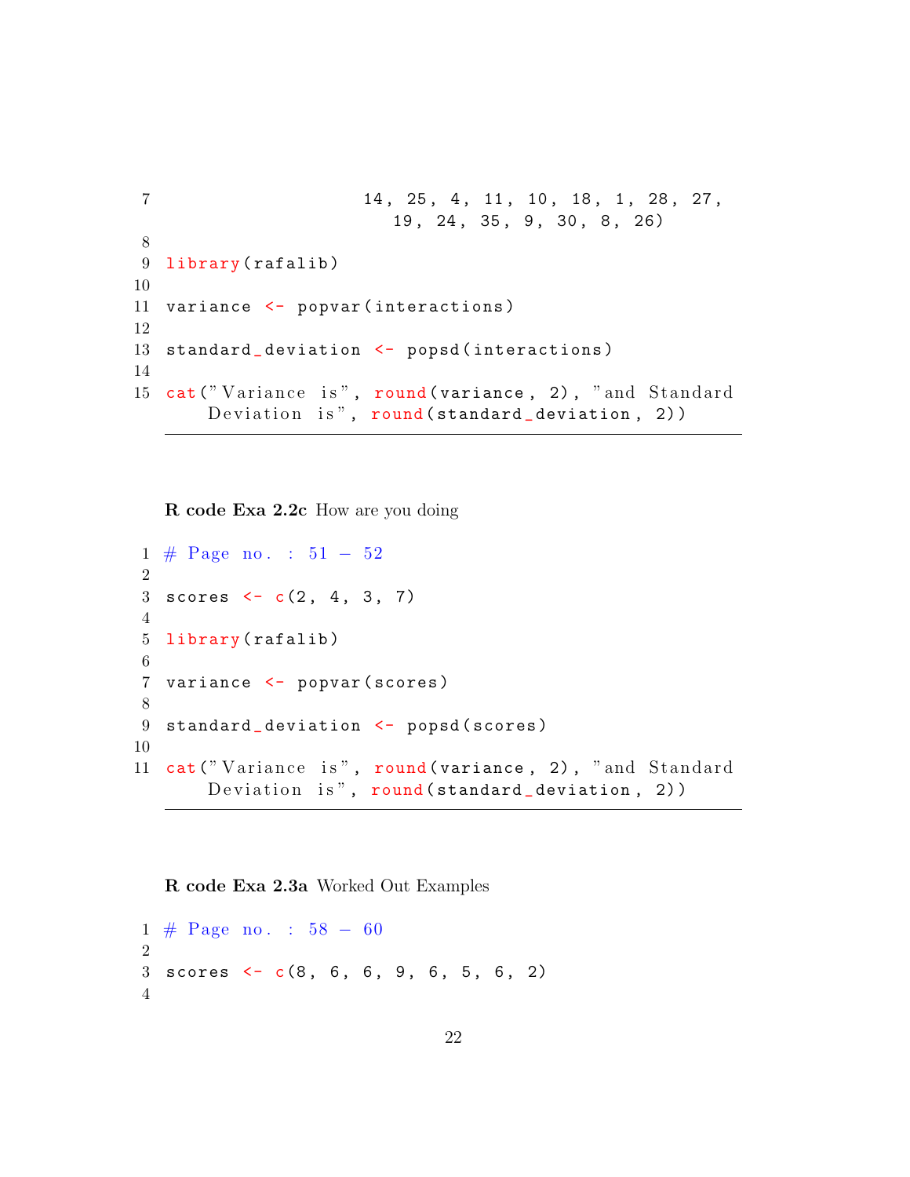```
7                   14, 25, 4, 11, 10, 18, 1, 28, 27,
                      19, 24, 35, 9, 30, 8, 26)
8
9 library(rafalib)
10
11 variance <- popvar(interactions)
12
13 standard_deviation <- popsd(interactions)
14
15 cat("Variance is", round(variance, 2), "and Standard
      Deviation is", round(standard_deviation, 2))
```

**R code Exa 2.2c** How are you doing

```
1 # Page no. : 51 - 52
2
3 scores <- c(2, 4, 3, 7)
4
5 library(rafalib)
6
7 variance <- popvar(scores)
8
9 standard_deviation <- popsd(scores)
10
11 cat("Variance is", round(variance, 2), "and Standard
      Deviation is", round(standard_deviation, 2))
```

**R code Exa 2.3a** Worked Out Examples

```
1 # Page no. : 58 - 60
2
3 scores <- c(8, 6, 6, 9, 6, 5, 6, 2)
4
```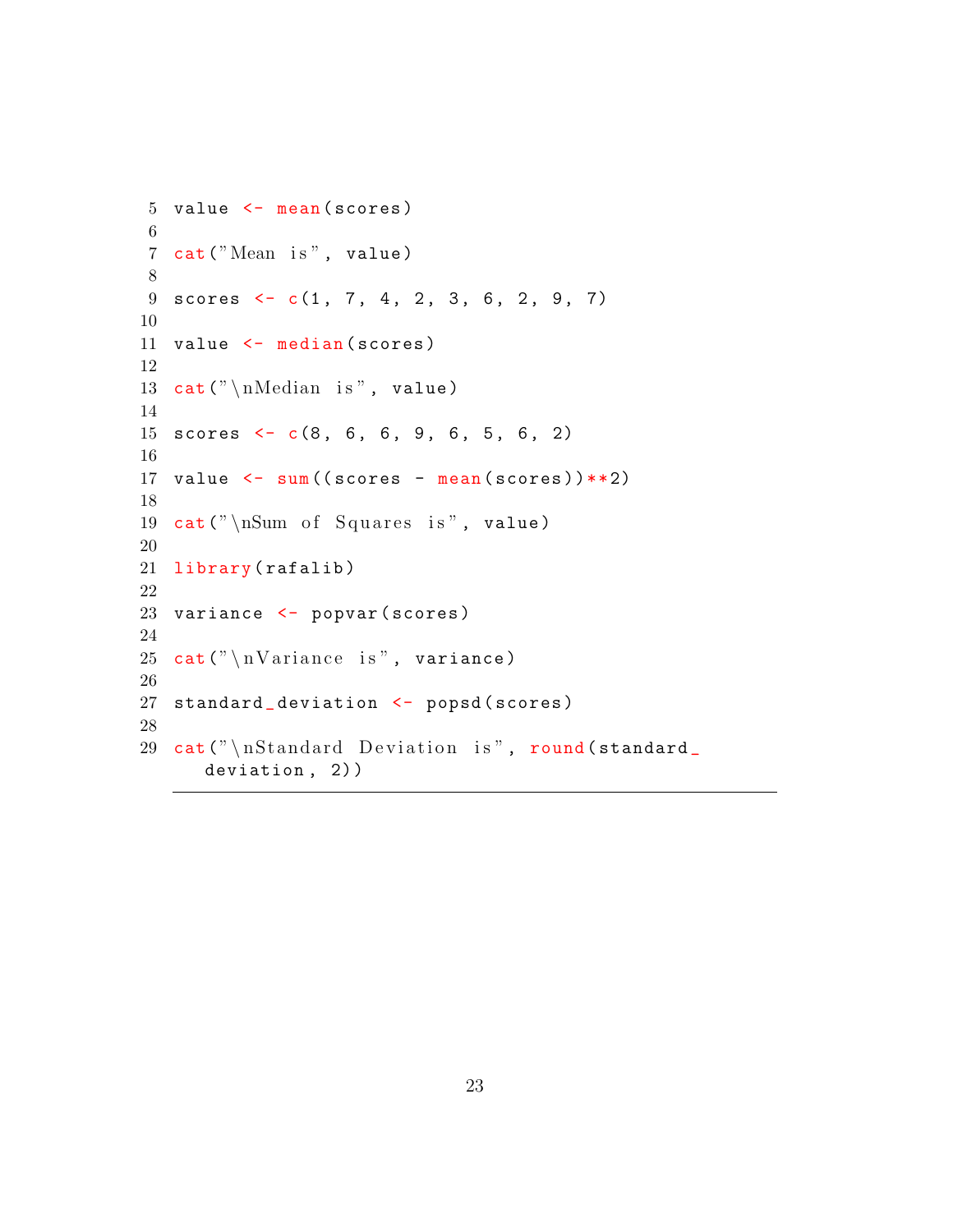```
value <- mean(scores)

cat("Mean is", value)

scores <- c(1, 7, 4, 2, 3, 6, 2, 9, 7)

value <- median(scores)

cat("\nMedian is", value)

scores <- c(8, 6, 6, 9, 6, 5, 6, 2)

value <- sum((scores - mean(scores))**2)

cat("\nSum of Squares is", value)

library(rafalib)

variance <- popvar(scores)

cat("\nVariance is", variance)

standard_deviation <- popsd(scores)

cat("\nStandard Deviation is", round(standard_deviation, 2))
```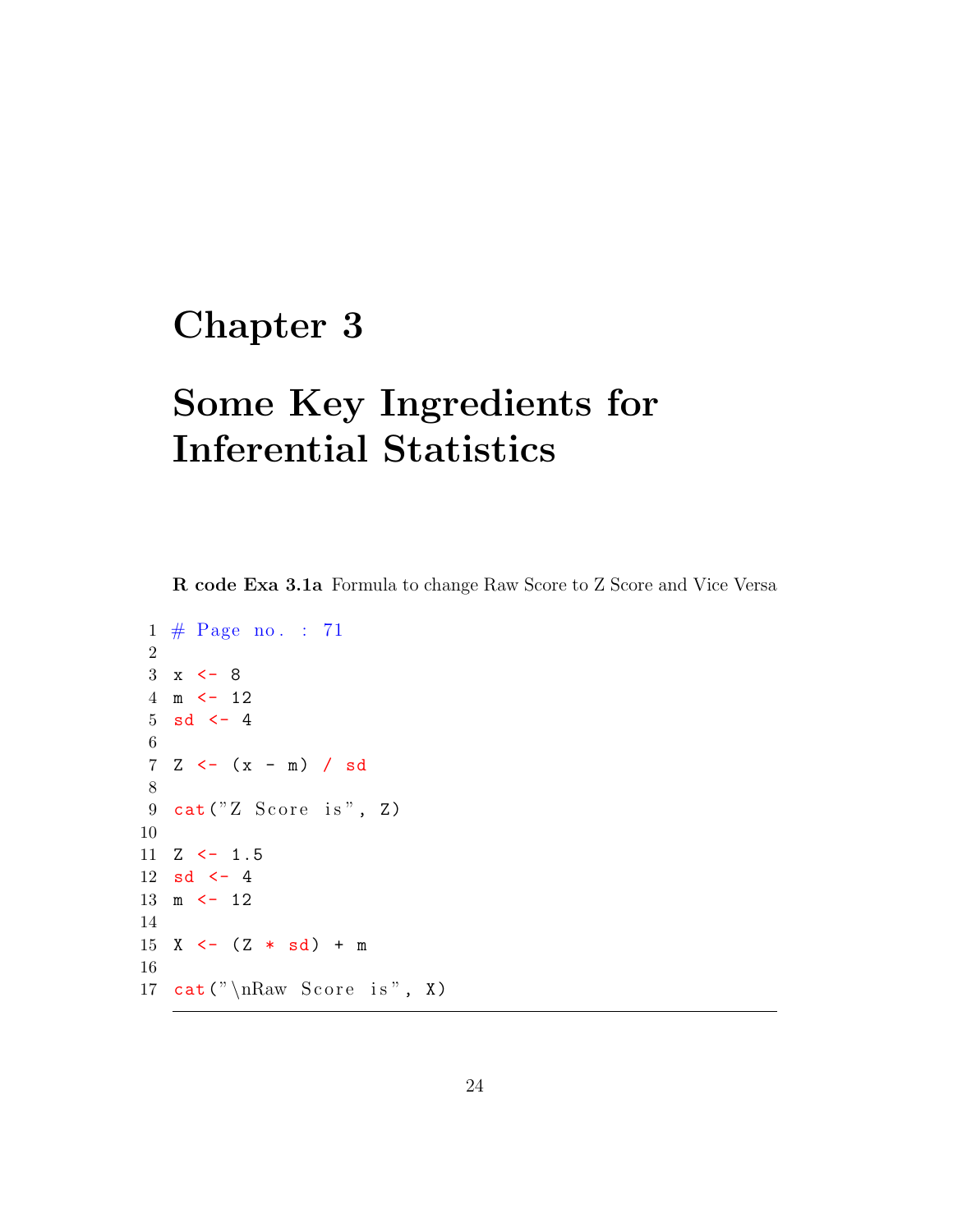# Chapter 3

# Some Key Ingredients for Inferential Statistics

**R code Exa 3.1a** Formula to change Raw Score to Z Score and Vice Versa

```
# Page no. : 71

x <- 8
m <- 12
sd <- 4

Z <- (x - m) / sd

cat("Z Score is", Z)

Z <- 1.5
sd <- 4
m <- 12

X <- (Z * sd) + m

cat("\nRaw Score is", X)
```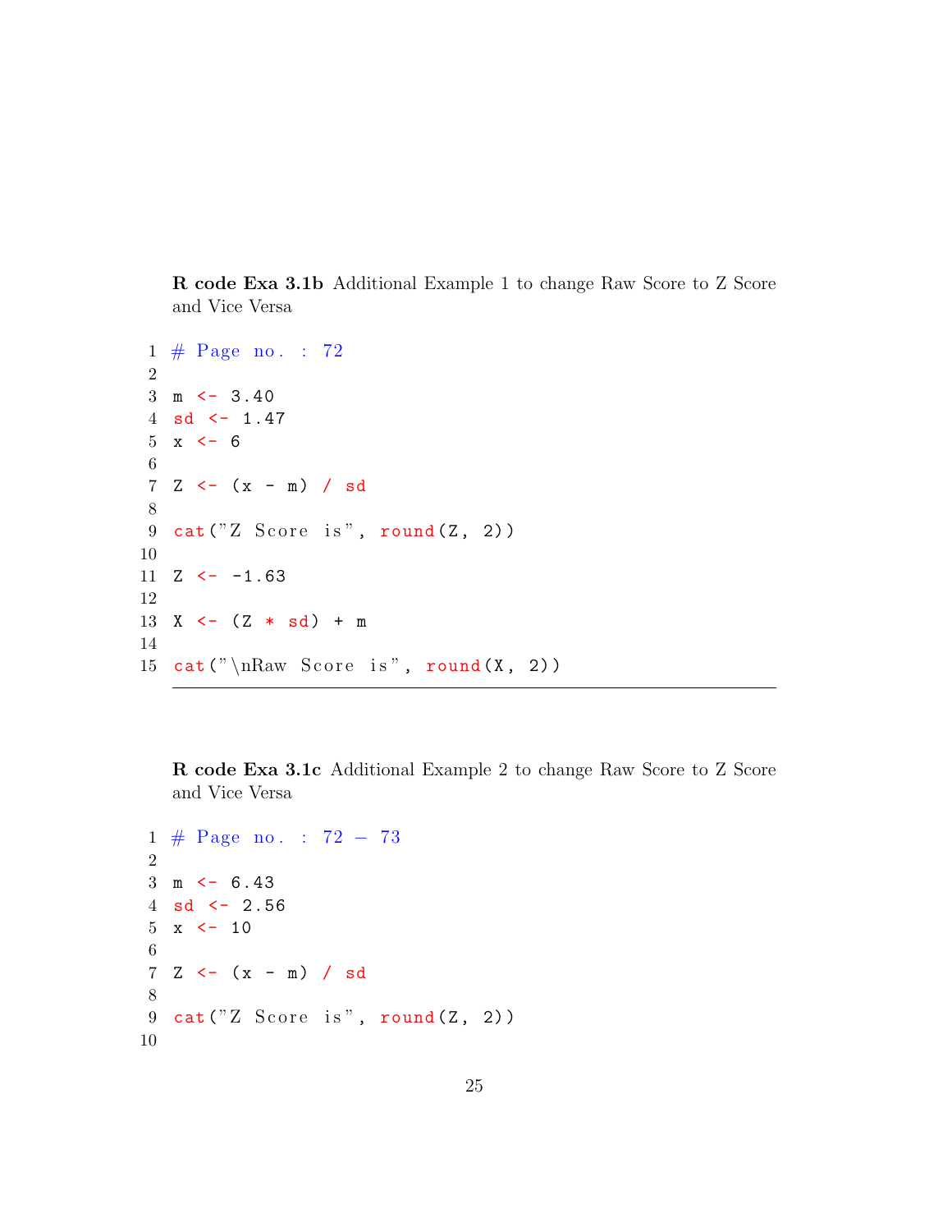**R code Exa 3.1b** Additional Example 1 to change Raw Score to Z Score and Vice Versa

```r
# Page no. : 72

m <- 3.40
sd <- 1.47
x <- 6

Z <- (x - m) / sd

cat("Z Score is", round(Z, 2))

Z <- -1.63

X <- (Z * sd) + m

cat("\nRaw Score is", round(X, 2))
```

---

**R code Exa 3.1c** Additional Example 2 to change Raw Score to Z Score and Vice Versa

```r
# Page no. : 72 - 73

m <- 6.43
sd <- 2.56
x <- 10

Z <- (x - m) / sd

cat("Z Score is", round(Z, 2))

```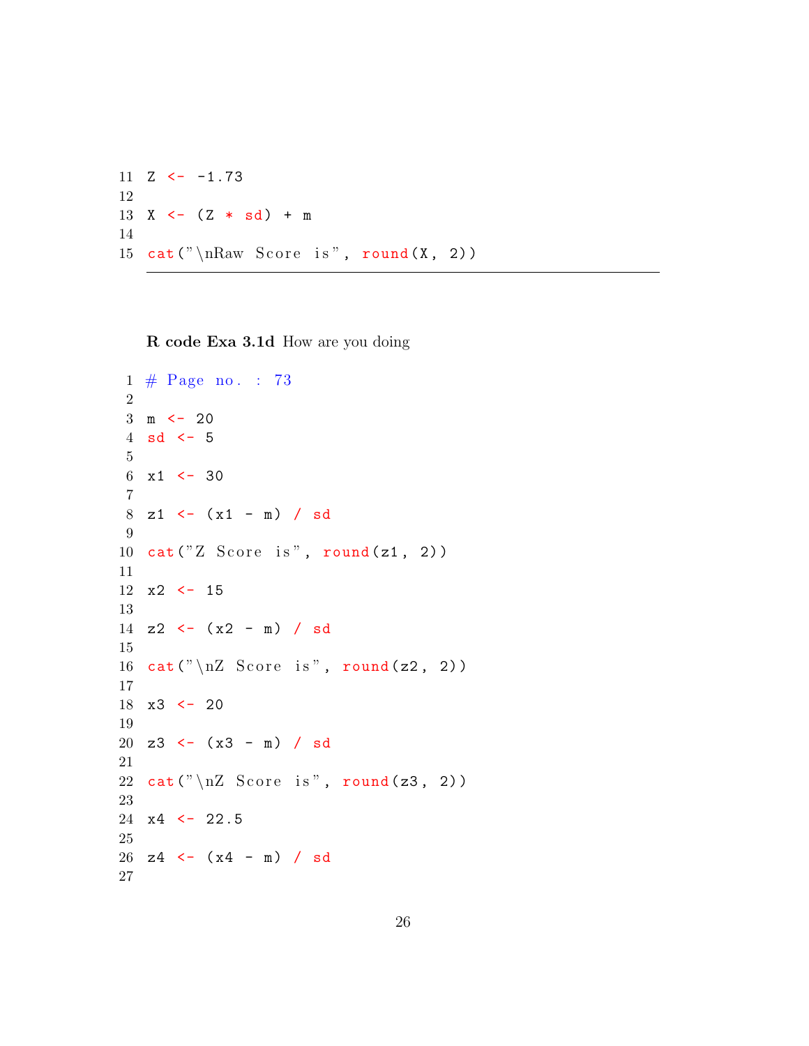```
Z <- -1.73

X <- (Z * sd) + m

cat("\nRaw Score is", round(X, 2))
```

**R code Exa 3.1d** How are you doing

```
# Page no. : 73

m <- 20
sd <- 5

x1 <- 30

z1 <- (x1 - m) / sd

cat("Z Score is", round(z1, 2))

x2 <- 15

z2 <- (x2 - m) / sd

cat("\nZ Score is", round(z2, 2))

x3 <- 20

z3 <- (x3 - m) / sd

cat("\nZ Score is", round(z3, 2))

x4 <- 22.5

z4 <- (x4 - m) / sd

```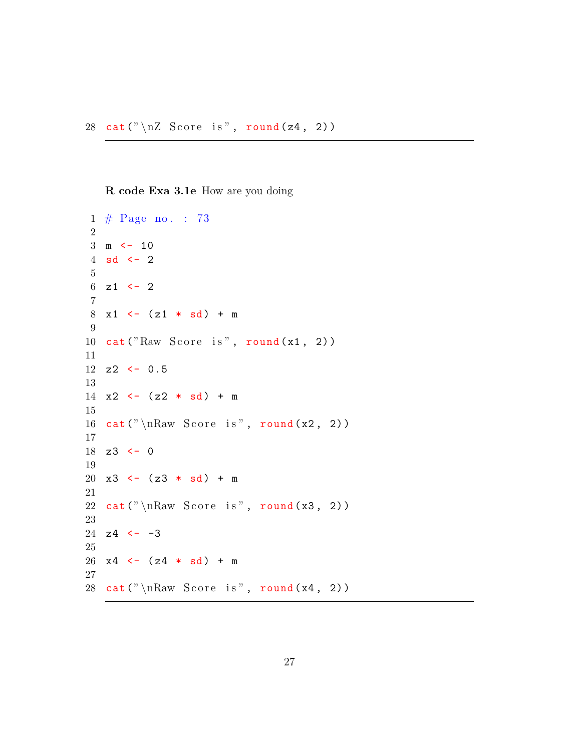```
28 cat("\nZ Score is", round(z4, 2))
```

**R code Exa 3.1e** How are you doing

```
1  # Page no. : 73
2
3  m <- 10
4  sd <- 2
5
6  z1 <- 2
7
8  x1 <- (z1 * sd) + m
9
10 cat("Raw Score is", round(x1, 2))
11
12 z2 <- 0.5
13
14 x2 <- (z2 * sd) + m
15
16 cat("\nRaw Score is", round(x2, 2))
17
18 z3 <- 0
19
20 x3 <- (z3 * sd) + m
21
22 cat("\nRaw Score is", round(x3, 2))
23
24 z4 <- -3
25
26 x4 <- (z4 * sd) + m
27
28 cat("\nRaw Score is", round(x4, 2))
```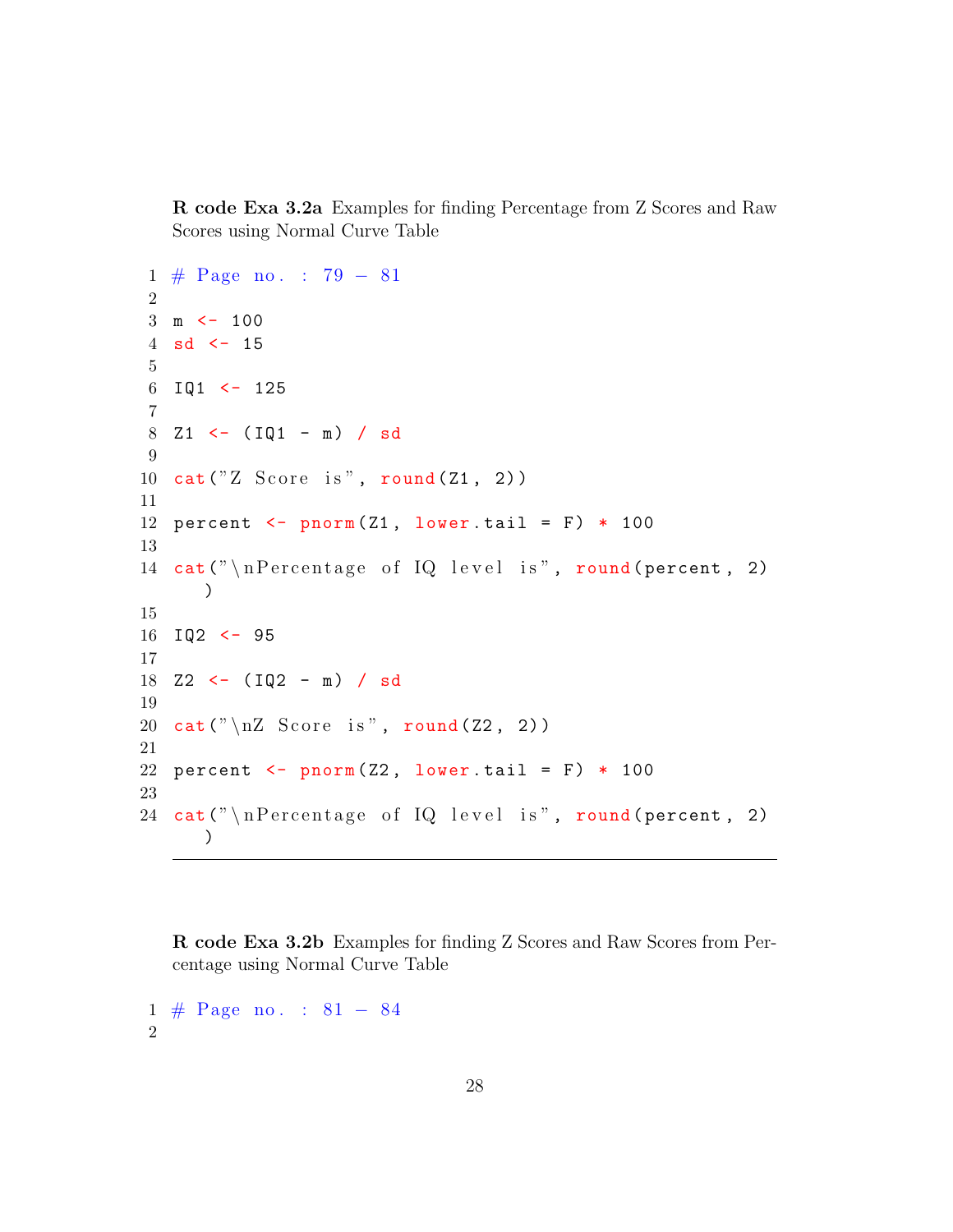**R code Exa 3.2a** Examples for finding Percentage from Z Scores and Raw Scores using Normal Curve Table

```
# Page no. : 79 - 81

m <- 100
sd <- 15

IQ1 <- 125

Z1 <- (IQ1 - m) / sd

cat("Z Score is", round(Z1, 2))

percent <- pnorm(Z1, lower.tail = F) * 100

cat("\nPercentage of IQ level is", round(percent, 2)
    )

IQ2 <- 95

Z2 <- (IQ2 - m) / sd

cat("\nZ Score is", round(Z2, 2))

percent <- pnorm(Z2, lower.tail = F) * 100

cat("\nPercentage of IQ level is", round(percent, 2)
    )
```

**R code Exa 3.2b** Examples for finding Z Scores and Raw Scores from Percentage using Normal Curve Table

```
# Page no. : 81 - 84

```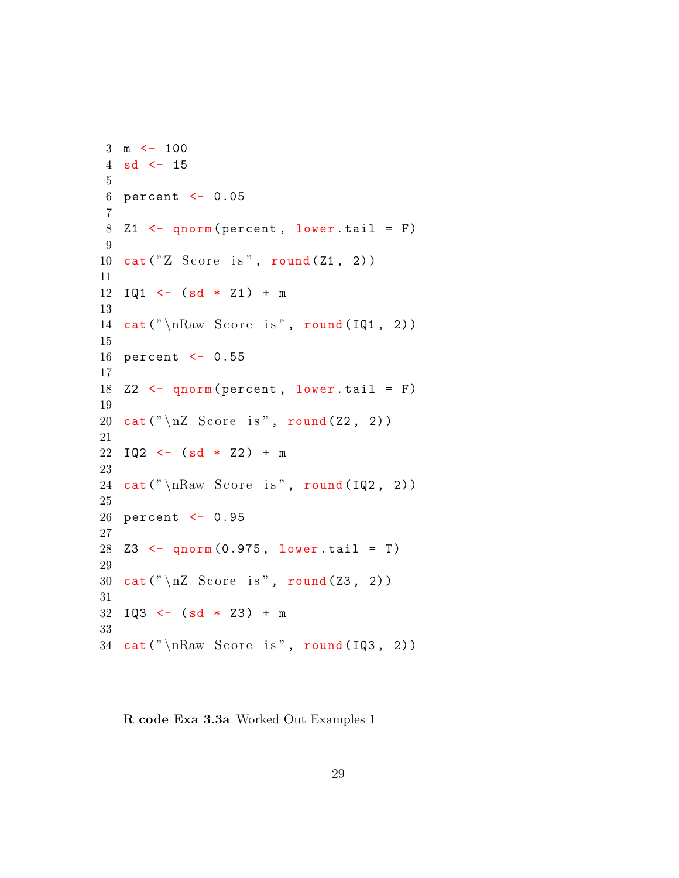```
m <- 100
sd <- 15

percent <- 0.05

Z1 <- qnorm(percent, lower.tail = F)

cat("Z Score is", round(Z1, 2))

IQ1 <- (sd * Z1) + m

cat("\nRaw Score is", round(IQ1, 2))

percent <- 0.55

Z2 <- qnorm(percent, lower.tail = F)

cat("\nZ Score is", round(Z2, 2))

IQ2 <- (sd * Z2) + m

cat("\nRaw Score is", round(IQ2, 2))

percent <- 0.95

Z3 <- qnorm(0.975, lower.tail = T)

cat("\nZ Score is", round(Z3, 2))

IQ3 <- (sd * Z3) + m

cat("\nRaw Score is", round(IQ3, 2))
```

**R code Exa 3.3a** Worked Out Examples 1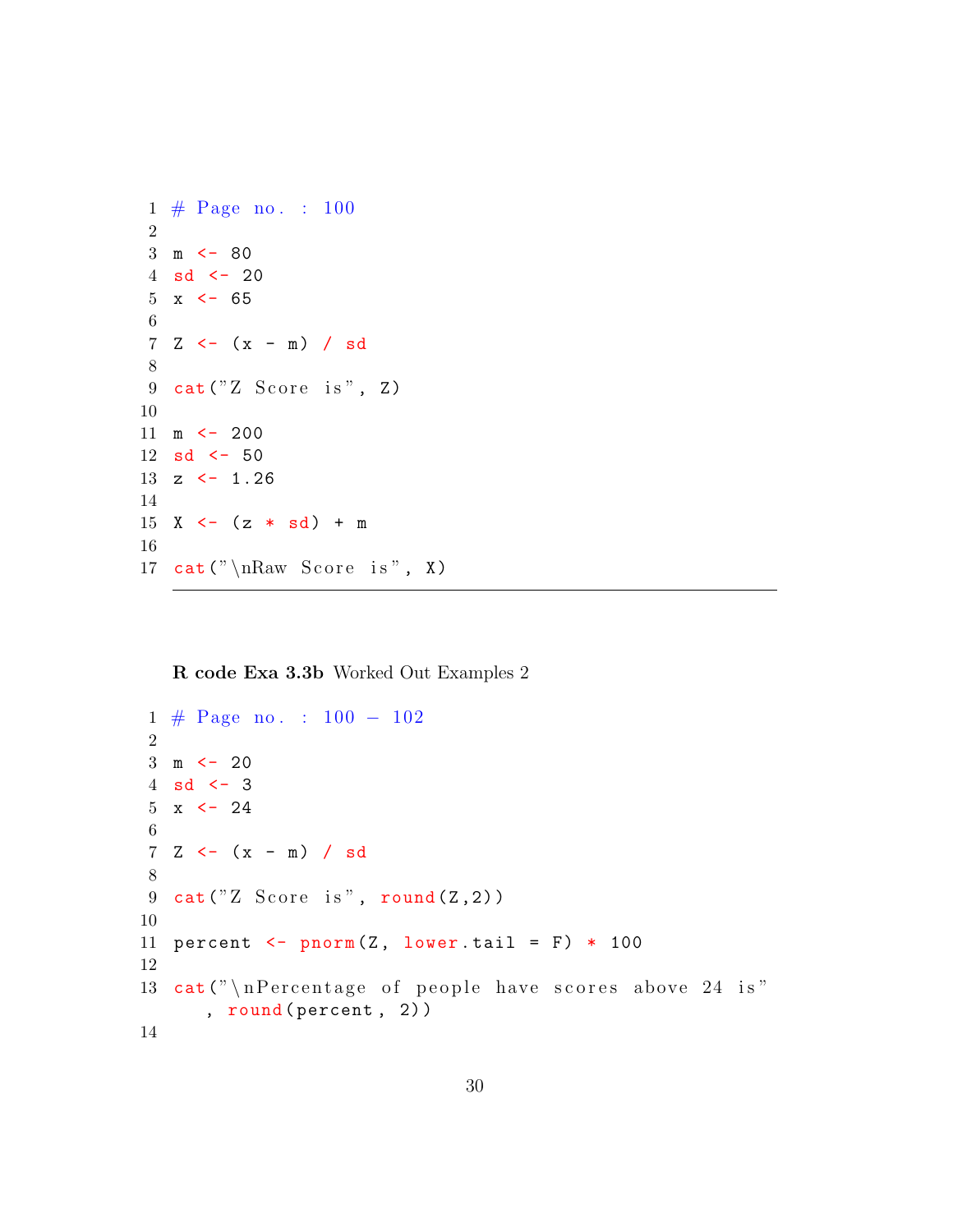```
# Page no. : 100

m <- 80
sd <- 20
x <- 65

Z <- (x - m) / sd

cat("Z Score is", Z)

m <- 200
sd <- 50
z <- 1.26

X <- (z * sd) + m

cat("\nRaw Score is", X)
```

**R code Exa 3.3b** Worked Out Examples 2

```
# Page no. : 100 - 102

m <- 20
sd <- 3
x <- 24

Z <- (x - m) / sd

cat("Z Score is", round(Z,2))

percent <- pnorm(Z, lower.tail = F) * 100

cat("\nPercentage of people have scores above 24 is"
    , round(percent, 2))

```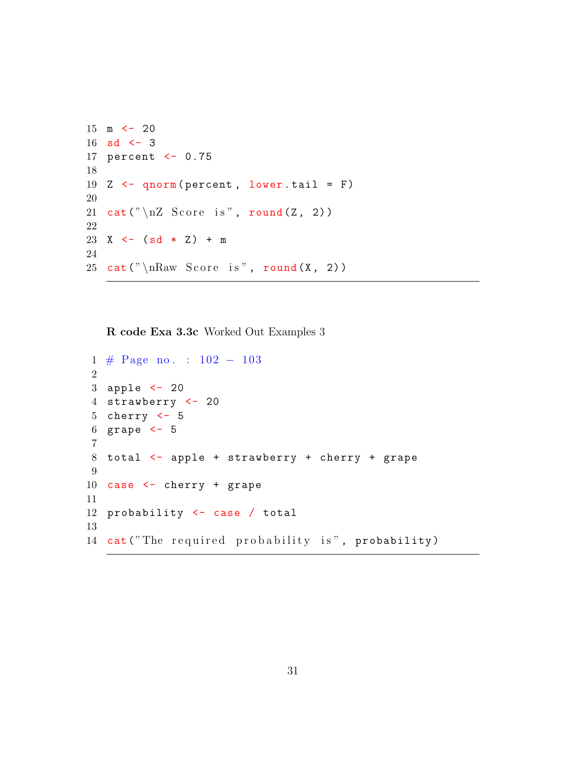```r
m <- 20
sd <- 3
percent <- 0.75

Z <- qnorm(percent, lower.tail = F)

cat("\nZ Score is", round(Z, 2))

X <- (sd * Z) + m

cat("\nRaw Score is", round(X, 2))
```

**R code Exa 3.3c** Worked Out Examples 3

```r
# Page no. : 102 - 103

apple <- 20
strawberry <- 20
cherry <- 5
grape <- 5

total <- apple + strawberry + cherry + grape

case <- cherry + grape

probability <- case / total

cat("The required probability is", probability)
```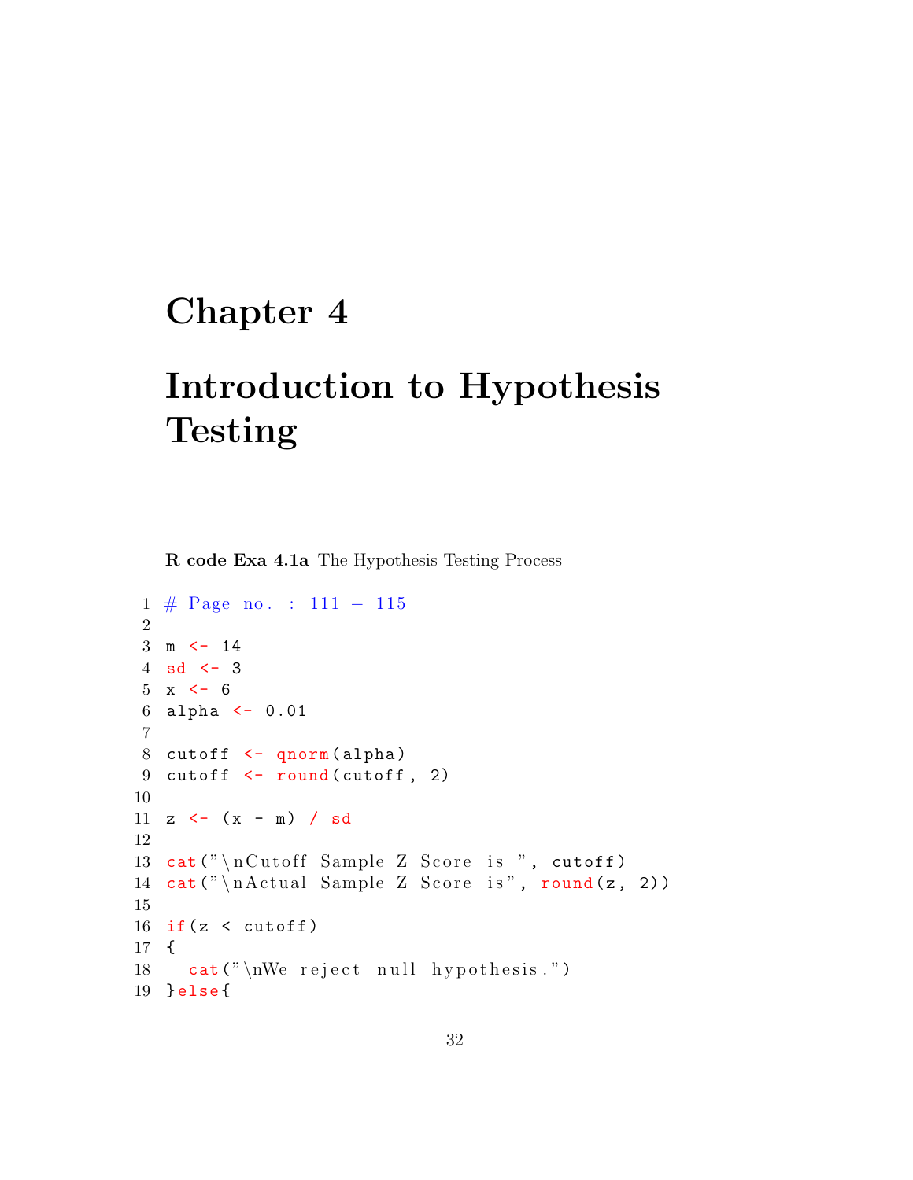# Chapter 4

# Introduction to Hypothesis Testing

**R code Exa 4.1a** The Hypothesis Testing Process

```
1 # Page no. : 111 - 115
2 
3 m <- 14
4 sd <- 3
5 x <- 6
6 alpha <- 0.01
7 
8 cutoff <- qnorm(alpha)
9 cutoff <- round(cutoff, 2)
10 
11 z <- (x - m) / sd
12 
13 cat("\nCutoff Sample Z Score is ", cutoff)
14 cat("\nActual Sample Z Score is", round(z, 2))
15 
16 if(z < cutoff)
17 {
18   cat("\nWe reject null hypothesis.")
19 }else{
```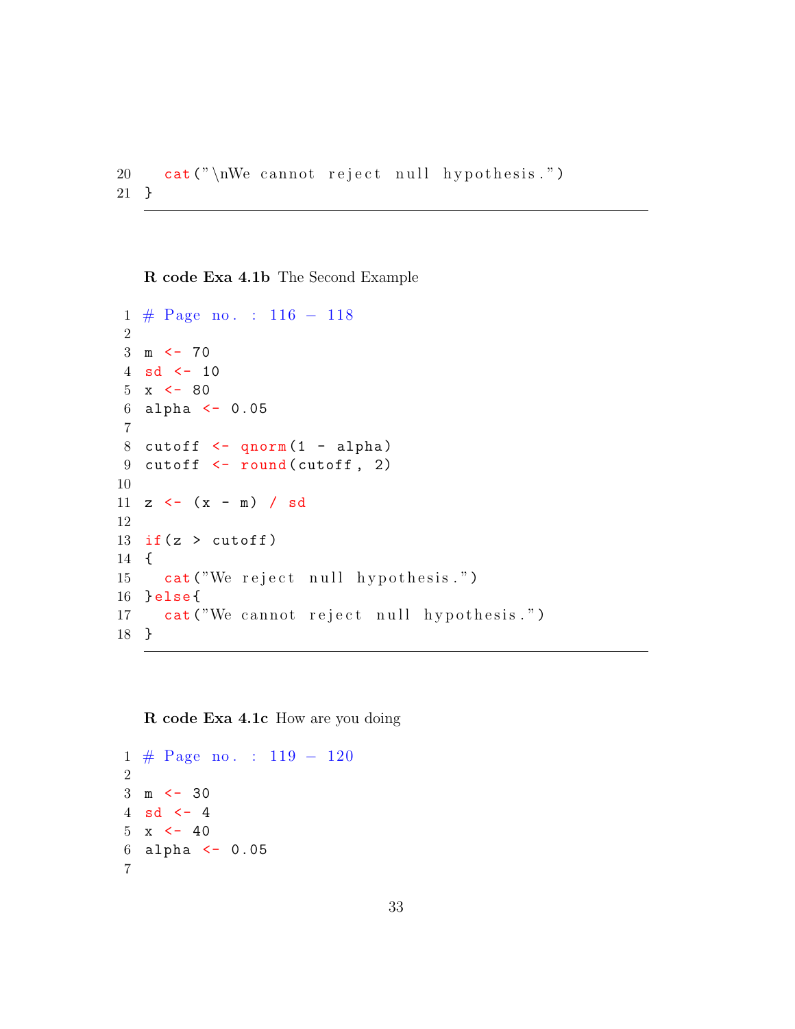```
    cat("\nWe cannot reject null hypothesis.")
}
```

---

**R code Exa 4.1b** The Second Example

```
# Page no. : 116 - 118

m <- 70
sd <- 10
x <- 80
alpha <- 0.05

cutoff <- qnorm(1 - alpha)
cutoff <- round(cutoff, 2)

z <- (x - m) / sd

if(z > cutoff)
{
  cat("We reject null hypothesis.")
}else{
  cat("We cannot reject null hypothesis.")
}
```

---

**R code Exa 4.1c** How are you doing

```
# Page no. : 119 - 120

m <- 30
sd <- 4
x <- 40
alpha <- 0.05

```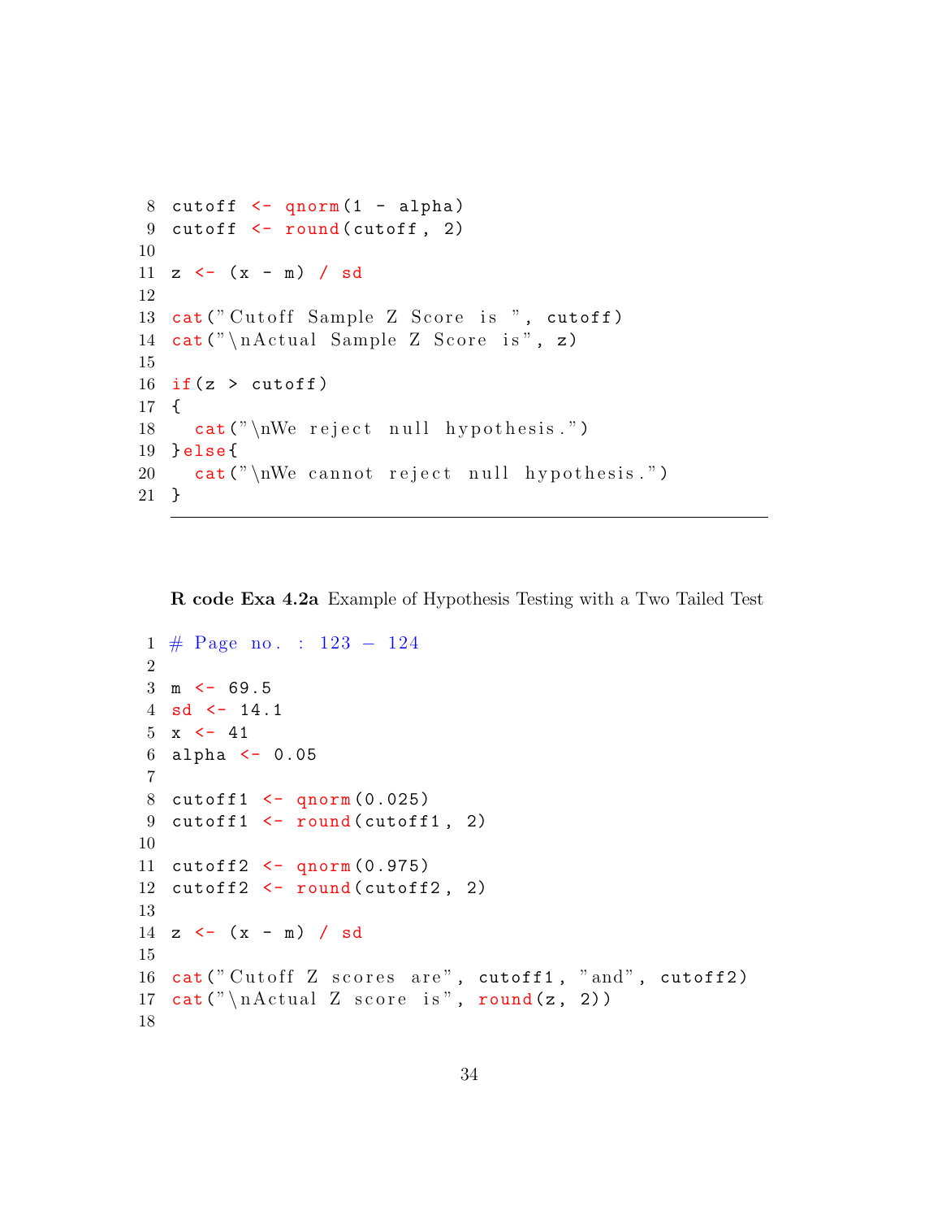```
cutoff <- qnorm(1 - alpha)
cutoff <- round(cutoff, 2)

z <- (x - m) / sd

cat("Cutoff Sample Z Score is ", cutoff)
cat("\nActual Sample Z Score is", z)

if(z > cutoff)
{
  cat("\nWe reject null hypothesis.")
}else{
  cat("\nWe cannot reject null hypothesis.")
}
```

**R code Exa 4.2a** Example of Hypothesis Testing with a Two Tailed Test

```
# Page no. : 123 - 124

m <- 69.5
sd <- 14.1
x <- 41
alpha <- 0.05

cutoff1 <- qnorm(0.025)
cutoff1 <- round(cutoff1, 2)

cutoff2 <- qnorm(0.975)
cutoff2 <- round(cutoff2, 2)

z <- (x - m) / sd

cat("Cutoff Z scores are", cutoff1, "and", cutoff2)
cat("\nActual Z score is", round(z, 2))

```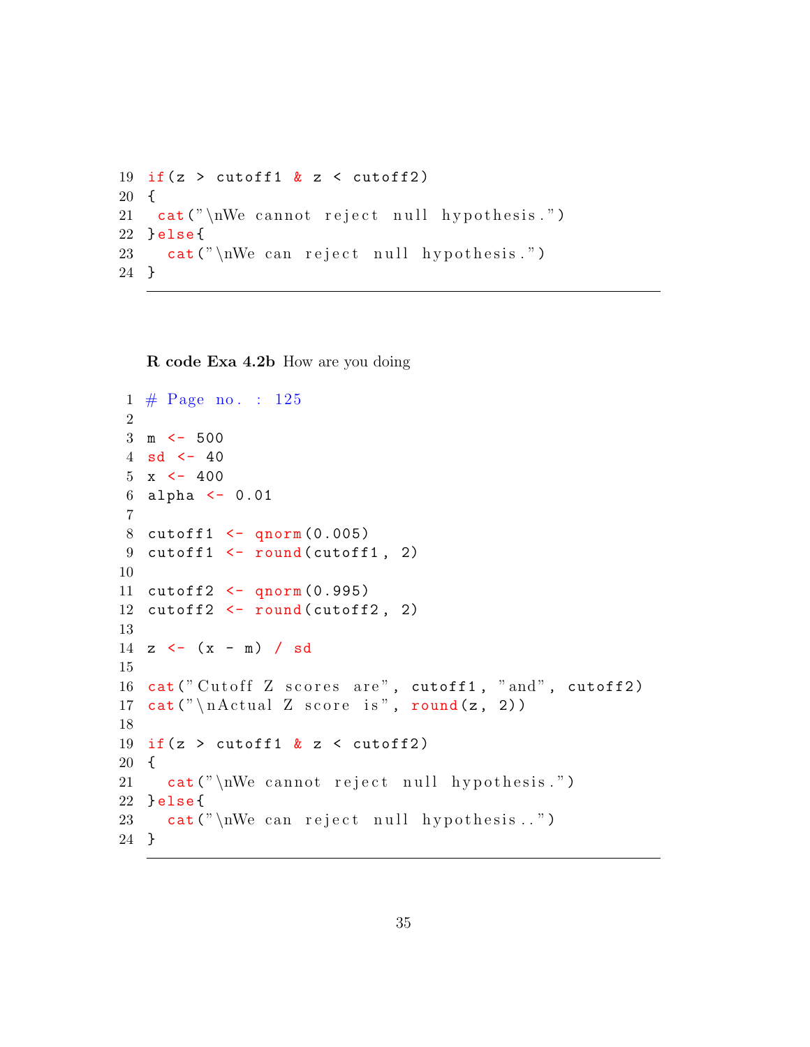```
19 if(z > cutoff1 & z < cutoff2)
20 {
21  cat("\nWe cannot reject null hypothesis.")
22 }else{
23   cat("\nWe can reject null hypothesis.")
24 }
```

**R code Exa 4.2b** How are you doing

```
1 # Page no. : 125
2 
3 m <- 500
4 sd <- 40
5 x <- 400
6 alpha <- 0.01
7 
8 cutoff1 <- qnorm(0.005)
9 cutoff1 <- round(cutoff1, 2)
10 
11 cutoff2 <- qnorm(0.995)
12 cutoff2 <- round(cutoff2, 2)
13 
14 z <- (x - m) / sd
15 
16 cat("Cutoff Z scores are", cutoff1, "and", cutoff2)
17 cat("\nActual Z score is", round(z, 2))
18 
19 if(z > cutoff1 & z < cutoff2)
20 {
21   cat("\nWe cannot reject null hypothesis.")
22 }else{
23   cat("\nWe can reject null hypothesis..")
24 }
```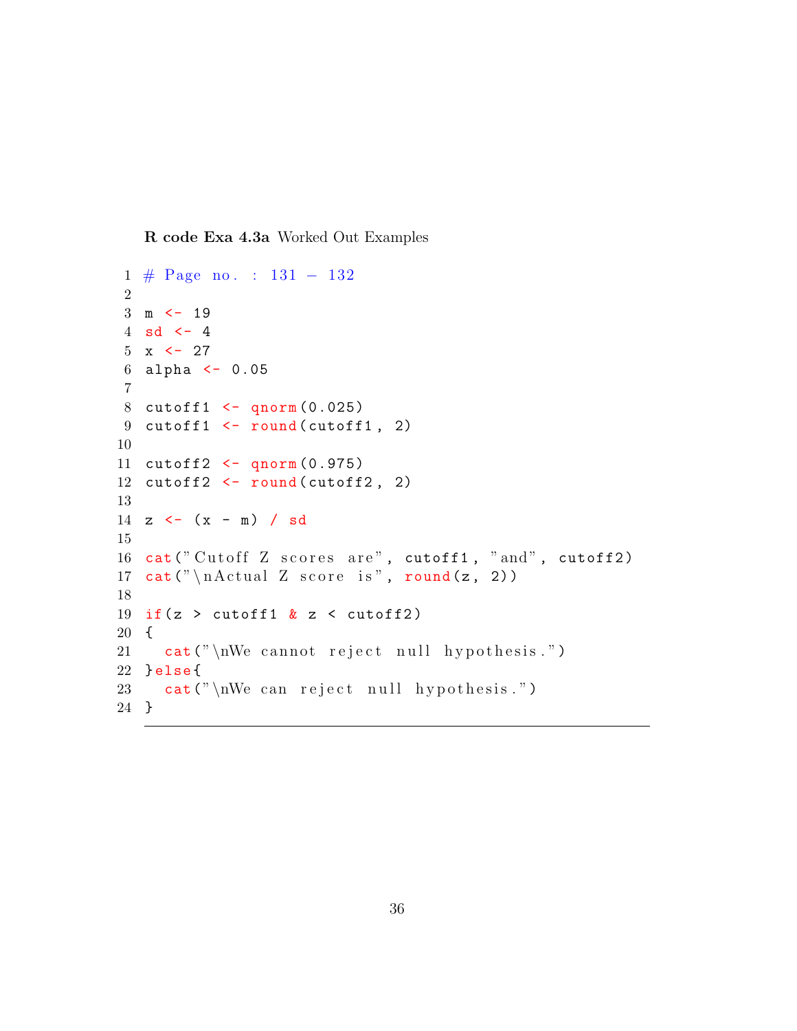**R code Exa 4.3a** Worked Out Examples

```
# Page no. : 131 - 132

m <- 19
sd <- 4
x <- 27
alpha <- 0.05

cutoff1 <- qnorm(0.025)
cutoff1 <- round(cutoff1, 2)

cutoff2 <- qnorm(0.975)
cutoff2 <- round(cutoff2, 2)

z <- (x - m) / sd

cat("Cutoff Z scores are", cutoff1, "and", cutoff2)
cat("\nActual Z score is", round(z, 2))

if(z > cutoff1 & z < cutoff2)
{
  cat("\nWe cannot reject null hypothesis.")
}else{
  cat("\nWe can reject null hypothesis.")
}
```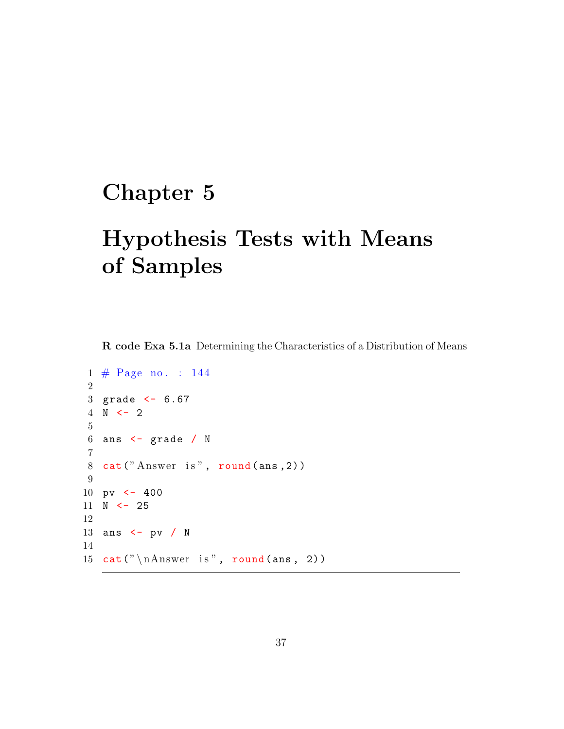# Chapter 5

# Hypothesis Tests with Means of Samples

**R code Exa 5.1a** Determining the Characteristics of a Distribution of Means

```
1 # Page no. : 144
2 
3 grade <- 6.67
4 N <- 2
5 
6 ans <- grade / N
7 
8 cat("Answer is", round(ans,2))
9 
10 pv <- 400
11 N <- 25
12 
13 ans <- pv / N
14 
15 cat("\nAnswer is", round(ans, 2))
```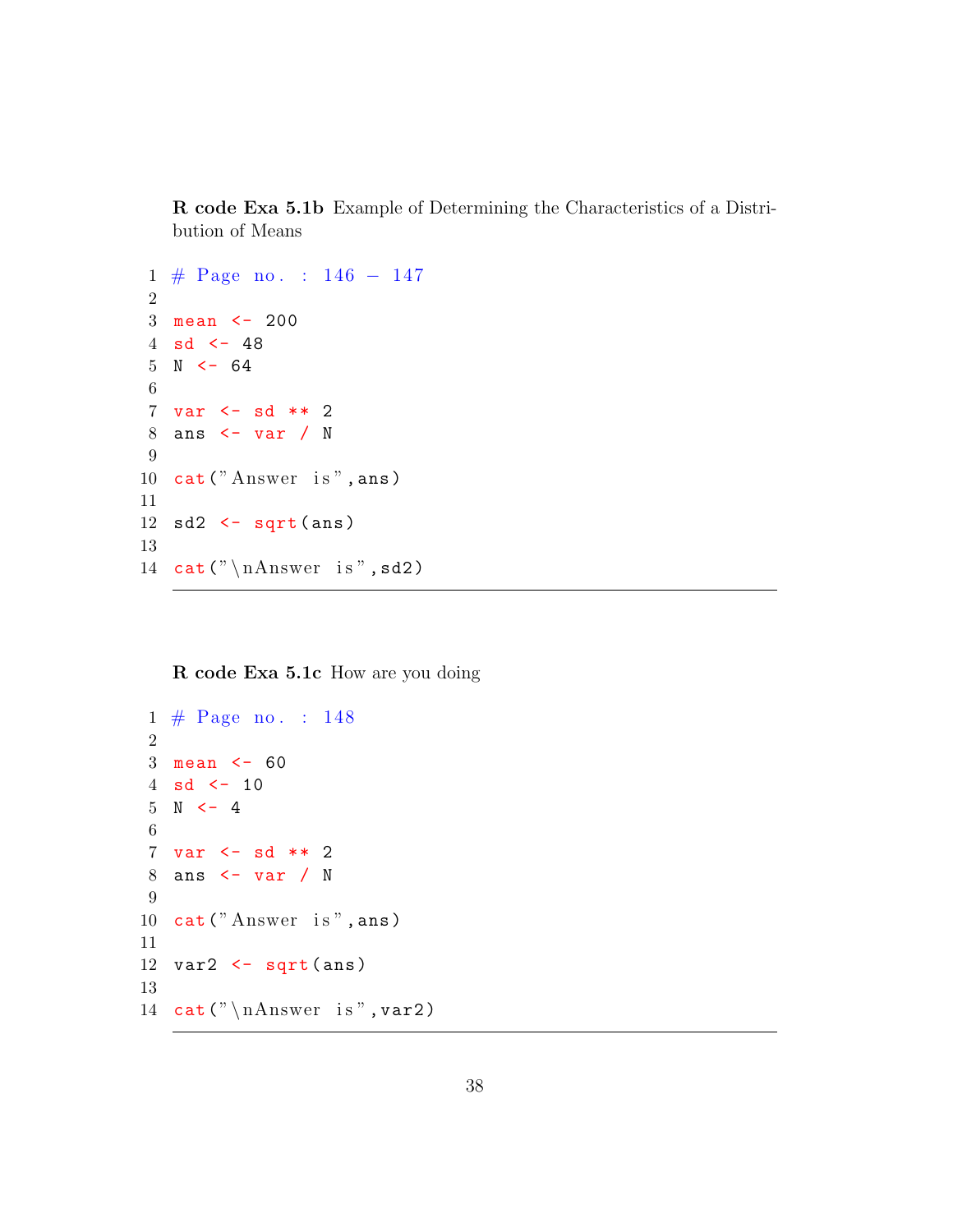**R code Exa 5.1b** Example of Determining the Characteristics of a Distribution of Means

```
# Page no. : 146 - 147

mean <- 200
sd <- 48
N <- 64

var <- sd ** 2
ans <- var / N

cat("Answer is",ans)

sd2 <- sqrt(ans)

cat("\nAnswer is",sd2)
```

**R code Exa 5.1c** How are you doing

```
# Page no. : 148

mean <- 60
sd <- 10
N <- 4

var <- sd ** 2
ans <- var / N

cat("Answer is",ans)

var2 <- sqrt(ans)

cat("\nAnswer is",var2)
```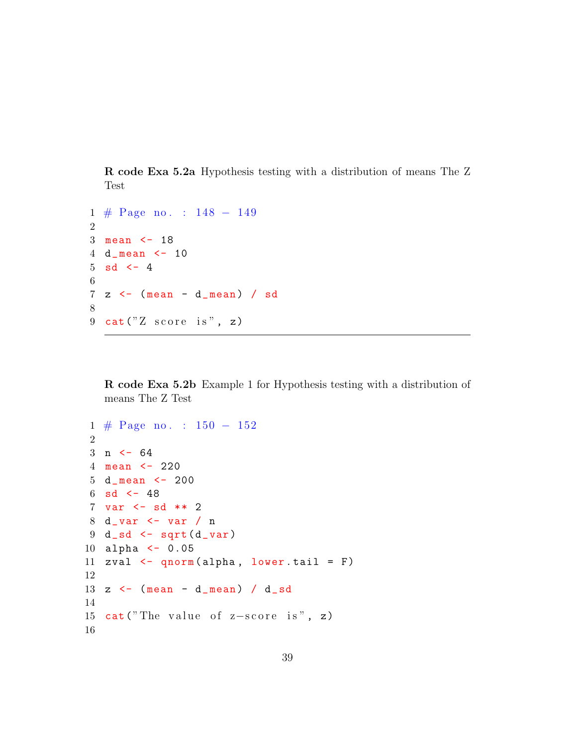**R code Exa 5.2a** Hypothesis testing with a distribution of means The Z Test

```
1 # Page no. : 148 - 149
2
3 mean <- 18
4 d_mean <- 10
5 sd <- 4
6
7 z <- (mean - d_mean) / sd
8
9 cat("Z score is", z)
```

---

**R code Exa 5.2b** Example 1 for Hypothesis testing with a distribution of means The Z Test

```
1 # Page no. : 150 - 152
2
3 n <- 64
4 mean <- 220
5 d_mean <- 200
6 sd <- 48
7 var <- sd ** 2
8 d_var <- var / n
9 d_sd <- sqrt(d_var)
10 alpha <- 0.05
11 zval <- qnorm(alpha, lower.tail = F)
12
13 z <- (mean - d_mean) / d_sd
14
15 cat("The value of z-score is", z)
16
```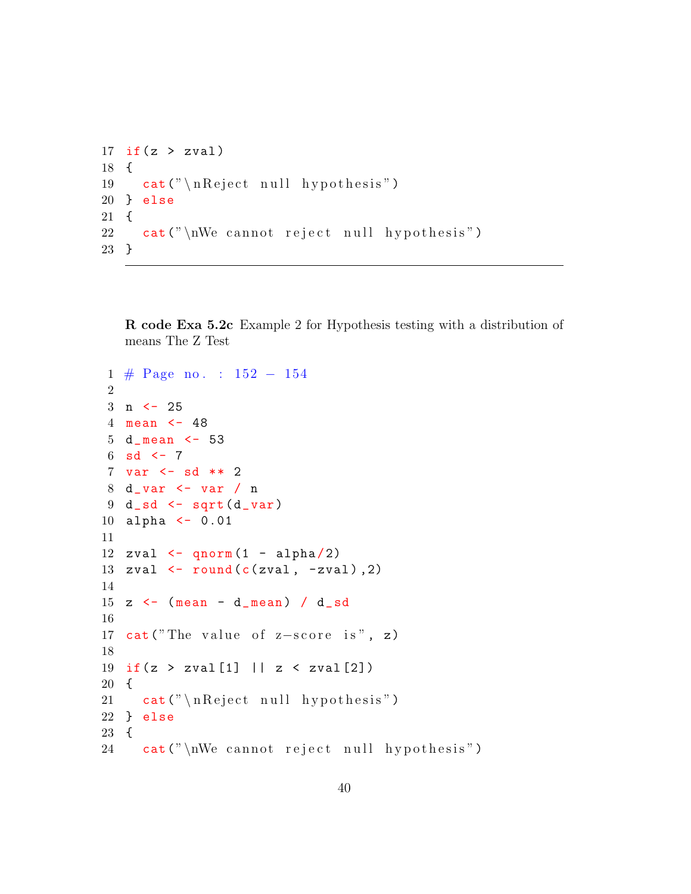```
if(z > zval)
{
  cat("\nReject null hypothesis")
} else
{
  cat("\nWe cannot reject null hypothesis")
}
```

**R code Exa 5.2c** Example 2 for Hypothesis testing with a distribution of means The Z Test

```
# Page no. : 152 - 154

n <- 25
mean <- 48
d_mean <- 53
sd <- 7
var <- sd ** 2
d_var <- var / n
d_sd <- sqrt(d_var)
alpha <- 0.01

zval <- qnorm(1 - alpha/2)
zval <- round(c(zval, -zval),2)

z <- (mean - d_mean) / d_sd

cat("The value of z-score is", z)

if(z > zval[1] || z < zval[2])
{
  cat("\nReject null hypothesis")
} else
{
  cat("\nWe cannot reject null hypothesis")
```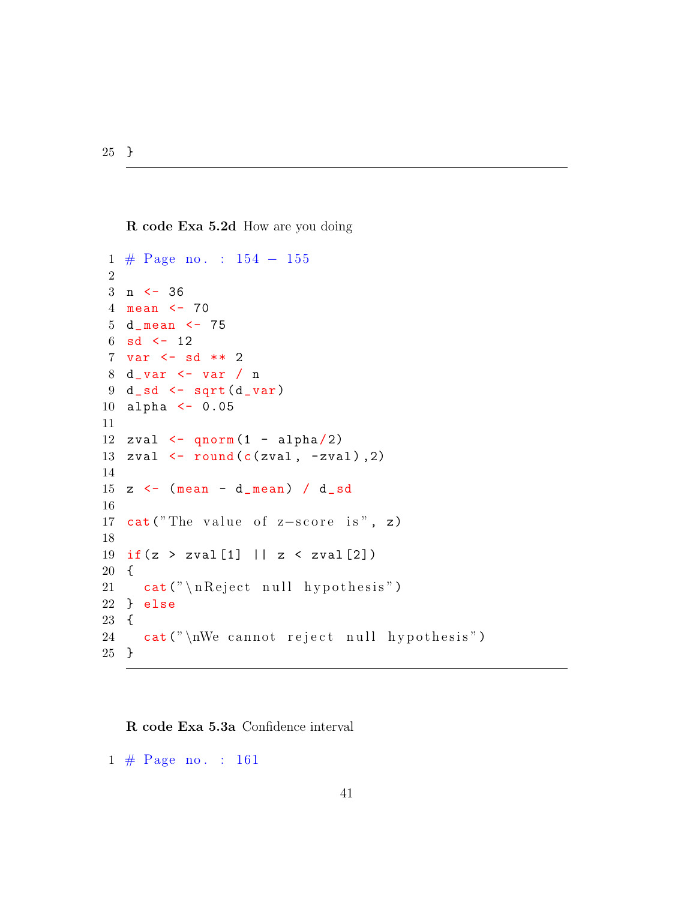```
25 }
```

**R code Exa 5.2d** How are you doing

```
1 # Page no. : 154 - 155
2 
3 n <- 36
4 mean <- 70
5 d_mean <- 75
6 sd <- 12
7 var <- sd ** 2
8 d_var <- var / n
9 d_sd <- sqrt(d_var)
10 alpha <- 0.05
11 
12 zval <- qnorm(1 - alpha/2)
13 zval <- round(c(zval, -zval),2)
14 
15 z <- (mean - d_mean) / d_sd
16 
17 cat("The value of z-score is", z)
18 
19 if(z > zval[1] || z < zval[2])
20 {
21   cat("\nReject null hypothesis")
22 } else
23 {
24   cat("\nWe cannot reject null hypothesis")
25 }
```

**R code Exa 5.3a** Confidence interval

```
1 # Page no. : 161
```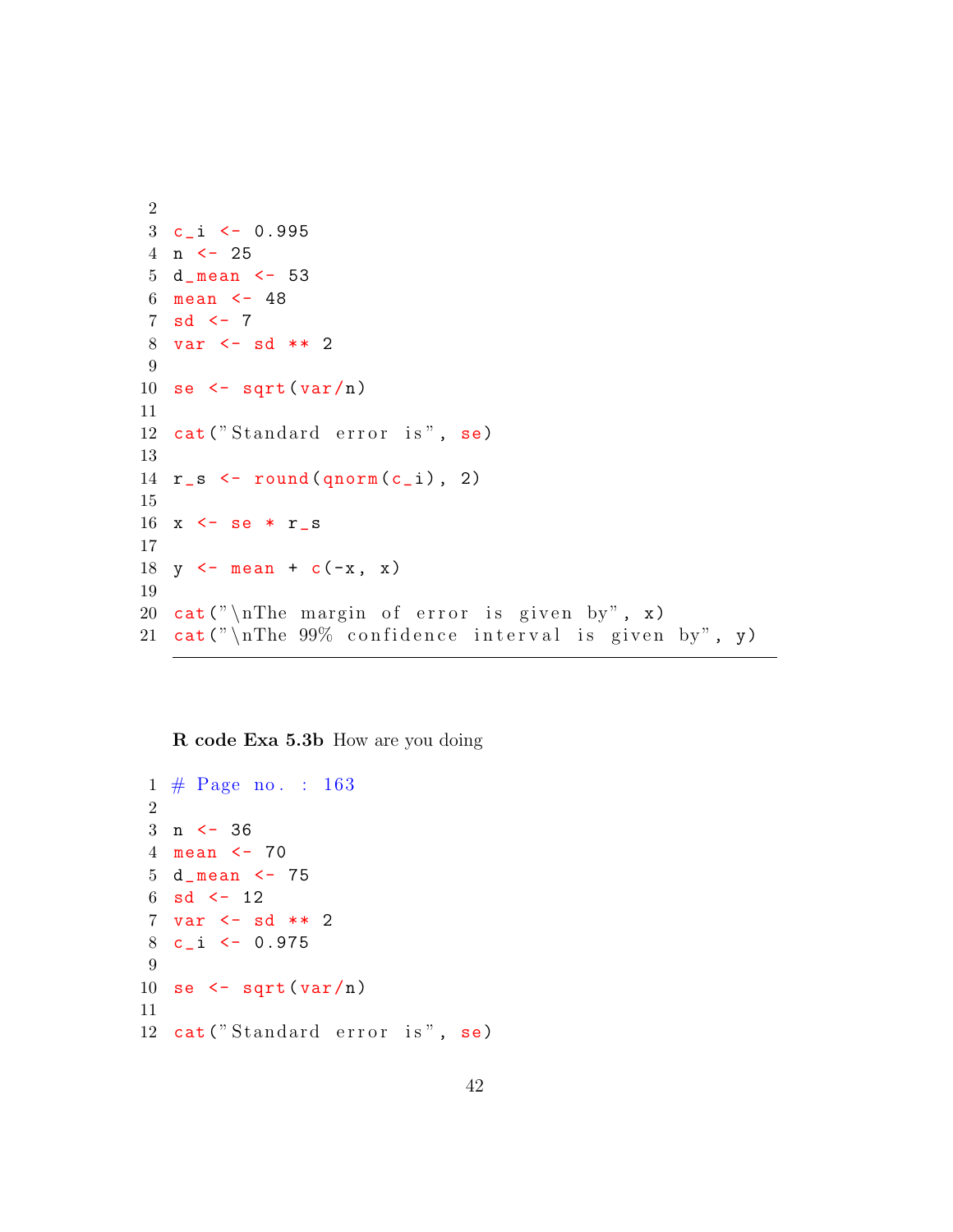```
c_i <- 0.995
n <- 25
d_mean <- 53
mean <- 48
sd <- 7
var <- sd ** 2

se <- sqrt(var/n)

cat("Standard error is", se)

r_s <- round(qnorm(c_i), 2)

x <- se * r_s

y <- mean + c(-x, x)

cat("\nThe margin of error is given by", x)
cat("\nThe 99% confidence interval is given by", y)
```

**R code Exa 5.3b** How are you doing

```
# Page no. : 163

n <- 36
mean <- 70
d_mean <- 75
sd <- 12
var <- sd ** 2
c_i <- 0.975

se <- sqrt(var/n)

cat("Standard error is", se)
```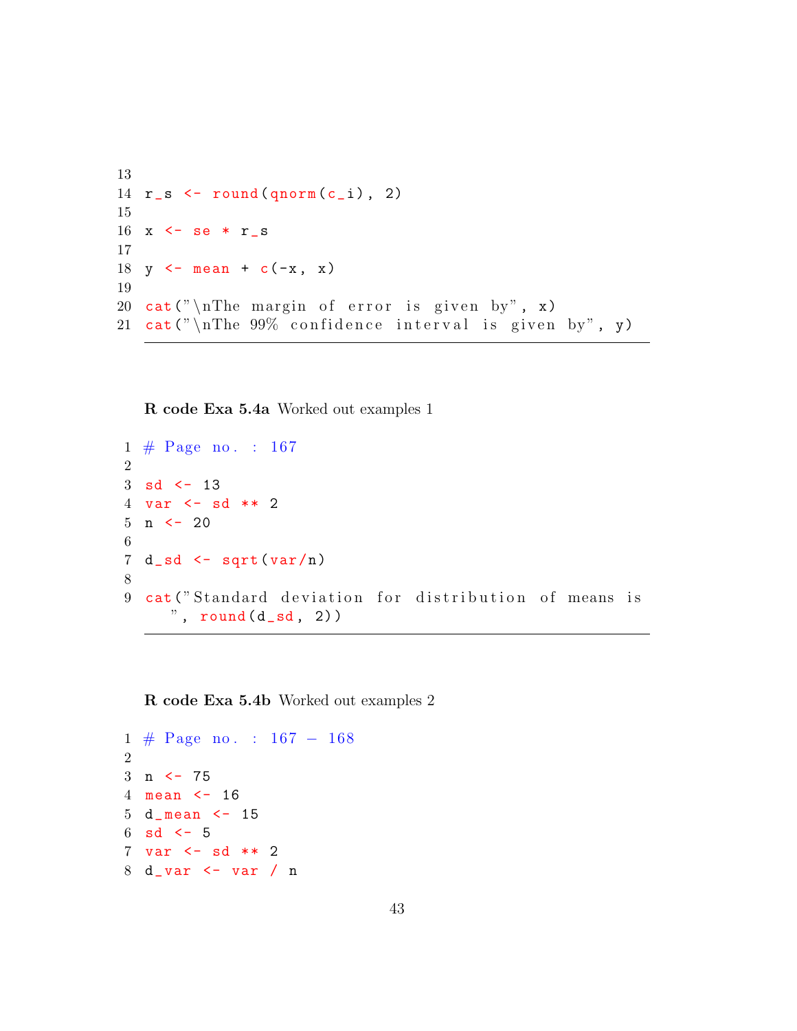```
13
14 r_s <- round(qnorm(c_i), 2)
15
16 x <- se * r_s
17
18 y <- mean + c(-x, x)
19
20 cat("\nThe margin of error is given by", x)
21 cat("\nThe 99% confidence interval is given by", y)
```

**R code Exa 5.4a** Worked out examples 1

```
1 # Page no. : 167
2
3 sd <- 13
4 var <- sd ** 2
5 n <- 20
6
7 d_sd <- sqrt(var/n)
8
9 cat("Standard deviation for distribution of means is
   ", round(d_sd, 2))
```

**R code Exa 5.4b** Worked out examples 2

```
1 # Page no. : 167 - 168
2
3 n <- 75
4 mean <- 16
5 d_mean <- 15
6 sd <- 5
7 var <- sd ** 2
8 d_var <- var / n
```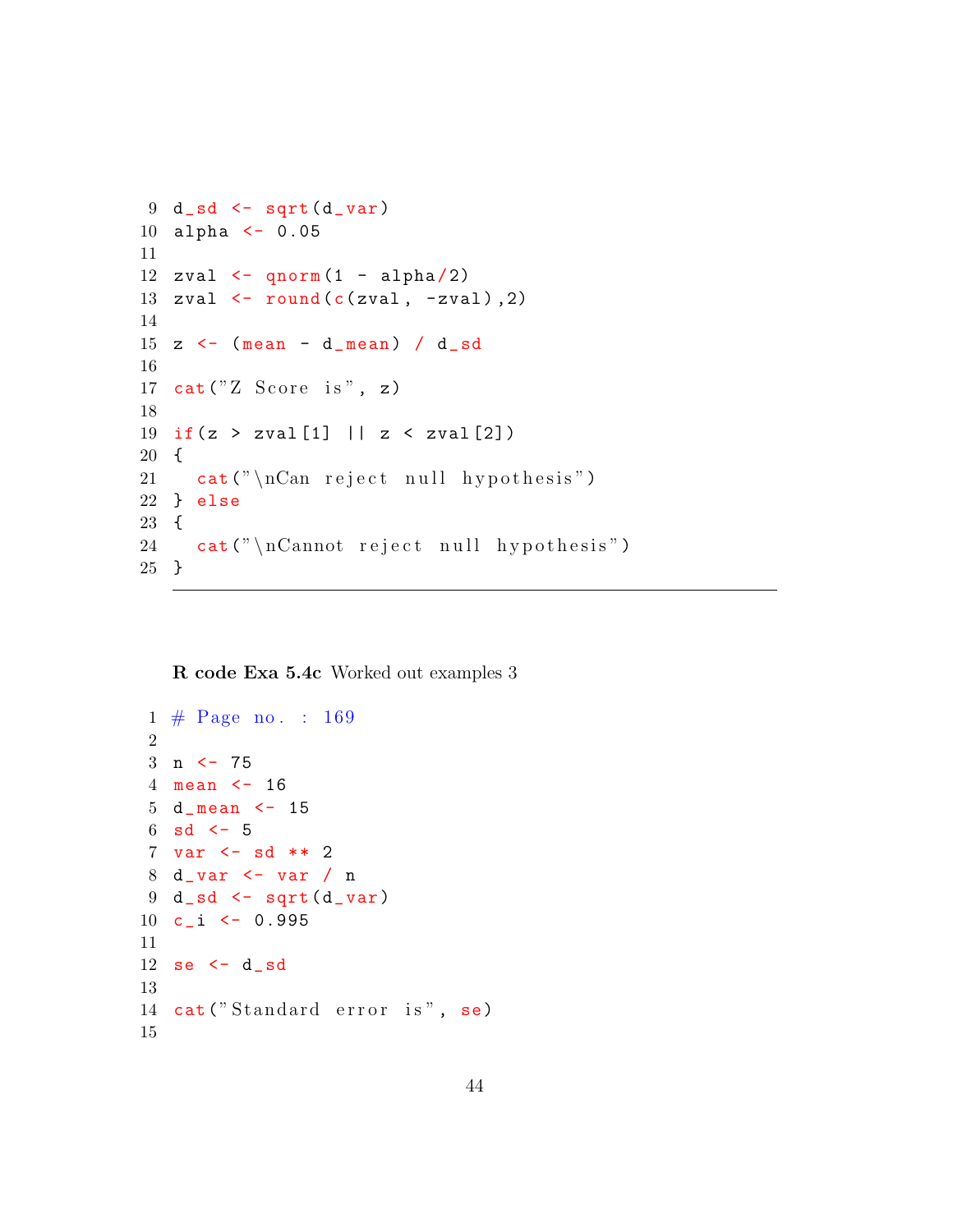```
9  d_sd <- sqrt(d_var)
10 alpha <- 0.05
11
12 zval <- qnorm(1 - alpha/2)
13 zval <- round(c(zval, -zval),2)
14
15 z <- (mean - d_mean) / d_sd
16
17 cat("Z Score is", z)
18
19 if(z > zval[1] || z < zval[2])
20 {
21   cat("\nCan reject null hypothesis")
22 } else
23 {
24   cat("\nCannot reject null hypothesis")
25 }
```

**R code Exa 5.4c** Worked out examples 3

```
1  # Page no. : 169
2
3  n <- 75
4  mean <- 16
5  d_mean <- 15
6  sd <- 5
7  var <- sd ** 2
8  d_var <- var / n
9  d_sd <- sqrt(d_var)
10 c_i <- 0.995
11
12 se <- d_sd
13
14 cat("Standard error is", se)
15
```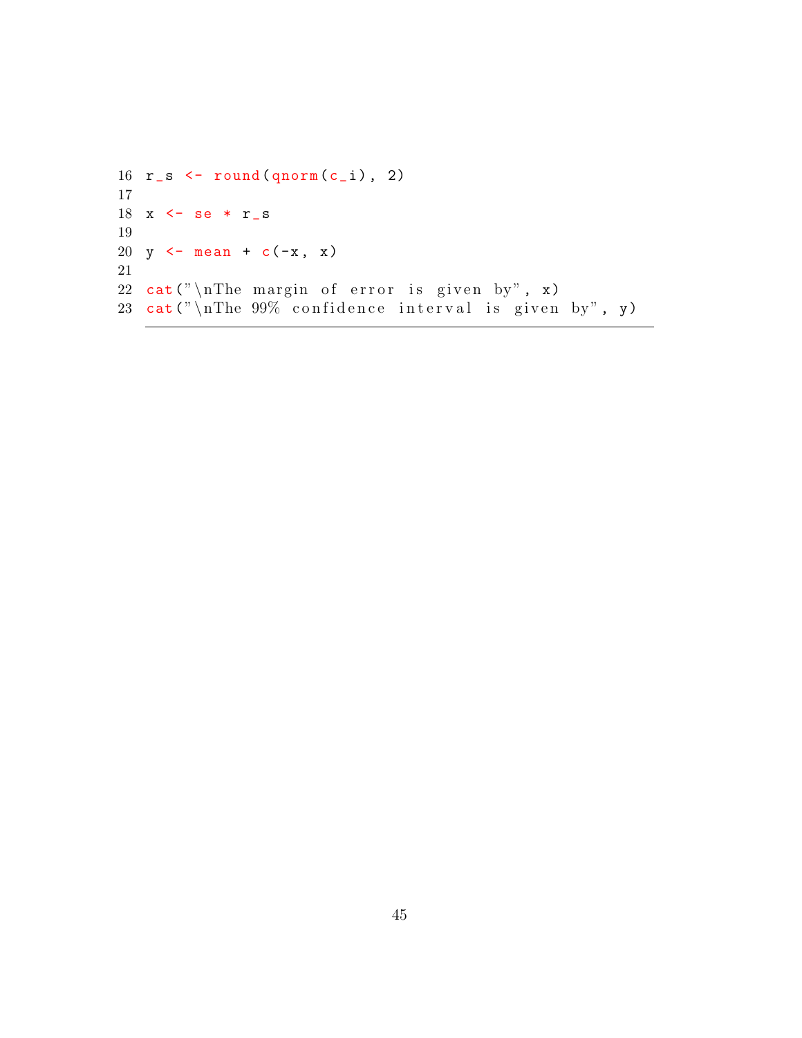```
16 r_s <- round(qnorm(c_i), 2)
17
18 x <- se * r_s
19
20 y <- mean + c(-x, x)
21
22 cat("\nThe margin of error is given by", x)
23 cat("\nThe 99% confidence interval is given by", y)
```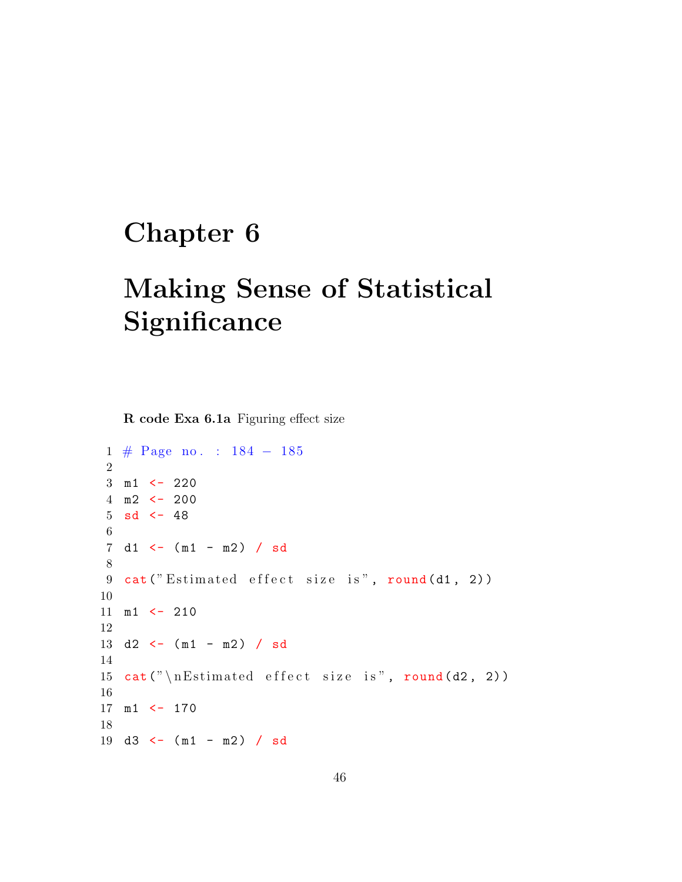# Chapter 6

# Making Sense of Statistical Significance

**R code Exa 6.1a** Figuring effect size

```
# Page no. : 184 - 185

m1 <- 220
m2 <- 200
sd <- 48

d1 <- (m1 - m2) / sd

cat("Estimated effect size is", round(d1, 2))

m1 <- 210

d2 <- (m1 - m2) / sd

cat("\nEstimated effect size is", round(d2, 2))

m1 <- 170

d3 <- (m1 - m2) / sd
```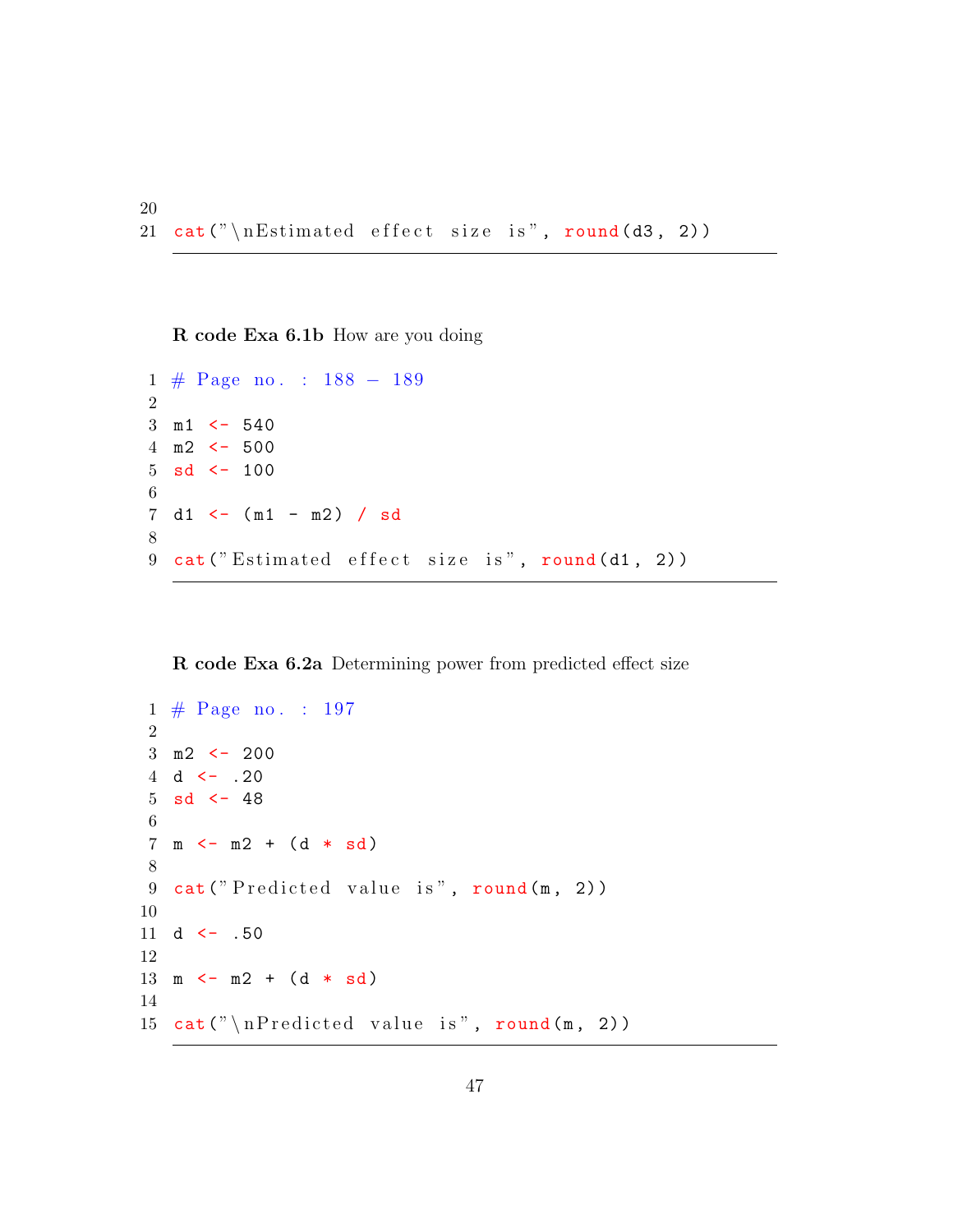```
cat("\nEstimated effect size is", round(d3, 2))
```

**R code Exa 6.1b** How are you doing

```
# Page no. : 188 - 189

m1 <- 540
m2 <- 500
sd <- 100

d1 <- (m1 - m2) / sd

cat("Estimated effect size is", round(d1, 2))
```

**R code Exa 6.2a** Determining power from predicted effect size

```
# Page no. : 197

m2 <- 200
d <- .20
sd <- 48

m <- m2 + (d * sd)

cat("Predicted value is", round(m, 2))

d <- .50

m <- m2 + (d * sd)

cat("\nPredicted value is", round(m, 2))
```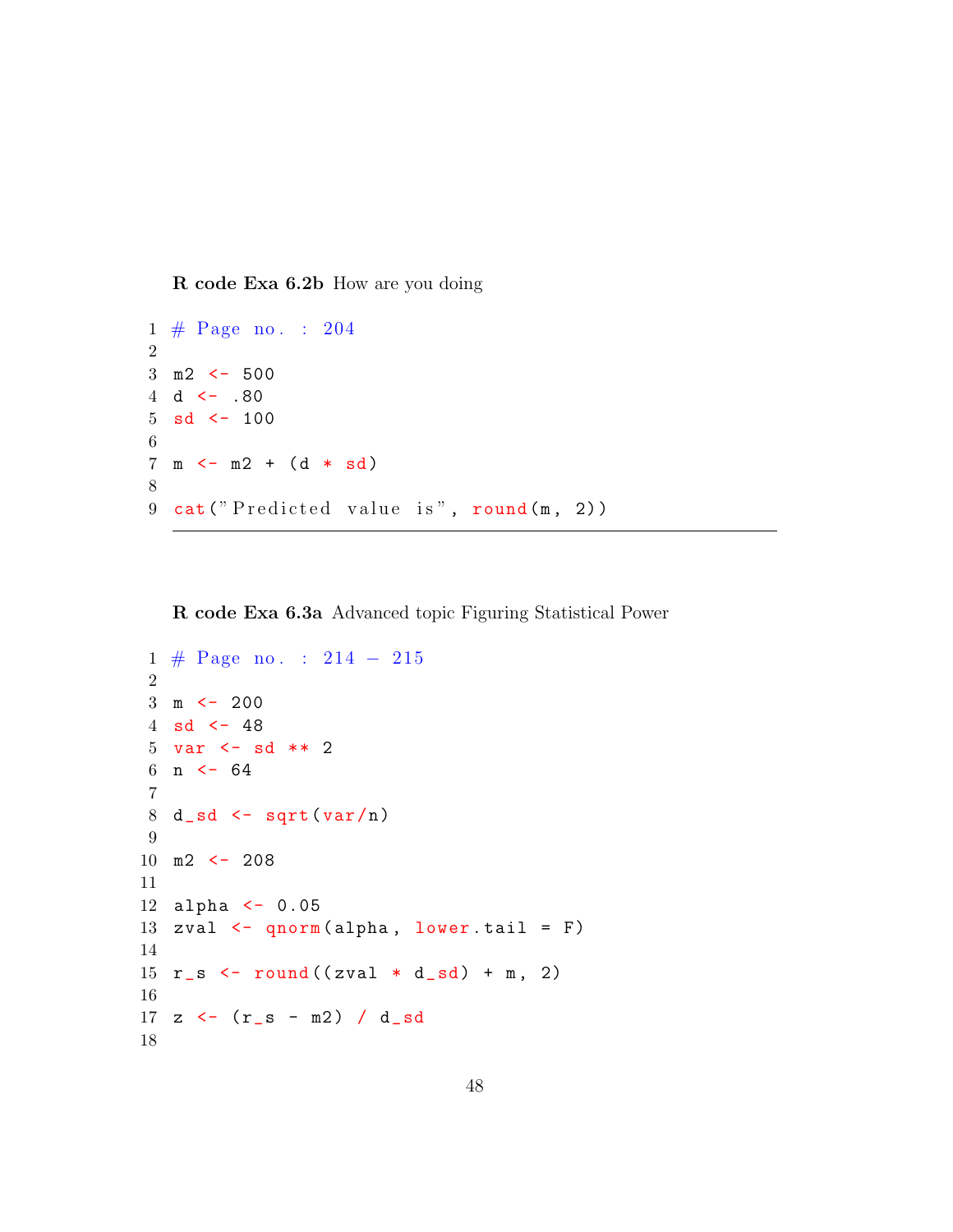**R code Exa 6.2b** How are you doing

```
# Page no. : 204

m2 <- 500
d <- .80
sd <- 100

m <- m2 + (d * sd)

cat("Predicted value is", round(m, 2))
```

---

**R code Exa 6.3a** Advanced topic Figuring Statistical Power

```
# Page no. : 214 - 215

m <- 200
sd <- 48
var <- sd ** 2
n <- 64

d_sd <- sqrt(var/n)

m2 <- 208

alpha <- 0.05
zval <- qnorm(alpha, lower.tail = F)

r_s <- round((zval * d_sd) + m, 2)

z <- (r_s - m2) / d_sd

```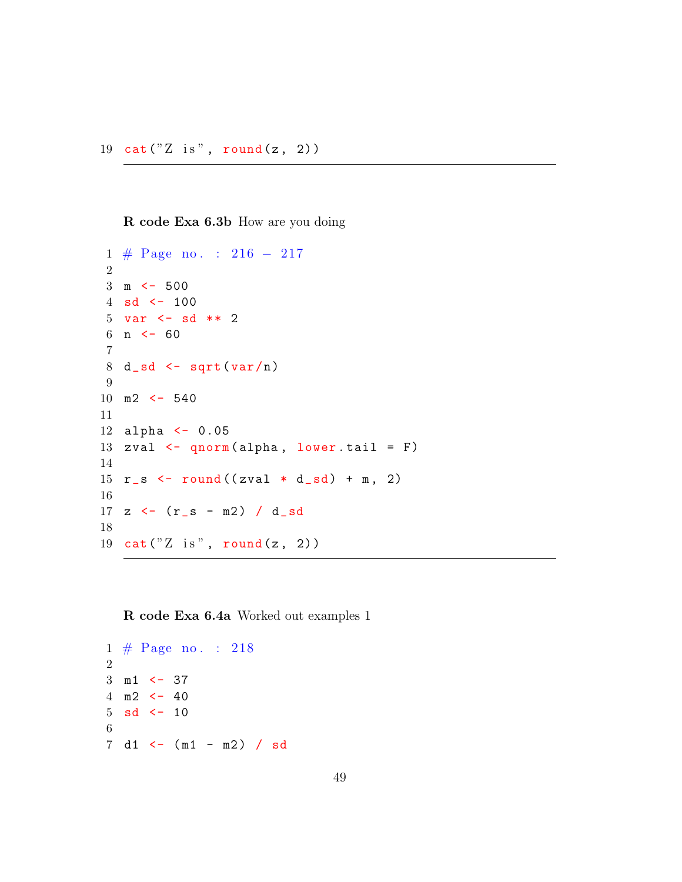```
19 cat("Z is", round(z, 2))
```

**R code Exa 6.3b** How are you doing

```
1 # Page no. : 216 - 217
2
3 m <- 500
4 sd <- 100
5 var <- sd ** 2
6 n <- 60
7
8 d_sd <- sqrt(var/n)
9
10 m2 <- 540
11
12 alpha <- 0.05
13 zval <- qnorm(alpha, lower.tail = F)
14
15 r_s <- round((zval * d_sd) + m, 2)
16
17 z <- (r_s - m2) / d_sd
18
19 cat("Z is", round(z, 2))
```

**R code Exa 6.4a** Worked out examples 1

```
1 # Page no. : 218
2
3 m1 <- 37
4 m2 <- 40
5 sd <- 10
6
7 d1 <- (m1 - m2) / sd
```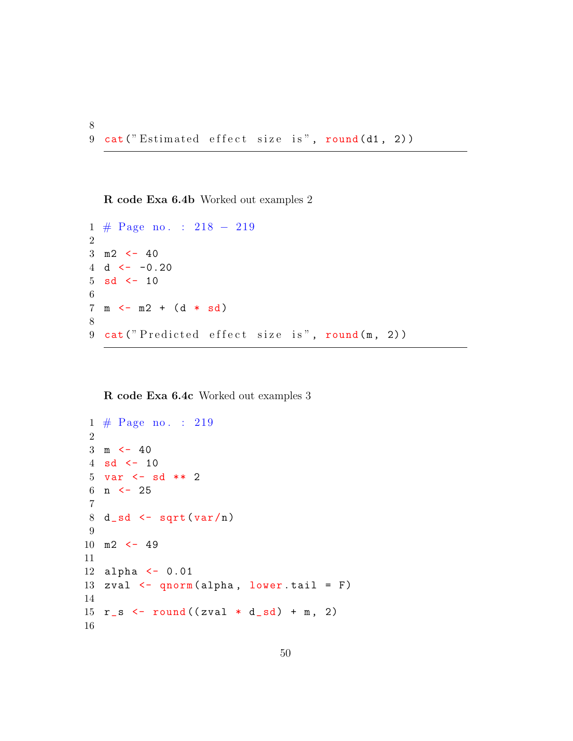```
cat("Estimated effect size is", round(d1, 2))
```

**R code Exa 6.4b** Worked out examples 2

```
# Page no. : 218 - 219

m2 <- 40
d <- -0.20
sd <- 10

m <- m2 + (d * sd)

cat("Predicted effect size is", round(m, 2))
```

**R code Exa 6.4c** Worked out examples 3

```
# Page no. : 219

m <- 40
sd <- 10
var <- sd ** 2
n <- 25

d_sd <- sqrt(var/n)

m2 <- 49

alpha <- 0.01
zval <- qnorm(alpha, lower.tail = F)

r_s <- round((zval * d_sd) + m, 2)

```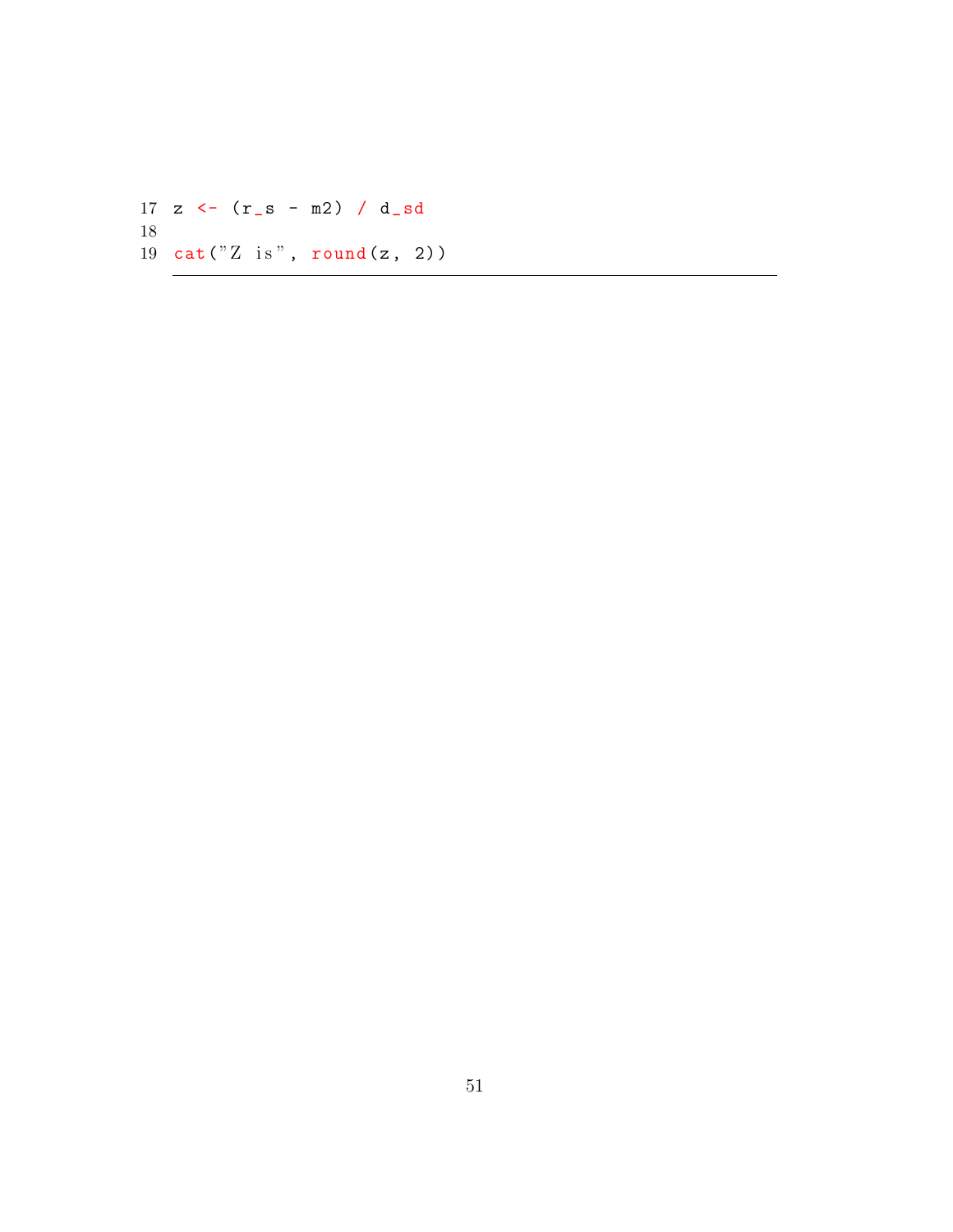```
z <- (r_s - m2) / d_sd

cat("Z is", round(z, 2))
```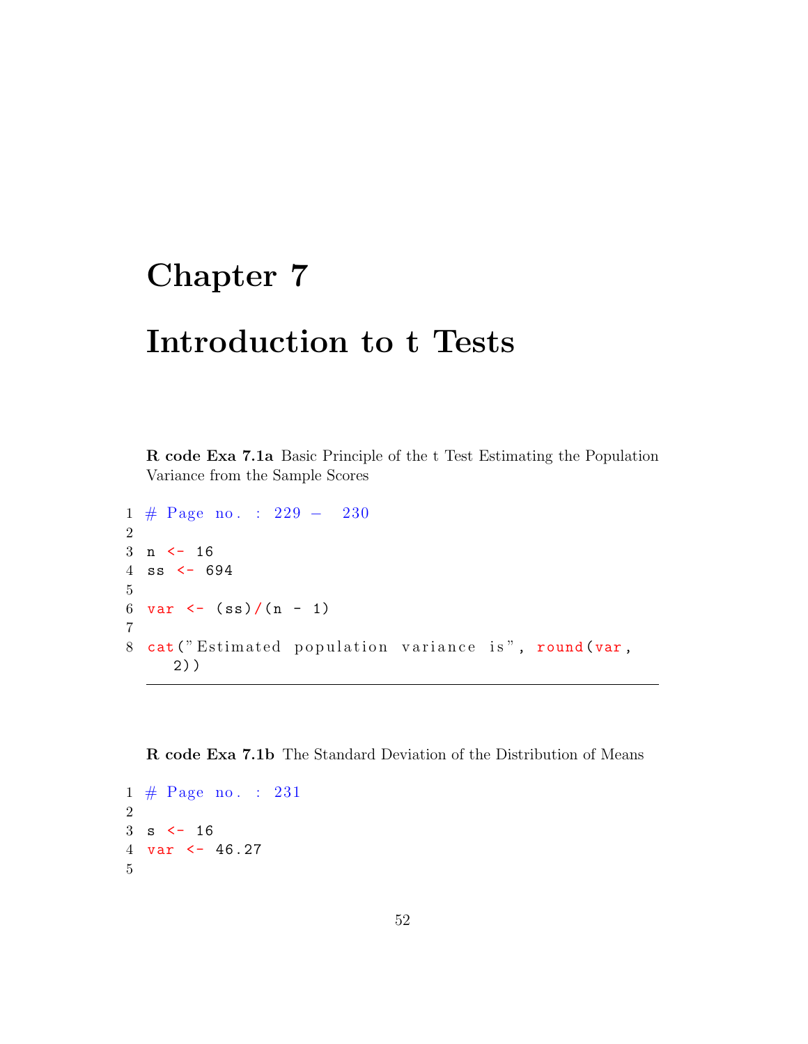# Chapter 7

# Introduction to t Tests

**R code Exa 7.1a** Basic Principle of the t Test Estimating the Population Variance from the Sample Scores

```
1 # Page no. : 229 - 230
2
3 n <- 16
4 ss <- 694
5
6 var <- (ss)/(n - 1)
7
8 cat("Estimated population variance is", round(var,
    2))
```

---

**R code Exa 7.1b** The Standard Deviation of the Distribution of Means

```
1 # Page no. : 231
2
3 s <- 16
4 var <- 46.27
5
```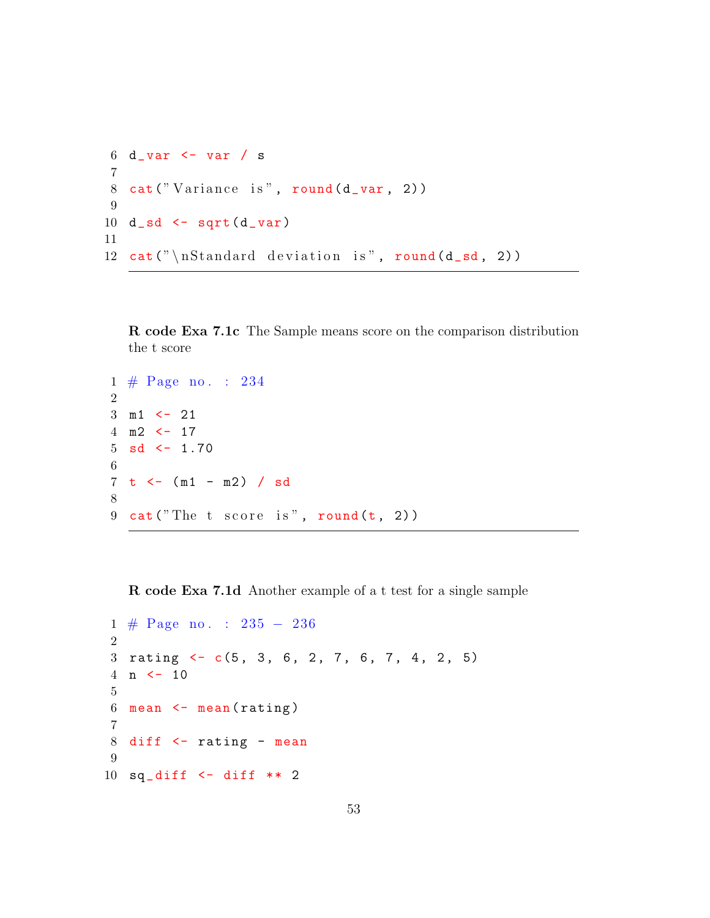```
6 d_var <- var / s
7
8 cat("Variance is", round(d_var, 2))
9
10 d_sd <- sqrt(d_var)
11
12 cat("\nStandard deviation is", round(d_sd, 2))
```

**R code Exa 7.1c** The Sample means score on the comparison distribution the t score

```
1 # Page no. : 234
2
3 m1 <- 21
4 m2 <- 17
5 sd <- 1.70
6
7 t <- (m1 - m2) / sd
8
9 cat("The t score is", round(t, 2))
```

**R code Exa 7.1d** Another example of a t test for a single sample

```
1 # Page no. : 235 - 236
2
3 rating <- c(5, 3, 6, 2, 7, 6, 7, 4, 2, 5)
4 n <- 10
5
6 mean <- mean(rating)
7
8 diff <- rating - mean
9
10 sq_diff <- diff ** 2
```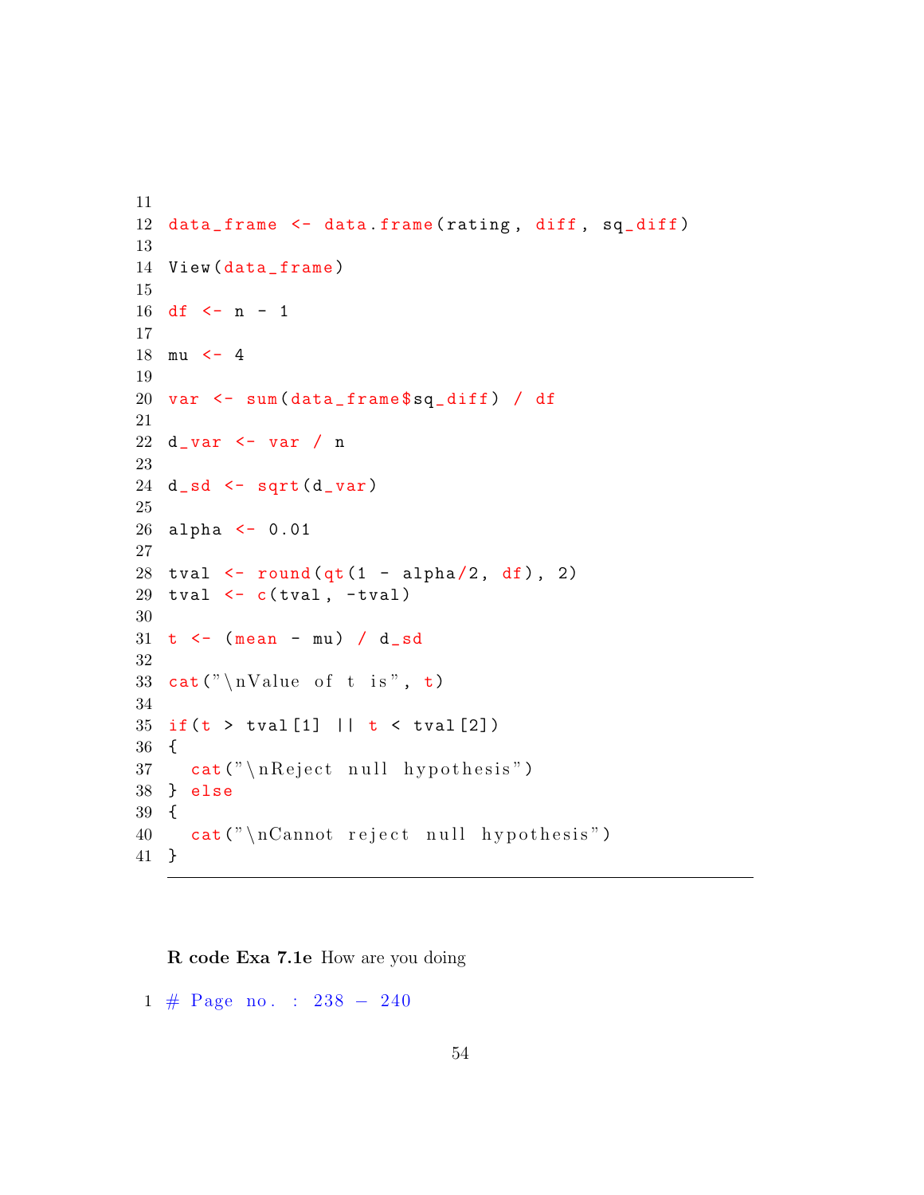```
11
12 data_frame <- data.frame(rating, diff, sq_diff)
13
14 View(data_frame)
15
16 df <- n - 1
17
18 mu <- 4
19
20 var <- sum(data_frame$sq_diff) / df
21
22 d_var <- var / n
23
24 d_sd <- sqrt(d_var)
25
26 alpha <- 0.01
27
28 tval <- round(qt(1 - alpha/2, df), 2)
29 tval <- c(tval, -tval)
30
31 t <- (mean - mu) / d_sd
32
33 cat("\nValue of t is", t)
34
35 if(t > tval[1] || t < tval[2])
36 {
37   cat("\nReject null hypothesis")
38 } else
39 {
40   cat("\nCannot reject null hypothesis")
41 }
```

**R code Exa 7.1e** How are you doing

```
1 # Page no. : 238 - 240
```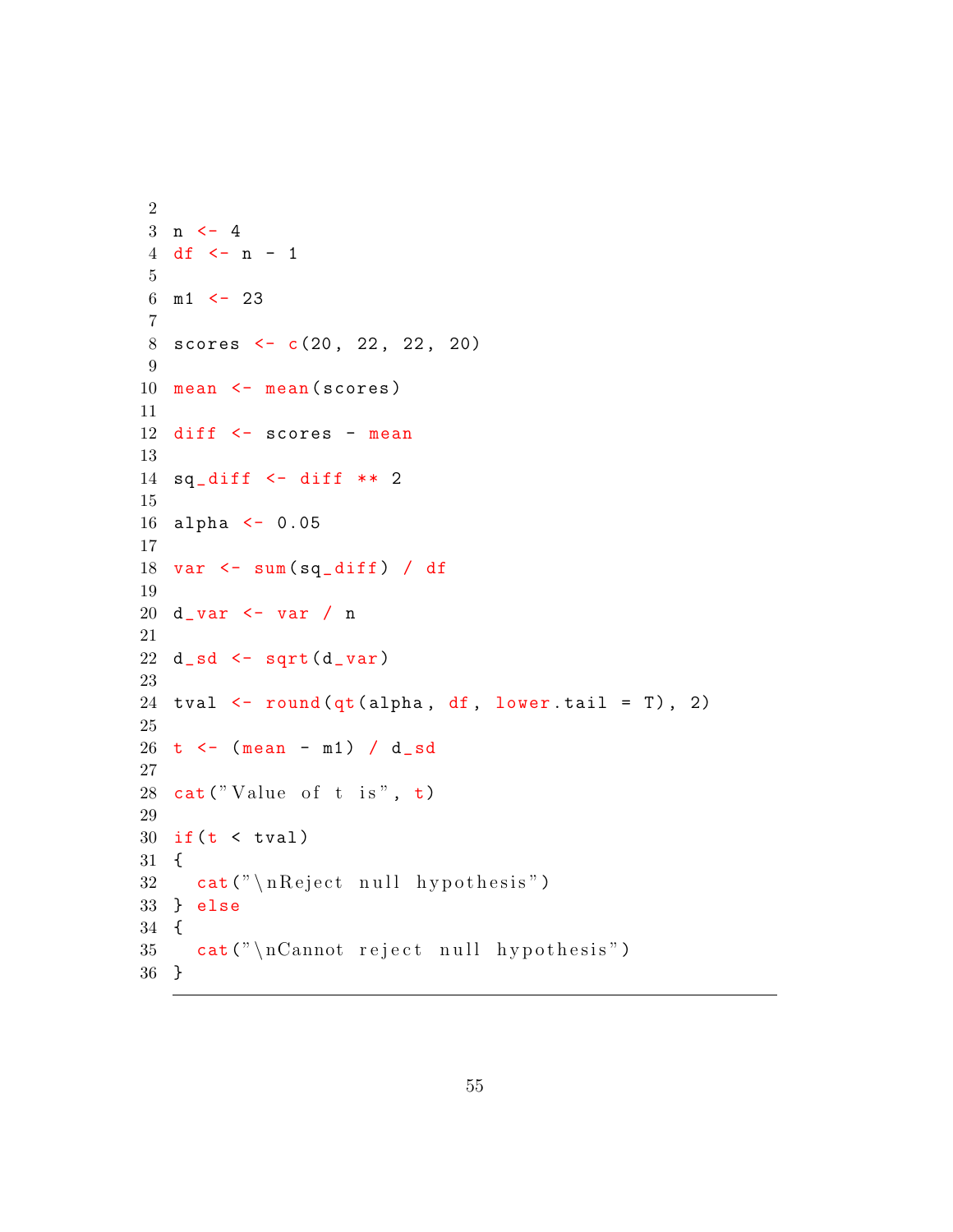```
n <- 4
df <- n - 1

m1 <- 23

scores <- c(20, 22, 22, 20)

mean <- mean(scores)

diff <- scores - mean

sq_diff <- diff ** 2

alpha <- 0.05

var <- sum(sq_diff) / df

d_var <- var / n

d_sd <- sqrt(d_var)

tval <- round(qt(alpha, df, lower.tail = T), 2)

t <- (mean - m1) / d_sd

cat("Value of t is", t)

if(t < tval)
{
  cat("\nReject null hypothesis")
} else
{
  cat("\nCannot reject null hypothesis")
}
```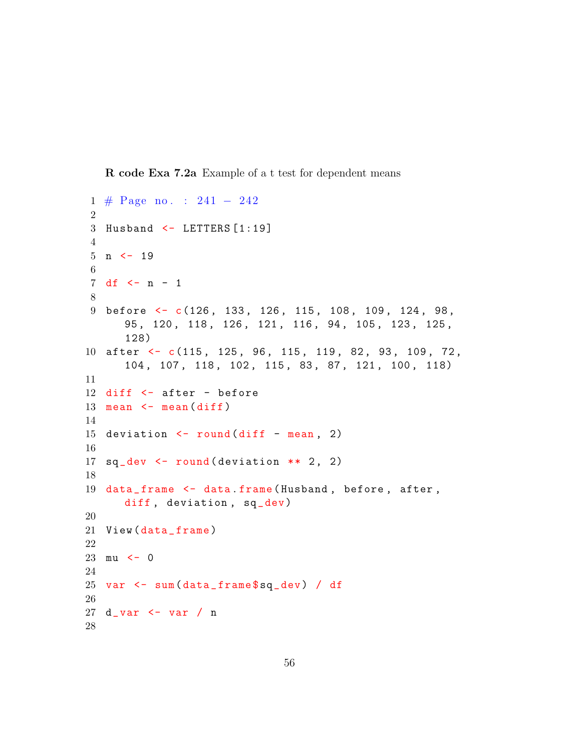**R code Exa 7.2a** Example of a t test for dependent means

```
1  # Page no. : 241 - 242
2
3  Husband <- LETTERS[1:19]
4
5  n <- 19
6
7  df <- n - 1
8
9  before <- c(126, 133, 126, 115, 108, 109, 124, 98,
      95, 120, 118, 126, 121, 116, 94, 105, 123, 125,
      128)
10 after <- c(115, 125, 96, 115, 119, 82, 93, 109, 72,
      104, 107, 118, 102, 115, 83, 87, 121, 100, 118)
11
12 diff <- after - before
13 mean <- mean(diff)
14
15 deviation <- round(diff - mean, 2)
16
17 sq_dev <- round(deviation ** 2, 2)
18
19 data_frame <- data.frame(Husband, before, after,
      diff, deviation, sq_dev)
20
21 View(data_frame)
22
23 mu <- 0
24
25 var <- sum(data_frame$sq_dev) / df
26
27 d_var <- var / n
28
```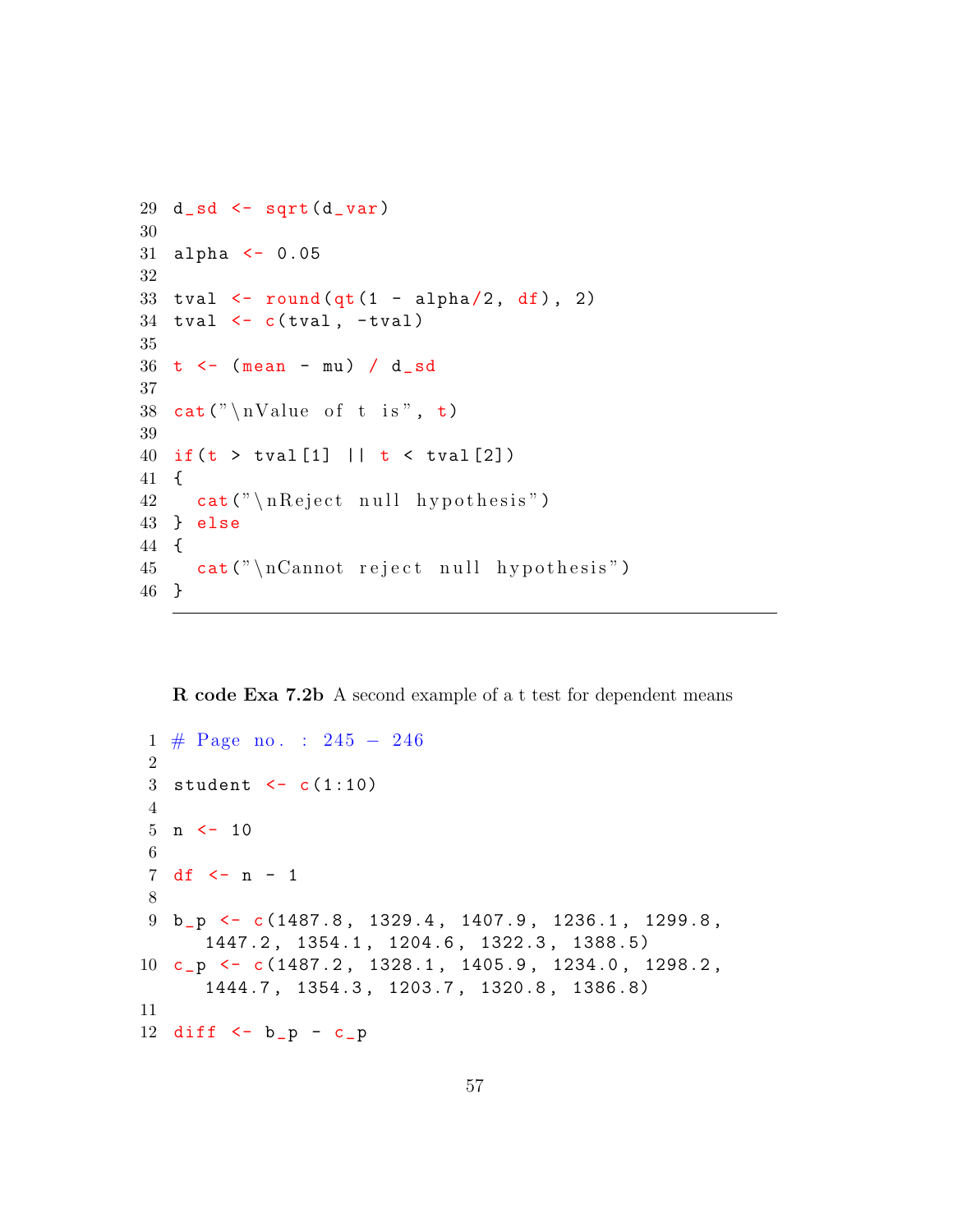```r
d_sd <- sqrt(d_var)

alpha <- 0.05

tval <- round(qt(1 - alpha/2, df), 2)
tval <- c(tval, -tval)

t <- (mean - mu) / d_sd

cat("\nValue of t is", t)

if(t > tval[1] || t < tval[2])
{
  cat("\nReject null hypothesis")
} else
{
  cat("\nCannot reject null hypothesis")
}
```

**R code Exa 7.2b** A second example of a t test for dependent means

```r
# Page no. : 245 - 246

student <- c(1:10)

n <- 10

df <- n - 1

b_p <- c(1487.8, 1329.4, 1407.9, 1236.1, 1299.8,
    1447.2, 1354.1, 1204.6, 1322.3, 1388.5)
c_p <- c(1487.2, 1328.1, 1405.9, 1234.0, 1298.2,
    1444.7, 1354.3, 1203.7, 1320.8, 1386.8)

diff <- b_p - c_p
```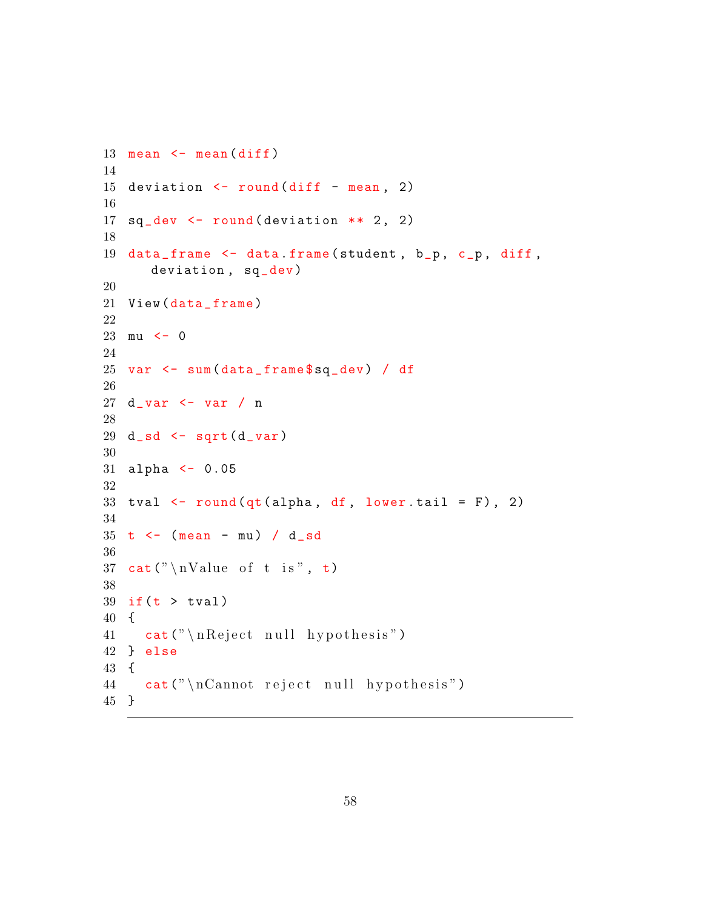```
13 mean <- mean(diff)
14 
15 deviation <- round(diff - mean, 2)
16 
17 sq_dev <- round(deviation ** 2, 2)
18 
19 data_frame <- data.frame(student, b_p, c_p, diff,
     deviation, sq_dev)
20 
21 View(data_frame)
22 
23 mu <- 0
24 
25 var <- sum(data_frame$sq_dev) / df
26 
27 d_var <- var / n
28 
29 d_sd <- sqrt(d_var)
30 
31 alpha <- 0.05
32 
33 tval <- round(qt(alpha, df, lower.tail = F), 2)
34 
35 t <- (mean - mu) / d_sd
36 
37 cat("\nValue of t is", t)
38 
39 if(t > tval)
40 {
41   cat("\nReject null hypothesis")
42 } else
43 {
44   cat("\nCannot reject null hypothesis")
45 }
```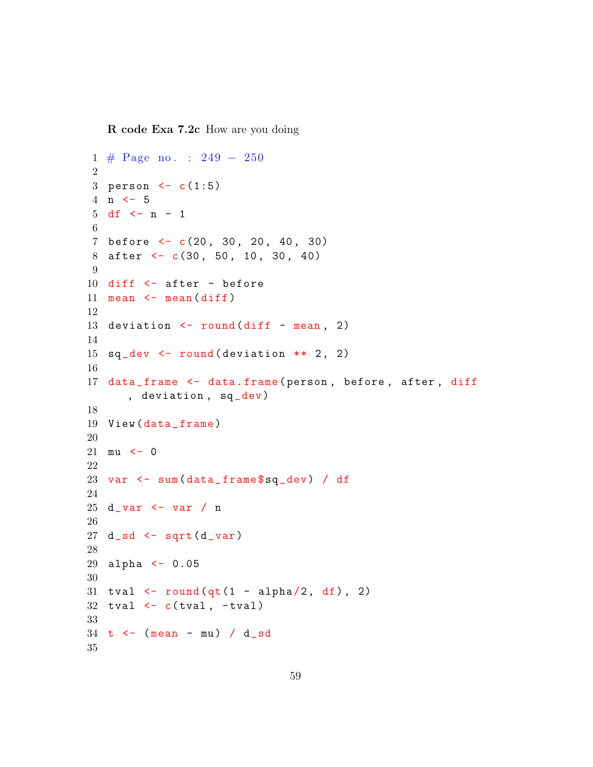**R code Exa 7.2c** How are you doing

```r
# Page no. : 249 - 250

person <- c(1:5)
n <- 5
df <- n - 1

before <- c(20, 30, 20, 40, 30)
after <- c(30, 50, 10, 30, 40)

diff <- after - before
mean <- mean(diff)

deviation <- round(diff - mean, 2)

sq_dev <- round(deviation ** 2, 2)

data_frame <- data.frame(person, before, after, diff
    , deviation, sq_dev)

View(data_frame)

mu <- 0

var <- sum(data_frame$sq_dev) / df

d_var <- var / n

d_sd <- sqrt(d_var)

alpha <- 0.05

tval <- round(qt(1 - alpha/2, df), 2)
tval <- c(tval, -tval)

t <- (mean - mu) / d_sd

```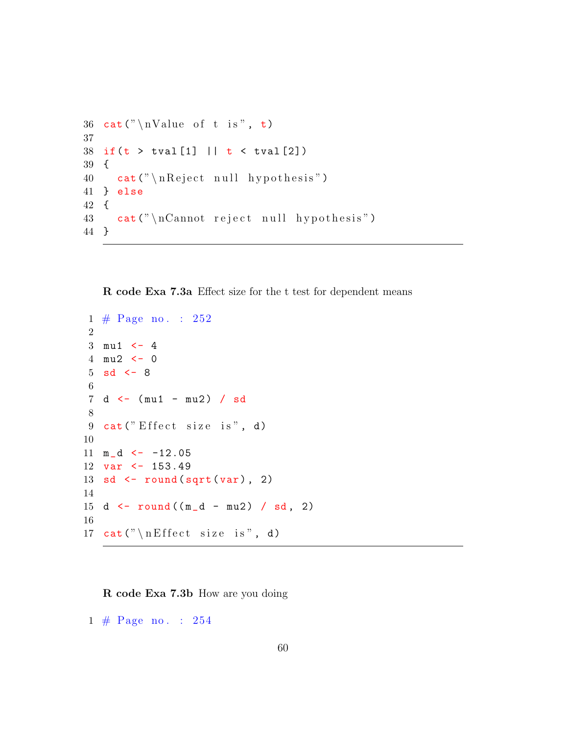```
36 cat("\nValue of t is", t)
37 
38 if(t > tval[1] || t < tval[2])
39 {
40   cat("\nReject null hypothesis")
41 } else
42 {
43   cat("\nCannot reject null hypothesis")
44 }
```

**R code Exa 7.3a** Effect size for the t test for dependent means

```
1 # Page no. : 252
2 
3 mu1 <- 4
4 mu2 <- 0
5 sd <- 8
6 
7 d <- (mu1 - mu2) / sd
8 
9 cat("Effect size is", d)
10 
11 m_d <- -12.05
12 var <- 153.49
13 sd <- round(sqrt(var), 2)
14 
15 d <- round((m_d - mu2) / sd, 2)
16 
17 cat("\nEffect size is", d)
```

**R code Exa 7.3b** How are you doing

```
1 # Page no. : 254
```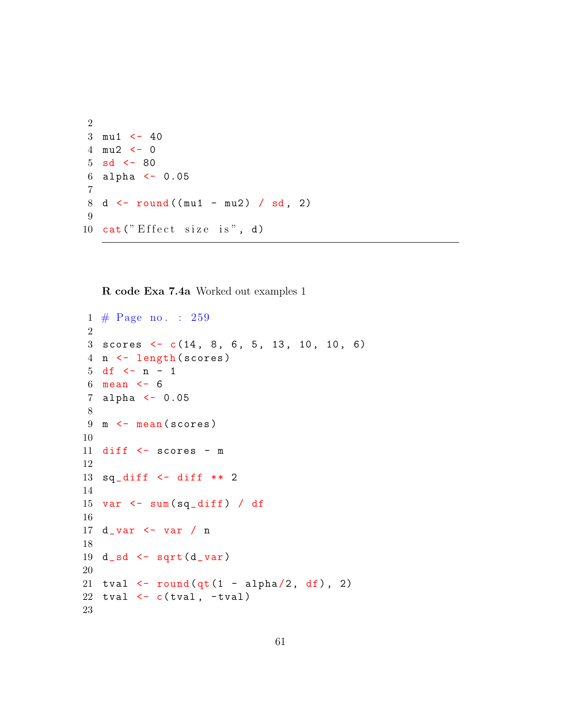```
mu1 <- 40
mu2 <- 0
sd <- 80
alpha <- 0.05

d <- round((mu1 - mu2) / sd, 2)

cat("Effect size is", d)
```

**R code Exa 7.4a** Worked out examples 1

```
# Page no. : 259

scores <- c(14, 8, 6, 5, 13, 10, 10, 6)
n <- length(scores)
df <- n - 1
mean <- 6
alpha <- 0.05

m <- mean(scores)

diff <- scores - m

sq_diff <- diff ** 2

var <- sum(sq_diff) / df

d_var <- var / n

d_sd <- sqrt(d_var)

tval <- round(qt(1 - alpha/2, df), 2)
tval <- c(tval, -tval)

```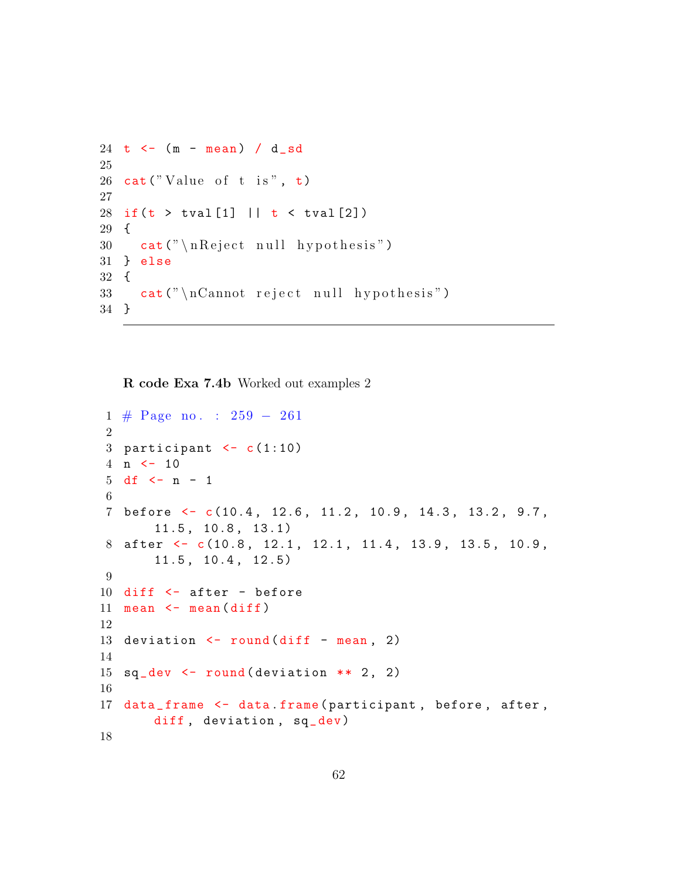```
24 t <- (m - mean) / d_sd
25
26 cat("Value of t is", t)
27
28 if(t > tval[1] || t < tval[2])
29 {
30   cat("\nReject null hypothesis")
31 } else
32 {
33   cat("\nCannot reject null hypothesis")
34 }
```

**R code Exa 7.4b** Worked out examples 2

```
1 # Page no. : 259 - 261
2
3 participant <- c(1:10)
4 n <- 10
5 df <- n - 1
6
7 before <- c(10.4, 12.6, 11.2, 10.9, 14.3, 13.2, 9.7,
      11.5, 10.8, 13.1)
8 after <- c(10.8, 12.1, 12.1, 11.4, 13.9, 13.5, 10.9,
      11.5, 10.4, 12.5)
9
10 diff <- after - before
11 mean <- mean(diff)
12
13 deviation <- round(diff - mean, 2)
14
15 sq_dev <- round(deviation ** 2, 2)
16
17 data_frame <- data.frame(participant, before, after,
      diff, deviation, sq_dev)
18
```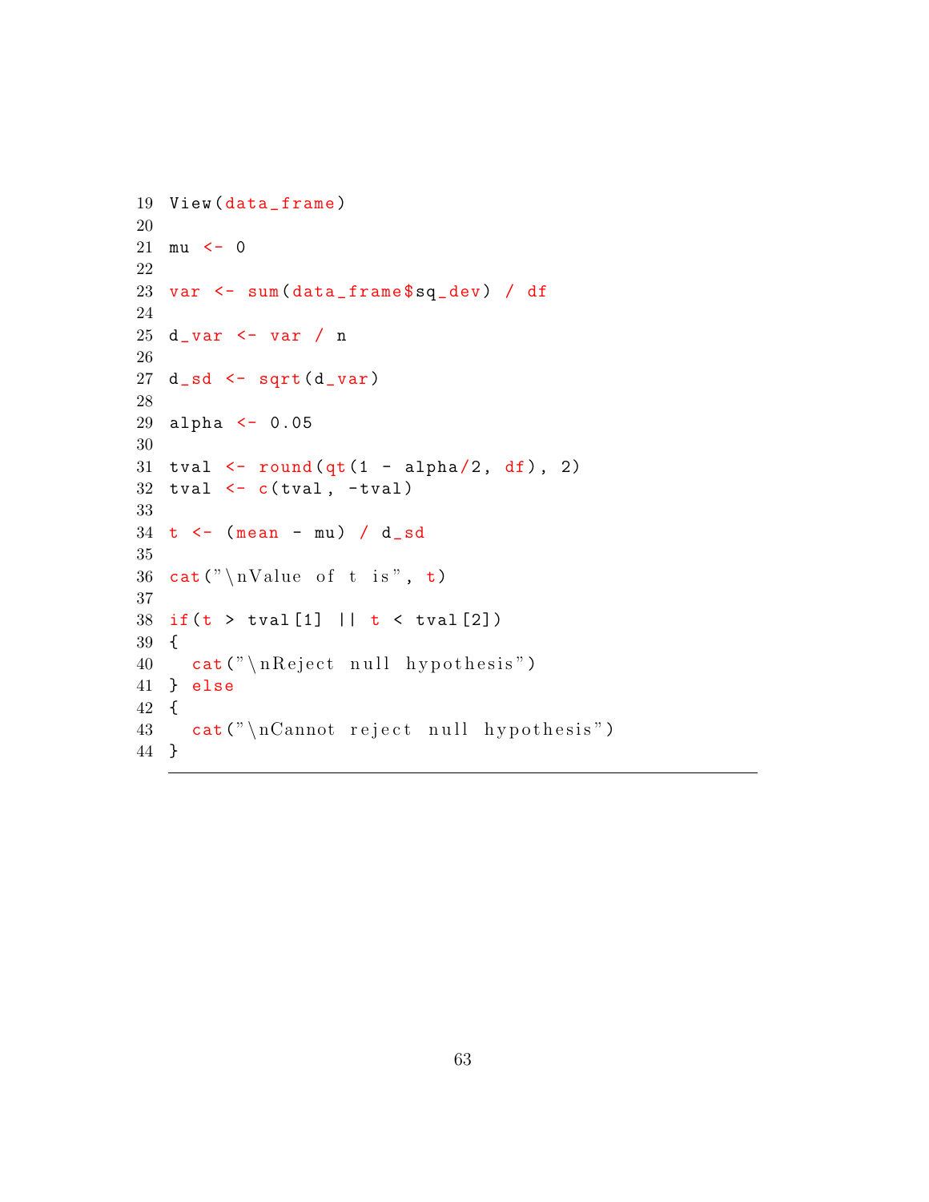```
19 View(data_frame)
20
21 mu <- 0
22
23 var <- sum(data_frame$sq_dev) / df
24
25 d_var <- var / n
26
27 d_sd <- sqrt(d_var)
28
29 alpha <- 0.05
30
31 tval <- round(qt(1 - alpha/2, df), 2)
32 tval <- c(tval, -tval)
33
34 t <- (mean - mu) / d_sd
35
36 cat("\nValue of t is", t)
37
38 if(t > tval[1] || t < tval[2])
39 {
40   cat("\nReject null hypothesis")
41 } else
42 {
43   cat("\nCannot reject null hypothesis")
44 }
```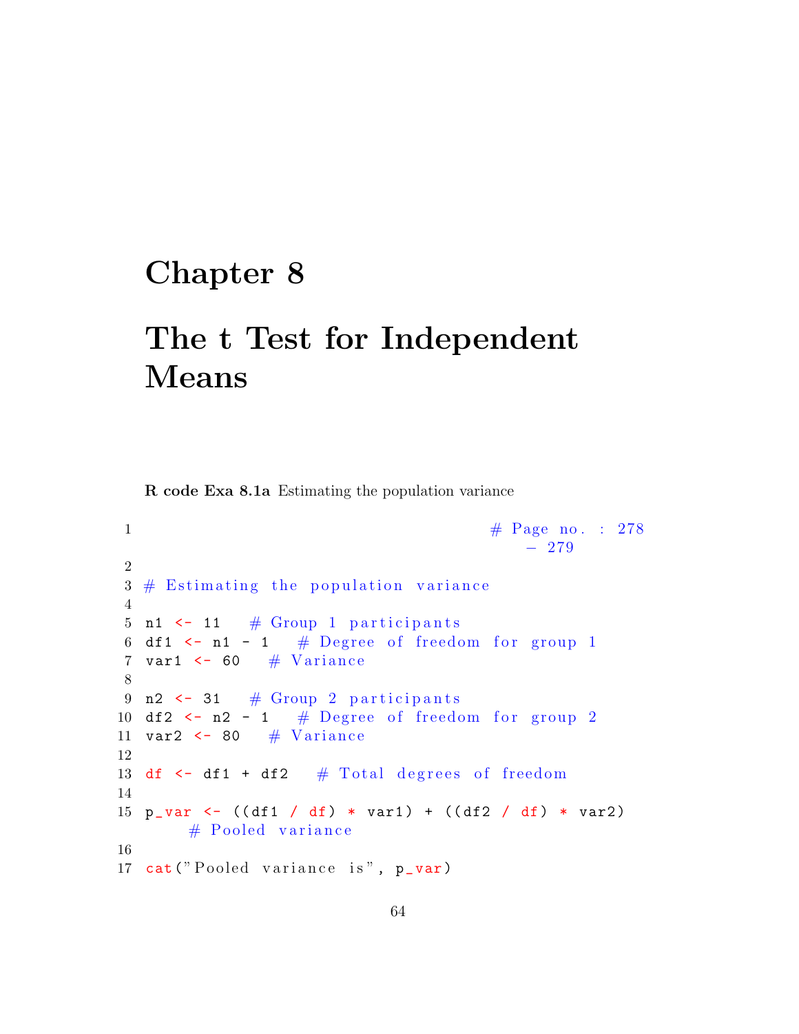# Chapter 8

# The t Test for Independent Means

**R code Exa 8.1a** Estimating the population variance

```
1                                           # Page no. : 278
                                                - 279
2
3 # Estimating the population variance
4
5 n1 <- 11   # Group 1 participants
6 df1 <- n1 - 1   # Degree of freedom for group 1
7 var1 <- 60   # Variance
8
9 n2 <- 31   # Group 2 participants
10 df2 <- n2 - 1   # Degree of freedom for group 2
11 var2 <- 80   # Variance
12
13 df <- df1 + df2   # Total degrees of freedom
14
15 p_var <- ((df1 / df) * var1) + ((df2 / df) * var2)
       # Pooled variance
16
17 cat("Pooled variance is", p_var)
```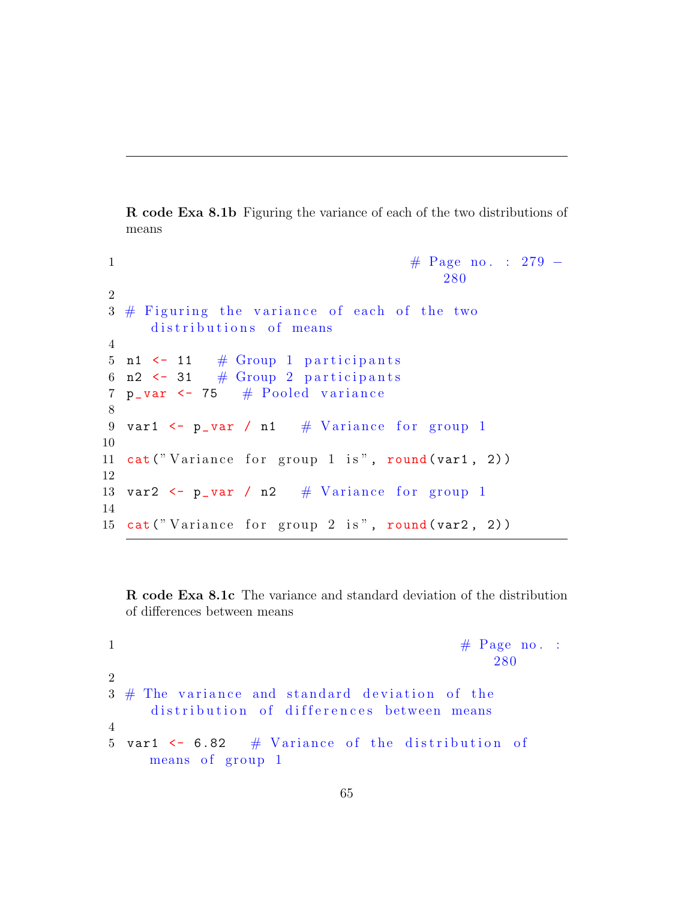**R code Exa 8.1b** Figuring the variance of each of the two distributions of means

```
1                                                    # Page no. : 279 -
                                                        280
2
3 # Figuring the variance of each of the two
     distributions of means
4
5 n1 <- 11    # Group 1 participants
6 n2 <- 31    # Group 2 participants
7 p_var <- 75    # Pooled variance
8
9 var1 <- p_var / n1    # Variance for group 1
10
11 cat("Variance for group 1 is", round(var1, 2))
12
13 var2 <- p_var / n2    # Variance for group 1
14
15 cat("Variance for group 2 is", round(var2, 2))
```

**R code Exa 8.1c** The variance and standard deviation of the distribution of differences between means

```
1                                                         # Page no. :
                                                             280
2
3 # The variance and standard deviation of the
     distribution of differences between means
4
5 var1 <- 6.82    # Variance of the distribution of
     means of group 1
```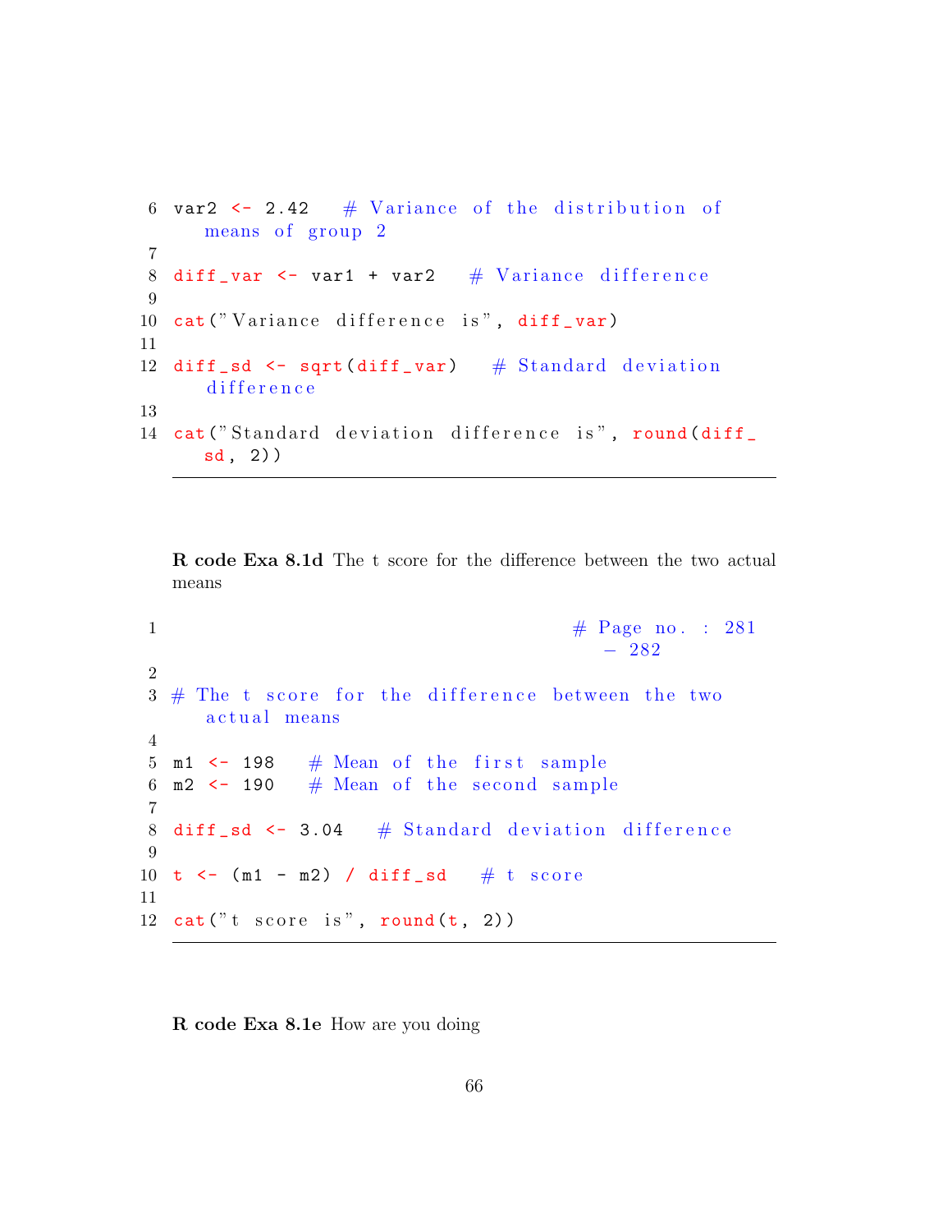```
var2 <- 2.42   # Variance of the distribution of means of group 2

diff_var <- var1 + var2   # Variance difference

cat("Variance difference is", diff_var)

diff_sd <- sqrt(diff_var)   # Standard deviation difference

cat("Standard deviation difference is", round(diff_sd, 2))
```

**R code Exa 8.1d** The t score for the difference between the two actual means

```
                                        # Page no. : 281 - 282

# The t score for the difference between the two actual means

m1 <- 198   # Mean of the first sample
m2 <- 190   # Mean of the second sample

diff_sd <- 3.04   # Standard deviation difference

t <- (m1 - m2) / diff_sd   # t score

cat("t score is", round(t, 2))
```

**R code Exa 8.1e** How are you doing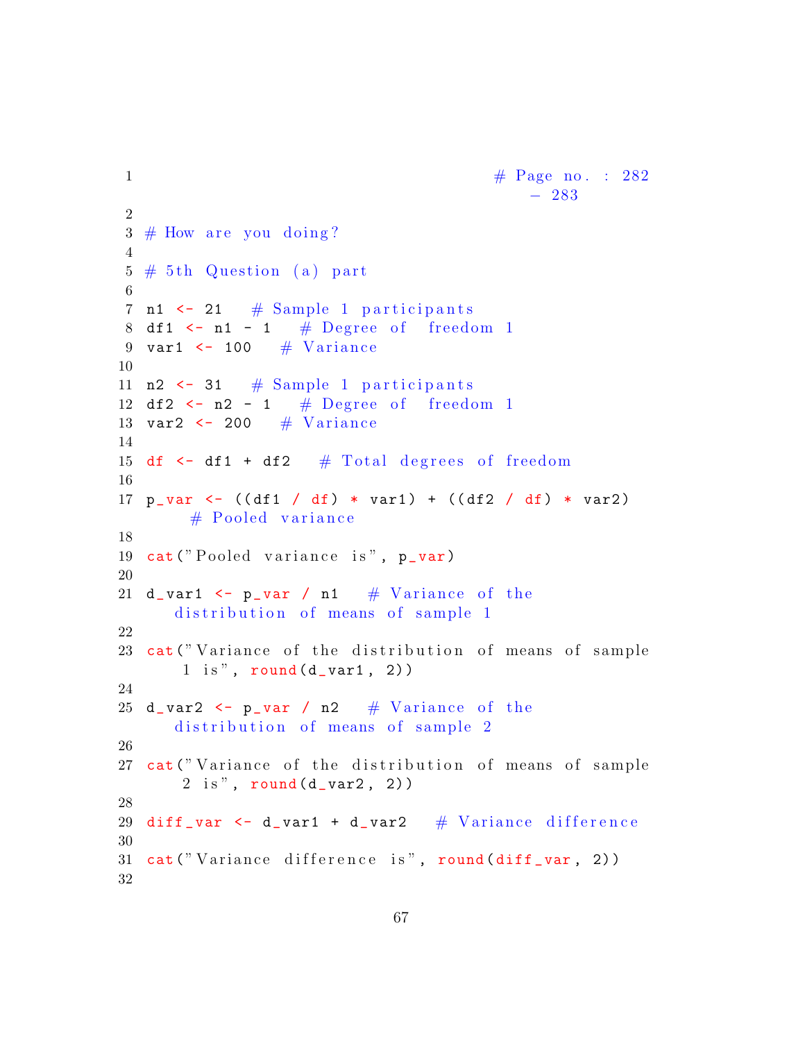```r
                                        # Page no. : 282
                                            - 283

# How are you doing?

# 5th Question (a) part

n1 <- 21   # Sample 1 participants
df1 <- n1 - 1   # Degree of  freedom 1
var1 <- 100   # Variance

n2 <- 31   # Sample 1 participants
df2 <- n2 - 1   # Degree of  freedom 1
var2 <- 200   # Variance

df <- df1 + df2   # Total degrees of freedom

p_var <- ((df1 / df) * var1) + ((df2 / df) * var2)
    # Pooled variance

cat("Pooled variance is", p_var)

d_var1 <- p_var / n1   # Variance of the
   distribution of means of sample 1

cat("Variance of the distribution of means of sample
    1 is", round(d_var1, 2))

d_var2 <- p_var / n2   # Variance of the
   distribution of means of sample 2

cat("Variance of the distribution of means of sample
    2 is", round(d_var2, 2))

diff_var <- d_var1 + d_var2   # Variance difference

cat("Variance difference is", round(diff_var, 2))

```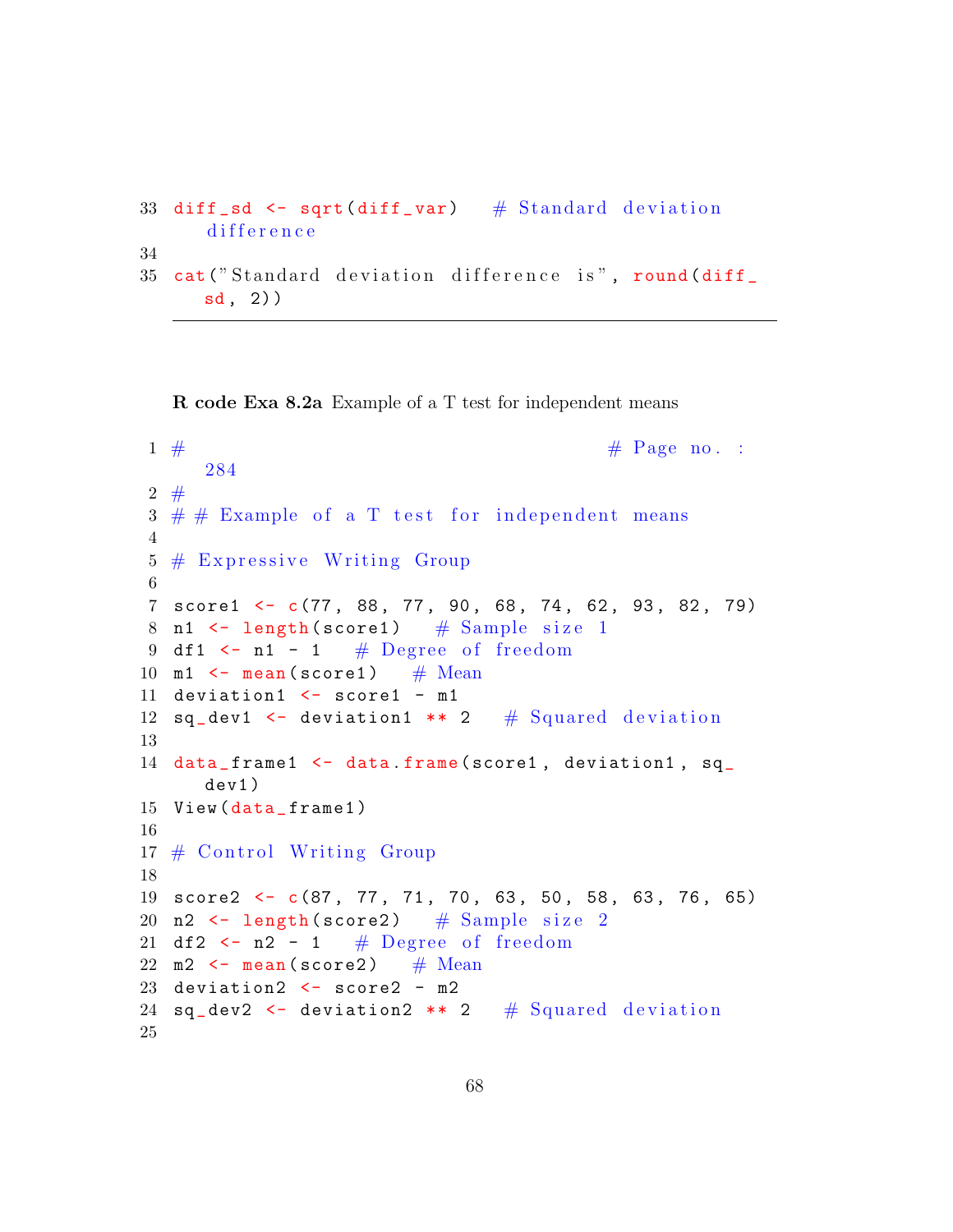```
33 diff_sd <- sqrt(diff_var)   # Standard deviation
   difference
34
35 cat("Standard deviation difference is", round(diff_
   sd, 2))
```

**R code Exa 8.2a** Example of a T test for independent means

```
1 #                                        # Page no. :
    284
2 #
3 # # Example of a T test for independent means
4
5 # Expressive Writing Group
6
7 score1 <- c(77, 88, 77, 90, 68, 74, 62, 93, 82, 79)
8 n1 <- length(score1)   # Sample size 1
9 df1 <- n1 - 1   # Degree of freedom
10 m1 <- mean(score1)   # Mean
11 deviation1 <- score1 - m1
12 sq_dev1 <- deviation1 ** 2   # Squared deviation
13
14 data_frame1 <- data.frame(score1, deviation1, sq_
    dev1)
15 View(data_frame1)
16
17 # Control Writing Group
18
19 score2 <- c(87, 77, 71, 70, 63, 50, 58, 63, 76, 65)
20 n2 <- length(score2)   # Sample size 2
21 df2 <- n2 - 1   # Degree of freedom
22 m2 <- mean(score2)   # Mean
23 deviation2 <- score2 - m2
24 sq_dev2 <- deviation2 ** 2   # Squared deviation
25
```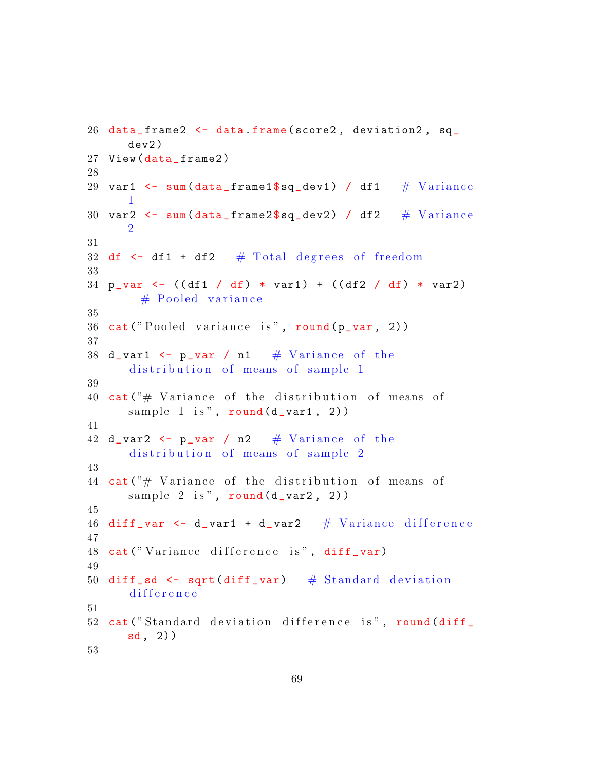```r
data_frame2 <- data.frame(score2, deviation2, sq_dev2)
View(data_frame2)

var1 <- sum(data_frame1$sq_dev1) / df1   # Variance 1
var2 <- sum(data_frame2$sq_dev2) / df2   # Variance 2

df <- df1 + df2   # Total degrees of freedom

p_var <- ((df1 / df) * var1) + ((df2 / df) * var2)    # Pooled variance

cat("Pooled variance is", round(p_var, 2))

d_var1 <- p_var / n1   # Variance of the distribution of means of sample 1

cat("# Variance of the distribution of means of sample 1 is", round(d_var1, 2))

d_var2 <- p_var / n2   # Variance of the distribution of means of sample 2

cat("# Variance of the distribution of means of sample 2 is", round(d_var2, 2))

diff_var <- d_var1 + d_var2   # Variance difference

cat("Variance difference is", diff_var)

diff_sd <- sqrt(diff_var)   # Standard deviation difference

cat("Standard deviation difference is", round(diff_sd, 2))

```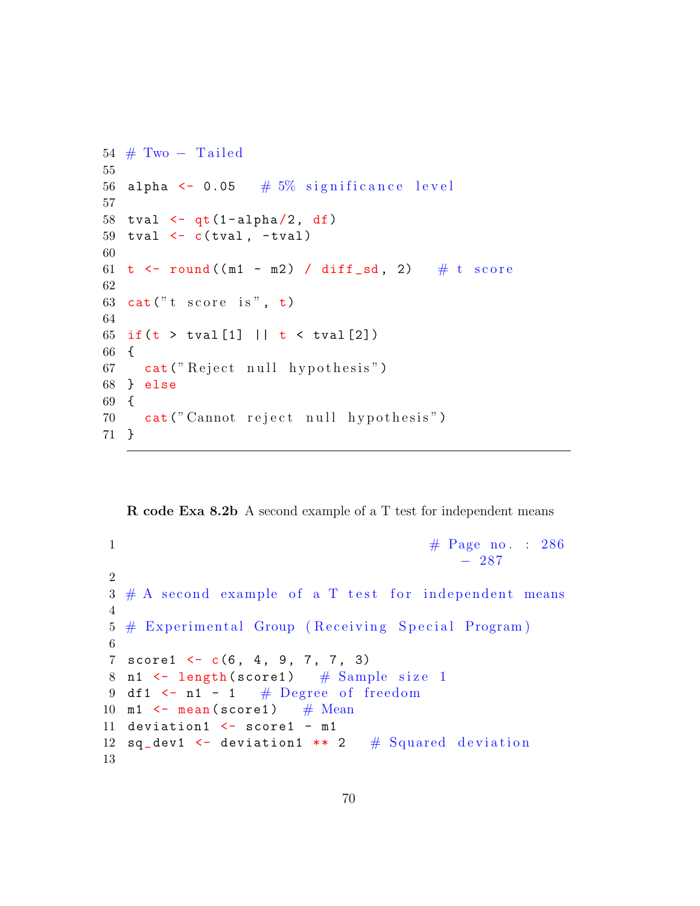```
54 # Two - Tailed
55
56 alpha <- 0.05   # 5% significance level
57
58 tval <- qt(1-alpha/2, df)
59 tval <- c(tval, -tval)
60
61 t <- round((m1 - m2) / diff_sd, 2)   # t score
62
63 cat("t score is", t)
64
65 if(t > tval[1] || t < tval[2])
66 {
67   cat("Reject null hypothesis")
68 } else
69 {
70   cat("Cannot reject null hypothesis")
71 }
```

**R code Exa 8.2b** A second example of a T test for independent means

```
1                                          # Page no. : 286
                                              - 287
2
3 # A second example of a T test for independent means
4
5 # Experimental Group (Receiving Special Program)
6
7 score1 <- c(6, 4, 9, 7, 7, 3)
8 n1 <- length(score1)   # Sample size 1
9 df1 <- n1 - 1   # Degree of freedom
10 m1 <- mean(score1)   # Mean
11 deviation1 <- score1 - m1
12 sq_dev1 <- deviation1 ** 2   # Squared deviation
13
```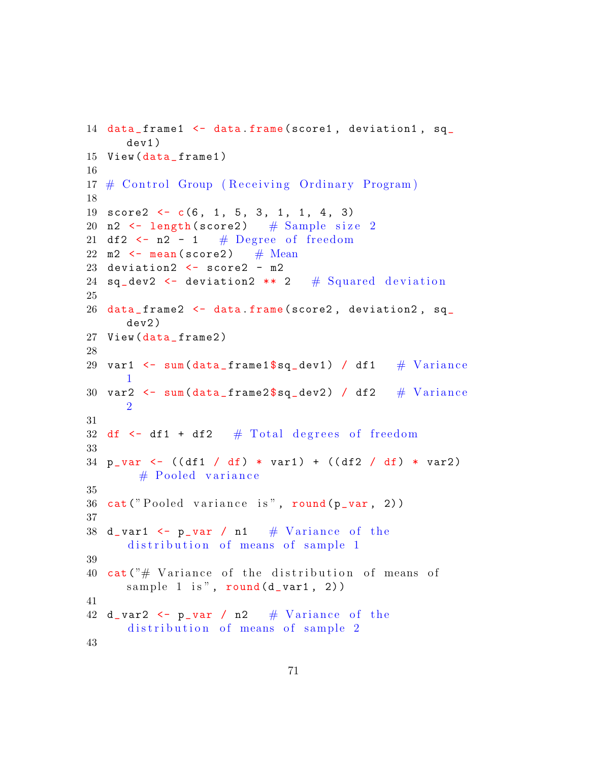```r
data_frame1 <- data.frame(score1, deviation1, sq_dev1)
View(data_frame1)

# Control Group (Receiving Ordinary Program)

score2 <- c(6, 1, 5, 3, 1, 1, 4, 3)
n2 <- length(score2)   # Sample size 2
df2 <- n2 - 1   # Degree of freedom
m2 <- mean(score2)   # Mean
deviation2 <- score2 - m2
sq_dev2 <- deviation2 ** 2   # Squared deviation

data_frame2 <- data.frame(score2, deviation2, sq_dev2)
View(data_frame2)

var1 <- sum(data_frame1$sq_dev1) / df1   # Variance 1
var2 <- sum(data_frame2$sq_dev2) / df2   # Variance 2

df <- df1 + df2   # Total degrees of freedom

p_var <- ((df1 / df) * var1) + ((df2 / df) * var2)   # Pooled variance

cat("Pooled variance is", round(p_var, 2))

d_var1 <- p_var / n1   # Variance of the distribution of means of sample 1

cat("# Variance of the distribution of means of sample 1 is", round(d_var1, 2))

d_var2 <- p_var / n2   # Variance of the distribution of means of sample 2

```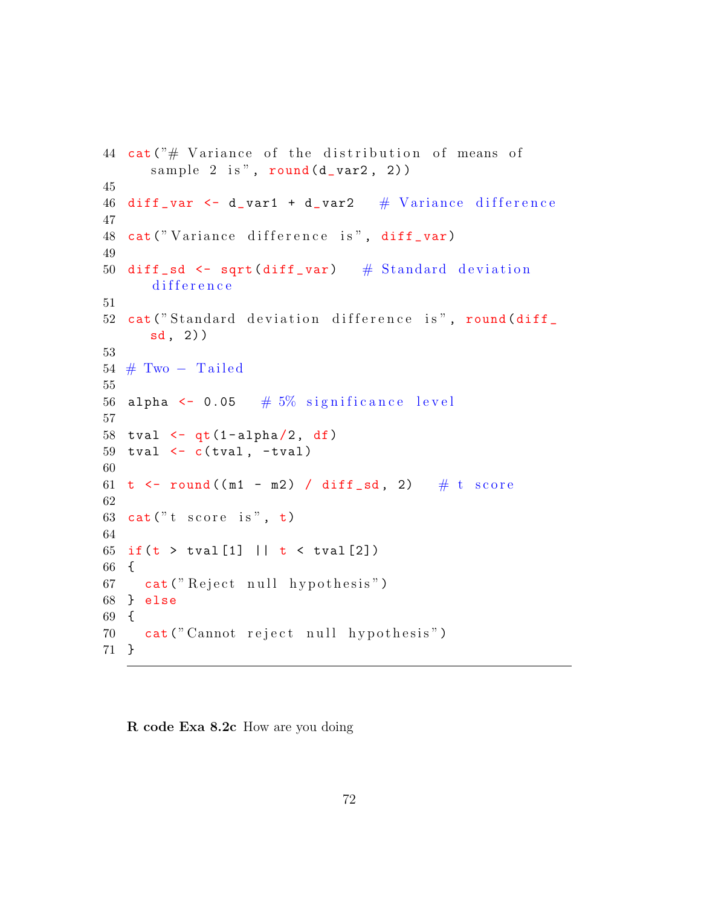```r
cat("# Variance of the distribution of means of
    sample 2 is", round(d_var2, 2))

diff_var <- d_var1 + d_var2   # Variance difference

cat("Variance difference is", diff_var)

diff_sd <- sqrt(diff_var)   # Standard deviation
    difference

cat("Standard deviation difference is", round(diff_
    sd, 2))

# Two - Tailed

alpha <- 0.05   # 5% significance level

tval <- qt(1-alpha/2, df)
tval <- c(tval, -tval)

t <- round((m1 - m2) / diff_sd, 2)   # t score

cat("t score is", t)

if(t > tval[1] || t < tval[2])
{
  cat("Reject null hypothesis")
} else
{
  cat("Cannot reject null hypothesis")
}
```

**R code Exa 8.2c** How are you doing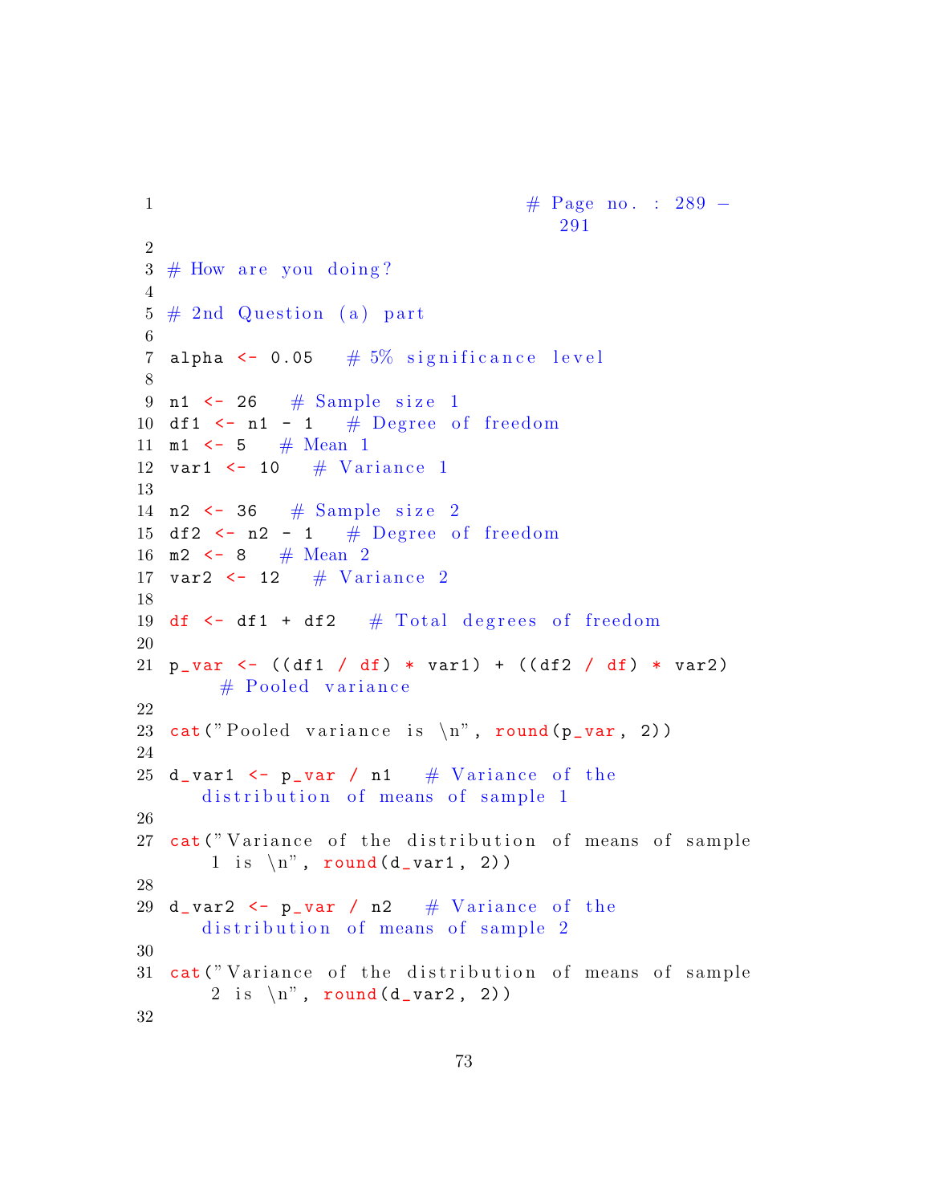```r
                                    # Page no. : 289 - 291

# How are you doing?

# 2nd Question (a) part

alpha <- 0.05   # 5% significance level

n1 <- 26   # Sample size 1
df1 <- n1 - 1   # Degree of freedom
m1 <- 5   # Mean 1
var1 <- 10   # Variance 1

n2 <- 36   # Sample size 2
df2 <- n2 - 1   # Degree of freedom
m2 <- 8   # Mean 2
var2 <- 12   # Variance 2

df <- df1 + df2   # Total degrees of freedom

p_var <- ((df1 / df) * var1) + ((df2 / df) * var2)    # Pooled variance

cat("Pooled variance is \n", round(p_var, 2))

d_var1 <- p_var / n1   # Variance of the distribution of means of sample 1

cat("Variance of the distribution of means of sample 1 is \n", round(d_var1, 2))

d_var2 <- p_var / n2   # Variance of the distribution of means of sample 2

cat("Variance of the distribution of means of sample 2 is \n", round(d_var2, 2))

```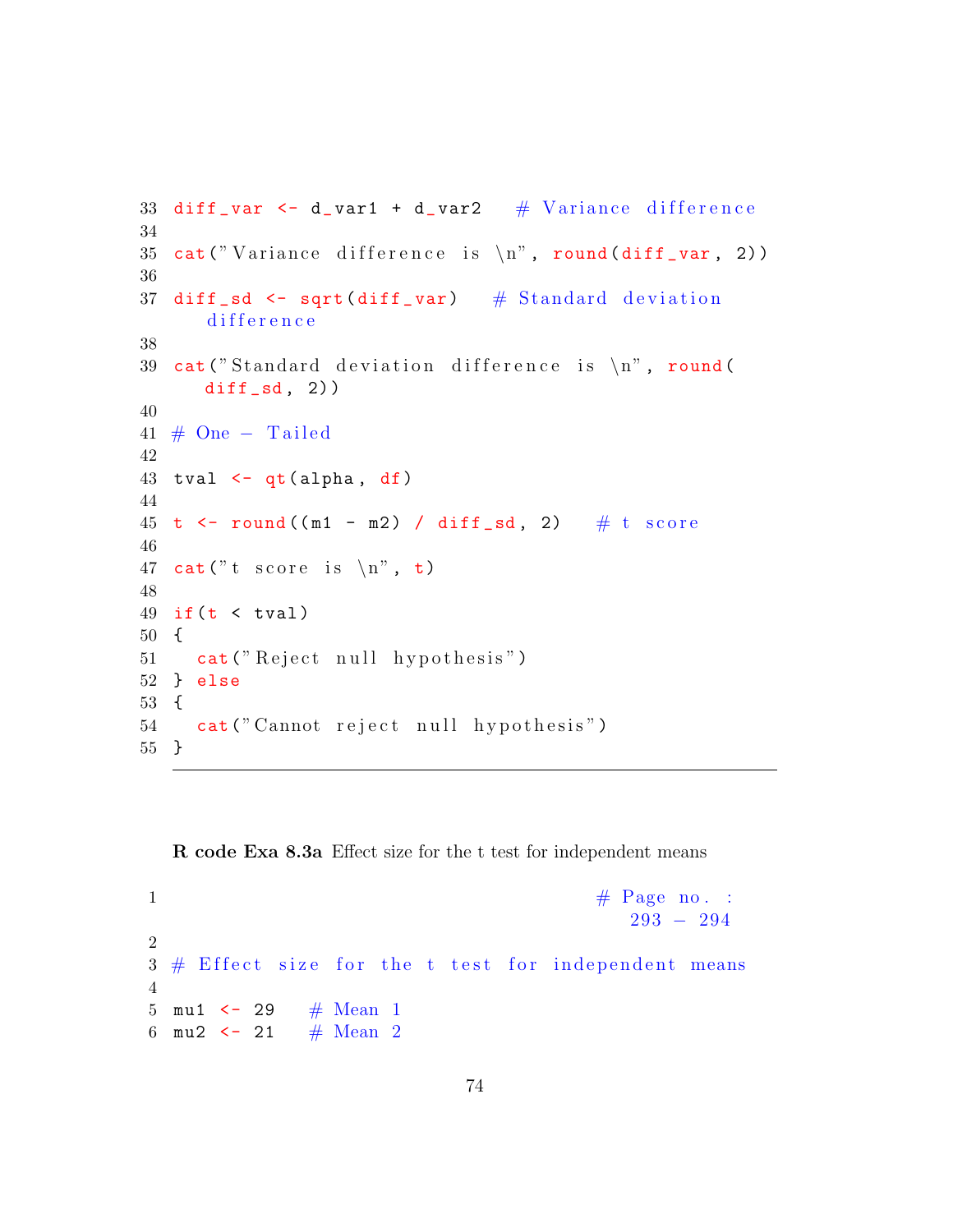```
diff_var <- d_var1 + d_var2   # Variance difference

cat("Variance difference is \n", round(diff_var, 2))

diff_sd <- sqrt(diff_var)   # Standard deviation difference

cat("Standard deviation difference is \n", round(diff_sd, 2))

# One - Tailed

tval <- qt(alpha, df)

t <- round((m1 - m2) / diff_sd, 2)   # t score

cat("t score is \n", t)

if(t < tval)
{
  cat("Reject null hypothesis")
} else
{
  cat("Cannot reject null hypothesis")
}
```

**R code Exa 8.3a** Effect size for the t test for independent means

```
                                        # Page no. : 293 - 294

# Effect size for the t test for independent means

mu1 <- 29   # Mean 1
mu2 <- 21   # Mean 2
```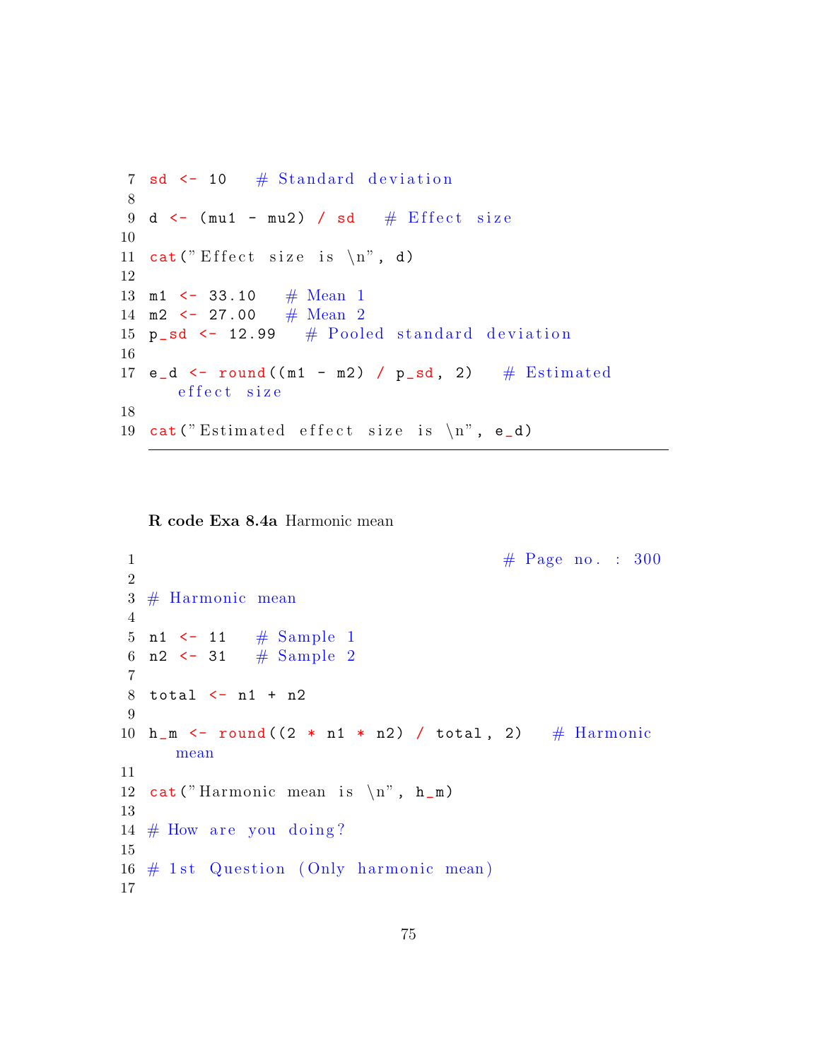```
sd <- 10   # Standard deviation

d <- (mu1 - mu2) / sd   # Effect size

cat("Effect size is \n", d)

m1 <- 33.10   # Mean 1
m2 <- 27.00   # Mean 2
p_sd <- 12.99   # Pooled standard deviation

e_d <- round((m1 - m2) / p_sd, 2)   # Estimated effect size

cat("Estimated effect size is \n", e_d)
```

**R code Exa 8.4a** Harmonic mean

```
                                    # Page no. : 300

# Harmonic mean

n1 <- 11   # Sample 1
n2 <- 31   # Sample 2

total <- n1 + n2

h_m <- round((2 * n1 * n2) / total, 2)   # Harmonic mean

cat("Harmonic mean is \n", h_m)

# How are you doing?

# 1st Question (Only harmonic mean)

```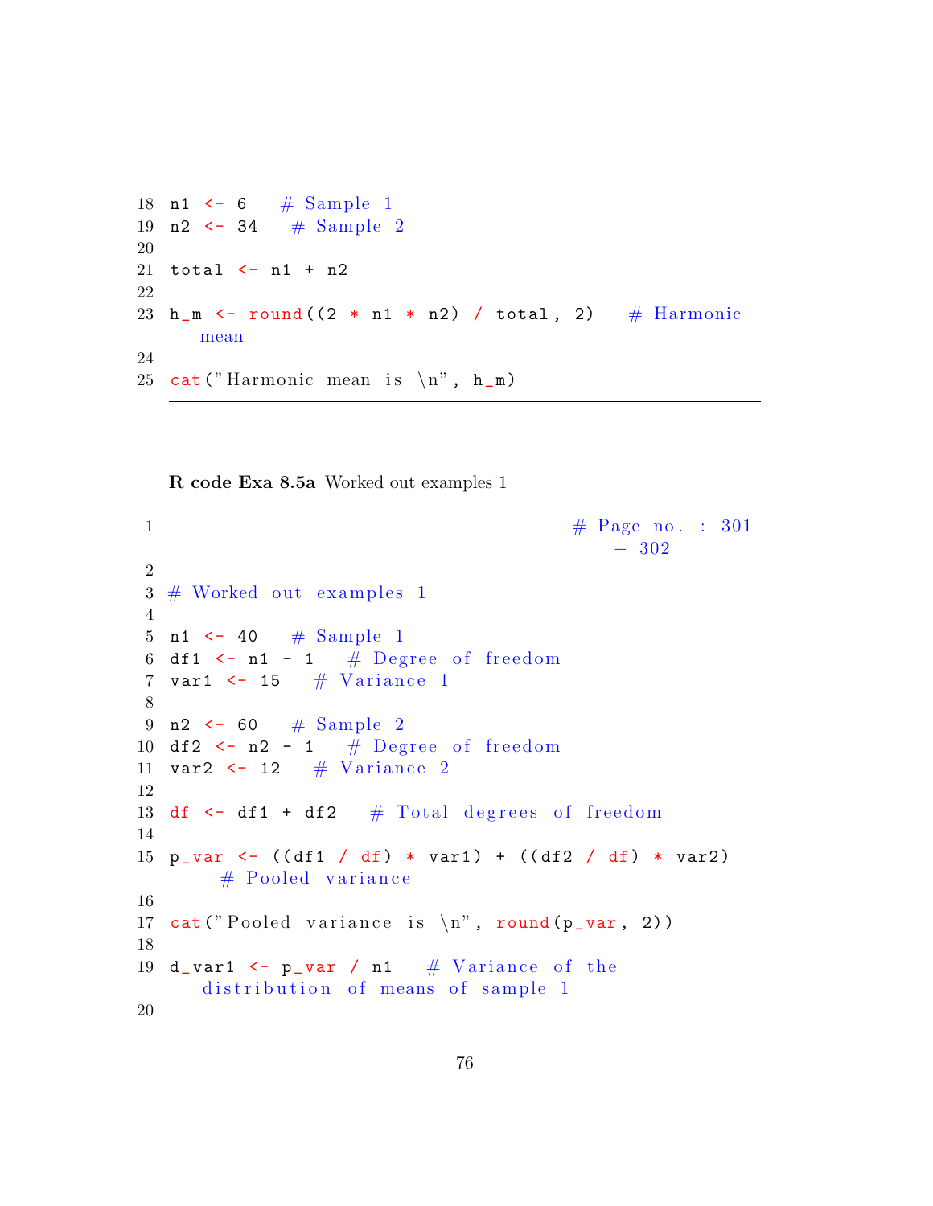```
18 n1 <- 6    # Sample 1
19 n2 <- 34    # Sample 2
20
21 total <- n1 + n2
22
23 h_m <- round((2 * n1 * n2) / total, 2)    # Harmonic
     mean
24
25 cat("Harmonic mean is \n", h_m)
```

**R code Exa 8.5a** Worked out examples 1

```
1                                          # Page no. : 301
                                              - 302
2
3 # Worked out examples 1
4
5 n1 <- 40    # Sample 1
6 df1 <- n1 - 1    # Degree of freedom
7 var1 <- 15    # Variance 1
8
9 n2 <- 60    # Sample 2
10 df2 <- n2 - 1    # Degree of freedom
11 var2 <- 12    # Variance 2
12
13 df <- df1 + df2    # Total degrees of freedom
14
15 p_var <- ((df1 / df) * var1) + ((df2 / df) * var2)
       # Pooled variance
16
17 cat("Pooled variance is \n", round(p_var, 2))
18
19 d_var1 <- p_var / n1    # Variance of the
     distribution of means of sample 1
20
```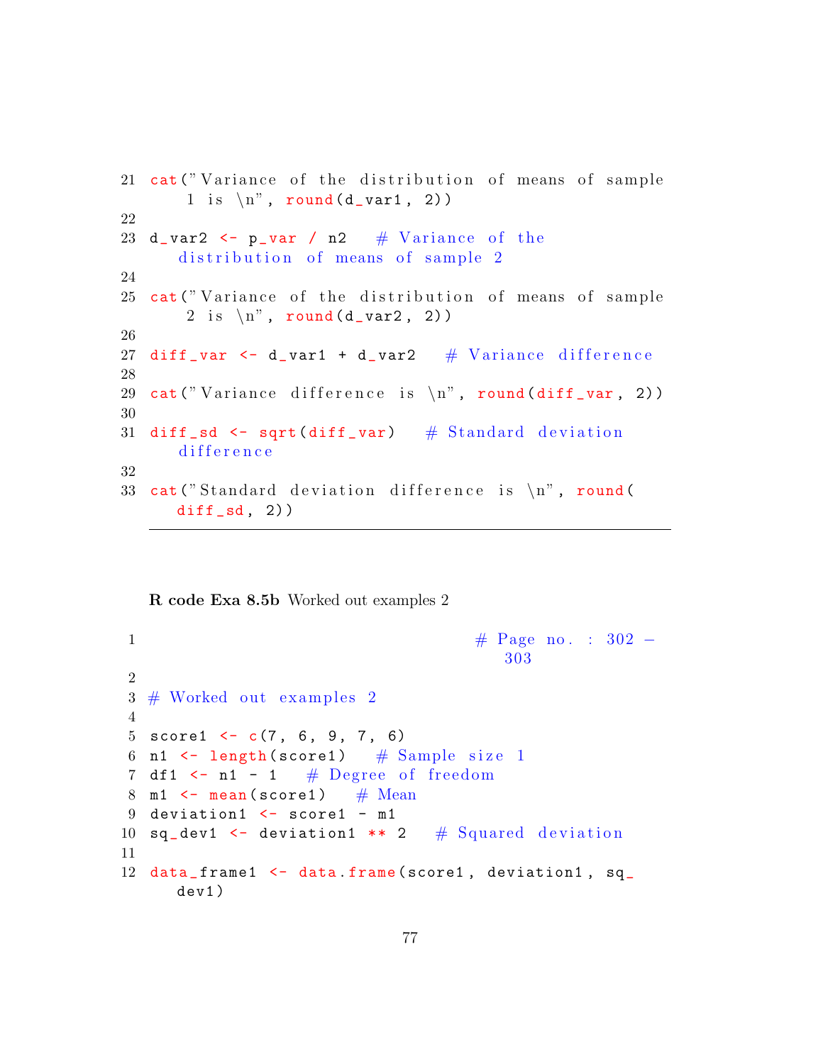```
cat("Variance of the distribution of means of sample 1 is \n", round(d_var1, 2))

d_var2 <- p_var / n2   # Variance of the distribution of means of sample 2

cat("Variance of the distribution of means of sample 2 is \n", round(d_var2, 2))

diff_var <- d_var1 + d_var2   # Variance difference

cat("Variance difference is \n", round(diff_var, 2))

diff_sd <- sqrt(diff_var)   # Standard deviation difference

cat("Standard deviation difference is \n", round(diff_sd, 2))
```

**R code Exa 8.5b** Worked out examples 2

```
                                    # Page no. : 302 - 303

# Worked out examples 2

score1 <- c(7, 6, 9, 7, 6)
n1 <- length(score1)   # Sample size 1
df1 <- n1 - 1   # Degree of freedom
m1 <- mean(score1)   # Mean
deviation1 <- score1 - m1
sq_dev1 <- deviation1 ** 2   # Squared deviation

data_frame1 <- data.frame(score1, deviation1, sq_dev1)
```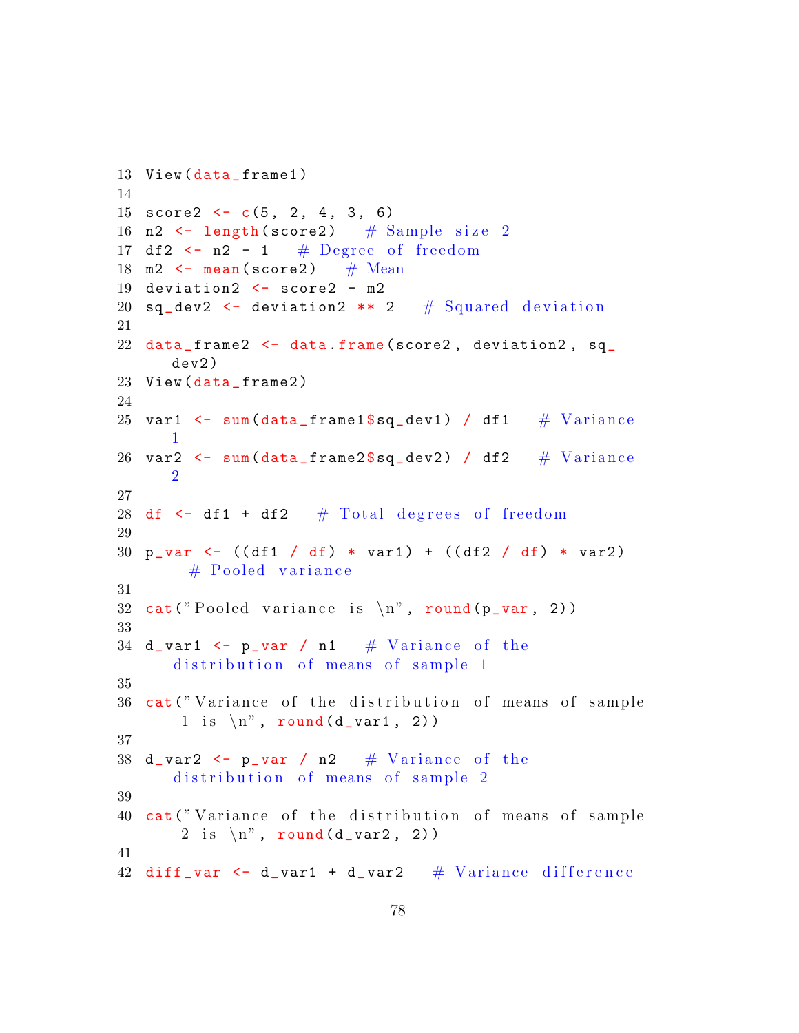```
13 View(data_frame1)
14
15 score2 <- c(5, 2, 4, 3, 6)
16 n2 <- length(score2)   # Sample size 2
17 df2 <- n2 - 1   # Degree of freedom
18 m2 <- mean(score2)   # Mean
19 deviation2 <- score2 - m2
20 sq_dev2 <- deviation2 ** 2   # Squared deviation
21
22 data_frame2 <- data.frame(score2, deviation2, sq_
     dev2)
23 View(data_frame2)
24
25 var1 <- sum(data_frame1$sq_dev1) / df1   # Variance
     1
26 var2 <- sum(data_frame2$sq_dev2) / df2   # Variance
     2
27
28 df <- df1 + df2   # Total degrees of freedom
29
30 p_var <- ((df1 / df) * var1) + ((df2 / df) * var2)
       # Pooled variance
31
32 cat("Pooled variance is \n", round(p_var, 2))
33
34 d_var1 <- p_var / n1   # Variance of the
     distribution of means of sample 1
35
36 cat("Variance of the distribution of means of sample
      1 is \n", round(d_var1, 2))
37
38 d_var2 <- p_var / n2   # Variance of the
     distribution of means of sample 2
39
40 cat("Variance of the distribution of means of sample
      2 is \n", round(d_var2, 2))
41
42 diff_var <- d_var1 + d_var2   # Variance difference
```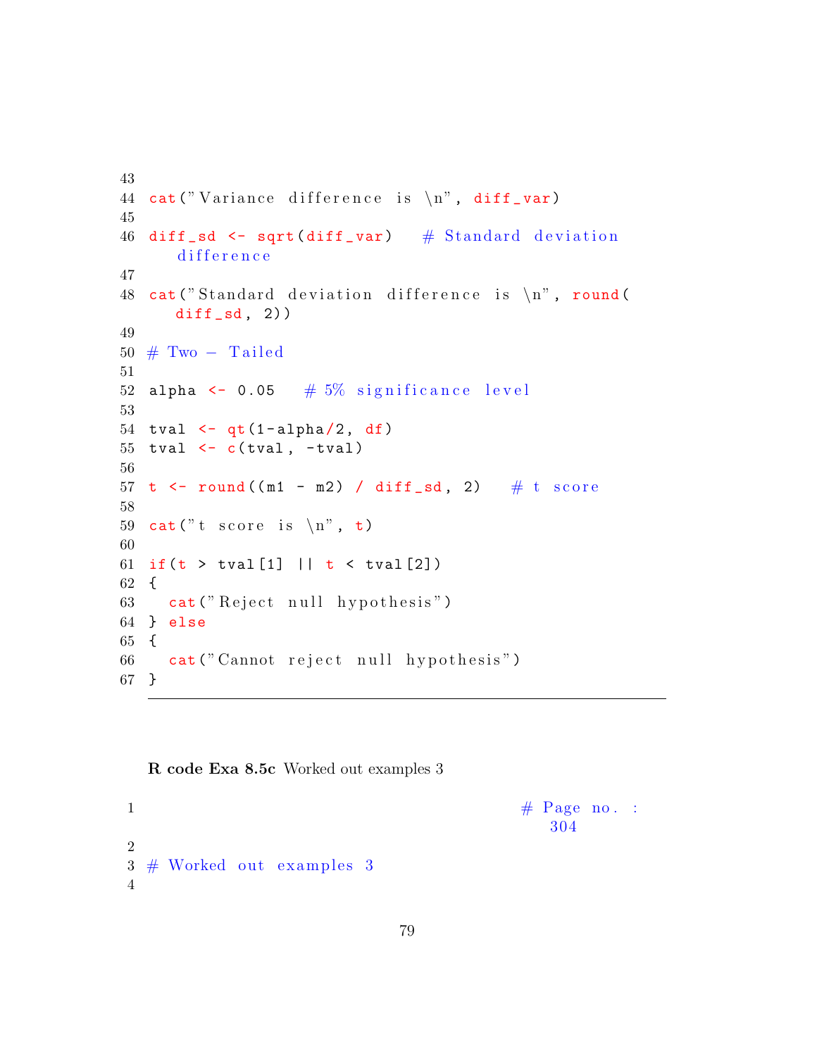```
43
44 cat("Variance difference is \n", diff_var)
45
46 diff_sd <- sqrt(diff_var)   # Standard deviation
   difference
47
48 cat("Standard deviation difference is \n", round(
   diff_sd, 2))
49
50 # Two - Tailed
51
52 alpha <- 0.05   # 5% significance level
53
54 tval <- qt(1-alpha/2, df)
55 tval <- c(tval, -tval)
56
57 t <- round((m1 - m2) / diff_sd, 2)   # t score
58
59 cat("t score is \n", t)
60
61 if(t > tval[1] || t < tval[2])
62 {
63   cat("Reject null hypothesis")
64 } else
65 {
66   cat("Cannot reject null hypothesis")
67 }
```

**R code Exa 8.5c** Worked out examples 3

```
1                                          # Page no. :
                                              304
2
3 # Worked out examples 3
4
```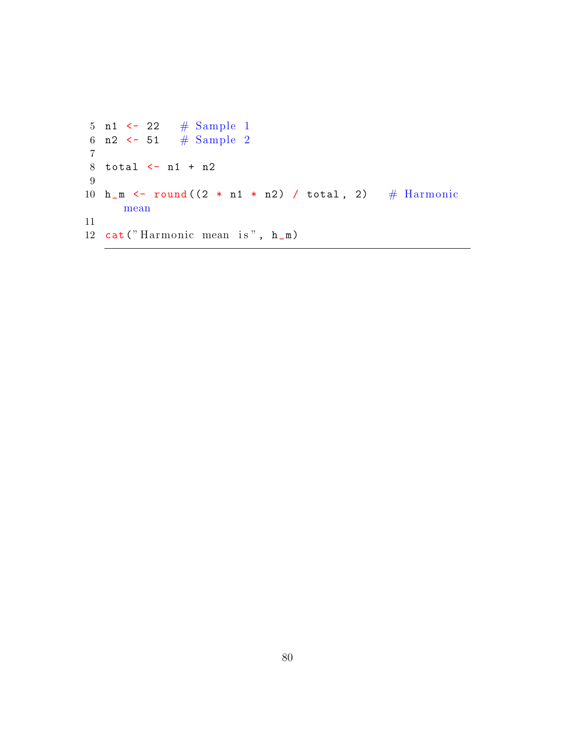```
n1 <- 22   # Sample 1
n2 <- 51   # Sample 2

total <- n1 + n2

h_m <- round((2 * n1 * n2) / total, 2)   # Harmonic mean

cat("Harmonic mean is", h_m)
```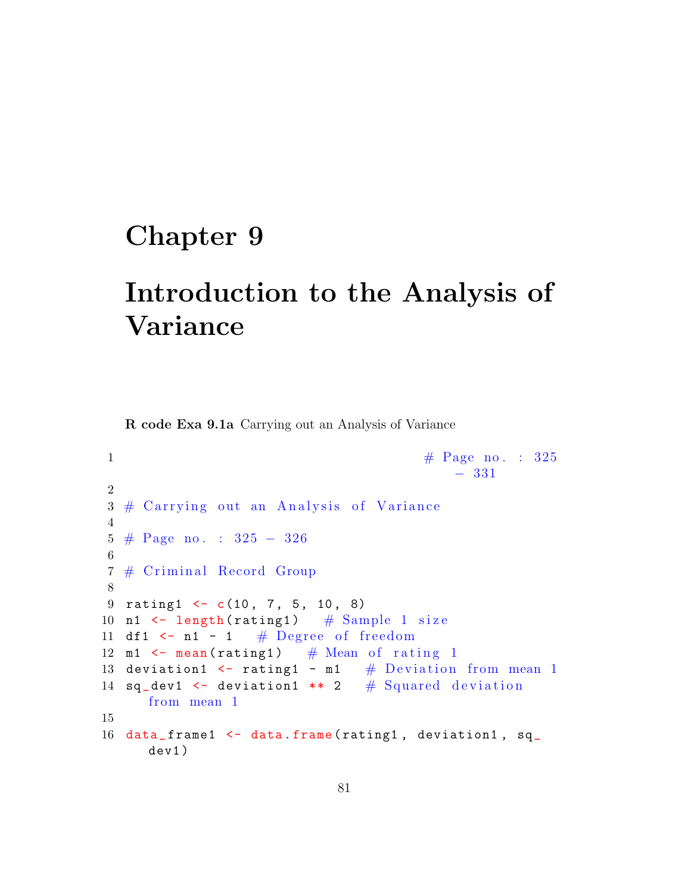# Chapter 9

# Introduction to the Analysis of Variance

**R code Exa 9.1a** Carrying out an Analysis of Variance

```
1                                          # Page no. : 325
                                              - 331
2
3 # Carrying out an Analysis of Variance
4
5 # Page no. : 325 - 326
6
7 # Criminal Record Group
8
9 rating1 <- c(10, 7, 5, 10, 8)
10 n1 <- length(rating1)   # Sample 1 size
11 df1 <- n1 - 1   # Degree of freedom
12 m1 <- mean(rating1)   # Mean of rating 1
13 deviation1 <- rating1 - m1   # Deviation from mean 1
14 sq_dev1 <- deviation1 ** 2   # Squared deviation
     from mean 1
15
16 data_frame1 <- data.frame(rating1, deviation1, sq_
     dev1)
```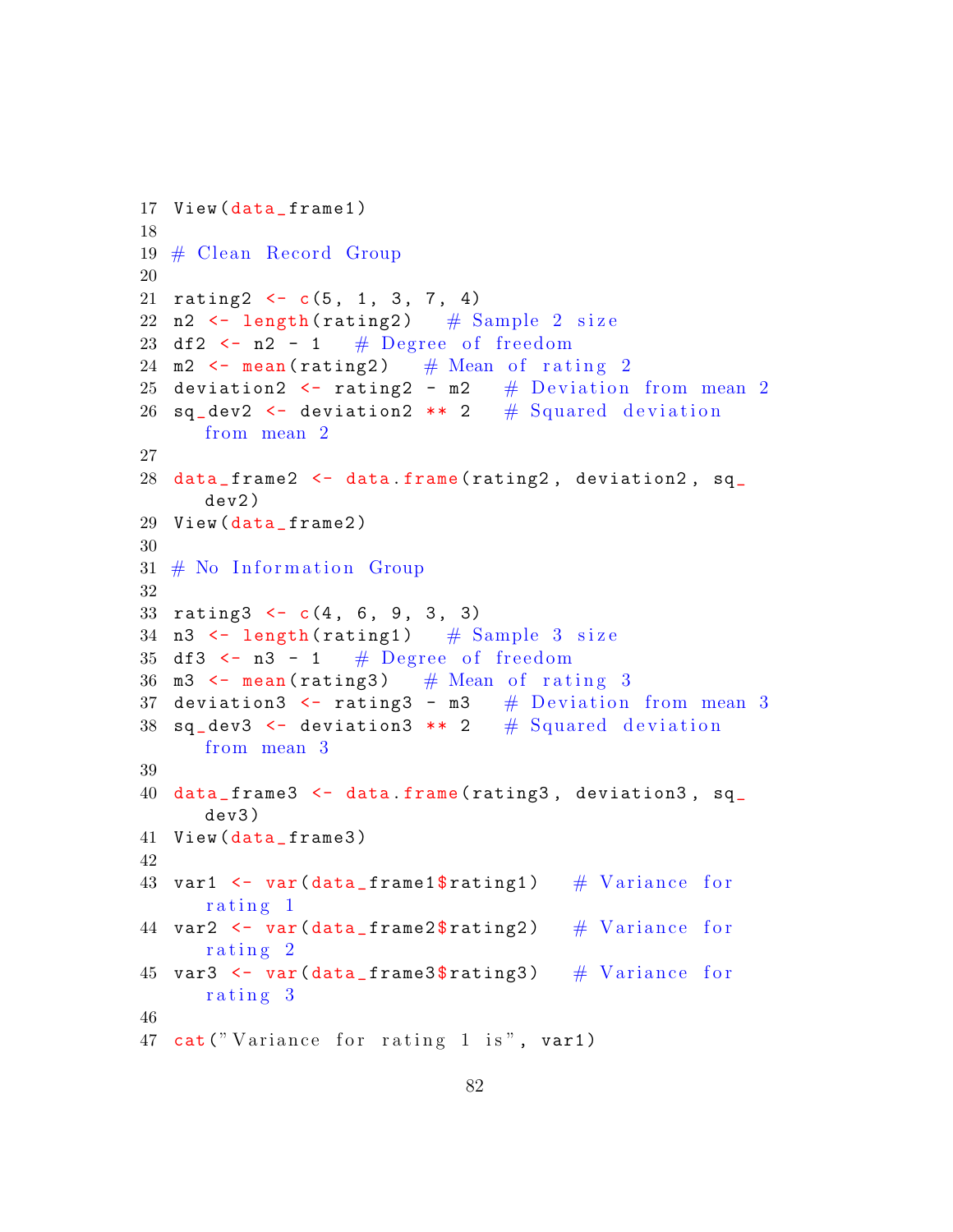```r
View(data_frame1)

# Clean Record Group

rating2 <- c(5, 1, 3, 7, 4)
n2 <- length(rating2)   # Sample 2 size
df2 <- n2 - 1   # Degree of freedom
m2 <- mean(rating2)   # Mean of rating 2
deviation2 <- rating2 - m2   # Deviation from mean 2
sq_dev2 <- deviation2 ** 2   # Squared deviation
    from mean 2

data_frame2 <- data.frame(rating2, deviation2, sq_
    dev2)
View(data_frame2)

# No Information Group

rating3 <- c(4, 6, 9, 3, 3)
n3 <- length(rating1)   # Sample 3 size
df3 <- n3 - 1   # Degree of freedom
m3 <- mean(rating3)   # Mean of rating 3
deviation3 <- rating3 - m3   # Deviation from mean 3
sq_dev3 <- deviation3 ** 2   # Squared deviation
    from mean 3

data_frame3 <- data.frame(rating3, deviation3, sq_
    dev3)
View(data_frame3)

var1 <- var(data_frame1$rating1)   # Variance for
    rating 1
var2 <- var(data_frame2$rating2)   # Variance for
    rating 2
var3 <- var(data_frame3$rating3)   # Variance for
    rating 3

cat("Variance for rating 1 is", var1)
```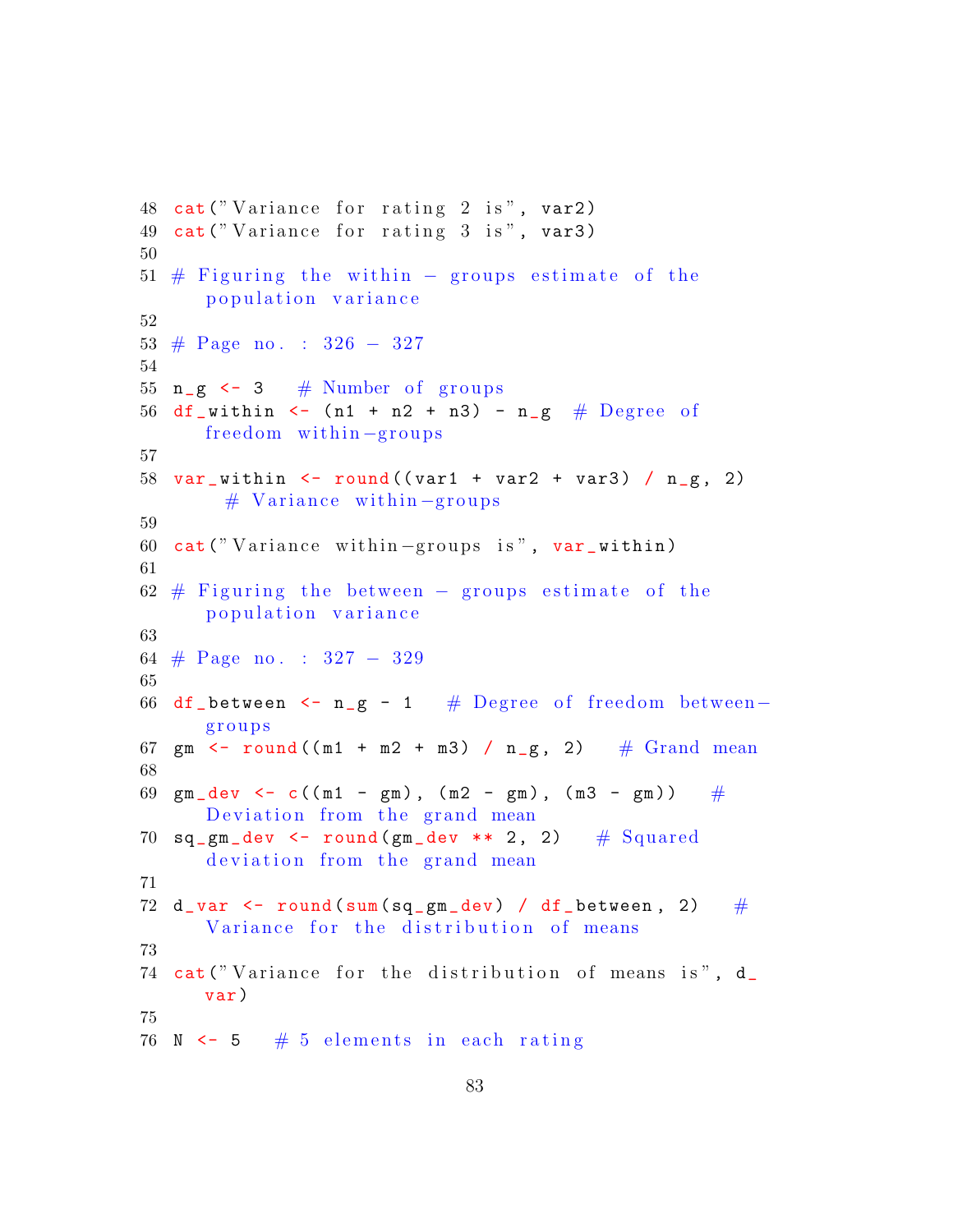```r
48 cat("Variance for rating 2 is", var2)
49 cat("Variance for rating 3 is", var3)
50 
51 # Figuring the within - groups estimate of the
     population variance
52 
53 # Page no. : 326 - 327
54 
55 n_g <- 3   # Number of groups
56 df_within <- (n1 + n2 + n3) - n_g  # Degree of
     freedom within-groups
57 
58 var_within <- round((var1 + var2 + var3) / n_g, 2)
       # Variance within-groups
59 
60 cat("Variance within-groups is", var_within)
61 
62 # Figuring the between - groups estimate of the
     population variance
63 
64 # Page no. : 327 - 329
65 
66 df_between <- n_g - 1   # Degree of freedom between-
     groups
67 gm <- round((m1 + m2 + m3) / n_g, 2)   # Grand mean
68 
69 gm_dev <- c((m1 - gm), (m2 - gm), (m3 - gm))   #
     Deviation from the grand mean
70 sq_gm_dev <- round(gm_dev ** 2, 2)   # Squared
     deviation from the grand mean
71 
72 d_var <- round(sum(sq_gm_dev) / df_between, 2)   #
     Variance for the distribution of means
73 
74 cat("Variance for the distribution of means is", d_
     var)
75 
76 N <- 5   # 5 elements in each rating
```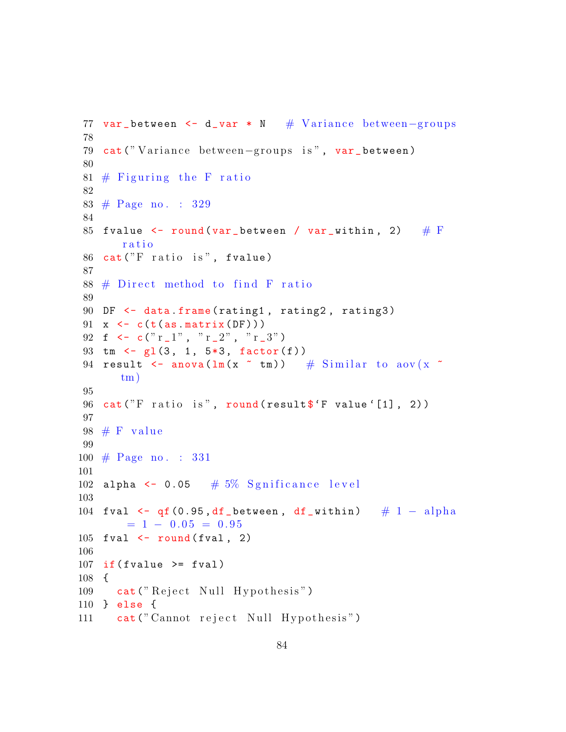```
77 var_between <- d_var * N   # Variance between-groups
78 
79 cat("Variance between-groups is", var_between)
80 
81 # Figuring the F ratio
82 
83 # Page no. : 329
84 
85 fvalue <- round(var_between / var_within, 2)   # F
     ratio
86 cat("F ratio is", fvalue)
87 
88 # Direct method to find F ratio
89 
90 DF <- data.frame(rating1, rating2, rating3)
91 x <- c(t(as.matrix(DF)))
92 f <- c("r_1", "r_2", "r_3")
93 tm <- gl(3, 1, 5*3, factor(f))
94 result <- anova(lm(x ~ tm))   # Similar to aov(x ~
     tm)
95 
96 cat("F ratio is", round(result$`F value`[1], 2))
97 
98 # F value
99 
100 # Page no. : 331
101 
102 alpha <- 0.05   # 5% Sgnificance level
103 
104 fval <- qf(0.95,df_between, df_within)   # 1 - alpha
      = 1 - 0.05 = 0.95
105 fval <- round(fval, 2)
106 
107 if(fvalue >= fval)
108 {
109   cat("Reject Null Hypothesis")
110 } else {
111   cat("Cannot reject Null Hypothesis")
```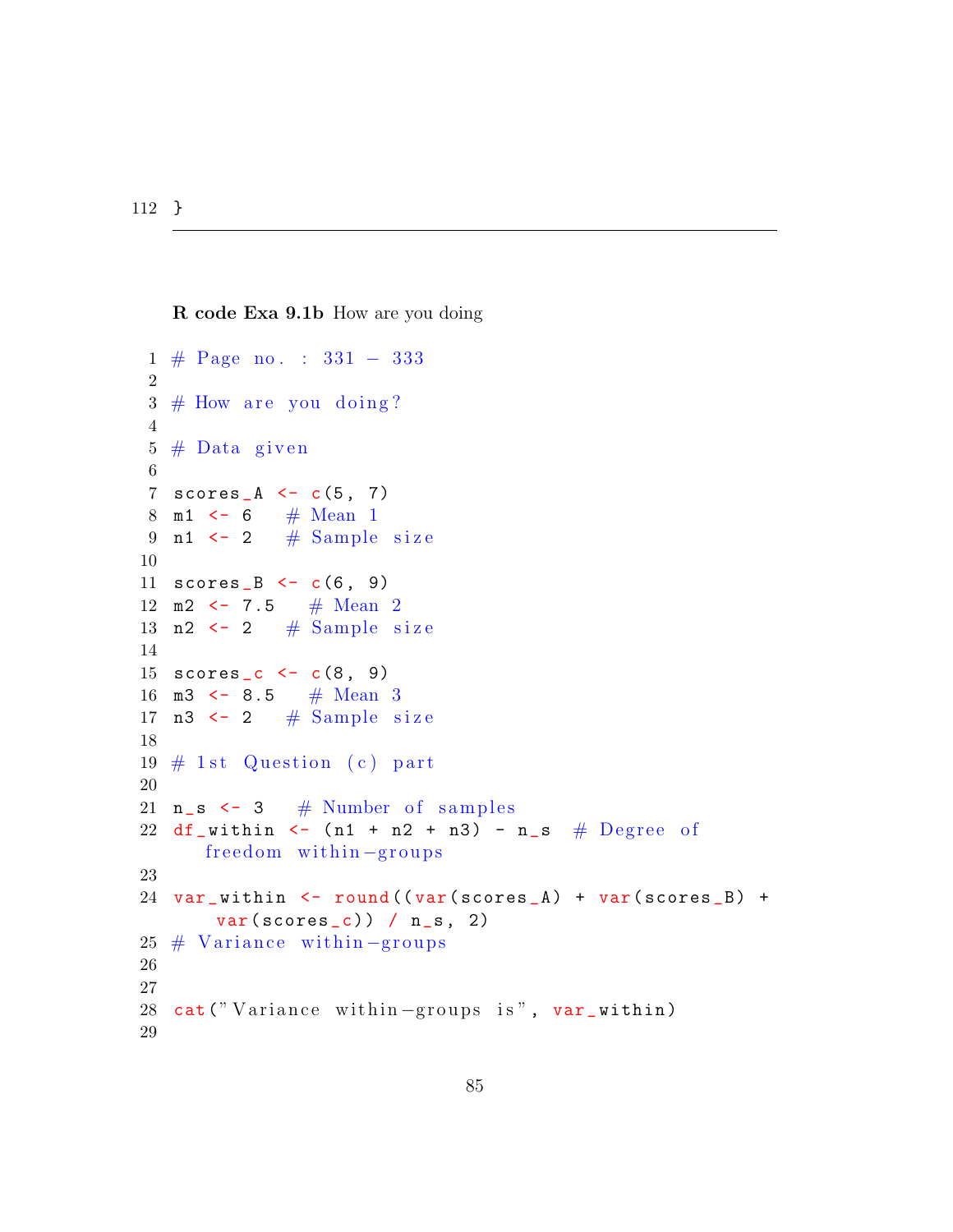```
112 }
```

**R code Exa 9.1b** How are you doing

```
# Page no. : 331 - 333

# How are you doing?

# Data given

scores_A <- c(5, 7)
m1 <- 6   # Mean 1
n1 <- 2   # Sample size

scores_B <- c(6, 9)
m2 <- 7.5   # Mean 2
n2 <- 2   # Sample size

scores_c <- c(8, 9)
m3 <- 8.5   # Mean 3
n3 <- 2   # Sample size

# 1st Question (c) part

n_s <- 3   # Number of samples
df_within <- (n1 + n2 + n3) - n_s  # Degree of
    freedom within-groups

var_within <- round((var(scores_A) + var(scores_B) +
    var(scores_c)) / n_s, 2)
# Variance within-groups


cat("Variance within-groups is", var_within)

```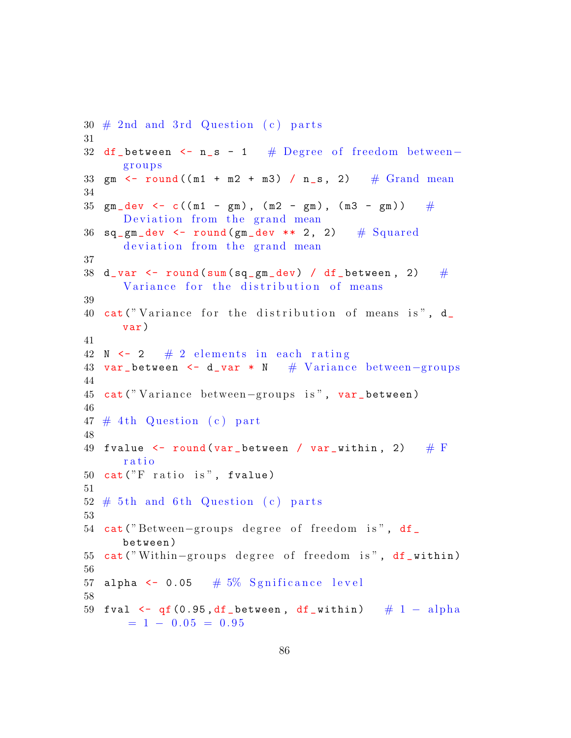```
30 # 2nd and 3rd Question (c) parts
31
32 df_between <- n_s - 1   # Degree of freedom between-groups
33 gm <- round((m1 + m2 + m3) / n_s, 2)   # Grand mean
34
35 gm_dev <- c((m1 - gm), (m2 - gm), (m3 - gm))   # Deviation from the grand mean
36 sq_gm_dev <- round(gm_dev ** 2, 2)   # Squared deviation from the grand mean
37
38 d_var <- round(sum(sq_gm_dev) / df_between, 2)   # Variance for the distribution of means
39
40 cat("Variance for the distribution of means is", d_var)
41
42 N <- 2   # 2 elements in each rating
43 var_between <- d_var * N   # Variance between-groups
44
45 cat("Variance between-groups is", var_between)
46
47 # 4th Question (c) part
48
49 fvalue <- round(var_between / var_within, 2)   # F ratio
50 cat("F ratio is", fvalue)
51
52 # 5th and 6th Question (c) parts
53
54 cat("Between-groups degree of freedom is", df_between)
55 cat("Within-groups degree of freedom is", df_within)
56
57 alpha <- 0.05   # 5% Sgnificance level
58
59 fval <- qf(0.95,df_between, df_within)   # 1 - alpha = 1 - 0.05 = 0.95
```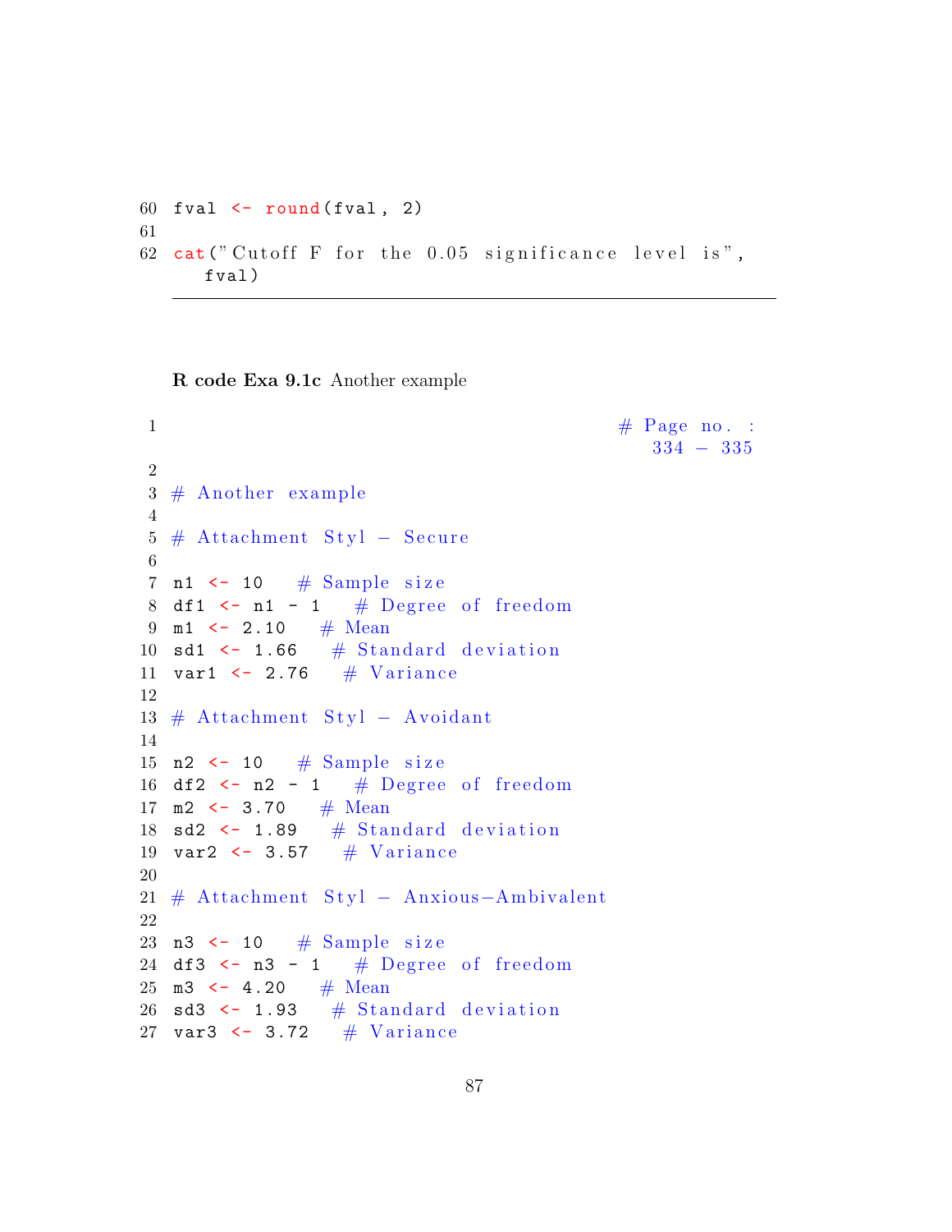```
60 fval <- round(fval, 2)
61
62 cat("Cutoff F for the 0.05 significance level is",
   fval)
```

---

**R code Exa 9.1c** Another example

```
1                                          # Page no. :
                                              334 - 335
2
3 # Another example
4
5 # Attachment Styl - Secure
6
7 n1 <- 10   # Sample size
8 df1 <- n1 - 1   # Degree of freedom
9 m1 <- 2.10   # Mean
10 sd1 <- 1.66   # Standard deviation
11 var1 <- 2.76   # Variance
12
13 # Attachment Styl - Avoidant
14
15 n2 <- 10   # Sample size
16 df2 <- n2 - 1   # Degree of freedom
17 m2 <- 3.70   # Mean
18 sd2 <- 1.89   # Standard deviation
19 var2 <- 3.57   # Variance
20
21 # Attachment Styl - Anxious-Ambivalent
22
23 n3 <- 10   # Sample size
24 df3 <- n3 - 1   # Degree of freedom
25 m3 <- 4.20   # Mean
26 sd3 <- 1.93   # Standard deviation
27 var3 <- 3.72   # Variance
```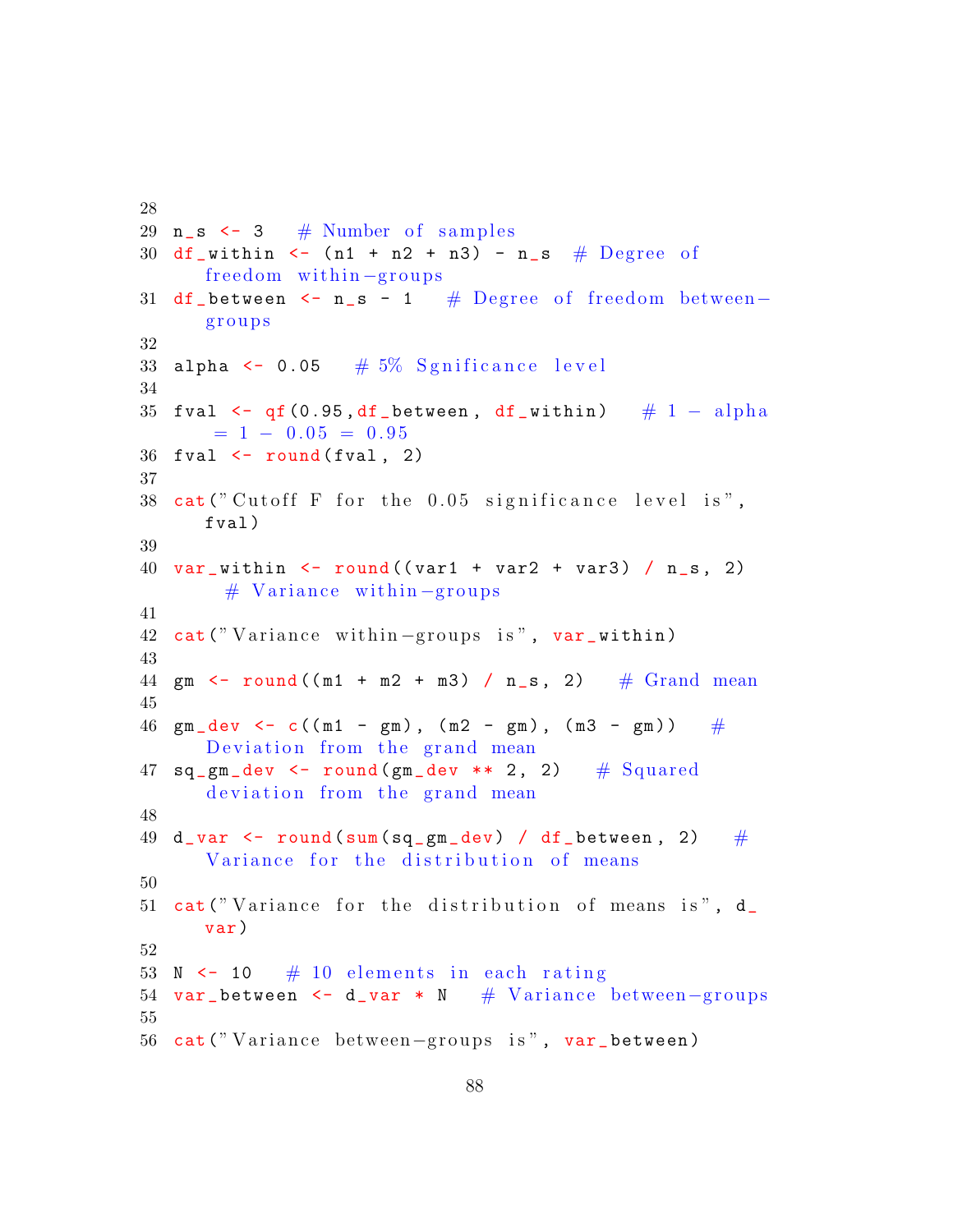```
28
29 n_s <- 3   # Number of samples
30 df_within <- (n1 + n2 + n3) - n_s  # Degree of freedom within-groups
31 df_between <- n_s - 1   # Degree of freedom between-groups
32
33 alpha <- 0.05   # 5% Sgnificance level
34
35 fval <- qf(0.95,df_between, df_within)   # 1 - alpha = 1 - 0.05 = 0.95
36 fval <- round(fval, 2)
37
38 cat("Cutoff F for the 0.05 significance level is", fval)
39
40 var_within <- round((var1 + var2 + var3) / n_s, 2)   # Variance within-groups
41
42 cat("Variance within-groups is", var_within)
43
44 gm <- round((m1 + m2 + m3) / n_s, 2)   # Grand mean
45
46 gm_dev <- c((m1 - gm), (m2 - gm), (m3 - gm))   # Deviation from the grand mean
47 sq_gm_dev <- round(gm_dev ** 2, 2)   # Squared deviation from the grand mean
48
49 d_var <- round(sum(sq_gm_dev) / df_between, 2)   # Variance for the distribution of means
50
51 cat("Variance for the distribution of means is", d_var)
52
53 N <- 10   # 10 elements in each rating
54 var_between <- d_var * N   # Variance between-groups
55
56 cat("Variance between-groups is", var_between)
```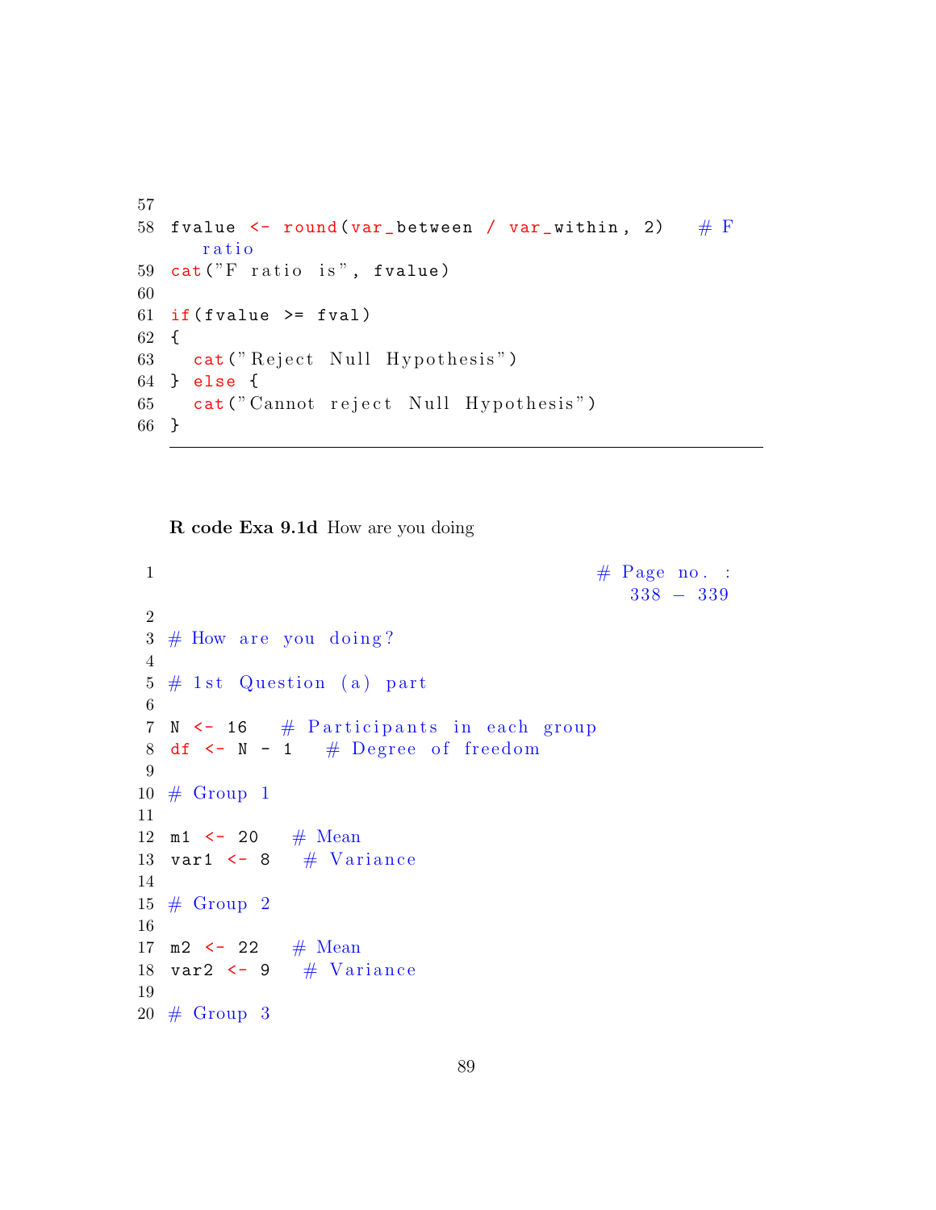```
57
58 fvalue <- round(var_between / var_within, 2)   # F
      ratio
59 cat("F ratio is", fvalue)
60
61 if(fvalue >= fval)
62 {
63   cat("Reject Null Hypothesis")
64 } else {
65   cat("Cannot reject Null Hypothesis")
66 }
```

**R code Exa 9.1d** How are you doing

```
1                                           # Page no. :
                                               338 - 339
2
3 # How are you doing?
4
5 # 1st Question (a) part
6
7 N <- 16   # Participants in each group
8 df <- N - 1   # Degree of freedom
9
10 # Group 1
11
12 m1 <- 20   # Mean
13 var1 <- 8   # Variance
14
15 # Group 2
16
17 m2 <- 22   # Mean
18 var2 <- 9   # Variance
19
20 # Group 3
```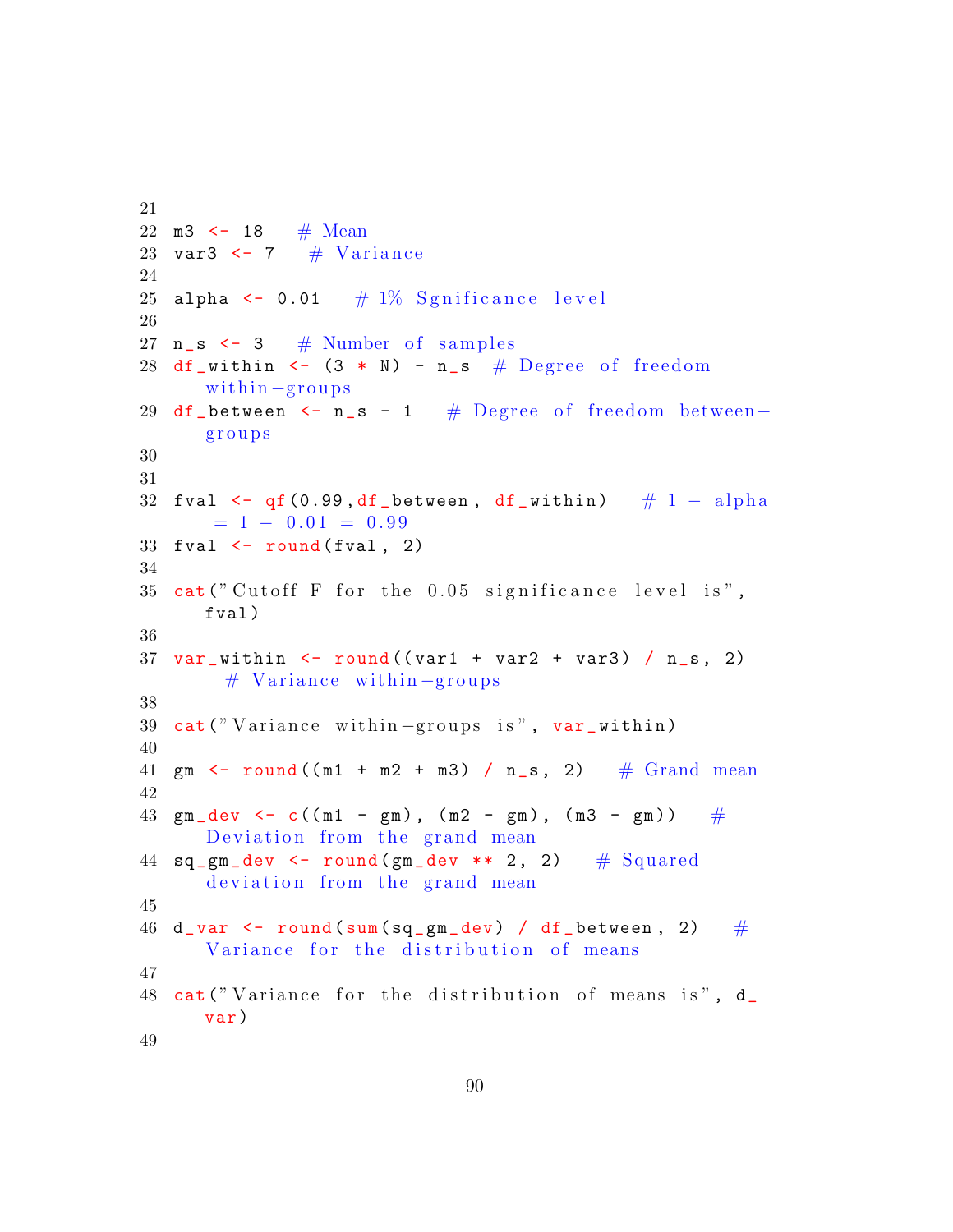```r
21
22 m3 <- 18   # Mean
23 var3 <- 7   # Variance
24
25 alpha <- 0.01   # 1% Sgnificance level
26
27 n_s <- 3   # Number of samples
28 df_within <- (3 * N) - n_s  # Degree of freedom
   within-groups
29 df_between <- n_s - 1   # Degree of freedom between-
   groups
30
31
32 fval <- qf(0.99,df_between, df_within)   # 1 - alpha
    = 1 - 0.01 = 0.99
33 fval <- round(fval, 2)
34
35 cat("Cutoff F for the 0.05 significance level is",
   fval)
36
37 var_within <- round((var1 + var2 + var3) / n_s, 2)
     # Variance within-groups
38
39 cat("Variance within-groups is", var_within)
40
41 gm <- round((m1 + m2 + m3) / n_s, 2)   # Grand mean
42
43 gm_dev <- c((m1 - gm), (m2 - gm), (m3 - gm))   #
   Deviation from the grand mean
44 sq_gm_dev <- round(gm_dev ** 2, 2)   # Squared
   deviation from the grand mean
45
46 d_var <- round(sum(sq_gm_dev) / df_between, 2)   #
   Variance for the distribution of means
47
48 cat("Variance for the distribution of means is", d_
   var)
49
```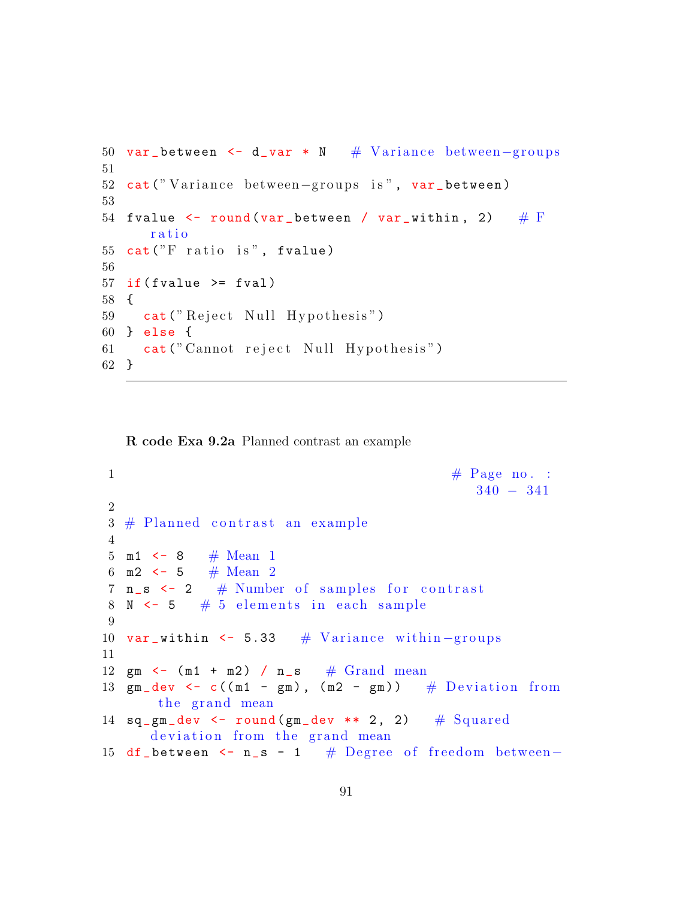```
50 var_between <- d_var * N   # Variance between-groups
51
52 cat("Variance between-groups is", var_between)
53
54 fvalue <- round(var_between / var_within, 2)   # F
      ratio
55 cat("F ratio is", fvalue)
56
57 if(fvalue >= fval)
58 {
59   cat("Reject Null Hypothesis")
60 } else {
61   cat("Cannot reject Null Hypothesis")
62 }
```

**R code Exa 9.2a** Planned contrast an example

```
1                                              # Page no. :
                                                  340 - 341
2
3 # Planned contrast an example
4
5 m1 <- 8   # Mean 1
6 m2 <- 5   # Mean 2
7 n_s <- 2   # Number of samples for contrast
8 N <- 5   # 5 elements in each sample
9
10 var_within <- 5.33   # Variance within-groups
11
12 gm <- (m1 + m2) / n_s   # Grand mean
13 gm_dev <- c((m1 - gm), (m2 - gm))   # Deviation from
       the grand mean
14 sq_gm_dev <- round(gm_dev ** 2, 2)   # Squared
      deviation from the grand mean
15 df_between <- n_s - 1   # Degree of freedom between-
```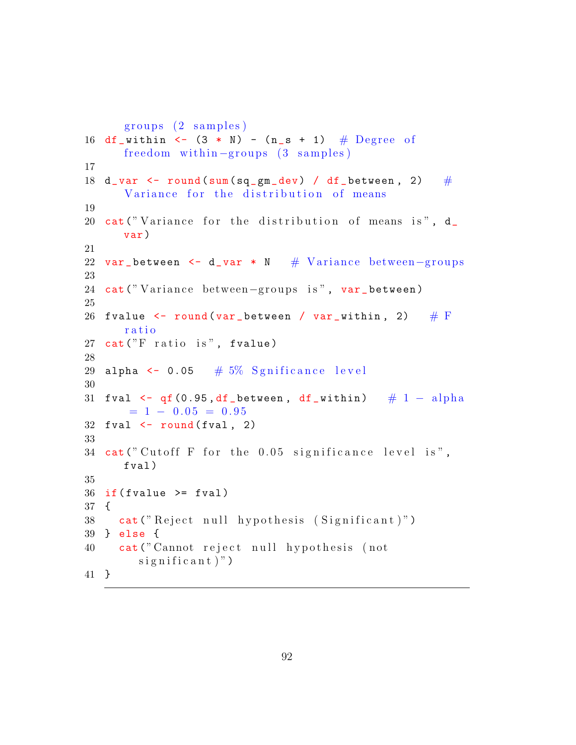```
   groups (2 samples)
16 df_within <- (3 * N) - (n_s + 1)  # Degree of
   freedom within-groups (3 samples)
17
18 d_var <- round(sum(sq_gm_dev) / df_between, 2)   #
   Variance for the distribution of means
19
20 cat("Variance for the distribution of means is", d_
   var)
21
22 var_between <- d_var * N   # Variance between-groups
23
24 cat("Variance between-groups is", var_between)
25
26 fvalue <- round(var_between / var_within, 2)   # F
   ratio
27 cat("F ratio is", fvalue)
28
29 alpha <- 0.05   # 5% Sgnificance level
30
31 fval <- qf(0.95,df_between, df_within)   # 1 - alpha
    = 1 - 0.05 = 0.95
32 fval <- round(fval, 2)
33
34 cat("Cutoff F for the 0.05 significance level is",
   fval)
35
36 if(fvalue >= fval)
37 {
38   cat("Reject null hypothesis (Significant)")
39 } else {
40   cat("Cannot reject null hypothesis (not
      significant)")
41 }
```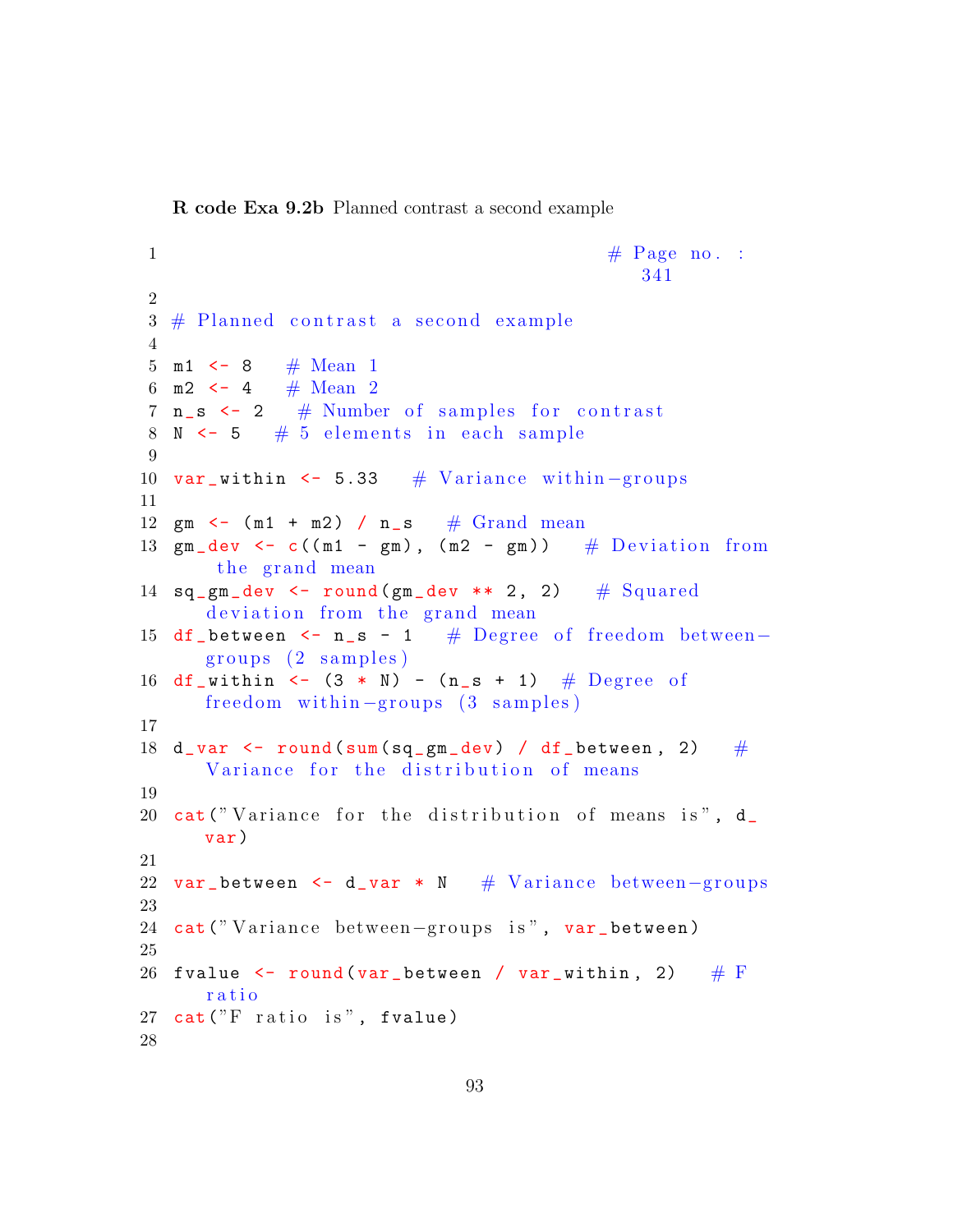**R code Exa 9.2b** Planned contrast a second example

```
1                                          # Page no. :
                                              341
2
3 # Planned contrast a second example
4
5 m1 <- 8   # Mean 1
6 m2 <- 4   # Mean 2
7 n_s <- 2   # Number of samples for contrast
8 N <- 5   # 5 elements in each sample
9
10 var_within <- 5.33   # Variance within-groups
11
12 gm <- (m1 + m2) / n_s   # Grand mean
13 gm_dev <- c((m1 - gm), (m2 - gm))   # Deviation from
      the grand mean
14 sq_gm_dev <- round(gm_dev ** 2, 2)   # Squared
     deviation from the grand mean
15 df_between <- n_s - 1   # Degree of freedom between-
     groups (2 samples)
16 df_within <- (3 * N) - (n_s + 1)  # Degree of
     freedom within-groups (3 samples)
17
18 d_var <- round(sum(sq_gm_dev) / df_between, 2)   #
     Variance for the distribution of means
19
20 cat("Variance for the distribution of means is", d_
     var)
21
22 var_between <- d_var * N   # Variance between-groups
23
24 cat("Variance between-groups is", var_between)
25
26 fvalue <- round(var_between / var_within, 2)   # F
     ratio
27 cat("F ratio is", fvalue)
28
```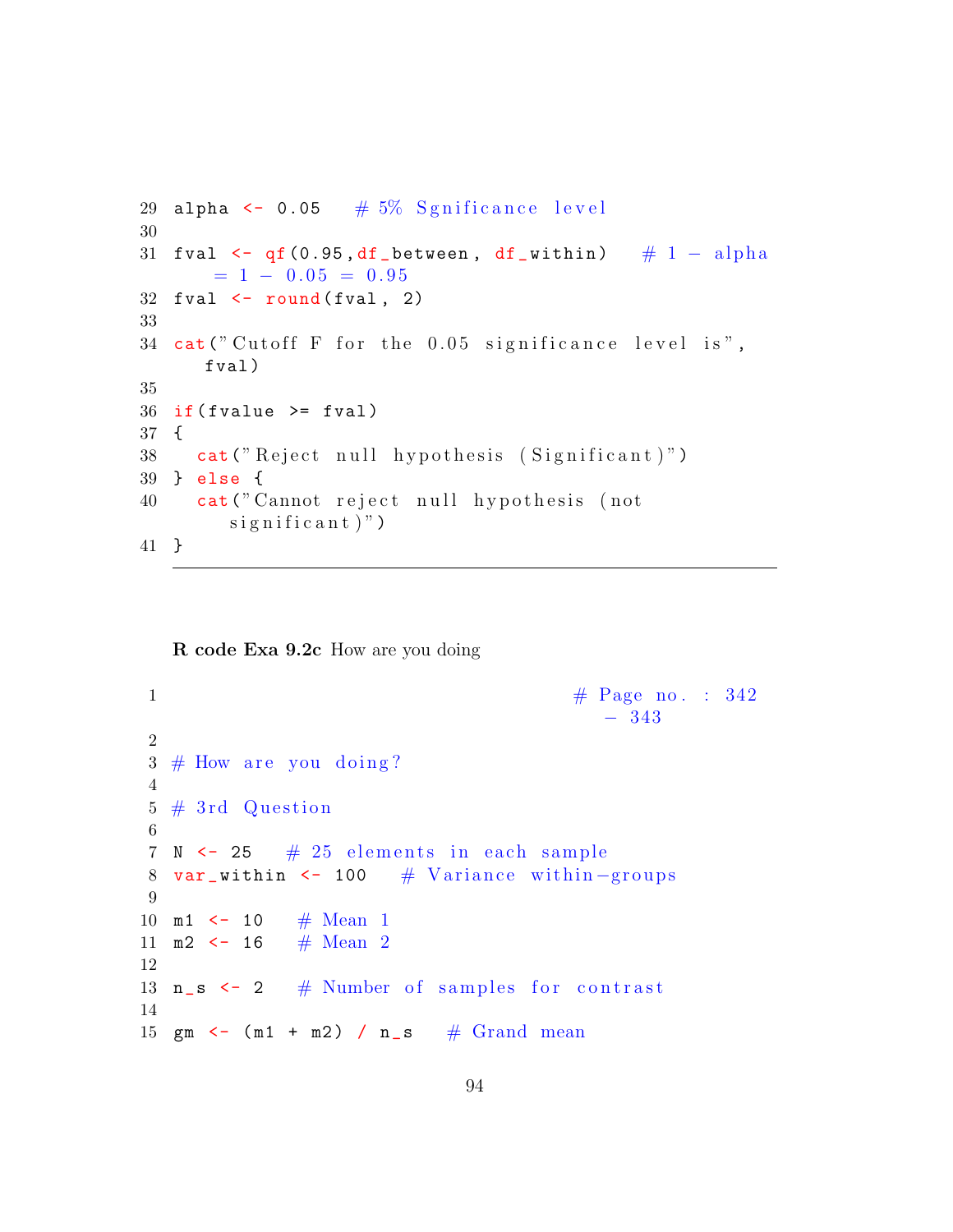```
29 alpha <- 0.05   # 5% Sgnificance level
30
31 fval <- qf(0.95,df_between, df_within)   # 1 - alpha
      = 1 - 0.05 = 0.95
32 fval <- round(fval, 2)
33
34 cat("Cutoff F for the 0.05 significance level is",
     fval)
35
36 if(fvalue >= fval)
37 {
38   cat("Reject null hypothesis (Significant)")
39 } else {
40   cat("Cannot reject null hypothesis (not
        significant)")
41 }
```

**R code Exa 9.2c** How are you doing

```
1                                      # Page no. : 342
                                          - 343
2
3 # How are you doing?
4
5 # 3rd Question
6
7 N <- 25   # 25 elements in each sample
8 var_within <- 100   # Variance within-groups
9
10 m1 <- 10   # Mean 1
11 m2 <- 16   # Mean 2
12
13 n_s <- 2   # Number of samples for contrast
14
15 gm <- (m1 + m2) / n_s   # Grand mean
```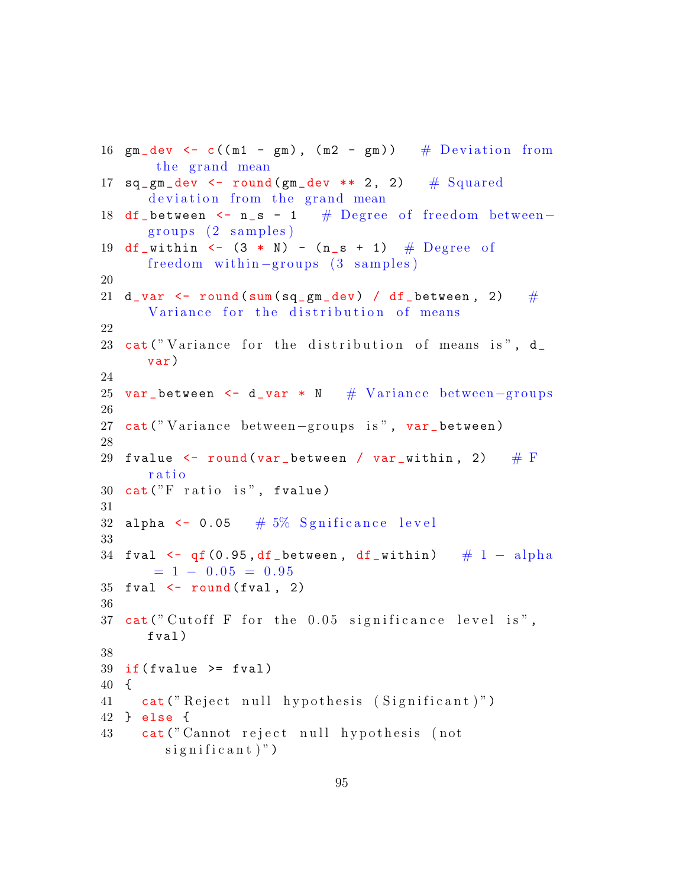```
16 gm_dev <- c((m1 - gm), (m2 - gm))   # Deviation from
     the grand mean
17 sq_gm_dev <- round(gm_dev ** 2, 2)   # Squared
    deviation from the grand mean
18 df_between <- n_s - 1   # Degree of freedom between-
    groups (2 samples)
19 df_within <- (3 * N) - (n_s + 1)  # Degree of
    freedom within-groups (3 samples)
20
21 d_var <- round(sum(sq_gm_dev) / df_between, 2)   #
    Variance for the distribution of means
22
23 cat("Variance for the distribution of means is", d_
    var)
24
25 var_between <- d_var * N   # Variance between-groups
26
27 cat("Variance between-groups is", var_between)
28
29 fvalue <- round(var_between / var_within, 2)   # F
    ratio
30 cat("F ratio is", fvalue)
31
32 alpha <- 0.05   # 5% Sgnificance level
33
34 fval <- qf(0.95,df_between, df_within)   # 1 - alpha
     = 1 - 0.05 = 0.95
35 fval <- round(fval, 2)
36
37 cat("Cutoff F for the 0.05 significance level is",
    fval)
38
39 if(fvalue >= fval)
40 {
41   cat("Reject null hypothesis (Significant)")
42 } else {
43   cat("Cannot reject null hypothesis (not
       significant)")
```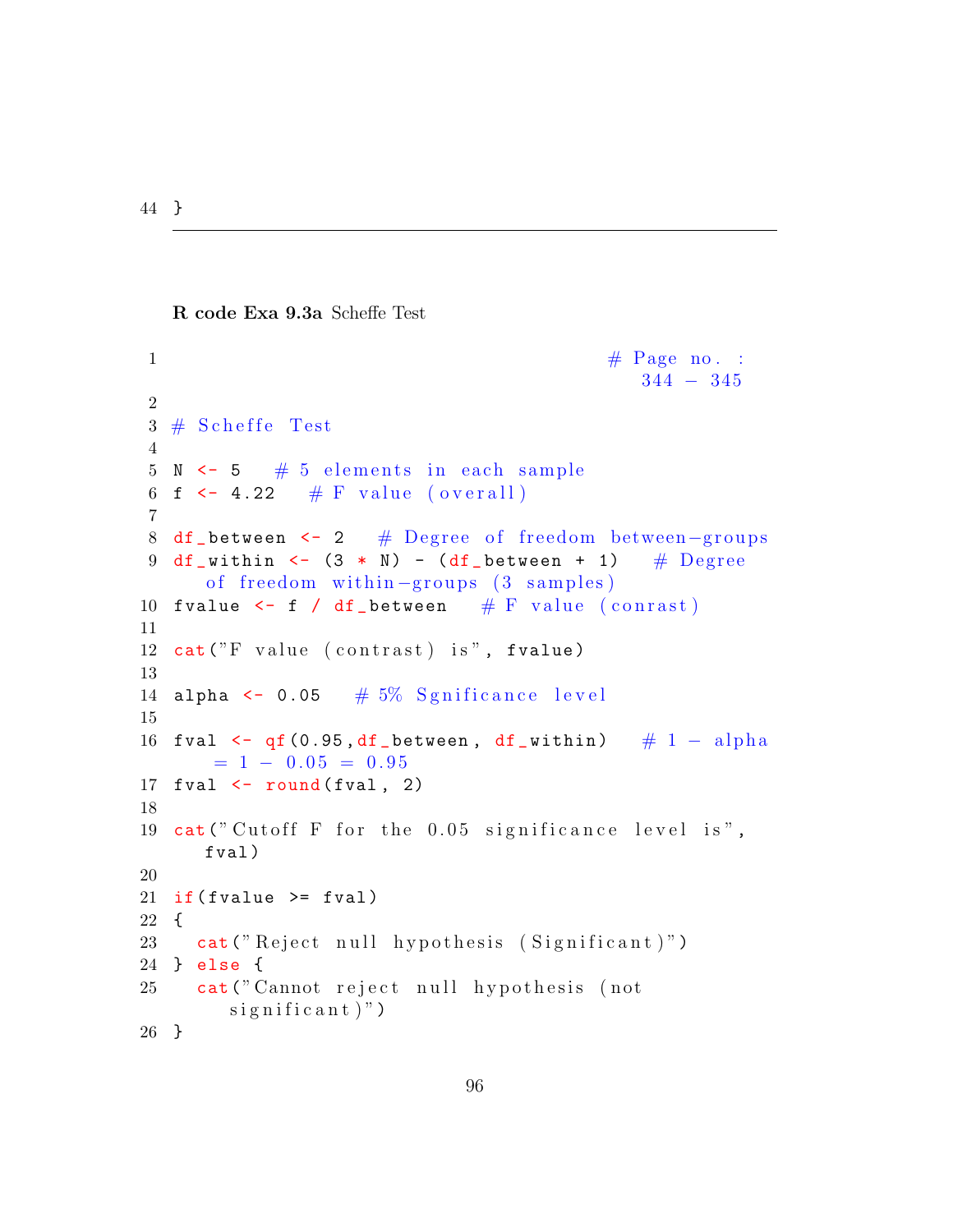```
}
```

**R code Exa 9.3a** Scheffe Test

```
                                           # Page no. : 344 - 345

# Scheffe Test

N <- 5   # 5 elements in each sample
f <- 4.22   # F value (overall)

df_between <- 2   # Degree of freedom between-groups
df_within <- (3 * N) - (df_between + 1)   # Degree of freedom within-groups (3 samples)
fvalue <- f / df_between   # F value (conrast)

cat("F value (contrast) is", fvalue)

alpha <- 0.05   # 5% Sgnificance level

fval <- qf(0.95,df_between, df_within)   # 1 - alpha = 1 - 0.05 = 0.95
fval <- round(fval, 2)

cat("Cutoff F for the 0.05 significance level is", fval)

if(fvalue >= fval)
{
  cat("Reject null hypothesis (Significant)")
} else {
  cat("Cannot reject null hypothesis (not significant)")
}
```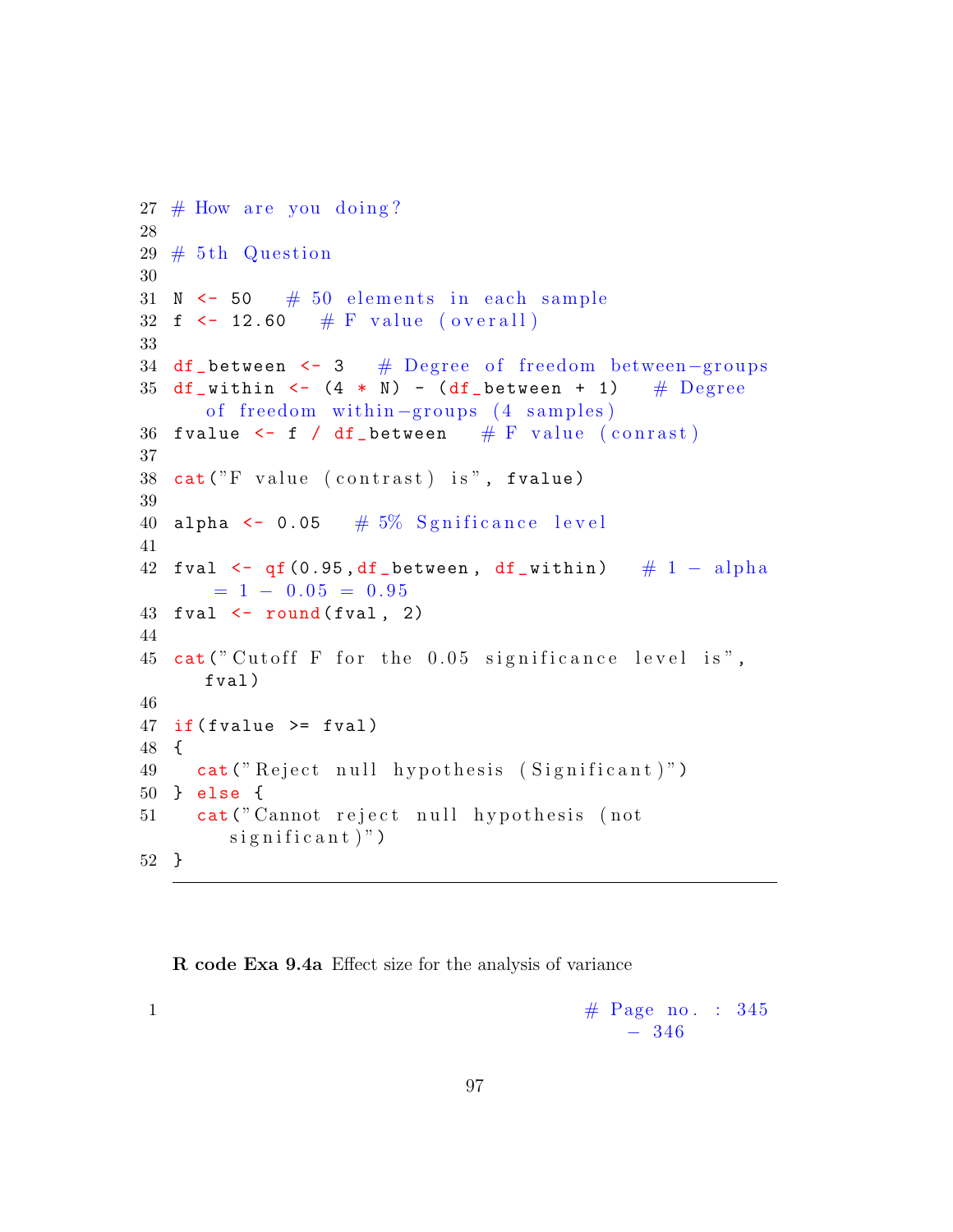```
27 # How are you doing?
28
29 # 5th Question
30
31 N <- 50   # 50 elements in each sample
32 f <- 12.60   # F value (overall)
33
34 df_between <- 3   # Degree of freedom between-groups
35 df_within <- (4 * N) - (df_between + 1)   # Degree
      of freedom within-groups (4 samples)
36 fvalue <- f / df_between   # F value (conrast)
37
38 cat("F value (contrast) is", fvalue)
39
40 alpha <- 0.05   # 5% Sgnificance level
41
42 fval <- qf(0.95,df_between, df_within)   # 1 - alpha
      = 1 - 0.05 = 0.95
43 fval <- round(fval, 2)
44
45 cat("Cutoff F for the 0.05 significance level is",
     fval)
46
47 if(fvalue >= fval)
48 {
49   cat("Reject null hypothesis (Significant)")
50 } else {
51   cat("Cannot reject null hypothesis (not
       significant)")
52 }
```

**R code Exa 9.4a** Effect size for the analysis of variance

```
1                                          # Page no. : 345
                                               - 346
```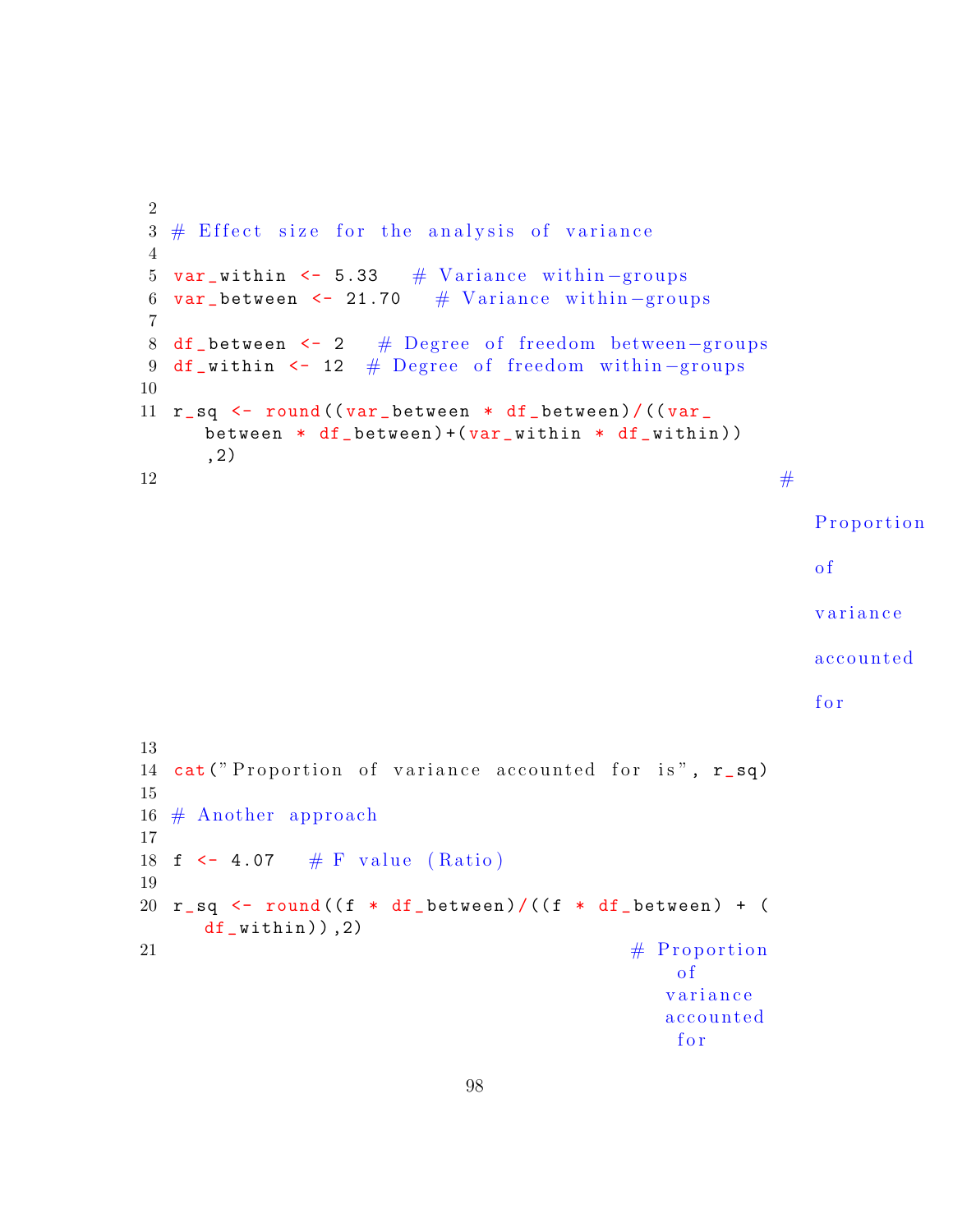```
2
3 # Effect size for the analysis of variance
4
5 var_within <- 5.33   # Variance within-groups
6 var_between <- 21.70   # Variance within-groups
7
8 df_between <- 2   # Degree of freedom between-groups
9 df_within <- 12  # Degree of freedom within-groups
10
11 r_sq <- round((var_between * df_between)/((var_between * df_between)+(var_within * df_within)),2)
12                                                         # Proportion of variance accounted for
13
14 cat("Proportion of variance accounted for is", r_sq)
15
16 # Another approach
17
18 f <- 4.07   # F value (Ratio)
19
20 r_sq <- round((f * df_between)/((f * df_between) + (df_within)),2)
21                                            # Proportion of variance accounted for
```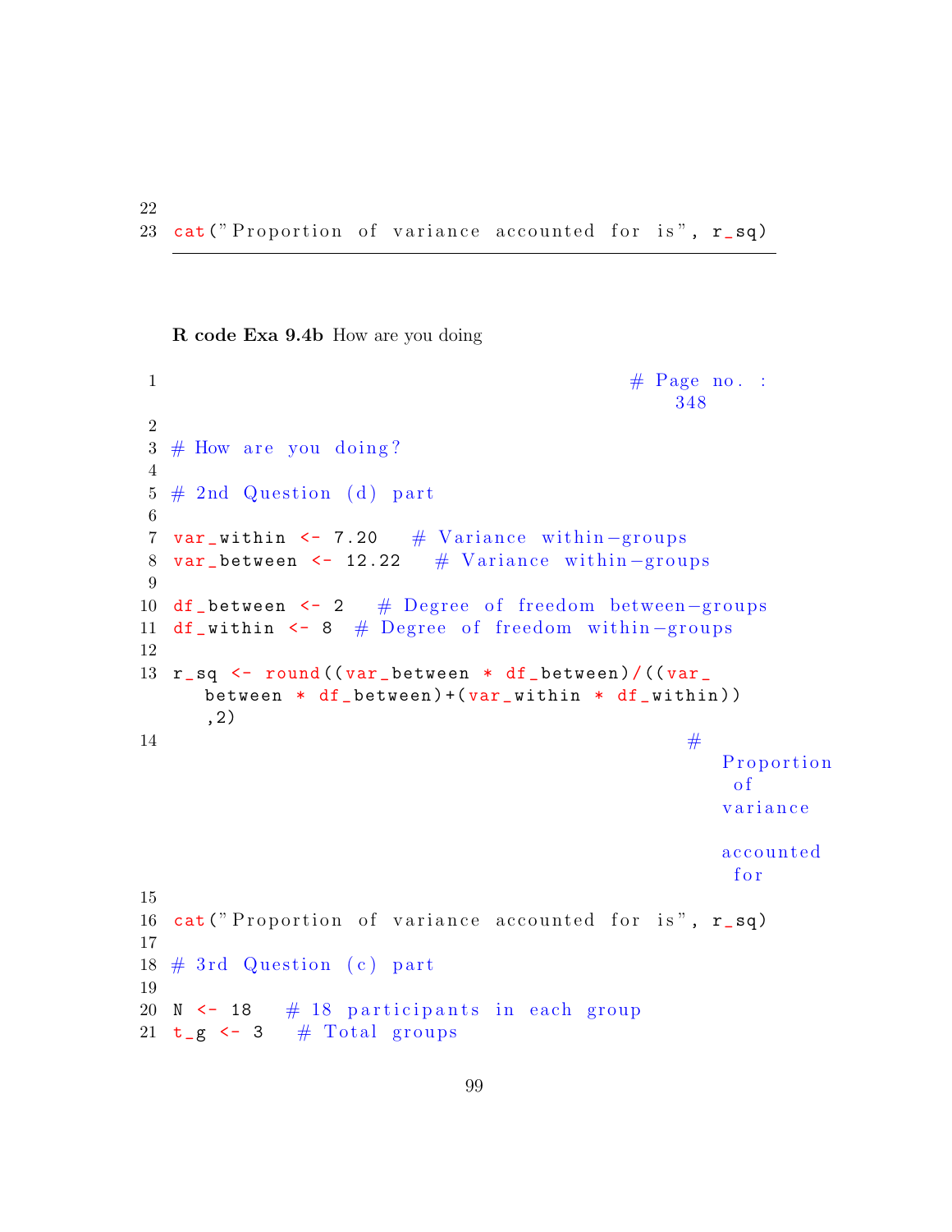```
22
23 cat("Proportion of variance accounted for is", r_sq)
```

**R code Exa 9.4b** How are you doing

```
1                                          # Page no. :
                                              348
2
3 # How are you doing?
4
5 # 2nd Question (d) part
6
7 var_within <- 7.20   # Variance within-groups
8 var_between <- 12.22   # Variance within-groups
9
10 df_between <- 2   # Degree of freedom between-groups
11 df_within <- 8  # Degree of freedom within-groups
12
13 r_sq <- round((var_between * df_between)/((var_
     between * df_between)+(var_within * df_within))
     ,2)
14                                              #
                                                  Proportion
                                                   of
                                                  variance

                                                  accounted
                                                   for
15
16 cat("Proportion of variance accounted for is", r_sq)
17
18 # 3rd Question (c) part
19
20 N <- 18   # 18 participants in each group
21 t_g <- 3   # Total groups
```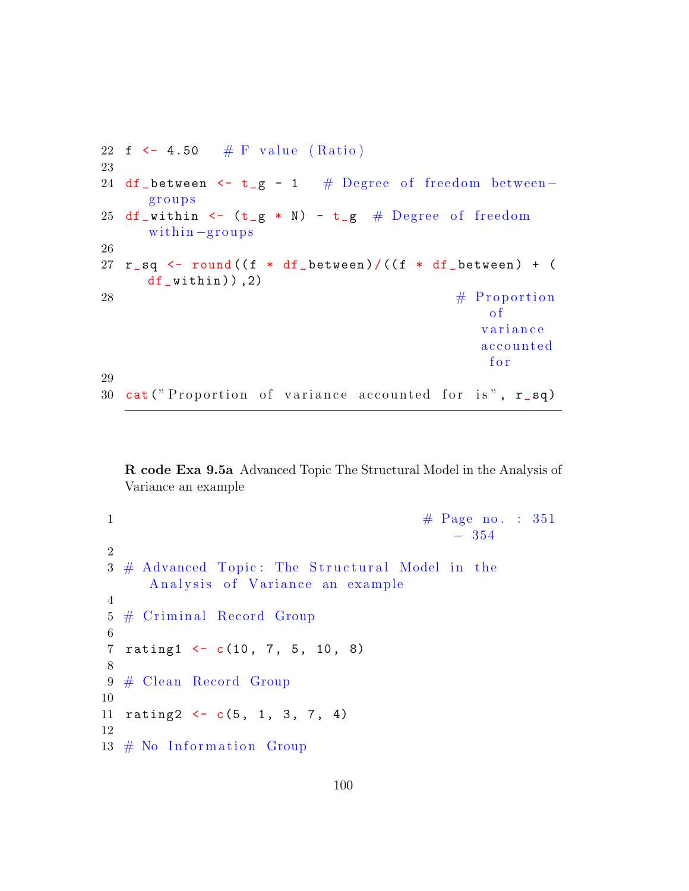```
22 f <- 4.50   # F value (Ratio)
23
24 df_between <- t_g - 1   # Degree of freedom between-
    groups
25 df_within <- (t_g * N) - t_g  # Degree of freedom
    within-groups
26
27 r_sq <- round((f * df_between)/((f * df_between) + (
    df_within)),2)
28                                         # Proportion
                                             of
                                            variance
                                            accounted
                                             for
29
30 cat("Proportion of variance accounted for is", r_sq)
```

**R code Exa 9.5a** Advanced Topic The Structural Model in the Analysis of Variance an example

```
1                                       # Page no. : 351
                                           - 354
2
3 # Advanced Topic: The Structural Model in the
    Analysis of Variance an example
4
5 # Criminal Record Group
6
7 rating1 <- c(10, 7, 5, 10, 8)
8
9 # Clean Record Group
10
11 rating2 <- c(5, 1, 3, 7, 4)
12
13 # No Information Group
```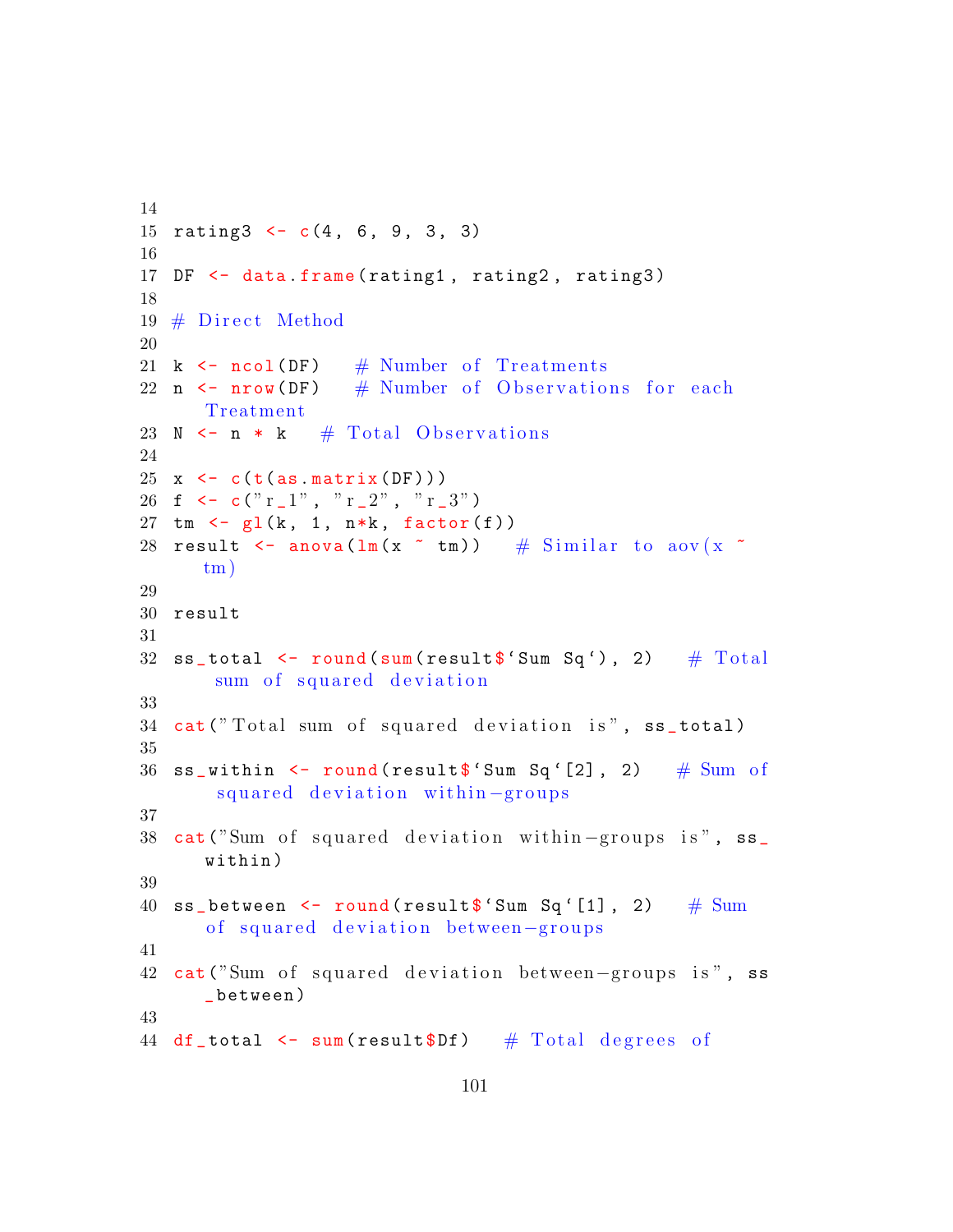```r
14
15 rating3 <- c(4, 6, 9, 3, 3)
16
17 DF <- data.frame(rating1, rating2, rating3)
18
19 # Direct Method
20
21 k <- ncol(DF)   # Number of Treatments
22 n <- nrow(DF)   # Number of Observations for each
   Treatment
23 N <- n * k   # Total Observations
24
25 x <- c(t(as.matrix(DF)))
26 f <- c("r_1", "r_2", "r_3")
27 tm <- gl(k, 1, n*k, factor(f))
28 result <- anova(lm(x ~ tm))   # Similar to aov(x ~
   tm)
29
30 result
31
32 ss_total <- round(sum(result$`Sum Sq`), 2)   # Total
    sum of squared deviation
33
34 cat("Total sum of squared deviation is", ss_total)
35
36 ss_within <- round(result$`Sum Sq`[2], 2)   # Sum of
    squared deviation within-groups
37
38 cat("Sum of squared deviation within-groups is", ss_
   within)
39
40 ss_between <- round(result$`Sum Sq`[1], 2)   # Sum
   of squared deviation between-groups
41
42 cat("Sum of squared deviation between-groups is", ss
   _between)
43
44 df_total <- sum(result$Df)   # Total degrees of
```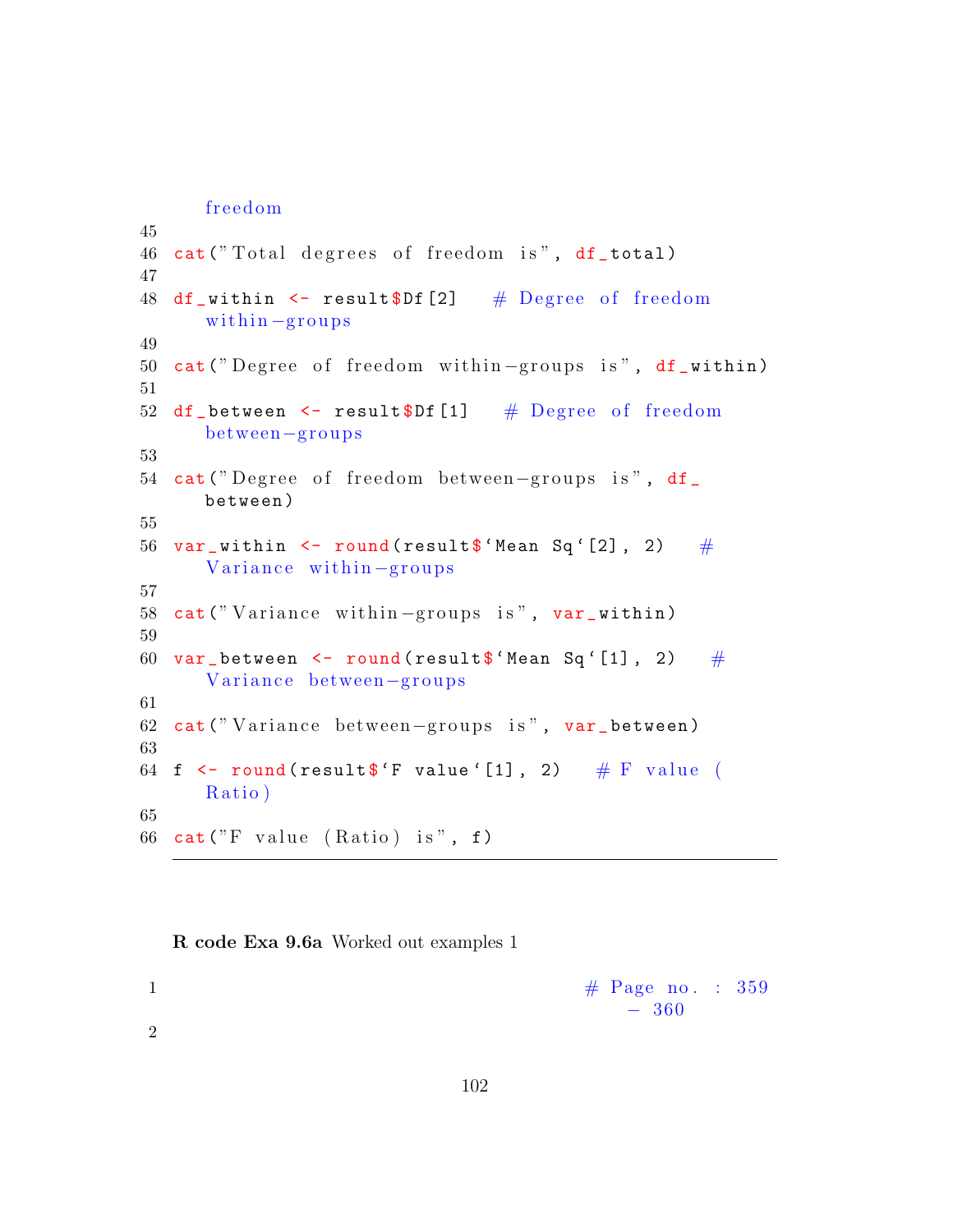```
    freedom
45
46 cat("Total degrees of freedom is", df_total)
47
48 df_within <- result$Df[2]   # Degree of freedom
    within-groups
49
50 cat("Degree of freedom within-groups is", df_within)
51
52 df_between <- result$Df[1]   # Degree of freedom
    between-groups
53
54 cat("Degree of freedom between-groups is", df_
    between)
55
56 var_within <- round(result$`Mean Sq`[2], 2)   #
    Variance within-groups
57
58 cat("Variance within-groups is", var_within)
59
60 var_between <- round(result$`Mean Sq`[1], 2)   #
    Variance between-groups
61
62 cat("Variance between-groups is", var_between)
63
64 f <- round(result$`F value`[1], 2)   # F value (
    Ratio)
65
66 cat("F value (Ratio) is", f)
```

**R code Exa 9.6a** Worked out examples 1

```
1                                       # Page no. : 359
                                            - 360
2
```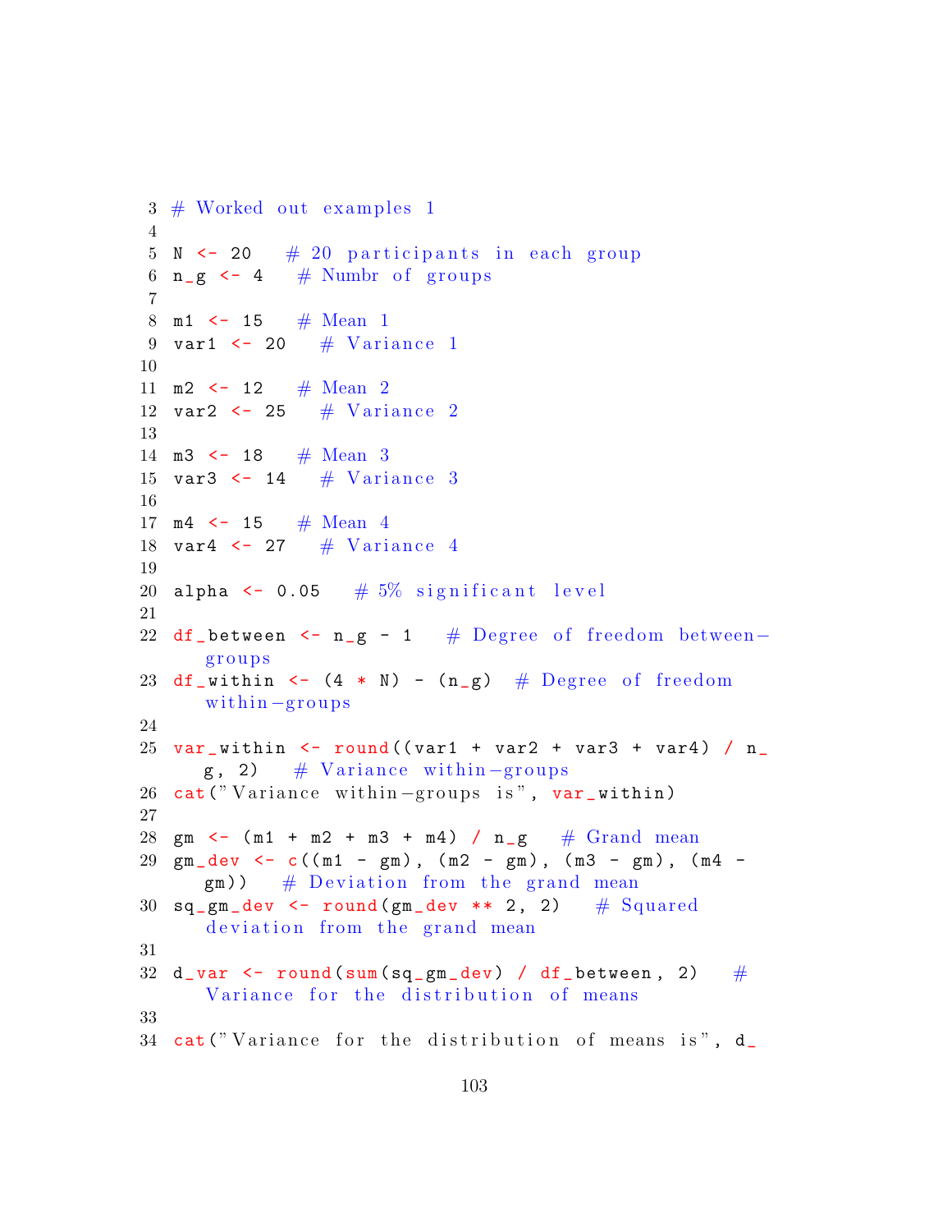```r
# Worked out examples 1

N <- 20   # 20 participants in each group
n_g <- 4   # Numbr of groups

m1 <- 15   # Mean 1
var1 <- 20   # Variance 1

m2 <- 12   # Mean 2
var2 <- 25   # Variance 2

m3 <- 18   # Mean 3
var3 <- 14   # Variance 3

m4 <- 15   # Mean 4
var4 <- 27   # Variance 4

alpha <- 0.05   # 5% significant level

df_between <- n_g - 1   # Degree of freedom between-groups
df_within <- (4 * N) - (n_g)  # Degree of freedom within-groups

var_within <- round((var1 + var2 + var3 + var4) / n_g, 2)   # Variance within-groups
cat("Variance within-groups is", var_within)

gm <- (m1 + m2 + m3 + m4) / n_g   # Grand mean
gm_dev <- c((m1 - gm), (m2 - gm), (m3 - gm), (m4 - gm))   # Deviation from the grand mean
sq_gm_dev <- round(gm_dev ** 2, 2)   # Squared deviation from the grand mean

d_var <- round(sum(sq_gm_dev) / df_between, 2)   # Variance for the distribution of means

cat("Variance for the distribution of means is", d_
```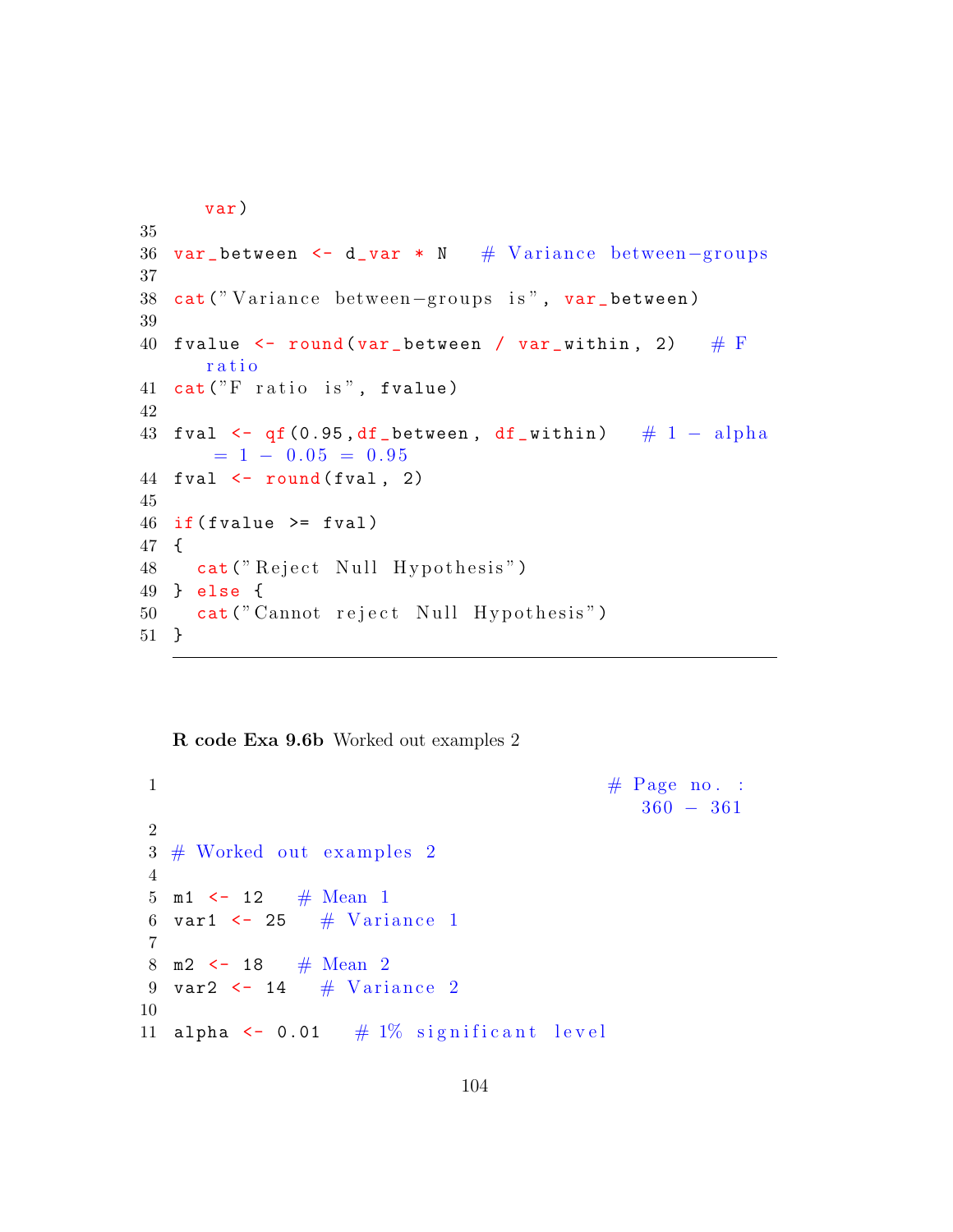```
    var)
35
36 var_between <- d_var * N   # Variance between-groups
37
38 cat("Variance between-groups is", var_between)
39
40 fvalue <- round(var_between / var_within, 2)   # F
    ratio
41 cat("F ratio is", fvalue)
42
43 fval <- qf(0.95,df_between, df_within)   # 1 - alpha
     = 1 - 0.05 = 0.95
44 fval <- round(fval, 2)
45
46 if(fvalue >= fval)
47 {
48   cat("Reject Null Hypothesis")
49 } else {
50   cat("Cannot reject Null Hypothesis")
51 }
```

**R code Exa 9.6b** Worked out examples 2

```
1                                         # Page no. :
                                            360 - 361
2
3 # Worked out examples 2
4
5 m1 <- 12   # Mean 1
6 var1 <- 25   # Variance 1
7
8 m2 <- 18   # Mean 2
9 var2 <- 14   # Variance 2
10
11 alpha <- 0.01   # 1% significant level
```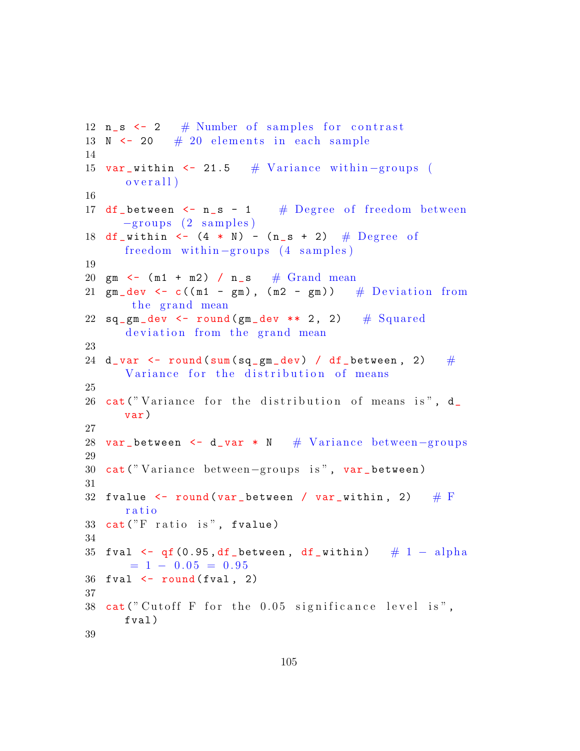```
12 n_s <- 2   # Number of samples for contrast
13 N <- 20   # 20 elements in each sample
14
15 var_within <- 21.5   # Variance within-groups (
   overall)
16
17 df_between <- n_s - 1    # Degree of freedom between
   -groups (2 samples)
18 df_within <- (4 * N) - (n_s + 2)  # Degree of
   freedom within-groups (4 samples)
19
20 gm <- (m1 + m2) / n_s   # Grand mean
21 gm_dev <- c((m1 - gm), (m2 - gm))   # Deviation from
    the grand mean
22 sq_gm_dev <- round(gm_dev ** 2, 2)   # Squared
   deviation from the grand mean
23
24 d_var <- round(sum(sq_gm_dev) / df_between, 2)   #
   Variance for the distribution of means
25
26 cat("Variance for the distribution of means is", d_
   var)
27
28 var_between <- d_var * N   # Variance between-groups
29
30 cat("Variance between-groups is", var_between)
31
32 fvalue <- round(var_between / var_within, 2)   # F
   ratio
33 cat("F ratio is", fvalue)
34
35 fval <- qf(0.95,df_between, df_within)   # 1 - alpha
    = 1 - 0.05 = 0.95
36 fval <- round(fval, 2)
37
38 cat("Cutoff F for the 0.05 significance level is",
   fval)
39
```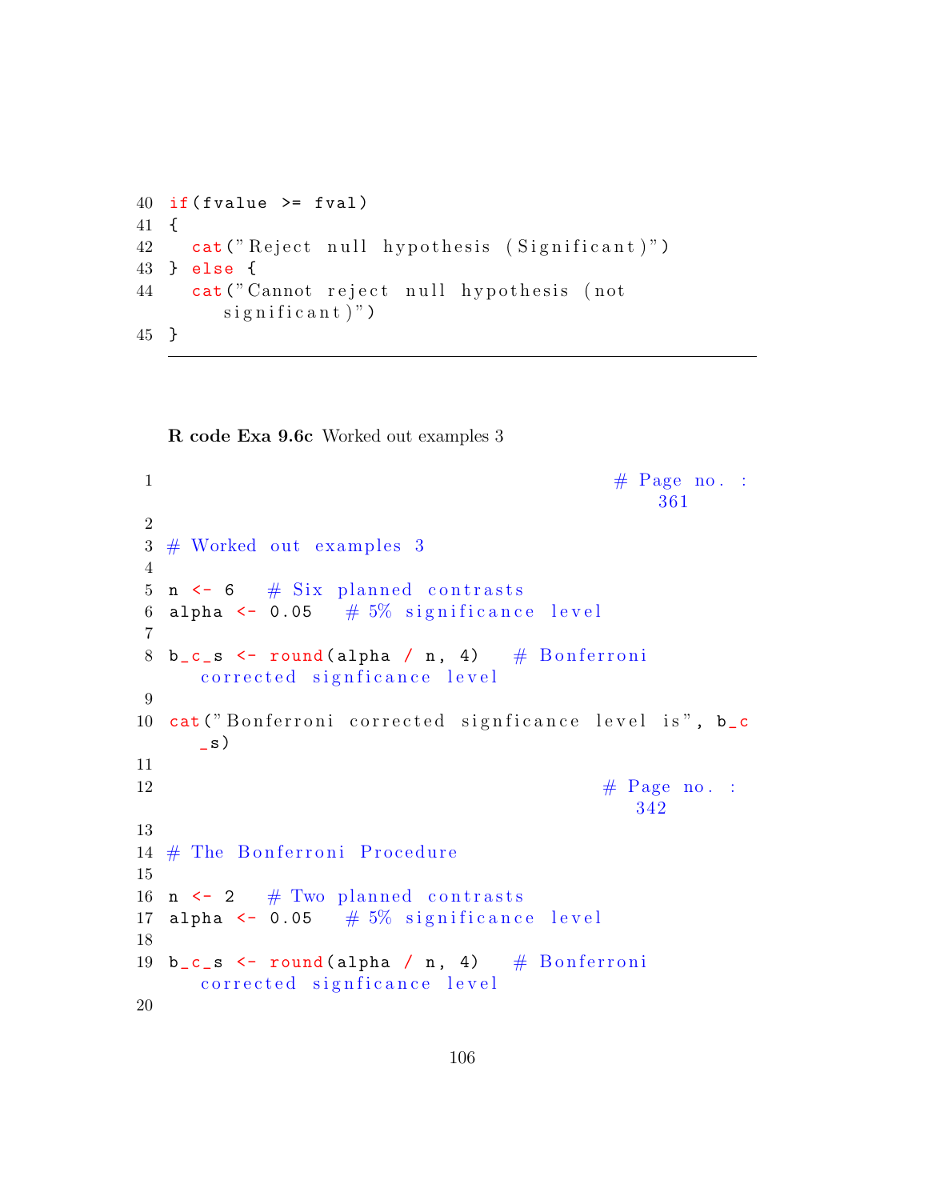```
40 if(fvalue >= fval)
41 {
42   cat("Reject null hypothesis (Significant)")
43 } else {
44   cat("Cannot reject null hypothesis (not
       significant)")
45 }
```

**R code Exa 9.6c** Worked out examples 3

```
1                                          # Page no. :
                                               361
2
3 # Worked out examples 3
4
5 n <- 6   # Six planned contrasts
6 alpha <- 0.05   # 5% significance level
7
8 b_c_s <- round(alpha / n, 4)   # Bonferroni
     corrected signficance level
9
10 cat("Bonferroni corrected signficance level is", b_c
     _s)
11
12                                         # Page no. :
                                               342
13
14 # The Bonferroni Procedure
15
16 n <- 2   # Two planned contrasts
17 alpha <- 0.05   # 5% significance level
18
19 b_c_s <- round(alpha / n, 4)   # Bonferroni
     corrected signficance level
20
```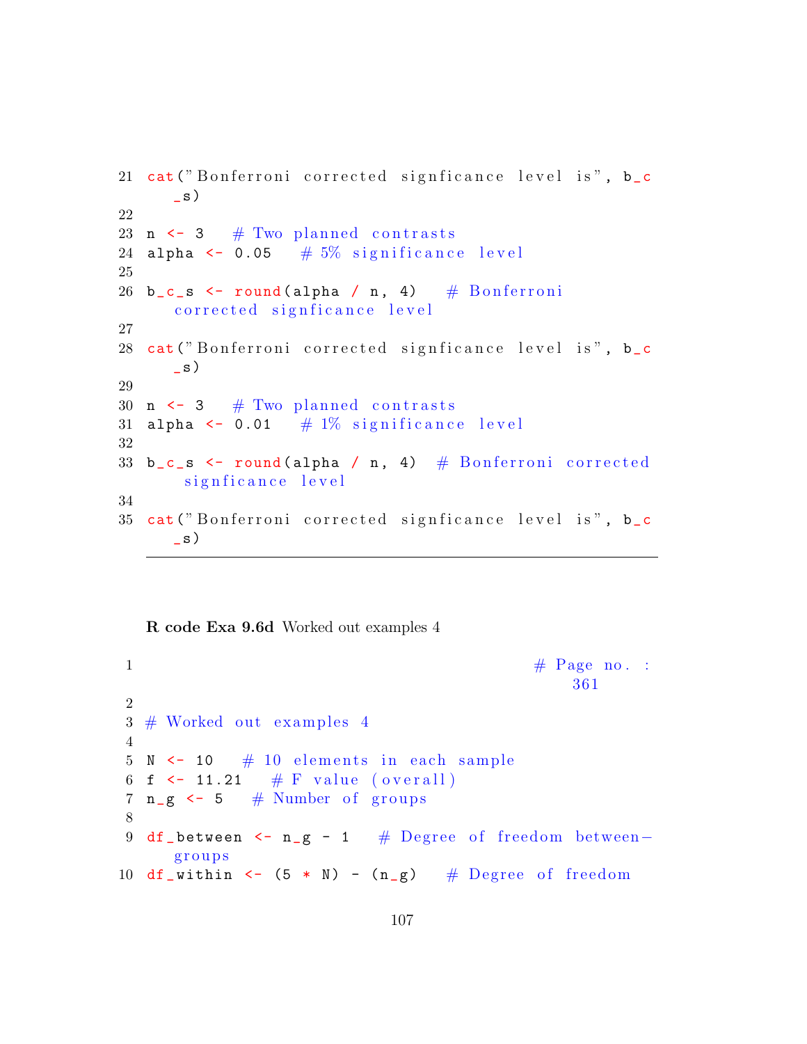```
21 cat("Bonferroni corrected signficance level is", b_c
   _s)
22
23 n <- 3   # Two planned contrasts
24 alpha <- 0.05   # 5% significance level
25
26 b_c_s <- round(alpha / n, 4)   # Bonferroni
   corrected signficance level
27
28 cat("Bonferroni corrected signficance level is", b_c
   _s)
29
30 n <- 3   # Two planned contrasts
31 alpha <- 0.01   # 1% significance level
32
33 b_c_s <- round(alpha / n, 4)  # Bonferroni corrected
    signficance level
34
35 cat("Bonferroni corrected signficance level is", b_c
   _s)
```

**R code Exa 9.6d** Worked out examples 4

```
1                                          # Page no. :
                                              361
2
3 # Worked out examples 4
4
5 N <- 10   # 10 elements in each sample
6 f <- 11.21   # F value (overall)
7 n_g <- 5   # Number of groups
8
9 df_between <- n_g - 1   # Degree of freedom between-
   groups
10 df_within <- (5 * N) - (n_g)   # Degree of freedom
```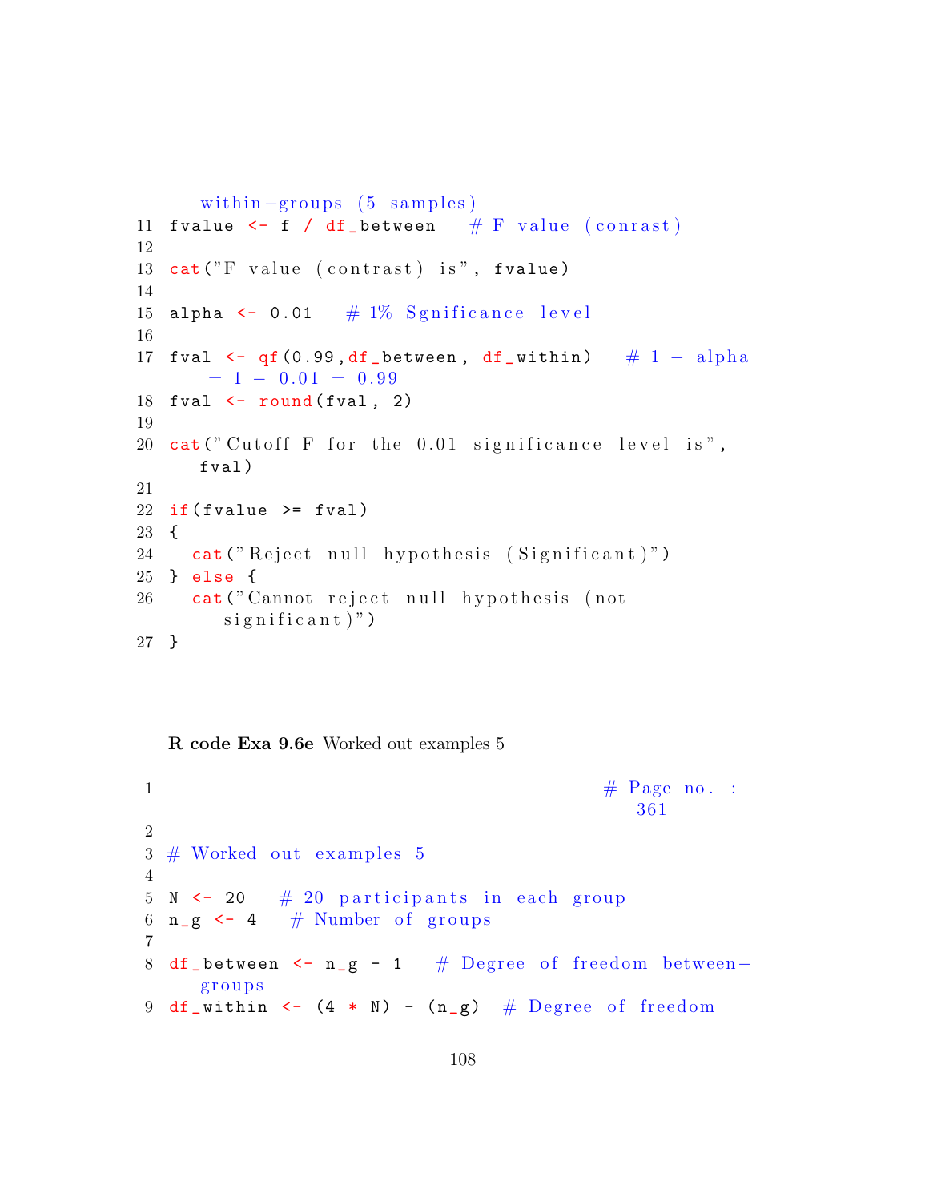```
    within-groups (5 samples)
11 fvalue <- f / df_between   # F value (conrast)
12
13 cat("F value (contrast) is", fvalue)
14
15 alpha <- 0.01   # 1% Sgnificance level
16
17 fval <- qf(0.99,df_between, df_within)   # 1 - alpha
      = 1 - 0.01 = 0.99
18 fval <- round(fval, 2)
19
20 cat("Cutoff F for the 0.01 significance level is",
    fval)
21
22 if(fvalue >= fval)
23 {
24   cat("Reject null hypothesis (Significant)")
25 } else {
26   cat("Cannot reject null hypothesis (not
      significant)")
27 }
```

**R code Exa 9.6e** Worked out examples 5

```
1                                          # Page no. :
                                              361
2
3 # Worked out examples 5
4
5 N <- 20   # 20 participants in each group
6 n_g <- 4   # Number of groups
7
8 df_between <- n_g - 1   # Degree of freedom between-
    groups
9 df_within <- (4 * N) - (n_g)  # Degree of freedom
```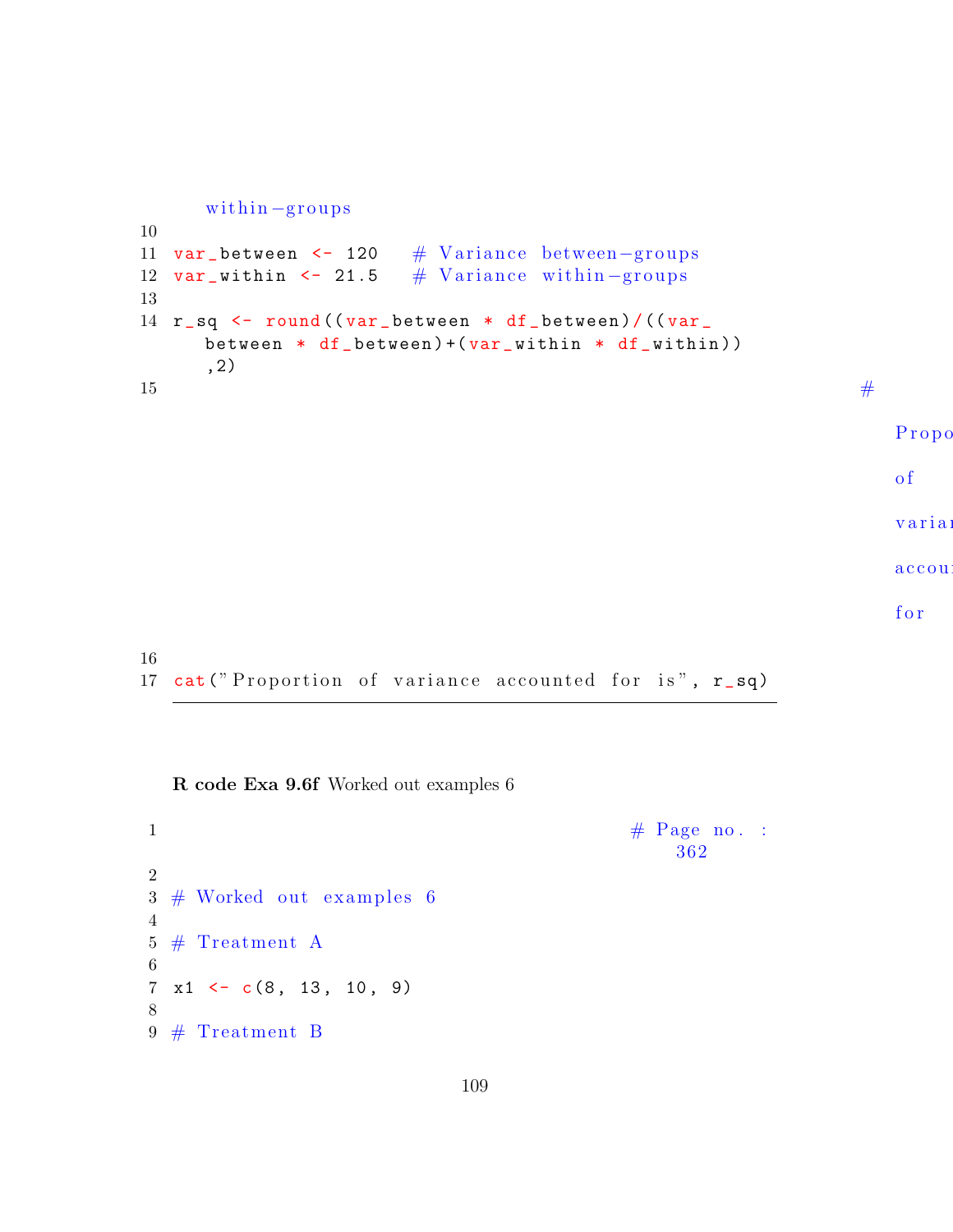```
   within-groups
10
11 var_between <- 120   # Variance between-groups
12 var_within <- 21.5   # Variance within-groups
13
14 r_sq <- round((var_between * df_between)/((var_
   between * df_between)+(var_within * df_within))
   ,2)
15                                                        #
   Propo
   of
   variar
   accour
   for
16
17 cat("Proportion of variance accounted for is", r_sq)
```

**R code Exa 9.6f** Worked out examples 6

```
1                                       # Page no. :
                                           362
2
3 # Worked out examples 6
4
5 # Treatment A
6
7 x1 <- c(8, 13, 10, 9)
8
9 # Treatment B
```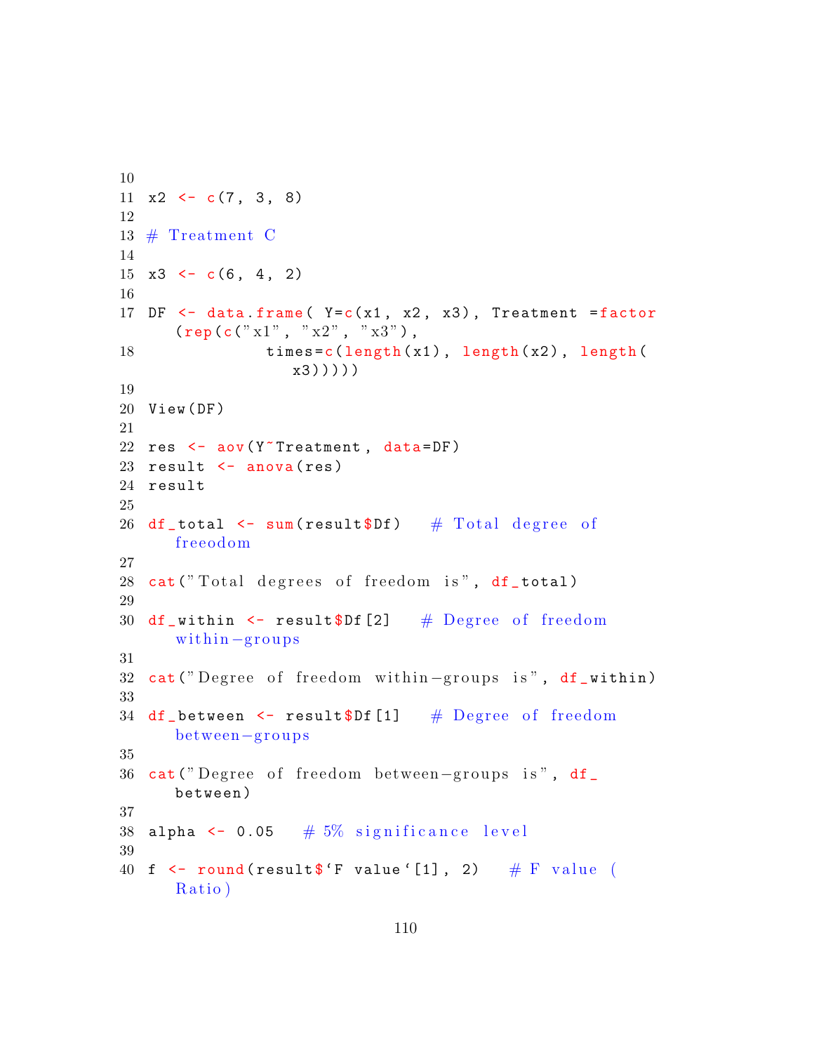```
10
11 x2 <- c(7, 3, 8)
12
13 # Treatment C
14
15 x3 <- c(6, 4, 2)
16
17 DF <- data.frame( Y=c(x1, x2, x3), Treatment =factor
      (rep(c("x1", "x2", "x3"),
18             times=c(length(x1), length(x2), length(
                  x3)))))
19
20 View(DF)
21
22 res <- aov(Y~Treatment, data=DF)
23 result <- anova(res)
24 result
25
26 df_total <- sum(result$Df)   # Total degree of
      freeodom
27
28 cat("Total degrees of freedom is", df_total)
29
30 df_within <- result$Df[2]   # Degree of freedom
      within-groups
31
32 cat("Degree of freedom within-groups is", df_within)
33
34 df_between <- result$Df[1]   # Degree of freedom
      between-groups
35
36 cat("Degree of freedom between-groups is", df_
      between)
37
38 alpha <- 0.05   # 5% significance level
39
40 f <- round(result$`F value`[1], 2)   # F value (
      Ratio)
```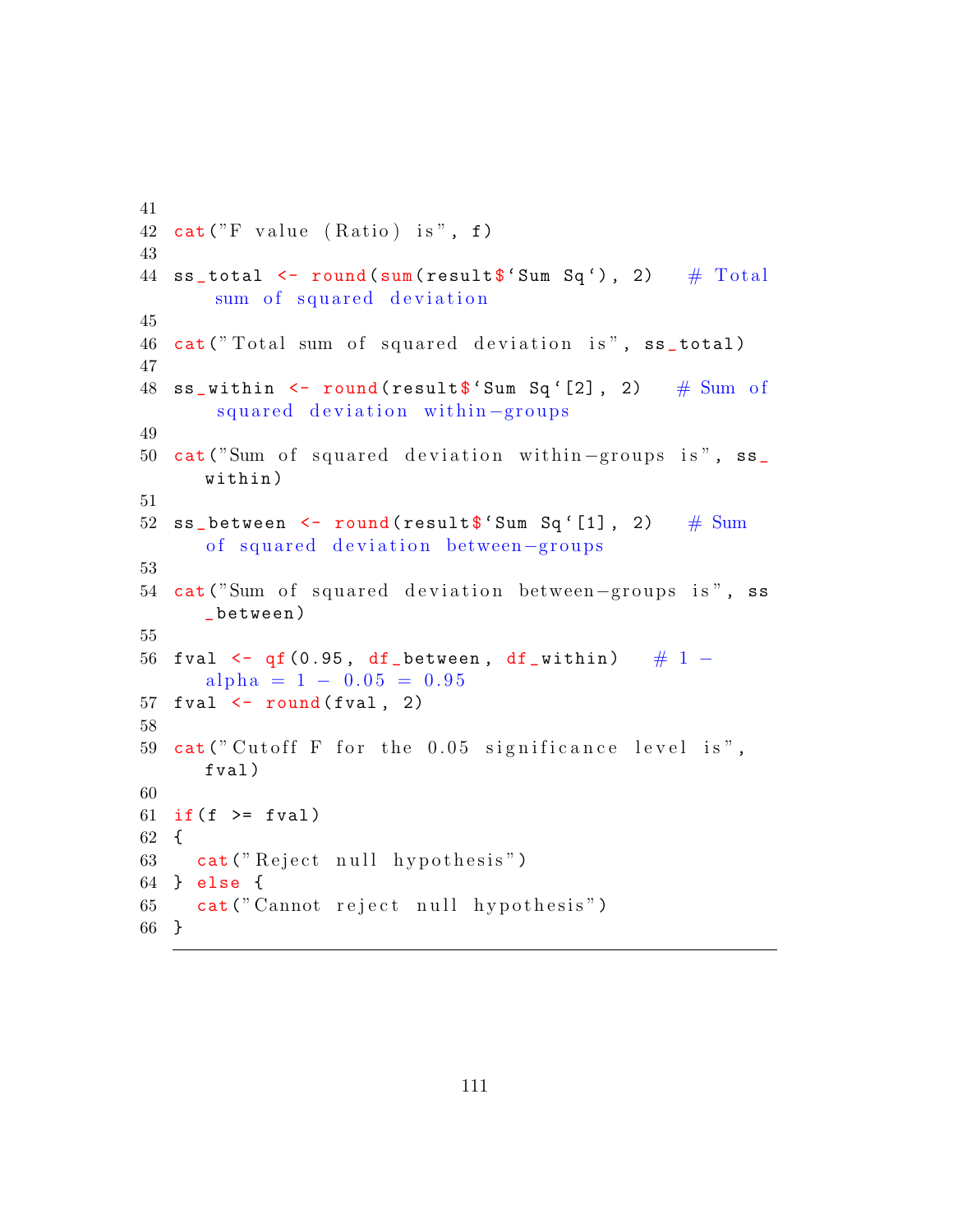```
41
42 cat("F value (Ratio) is", f)
43
44 ss_total <- round(sum(result$`Sum Sq`), 2)   # Total
      sum of squared deviation
45
46 cat("Total sum of squared deviation is", ss_total)
47
48 ss_within <- round(result$`Sum Sq`[2], 2)   # Sum of
      squared deviation within-groups
49
50 cat("Sum of squared deviation within-groups is", ss_
    within)
51
52 ss_between <- round(result$`Sum Sq`[1], 2)   # Sum
    of squared deviation between-groups
53
54 cat("Sum of squared deviation between-groups is", ss
    _between)
55
56 fval <- qf(0.95, df_between, df_within)   # 1 -
    alpha = 1 - 0.05 = 0.95
57 fval <- round(fval, 2)
58
59 cat("Cutoff F for the 0.05 significance level is",
    fval)
60
61 if(f >= fval)
62 {
63   cat("Reject null hypothesis")
64 } else {
65   cat("Cannot reject null hypothesis")
66 }
```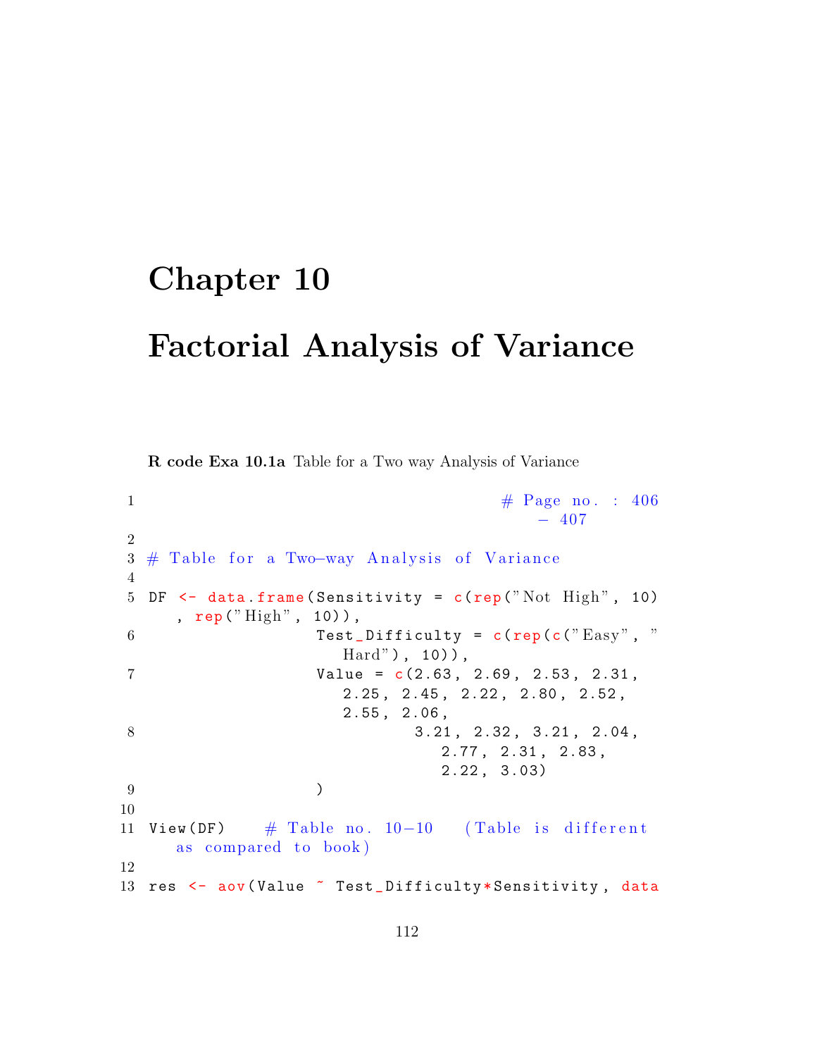# Chapter 10

# Factorial Analysis of Variance

**R code Exa 10.1a** Table for a Two way Analysis of Variance

```
1                                         # Page no. : 406
                                              - 407
2
3 # Table for a Two-way Analysis of Variance
4
5 DF <- data.frame(Sensitivity = c(rep("Not High", 10)
     , rep("High", 10)),
6                  Test_Difficulty = c(rep(c("Easy", "
                     Hard"), 10)),
7                  Value = c(2.63, 2.69, 2.53, 2.31,
                     2.25, 2.45, 2.22, 2.80, 2.52,
                     2.55, 2.06,
8                           3.21, 2.32, 3.21, 2.04,
                               2.77, 2.31, 2.83,
                               2.22, 3.03)
9                  )
10
11 View(DF)    # Table no. 10-10   (Table is different
      as compared to book)
12
13 res <- aov(Value ~ Test_Difficulty*Sensitivity, data
```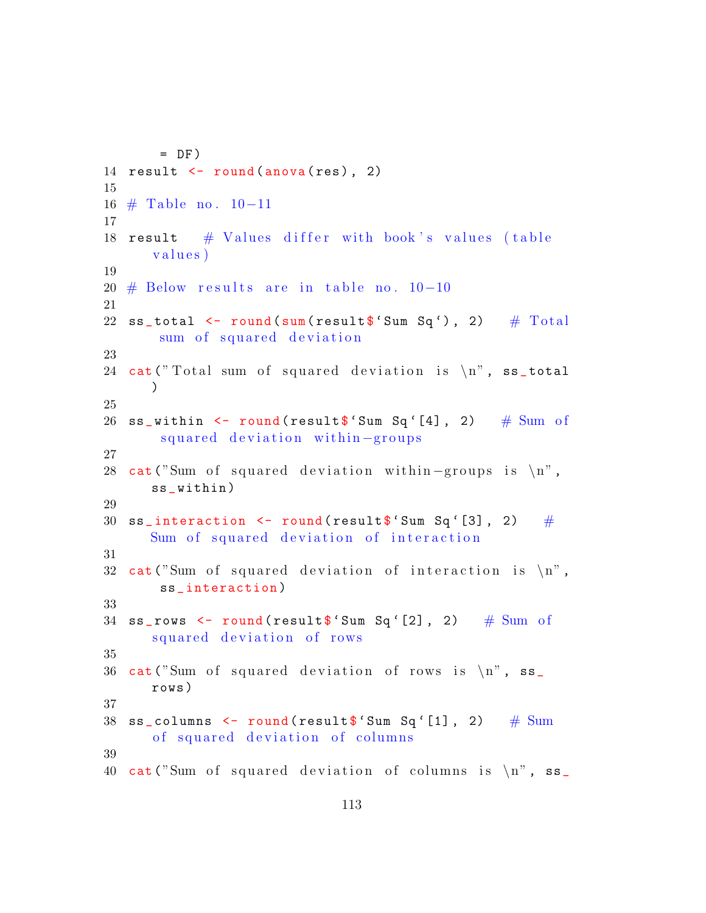```
      = DF)
14 result <- round(anova(res), 2)
15
16 # Table no. 10-11
17
18 result   # Values differ with book's values (table
     values)
19
20 # Below results are in table no. 10-10
21
22 ss_total <- round(sum(result$`Sum Sq`), 2)   # Total
      sum of squared deviation
23
24 cat("Total sum of squared deviation is \n", ss_total
     )
25
26 ss_within <- round(result$`Sum Sq`[4], 2)   # Sum of
      squared deviation within-groups
27
28 cat("Sum of squared deviation within-groups is \n",
     ss_within)
29
30 ss_interaction <- round(result$`Sum Sq`[3], 2)   #
     Sum of squared deviation of interaction
31
32 cat("Sum of squared deviation of interaction is \n",
      ss_interaction)
33
34 ss_rows <- round(result$`Sum Sq`[2], 2)   # Sum of
     squared deviation of rows
35
36 cat("Sum of squared deviation of rows is \n", ss_
     rows)
37
38 ss_columns <- round(result$`Sum Sq`[1], 2)   # Sum
     of squared deviation of columns
39
40 cat("Sum of squared deviation of columns is \n", ss_
```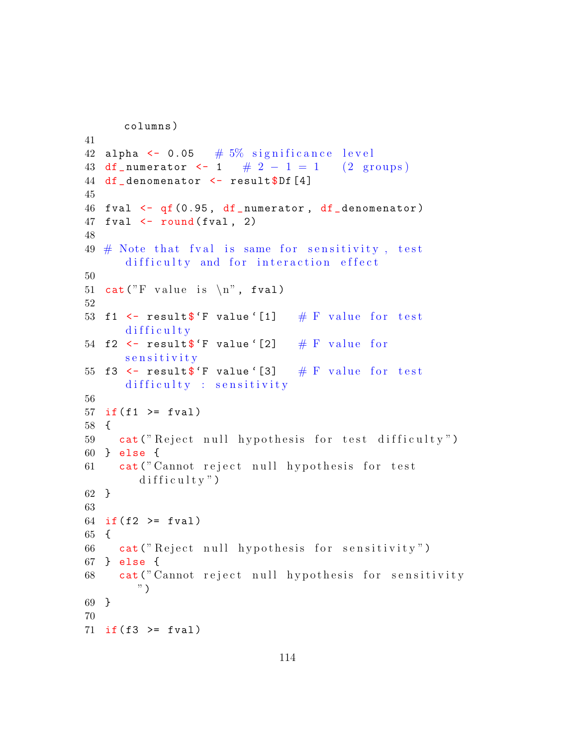```
   columns)
41
42 alpha <- 0.05   # 5% significance level
43 df_numerator <- 1   # 2 - 1 = 1   (2 groups)
44 df_denominator <- result$Df[4]
45
46 fval <- qf(0.95, df_numerator, df_denominator)
47 fval <- round(fval, 2)
48
49 # Note that fval is same for sensitivity, test
   difficulty and for interaction effect
50
51 cat("F value is \n", fval)
52
53 f1 <- result$`F value`[1]   # F value for test
   difficulty
54 f2 <- result$`F value`[2]   # F value for
   sensitivity
55 f3 <- result$`F value`[3]   # F value for test
   difficulty : sensitivity
56
57 if(f1 >= fval)
58 {
59   cat("Reject null hypothesis for test difficulty")
60 } else {
61   cat("Cannot reject null hypothesis for test
     difficulty")
62 }
63
64 if(f2 >= fval)
65 {
66   cat("Reject null hypothesis for sensitivity")
67 } else {
68   cat("Cannot reject null hypothesis for sensitivity
     ")
69 }
70
71 if(f3 >= fval)
```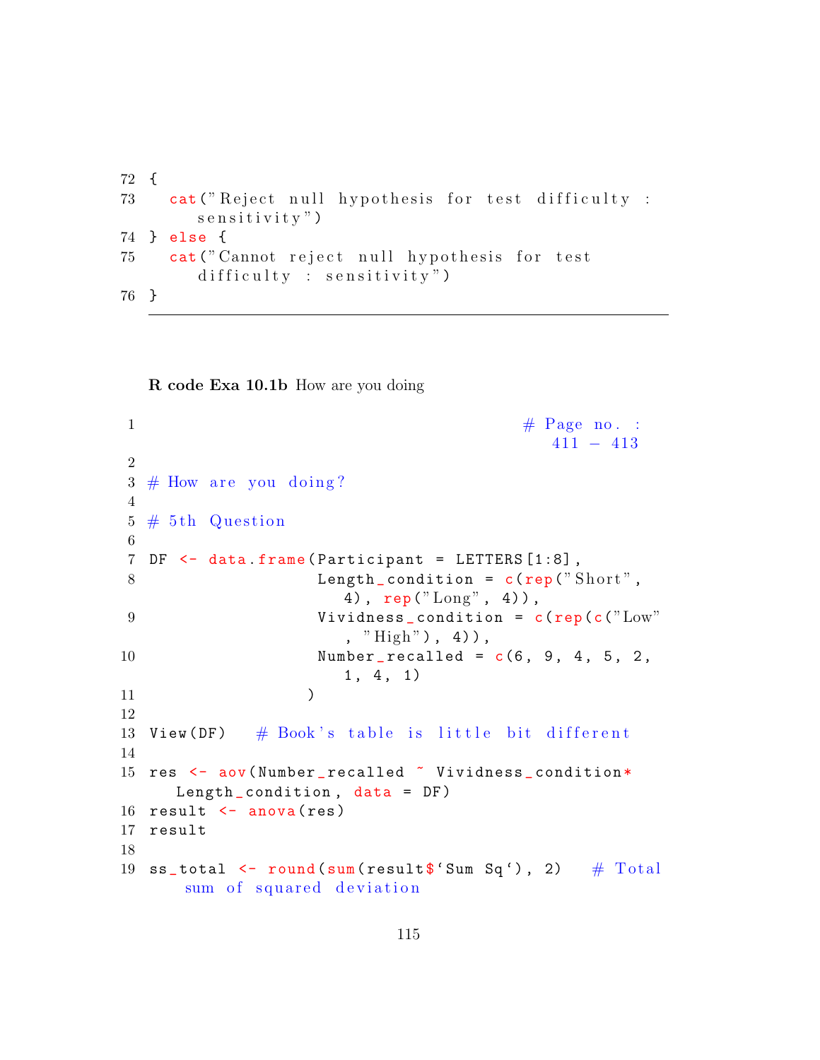```
72 {
73   cat("Reject null hypothesis for test difficulty :
       sensitivity")
74 } else {
75   cat("Cannot reject null hypothesis for test
       difficulty : sensitivity")
76 }
```

**R code Exa 10.1b** How are you doing

```
1                                        # Page no. :
                                            411 - 413
2
3 # How are you doing?
4
5 # 5th Question
6
7 DF <- data.frame(Participant = LETTERS[1:8],
8                  Length_condition = c(rep("Short",
                      4), rep("Long", 4)),
9                  Vividness_condition = c(rep(c("Low"
                      , "High"), 4)),
10                 Number_recalled = c(6, 9, 4, 5, 2,
                      1, 4, 1)
11               )
12
13 View(DF)   # Book's table is little bit different
14
15 res <- aov(Number_recalled ~ Vividness_condition*
     Length_condition, data = DF)
16 result <- anova(res)
17 result
18
19 ss_total <- round(sum(result$`Sum Sq`), 2)   # Total
      sum of squared deviation
```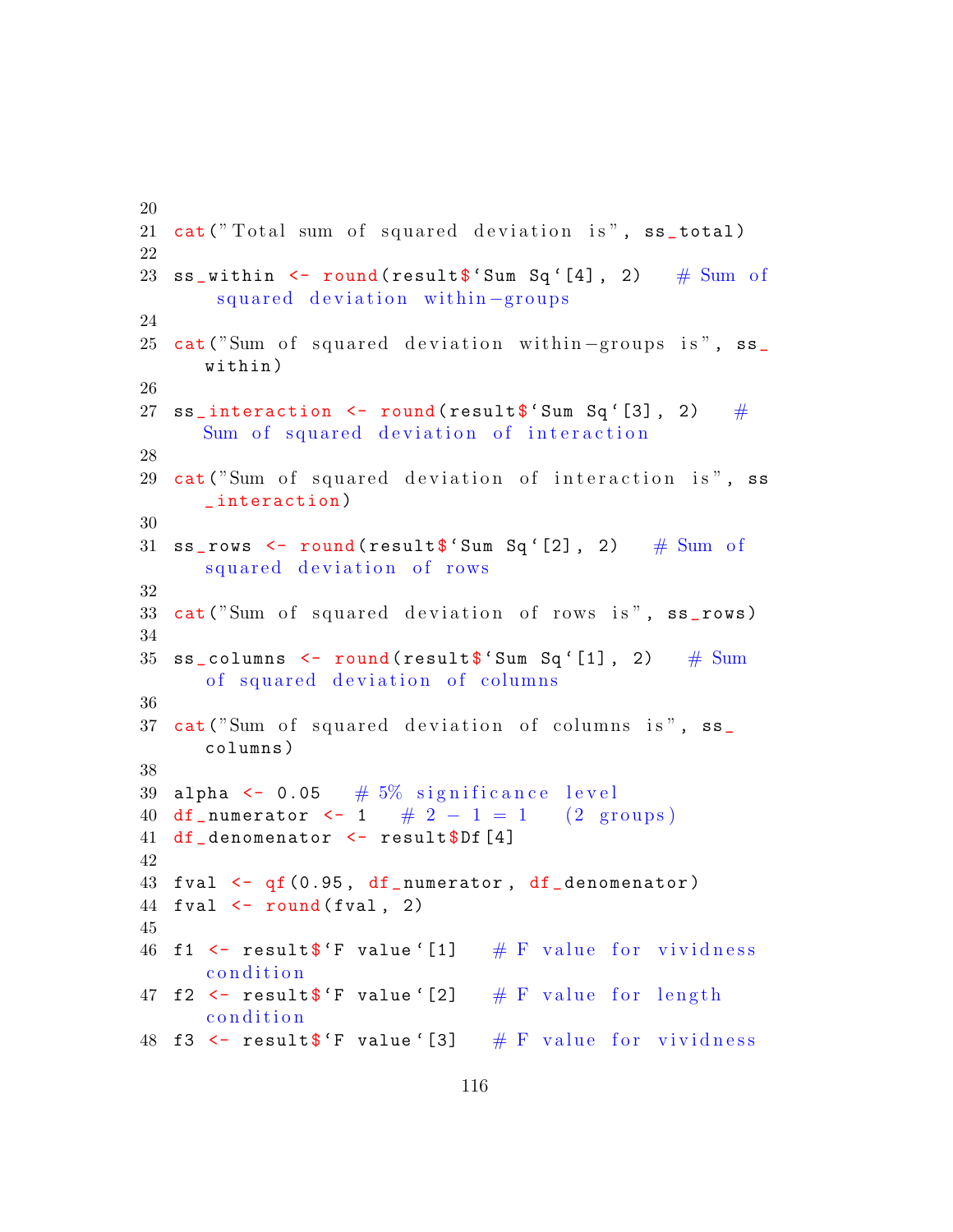```r
20
21 cat("Total sum of squared deviation is", ss_total)
22
23 ss_within <- round(result$`Sum Sq`[4], 2)   # Sum of
     squared deviation within-groups
24
25 cat("Sum of squared deviation within-groups is", ss_
    within)
26
27 ss_interaction <- round(result$`Sum Sq`[3], 2)   #
    Sum of squared deviation of interaction
28
29 cat("Sum of squared deviation of interaction is", ss
    _interaction)
30
31 ss_rows <- round(result$`Sum Sq`[2], 2)   # Sum of
    squared deviation of rows
32
33 cat("Sum of squared deviation of rows is", ss_rows)
34
35 ss_columns <- round(result$`Sum Sq`[1], 2)   # Sum
    of squared deviation of columns
36
37 cat("Sum of squared deviation of columns is", ss_
    columns)
38
39 alpha <- 0.05   # 5% significance level
40 df_numerator <- 1   # 2 - 1 = 1   (2 groups)
41 df_denomenator <- result$Df[4]
42
43 fval <- qf(0.95, df_numerator, df_denomenator)
44 fval <- round(fval, 2)
45
46 f1 <- result$`F value`[1]   # F value for vividness
    condition
47 f2 <- result$`F value`[2]   # F value for length
    condition
48 f3 <- result$`F value`[3]   # F value for vividness
```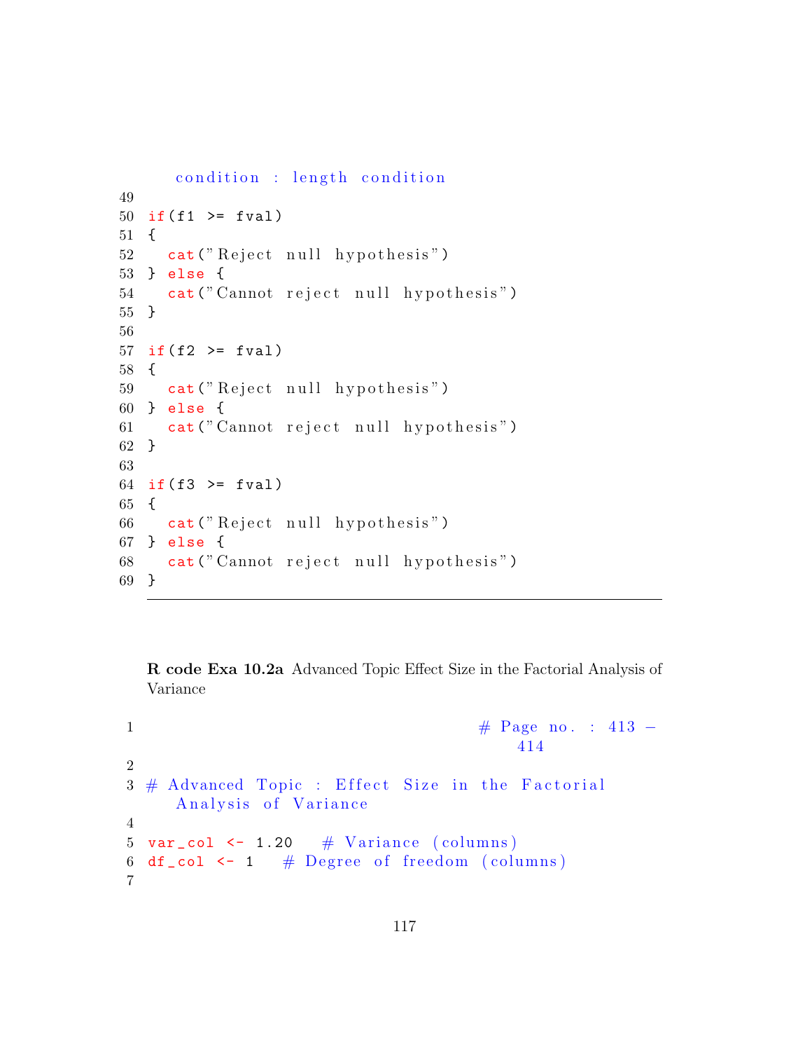```
    condition : length condition
49
50 if(f1 >= fval)
51 {
52   cat("Reject null hypothesis")
53 } else {
54   cat("Cannot reject null hypothesis")
55 }
56
57 if(f2 >= fval)
58 {
59   cat("Reject null hypothesis")
60 } else {
61   cat("Cannot reject null hypothesis")
62 }
63
64 if(f3 >= fval)
65 {
66   cat("Reject null hypothesis")
67 } else {
68   cat("Cannot reject null hypothesis")
69 }
```

**R code Exa 10.2a** Advanced Topic Effect Size in the Factorial Analysis of Variance

```
1                                    # Page no. : 413 -
                                         414
2
3 # Advanced Topic : Effect Size in the Factorial
    Analysis of Variance
4
5 var_col <- 1.20   # Variance (columns)
6 df_col <- 1   # Degree of freedom (columns)
7
```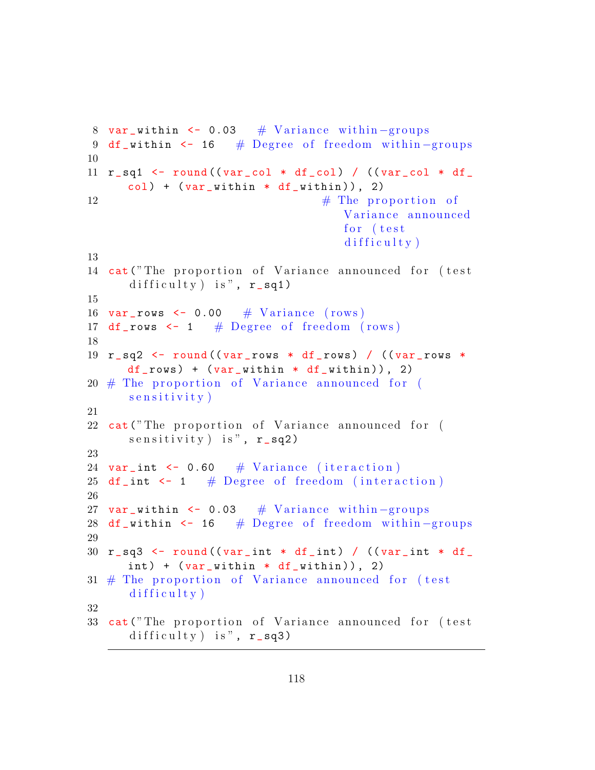```r
var_within <- 0.03   # Variance within-groups
df_within <- 16   # Degree of freedom within-groups

r_sq1 <- round((var_col * df_col) / ((var_col * df_col) + (var_within * df_within)), 2)
                               # The proportion of Variance announced for (test difficulty)

cat("The proportion of Variance announced for (test difficulty) is", r_sq1)

var_rows <- 0.00   # Variance (rows)
df_rows <- 1   # Degree of freedom (rows)

r_sq2 <- round((var_rows * df_rows) / ((var_rows * df_rows) + (var_within * df_within)), 2)
# The proportion of Variance announced for (sensitivity)

cat("The proportion of Variance announced for (sensitivity) is", r_sq2)

var_int <- 0.60   # Variance (iteraction)
df_int <- 1   # Degree of freedom (interaction)

var_within <- 0.03   # Variance within-groups
df_within <- 16   # Degree of freedom within-groups

r_sq3 <- round((var_int * df_int) / ((var_int * df_int) + (var_within * df_within)), 2)
# The proportion of Variance announced for (test difficulty)

cat("The proportion of Variance announced for (test difficulty) is", r_sq3)
```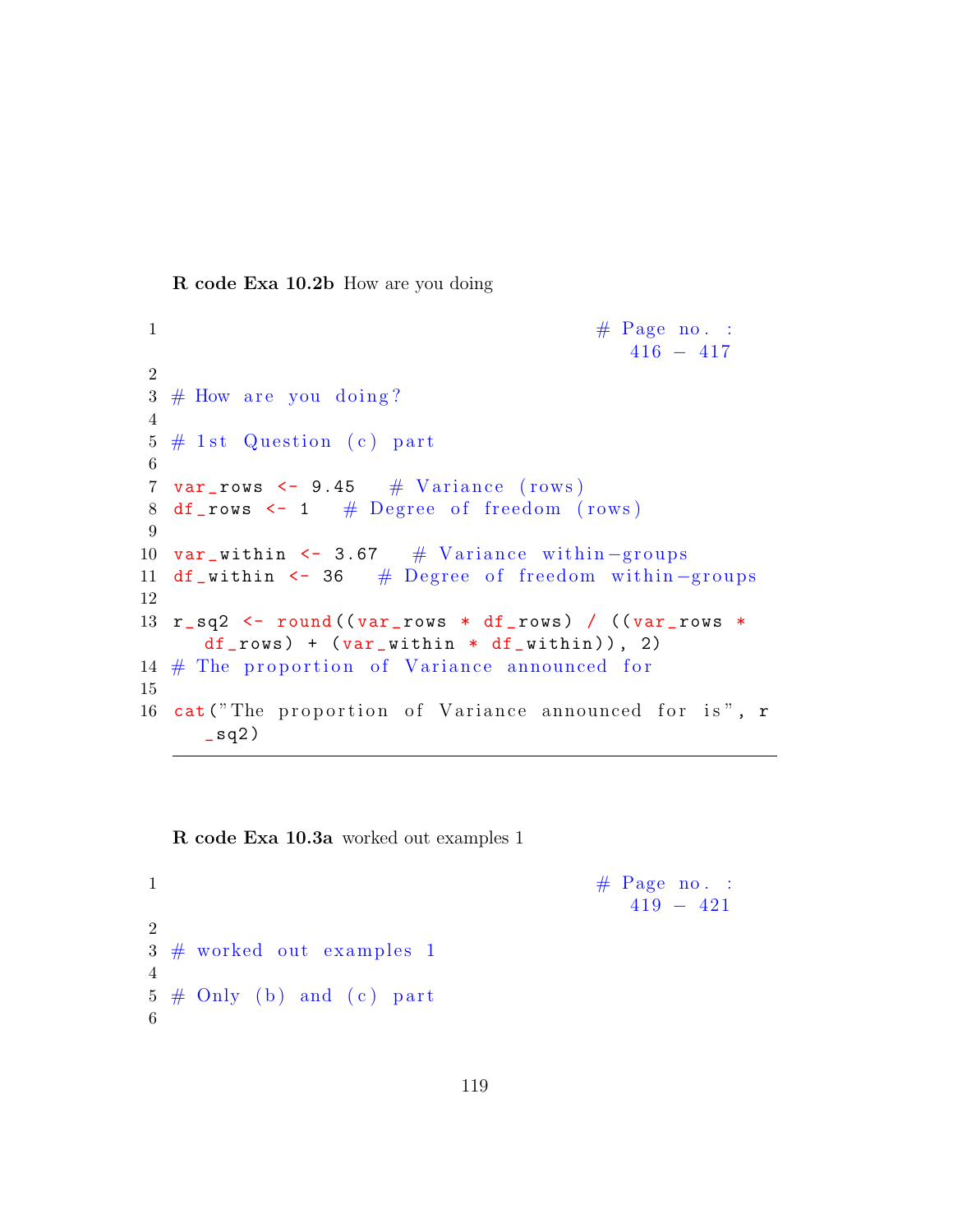**R code Exa 10.2b** How are you doing

```
1                                      # Page no. :
                                          416 - 417
2
3 # How are you doing?
4
5 # 1st Question (c) part
6
7 var_rows <- 9.45   # Variance (rows)
8 df_rows <- 1   # Degree of freedom (rows)
9
10 var_within <- 3.67   # Variance within-groups
11 df_within <- 36   # Degree of freedom within-groups
12
13 r_sq2 <- round((var_rows * df_rows) / ((var_rows *
     df_rows) + (var_within * df_within)), 2)
14 # The proportion of Variance announced for
15
16 cat("The proportion of Variance announced for is", r
     _sq2)
```

**R code Exa 10.3a** worked out examples 1

```
1                                      # Page no. :
                                          419 - 421
2
3 # worked out examples 1
4
5 # Only (b) and (c) part
6
```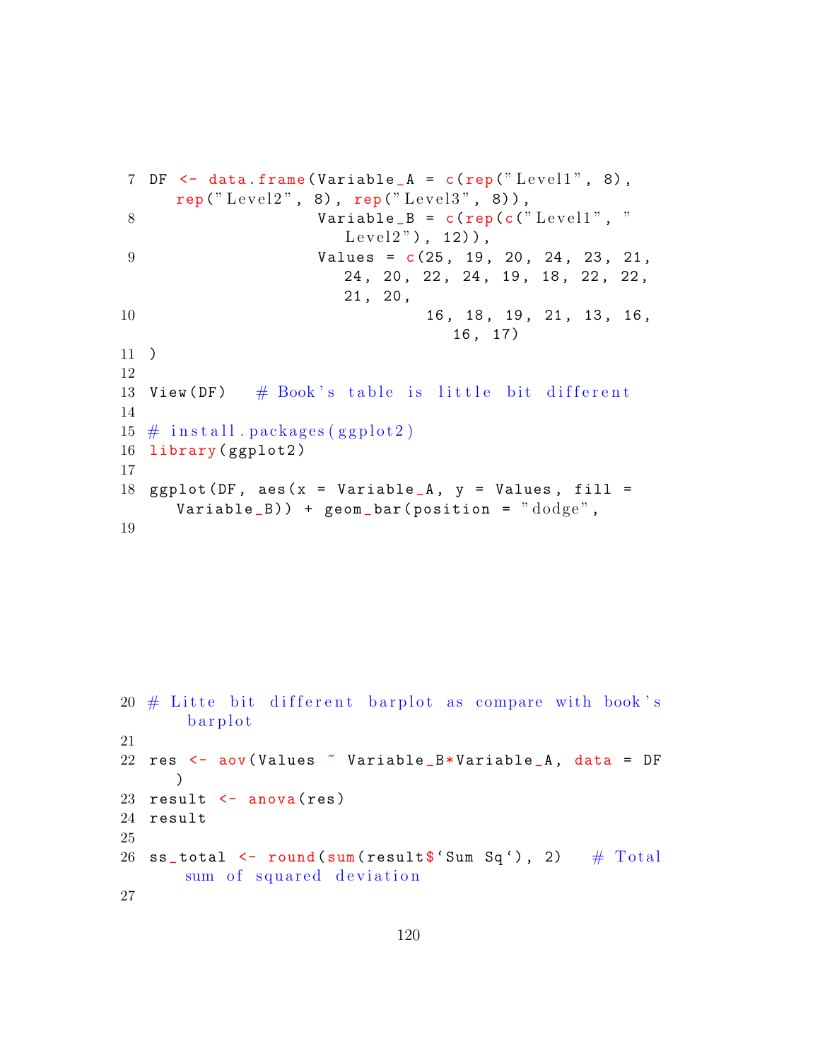```
7  DF <- data.frame(Variable_A = c(rep("Level1", 8),
      rep("Level2", 8), rep("Level3", 8)),
8                   Variable_B = c(rep(c("Level1", "
                       Level2"), 12)),
9                   Values = c(25, 19, 20, 24, 23, 21,
                       24, 20, 22, 24, 19, 18, 22, 22,
                       21, 20,
10                              16, 18, 19, 21, 13, 16,
                                   16, 17)
11 )
12
13 View(DF)   # Book's table is little bit different
14
15 # install.packages(ggplot2)
16 library(ggplot2)
17
18 ggplot(DF, aes(x = Variable_A, y = Values, fill =
      Variable_B)) + geom_bar(position = "dodge",
19
```

```
20 # Litte bit different barplot as compare with book's
       barplot
21
22 res <- aov(Values ~ Variable_B*Variable_A, data = DF
      )
23 result <- anova(res)
24 result
25
26 ss_total <- round(sum(result$`Sum Sq`), 2)   # Total
       sum of squared deviation
27
```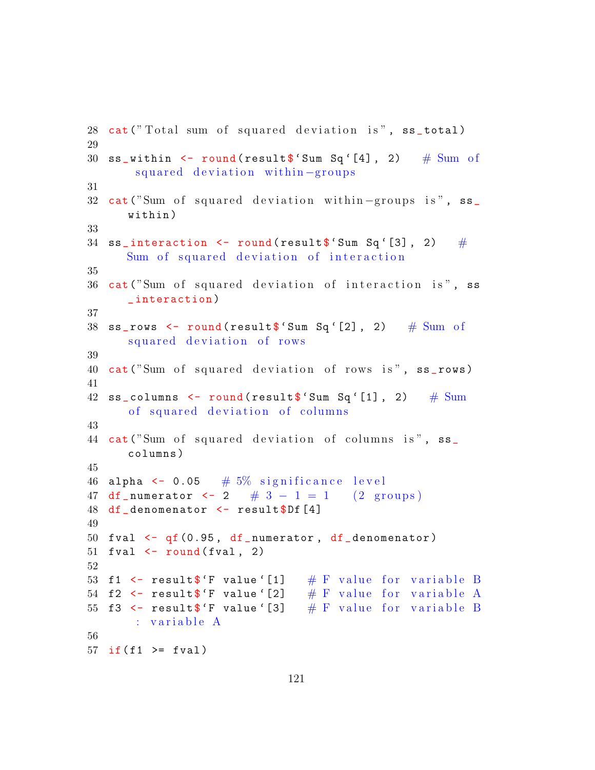```r
cat("Total sum of squared deviation is", ss_total)

ss_within <- round(result$`Sum Sq`[4], 2)   # Sum of squared deviation within-groups

cat("Sum of squared deviation within-groups is", ss_within)

ss_interaction <- round(result$`Sum Sq`[3], 2)   # Sum of squared deviation of interaction

cat("Sum of squared deviation of interaction is", ss_interaction)

ss_rows <- round(result$`Sum Sq`[2], 2)   # Sum of squared deviation of rows

cat("Sum of squared deviation of rows is", ss_rows)

ss_columns <- round(result$`Sum Sq`[1], 2)   # Sum of squared deviation of columns

cat("Sum of squared deviation of columns is", ss_columns)

alpha <- 0.05   # 5% significance level
df_numerator <- 2   # 3 - 1 = 1   (2 groups)
df_denomenator <- result$Df[4]

fval <- qf(0.95, df_numerator, df_denomenator)
fval <- round(fval, 2)

f1 <- result$`F value`[1]   # F value for variable B
f2 <- result$`F value`[2]   # F value for variable A
f3 <- result$`F value`[3]   # F value for variable B : variable A

if(f1 >= fval)
```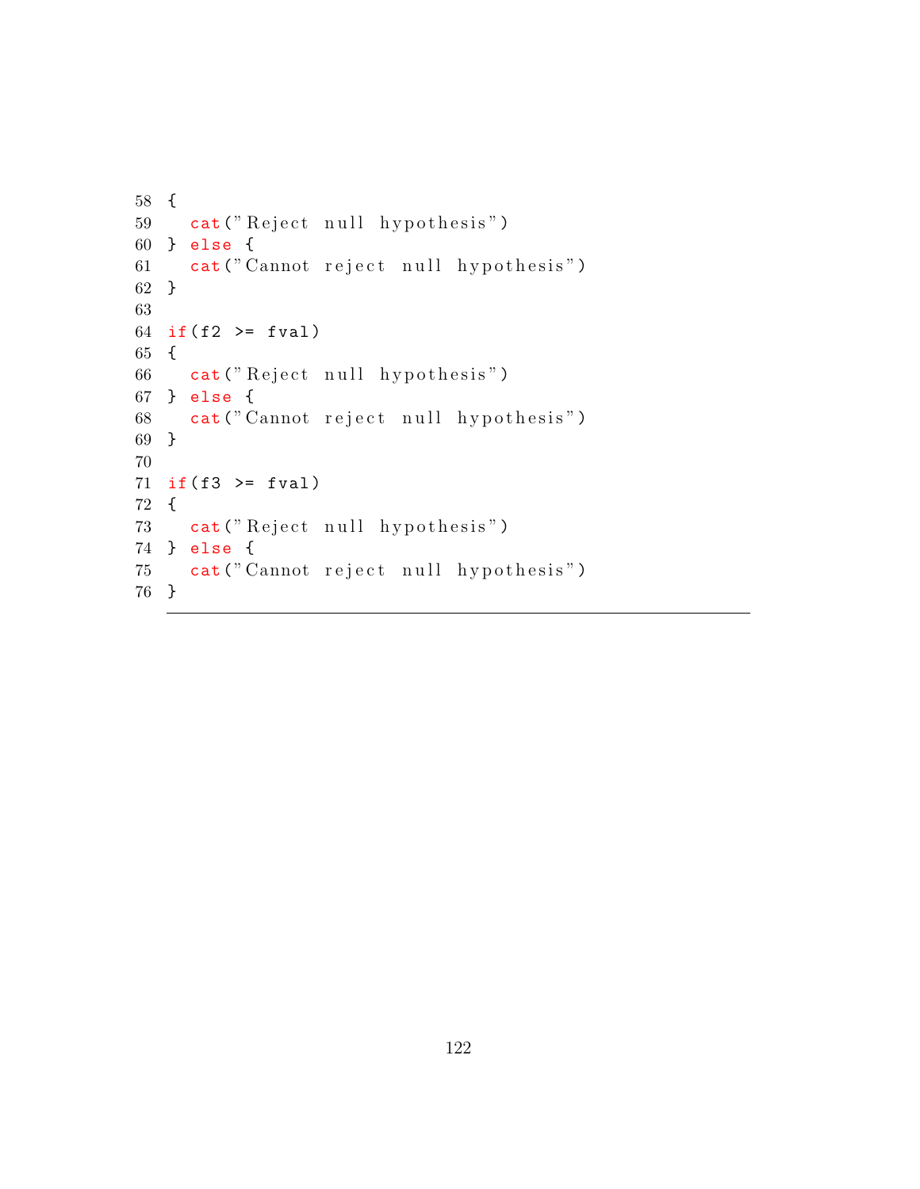```
{
  cat("Reject null hypothesis")
} else {
  cat("Cannot reject null hypothesis")
}

if(f2 >= fval)
{
  cat("Reject null hypothesis")
} else {
  cat("Cannot reject null hypothesis")
}

if(f3 >= fval)
{
  cat("Reject null hypothesis")
} else {
  cat("Cannot reject null hypothesis")
}
```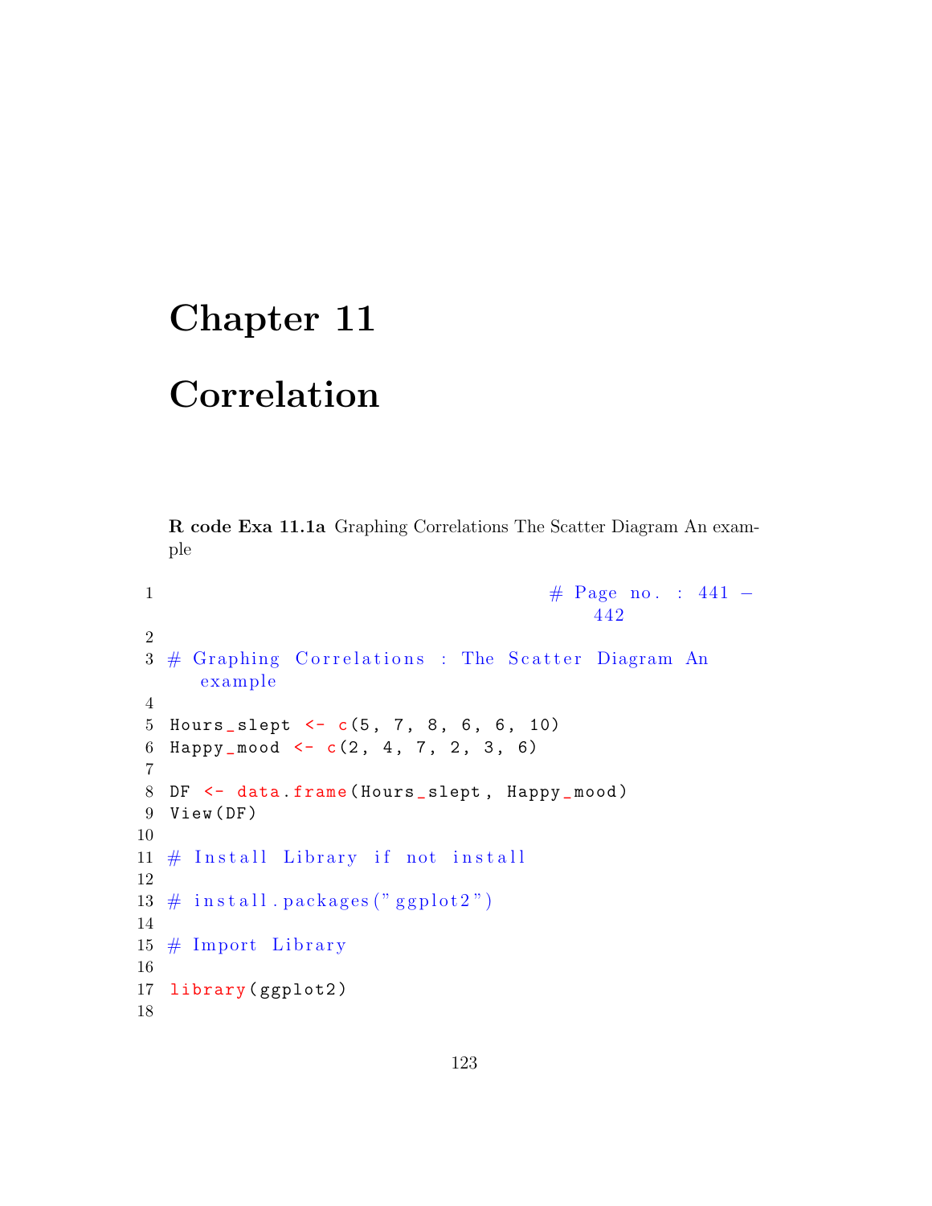# Chapter 11

# Correlation

**R code Exa 11.1a** Graphing Correlations The Scatter Diagram An example

```
1                                       # Page no. : 441 -
                                            442
2
3 # Graphing Correlations : The Scatter Diagram An
     example
4
5 Hours_slept <- c(5, 7, 8, 6, 6, 10)
6 Happy_mood <- c(2, 4, 7, 2, 3, 6)
7
8 DF <- data.frame(Hours_slept, Happy_mood)
9 View(DF)
10
11 # Install Library if not install
12
13 # install.packages("ggplot2")
14
15 # Import Library
16
17 library(ggplot2)
18
```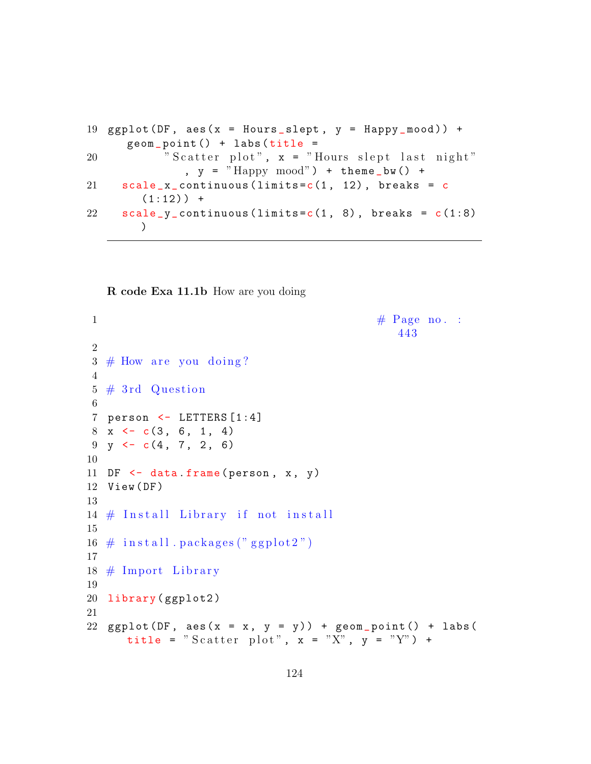```
19 ggplot(DF, aes(x = Hours_slept, y = Happy_mood)) +
     geom_point() + labs(title =
20         "Scatter plot", x = "Hours slept last night"
           , y = "Happy mood") + theme_bw() +
21   scale_x_continuous(limits=c(1, 12), breaks = c
       (1:12)) +
22   scale_y_continuous(limits=c(1, 8), breaks = c(1:8)
       )
```

**R code Exa 11.1b** How are you doing

```
1                                        # Page no. :
                                            443
2
3 # How are you doing?
4
5 # 3rd Question
6
7 person <- LETTERS[1:4]
8 x <- c(3, 6, 1, 4)
9 y <- c(4, 7, 2, 6)
10
11 DF <- data.frame(person, x, y)
12 View(DF)
13
14 # Install Library if not install
15
16 # install.packages("ggplot2")
17
18 # Import Library
19
20 library(ggplot2)
21
22 ggplot(DF, aes(x = x, y = y)) + geom_point() + labs(
     title = "Scatter plot", x = "X", y = "Y") +
```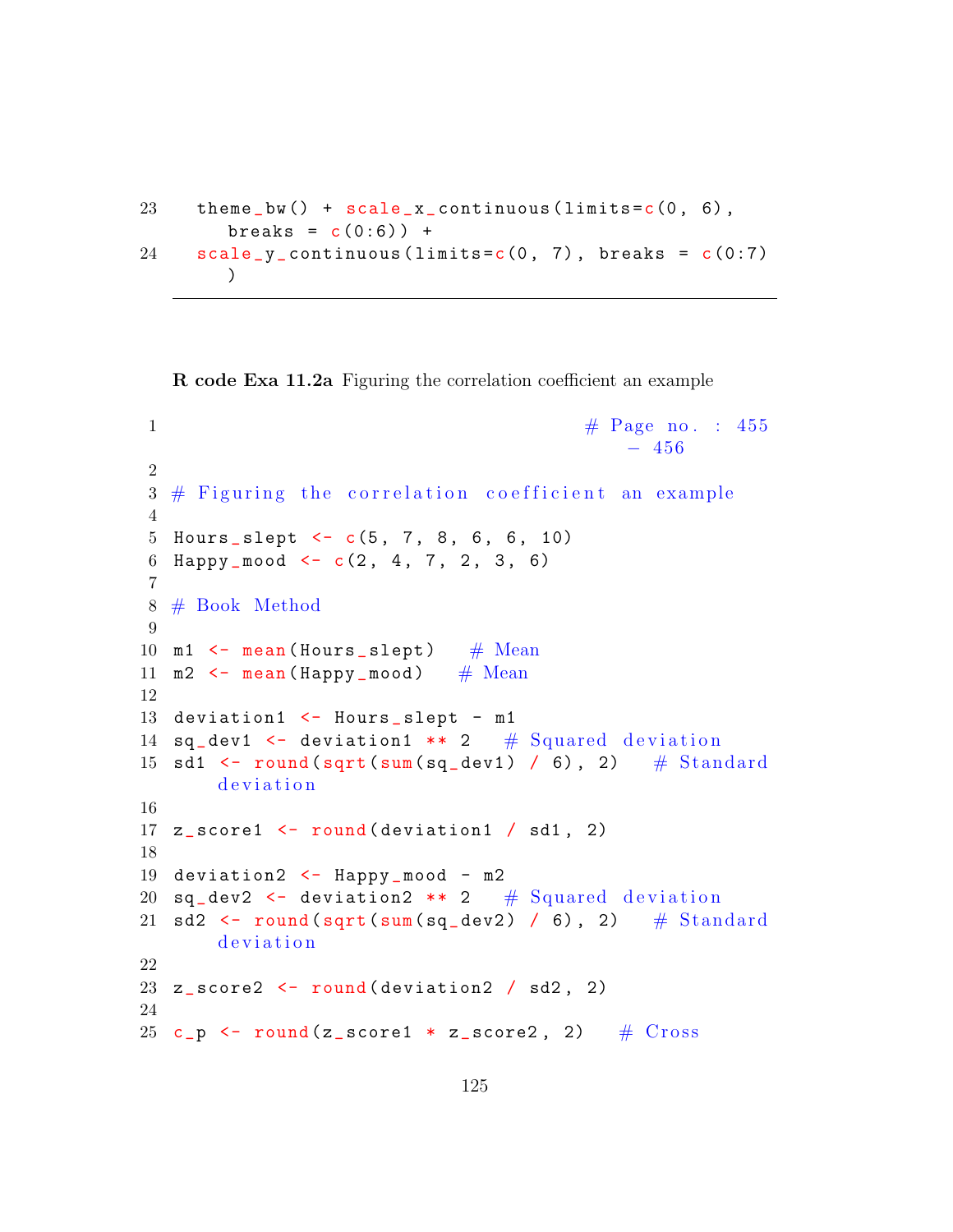```
23   theme_bw() + scale_x_continuous(limits=c(0, 6),
        breaks = c(0:6)) +
24   scale_y_continuous(limits=c(0, 7), breaks = c(0:7)
        )
```

**R code Exa 11.2a** Figuring the correlation coefficient an example

```
1                                        # Page no. : 455
                                            - 456
2
3  # Figuring the correlation coefficient an example
4
5  Hours_slept <- c(5, 7, 8, 6, 6, 10)
6  Happy_mood <- c(2, 4, 7, 2, 3, 6)
7
8  # Book Method
9
10 m1 <- mean(Hours_slept)   # Mean
11 m2 <- mean(Happy_mood)   # Mean
12
13 deviation1 <- Hours_slept - m1
14 sq_dev1 <- deviation1 ** 2   # Squared deviation
15 sd1 <- round(sqrt(sum(sq_dev1) / 6), 2)   # Standard
       deviation
16
17 z_score1 <- round(deviation1 / sd1, 2)
18
19 deviation2 <- Happy_mood - m2
20 sq_dev2 <- deviation2 ** 2   # Squared deviation
21 sd2 <- round(sqrt(sum(sq_dev2) / 6), 2)   # Standard
       deviation
22
23 z_score2 <- round(deviation2 / sd2, 2)
24
25 c_p <- round(z_score1 * z_score2, 2)   # Cross
```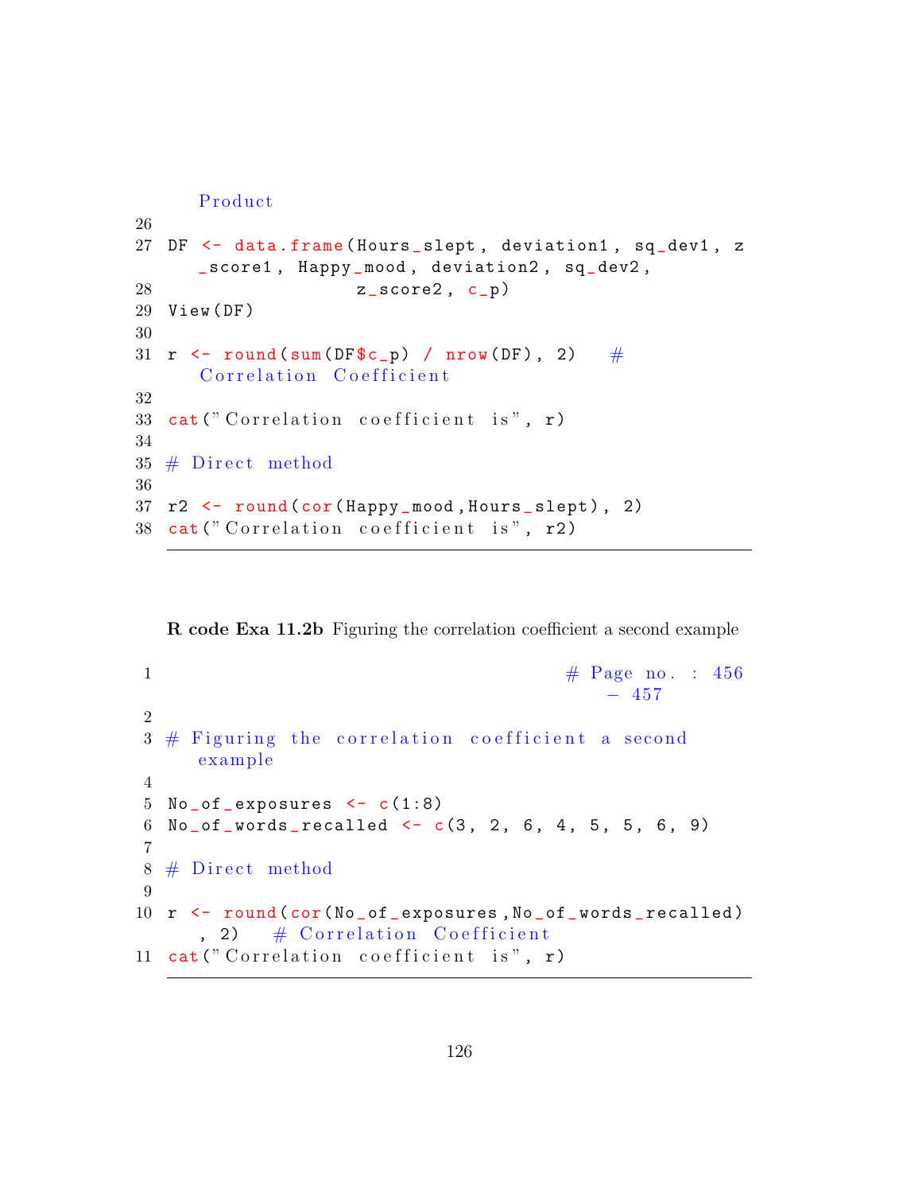```
    Product
26
27 DF <- data.frame(Hours_slept, deviation1, sq_dev1, z
    _score1, Happy_mood, deviation2, sq_dev2,
28                  z_score2, c_p)
29 View(DF)
30
31 r <- round(sum(DF$c_p) / nrow(DF), 2)   #
    Correlation Coefficient
32
33 cat("Correlation coefficient is", r)
34
35 # Direct method
36
37 r2 <- round(cor(Happy_mood,Hours_slept), 2)
38 cat("Correlation coefficient is", r2)
```

**R code Exa 11.2b** Figuring the correlation coefficient a second example

```
1                                          # Page no. : 456
                                              - 457
2
3 # Figuring the correlation coefficient a second
    example
4
5 No_of_exposures <- c(1:8)
6 No_of_words_recalled <- c(3, 2, 6, 4, 5, 5, 6, 9)
7
8 # Direct method
9
10 r <- round(cor(No_of_exposures,No_of_words_recalled)
    , 2)   # Correlation Coefficient
11 cat("Correlation coefficient is", r)
```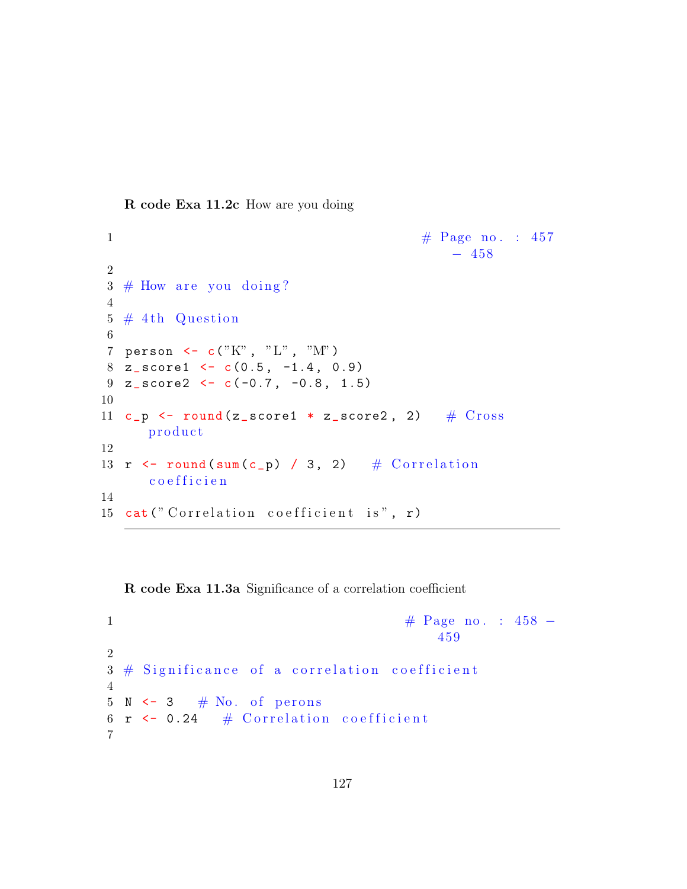**R code Exa 11.2c** How are you doing

```
1                                          # Page no. : 457
                                              - 458
2
3 # How are you doing?
4
5 # 4th Question
6
7 person <- c("K", "L", "M")
8 z_score1 <- c(0.5, -1.4, 0.9)
9 z_score2 <- c(-0.7, -0.8, 1.5)
10
11 c_p <- round(z_score1 * z_score2, 2)   # Cross
      product
12
13 r <- round(sum(c_p) / 3, 2)   # Correlation
      coefficien
14
15 cat("Correlation coefficient is", r)
```

**R code Exa 11.3a** Significance of a correlation coefficient

```
1                                        # Page no. : 458 -
                                             459
2
3 # Significance of a correlation coefficient
4
5 N <- 3   # No. of perons
6 r <- 0.24   # Correlation coefficient
7
```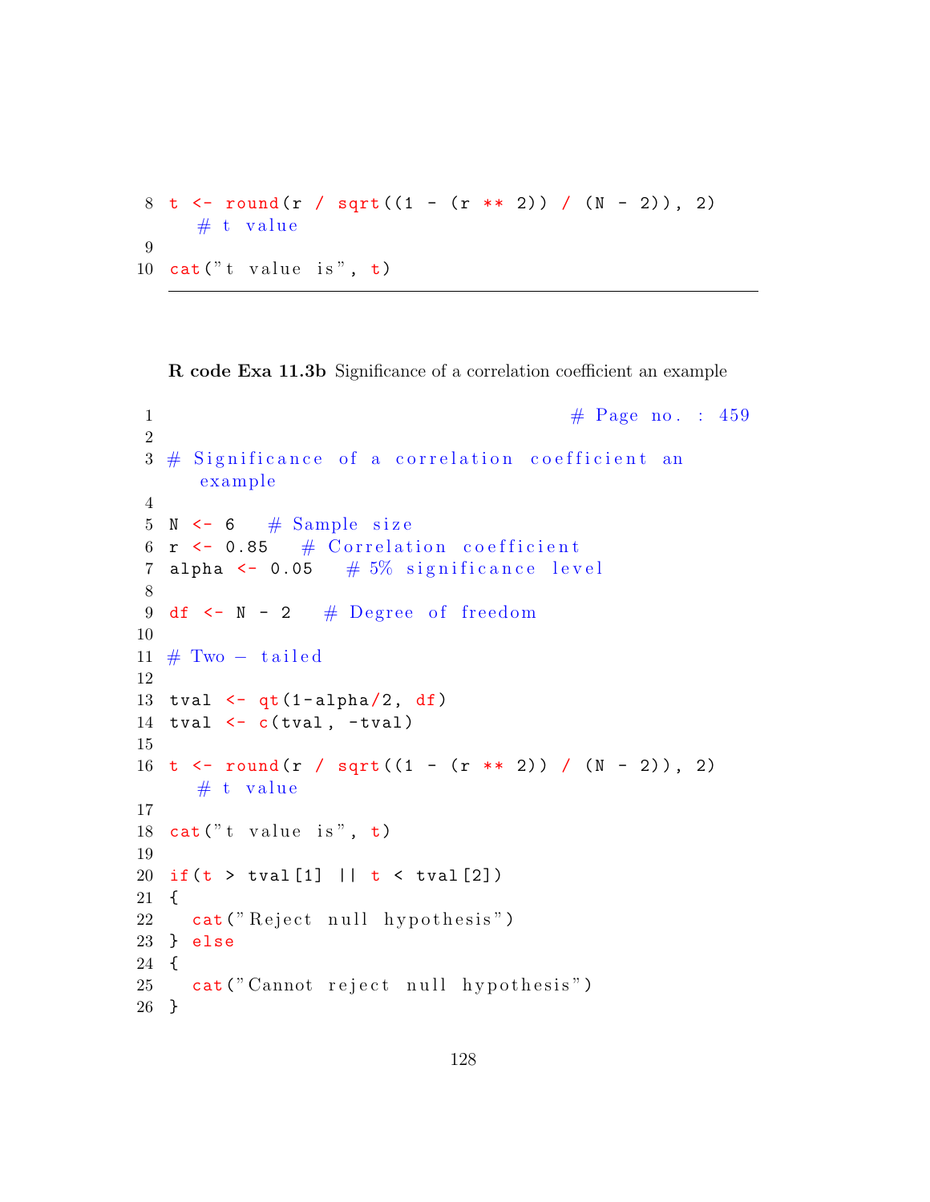```
t <- round(r / sqrt((1 - (r ** 2)) / (N - 2)), 2)
   # t value

cat("t value is", t)
```

**R code Exa 11.3b** Significance of a correlation coefficient an example

```
                                        # Page no. : 459

# Significance of a correlation coefficient an
   example

N <- 6   # Sample size
r <- 0.85   # Correlation coefficient
alpha <- 0.05   # 5% significance level

df <- N - 2   # Degree of freedom

# Two - tailed

tval <- qt(1-alpha/2, df)
tval <- c(tval, -tval)

t <- round(r / sqrt((1 - (r ** 2)) / (N - 2)), 2)
   # t value

cat("t value is", t)

if(t > tval[1] || t < tval[2])
{
  cat("Reject null hypothesis")
} else
{
  cat("Cannot reject null hypothesis")
}
```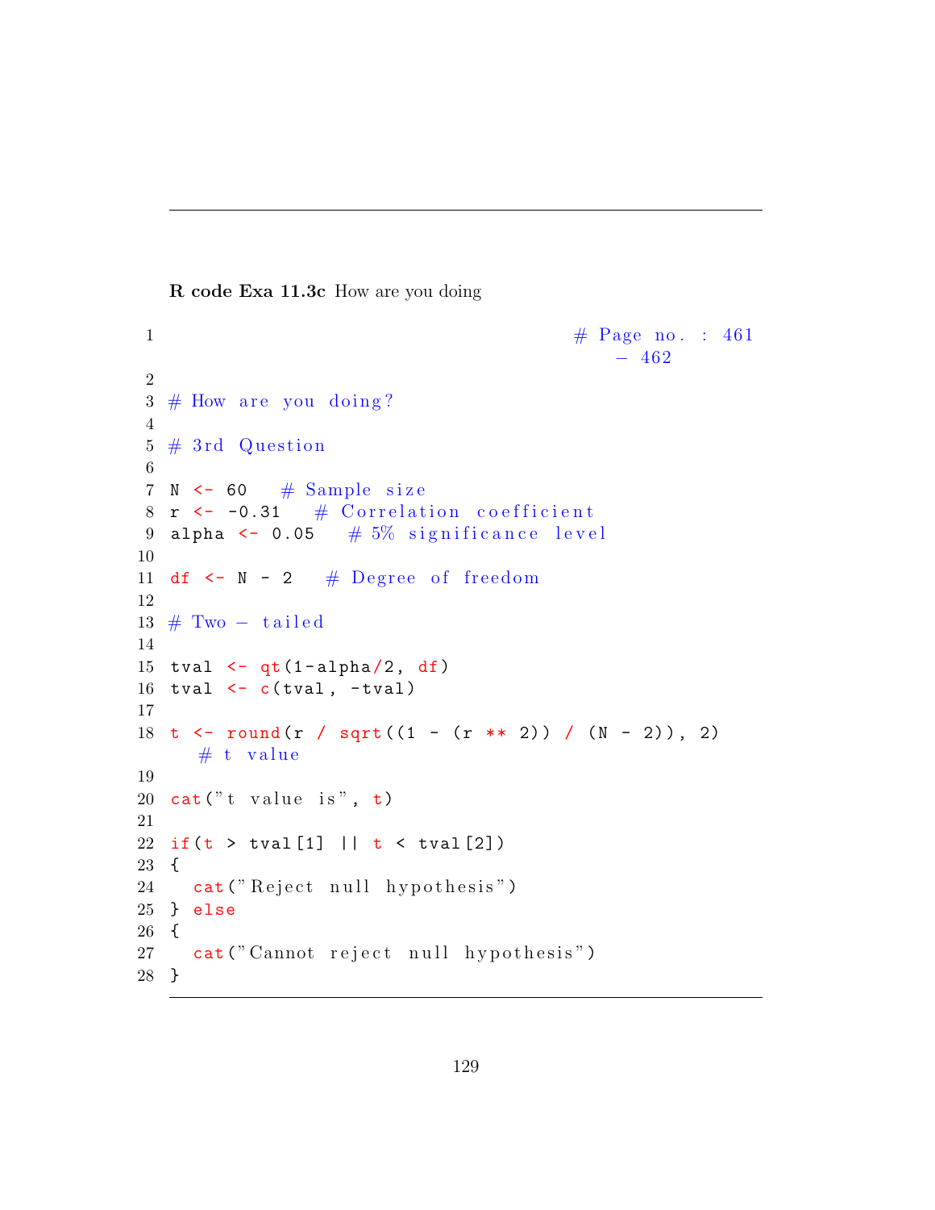**R code Exa 11.3c** How are you doing

```
                                        # Page no. : 461
                                            - 462

# How are you doing?

# 3rd Question

N <- 60   # Sample size
r <- -0.31   # Correlation coefficient
alpha <- 0.05   # 5% significance level

df <- N - 2   # Degree of freedom

# Two - tailed

tval <- qt(1-alpha/2, df)
tval <- c(tval, -tval)

t <- round(r / sqrt((1 - (r ** 2)) / (N - 2)), 2)
   # t value

cat("t value is", t)

if(t > tval[1] || t < tval[2])
{
  cat("Reject null hypothesis")
} else
{
  cat("Cannot reject null hypothesis")
}
```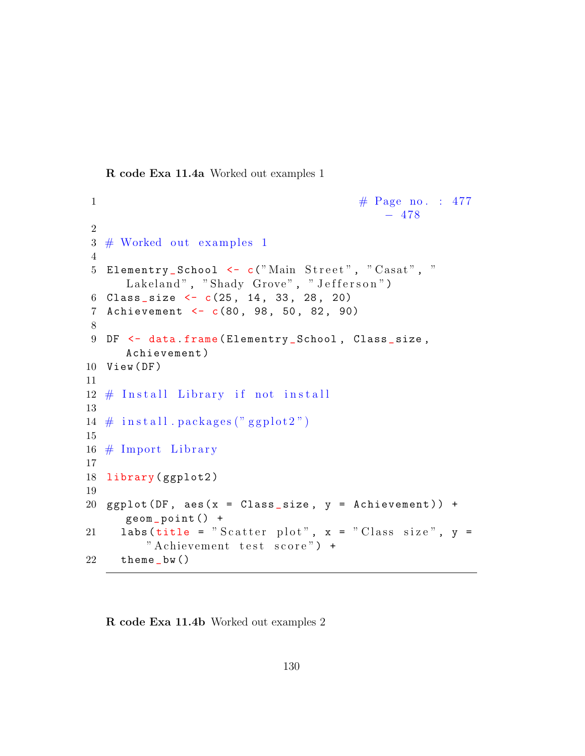**R code Exa 11.4a** Worked out examples 1

```
1                                           # Page no. : 477
                                              - 478
2
3 # Worked out examples 1
4
5 Elementry_School <- c("Main Street", "Casat", "
     Lakeland", "Shady Grove", "Jefferson")
6 Class_size <- c(25, 14, 33, 28, 20)
7 Achievement <- c(80, 98, 50, 82, 90)
8
9 DF <- data.frame(Elementry_School, Class_size,
     Achievement)
10 View(DF)
11
12 # Install Library if not install
13
14 # install.packages("ggplot2")
15
16 # Import Library
17
18 library(ggplot2)
19
20 ggplot(DF, aes(x = Class_size, y = Achievement)) +
     geom_point() +
21   labs(title = "Scatter plot", x = "Class size", y =
       "Achievement test score") +
22   theme_bw()
```

**R code Exa 11.4b** Worked out examples 2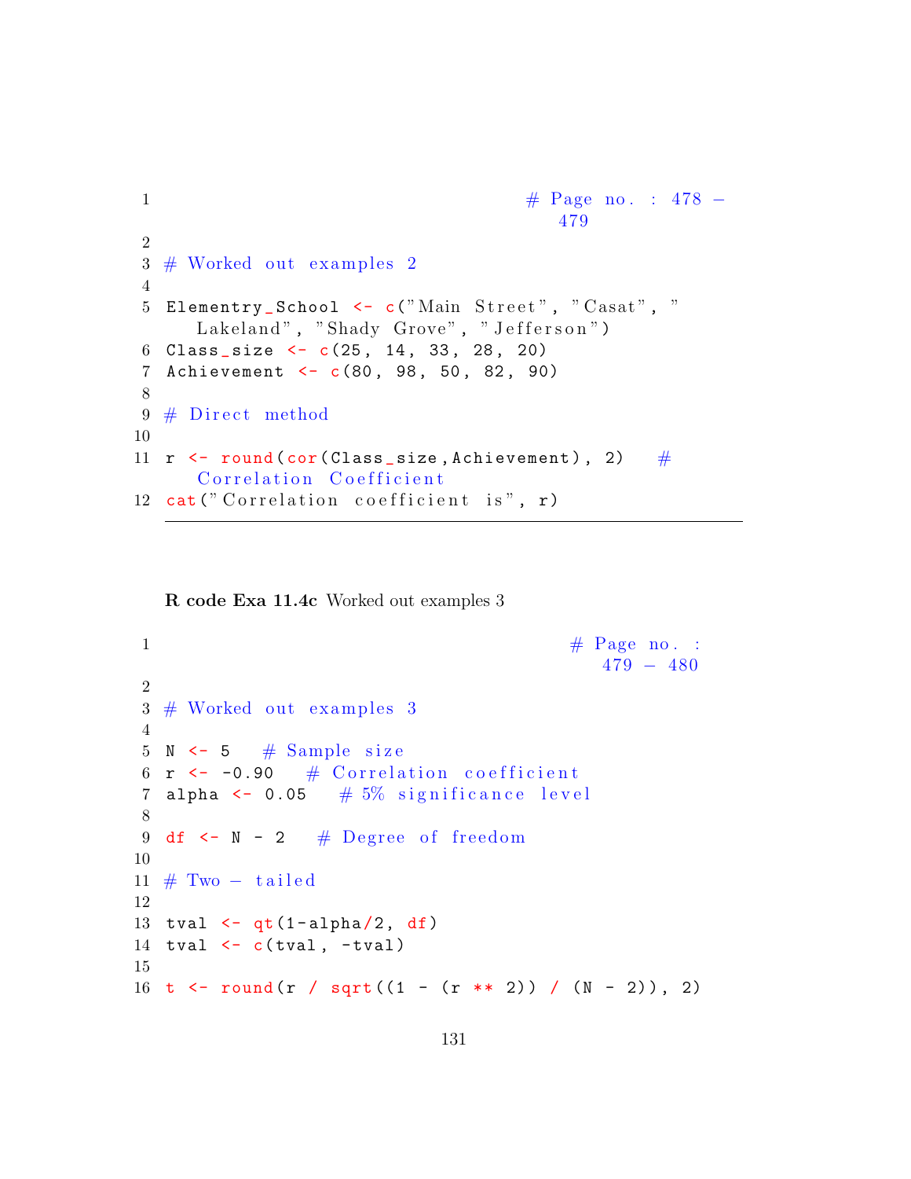```
# Page no. : 478 - 479

# Worked out examples 2

Elementry_School <- c("Main Street", "Casat", "Lakeland", "Shady Grove", "Jefferson")
Class_size <- c(25, 14, 33, 28, 20)
Achievement <- c(80, 98, 50, 82, 90)

# Direct method

r <- round(cor(Class_size,Achievement), 2)   # Correlation Coefficient
cat("Correlation coefficient is", r)
```

**R code Exa 11.4c** Worked out examples 3

```
# Page no. : 479 - 480

# Worked out examples 3

N <- 5   # Sample size
r <- -0.90   # Correlation coefficient
alpha <- 0.05   # 5% significance level

df <- N - 2   # Degree of freedom

# Two - tailed

tval <- qt(1-alpha/2, df)
tval <- c(tval, -tval)

t <- round(r / sqrt((1 - (r ** 2)) / (N - 2)), 2)
```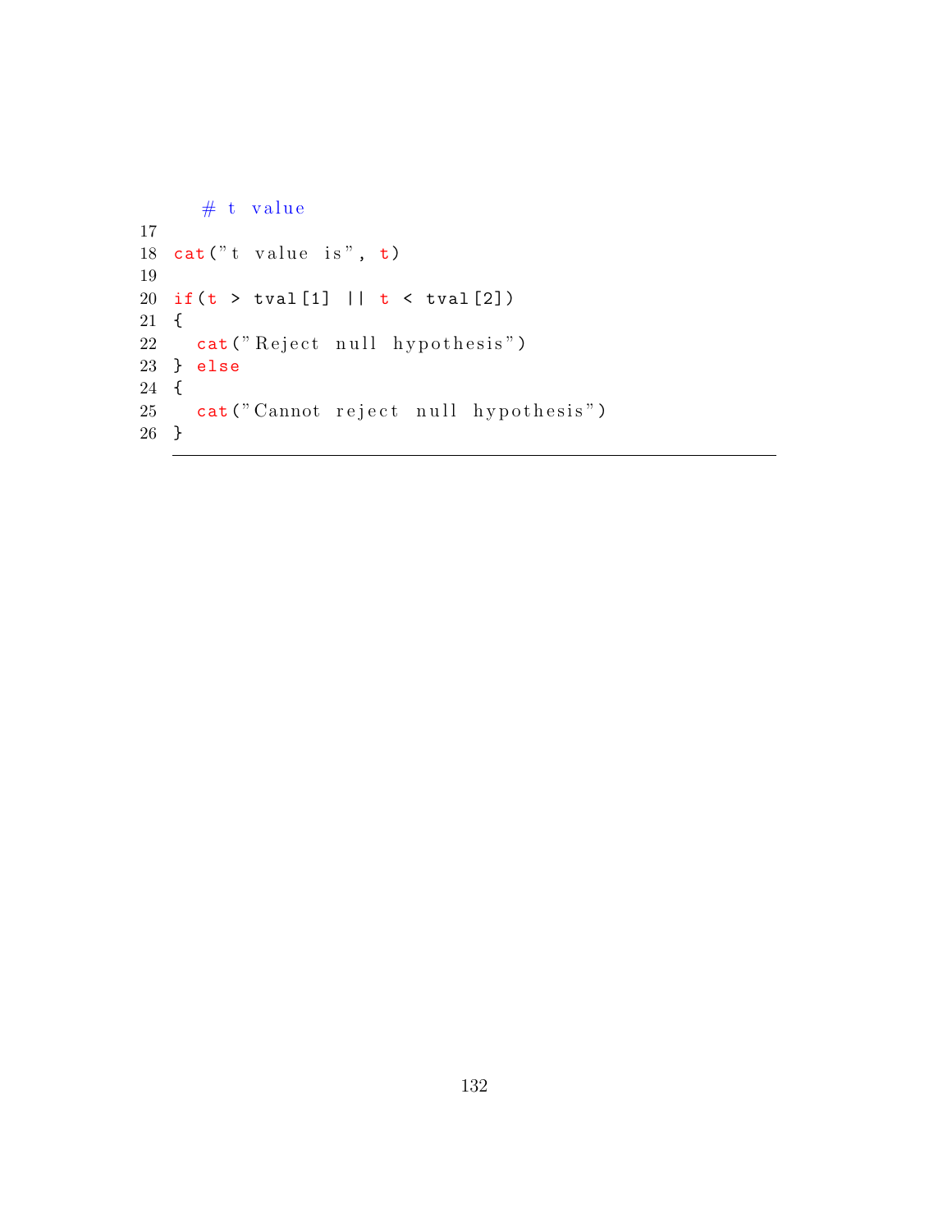```
    # t value
17
18 cat("t value is", t)
19
20 if(t > tval[1] || t < tval[2])
21 {
22   cat("Reject null hypothesis")
23 } else
24 {
25   cat("Cannot reject null hypothesis")
26 }
```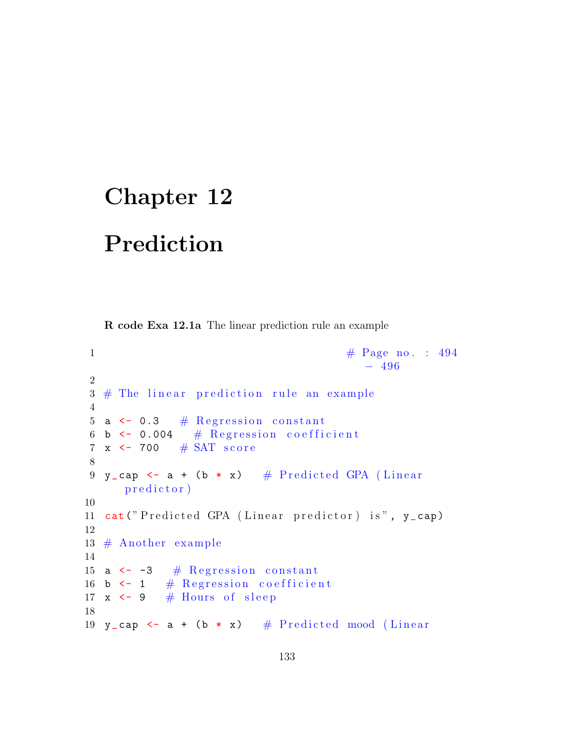# Chapter 12

# Prediction

**R code Exa 12.1a** The linear prediction rule an example

```
1                                       # Page no. : 494
                                           - 496
2
3 # The linear prediction rule an example
4
5 a <- 0.3   # Regression constant
6 b <- 0.004   # Regression coefficient
7 x <- 700   # SAT score
8
9 y_cap <- a + (b * x)   # Predicted GPA (Linear
     predictor)
10
11 cat("Predicted GPA (Linear predictor) is", y_cap)
12
13 # Another example
14
15 a <- -3   # Regression constant
16 b <- 1   # Regression coefficient
17 x <- 9   # Hours of sleep
18
19 y_cap <- a + (b * x)   # Predicted mood (Linear
```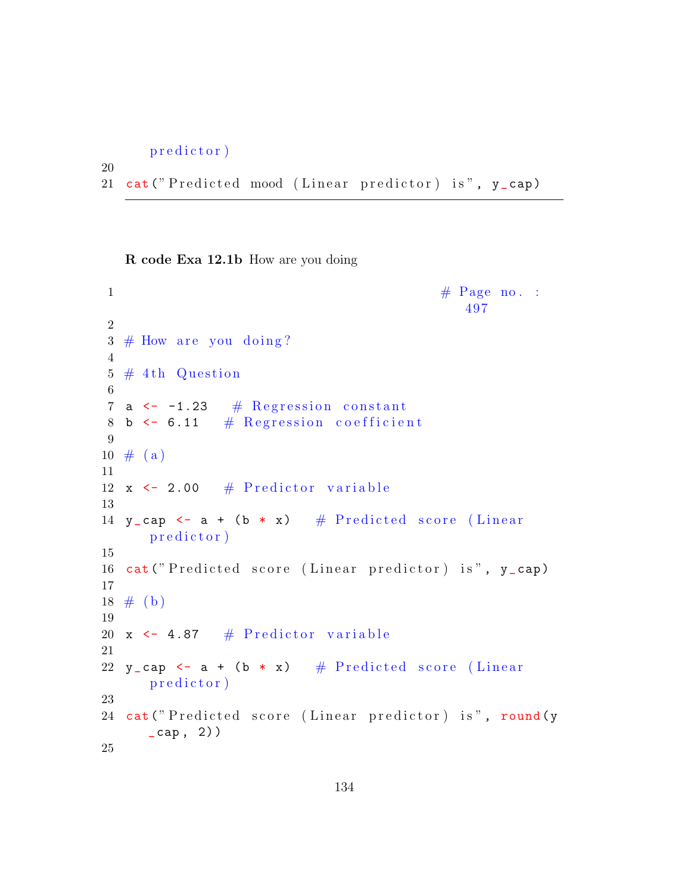```
   predictor)

cat("Predicted mood (Linear predictor) is", y_cap)
```

**R code Exa 12.1b** How are you doing

```
                                          # Page no. :
                                             497

# How are you doing?

# 4th Question

a <- -1.23   # Regression constant
b <- 6.11   # Regression coefficient

# (a)

x <- 2.00   # Predictor variable

y_cap <- a + (b * x)   # Predicted score (Linear
   predictor)

cat("Predicted score (Linear predictor) is", y_cap)

# (b)

x <- 4.87   # Predictor variable

y_cap <- a + (b * x)   # Predicted score (Linear
   predictor)

cat("Predicted score (Linear predictor) is", round(y
   _cap, 2))

```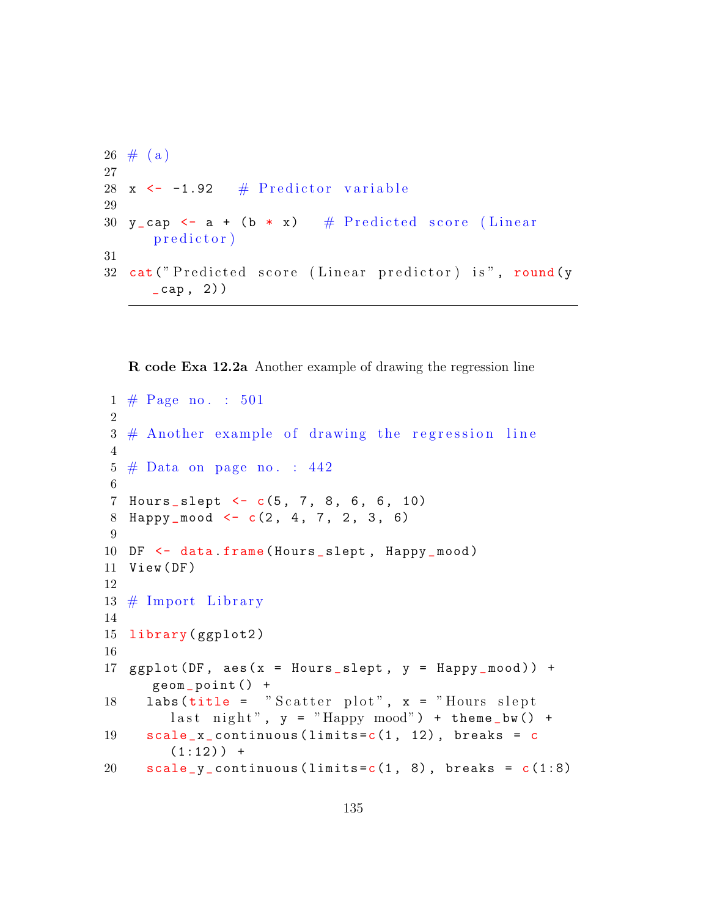```
26 # (a)
27
28 x <- -1.92   # Predictor variable
29
30 y_cap <- a + (b * x)   # Predicted score (Linear
     predictor)
31
32 cat("Predicted score (Linear predictor) is", round(y
     _cap, 2))
```

**R code Exa 12.2a** Another example of drawing the regression line

```
1 # Page no. : 501
2
3 # Another example of drawing the regression line
4
5 # Data on page no. : 442
6
7 Hours_slept <- c(5, 7, 8, 6, 6, 10)
8 Happy_mood <- c(2, 4, 7, 2, 3, 6)
9
10 DF <- data.frame(Hours_slept, Happy_mood)
11 View(DF)
12
13 # Import Library
14
15 library(ggplot2)
16
17 ggplot(DF, aes(x = Hours_slept, y = Happy_mood)) +
     geom_point() +
18   labs(title =  "Scatter plot", x = "Hours slept
       last night", y = "Happy mood") + theme_bw() +
19   scale_x_continuous(limits=c(1, 12), breaks = c
       (1:12)) +
20   scale_y_continuous(limits=c(1, 8), breaks = c(1:8)
```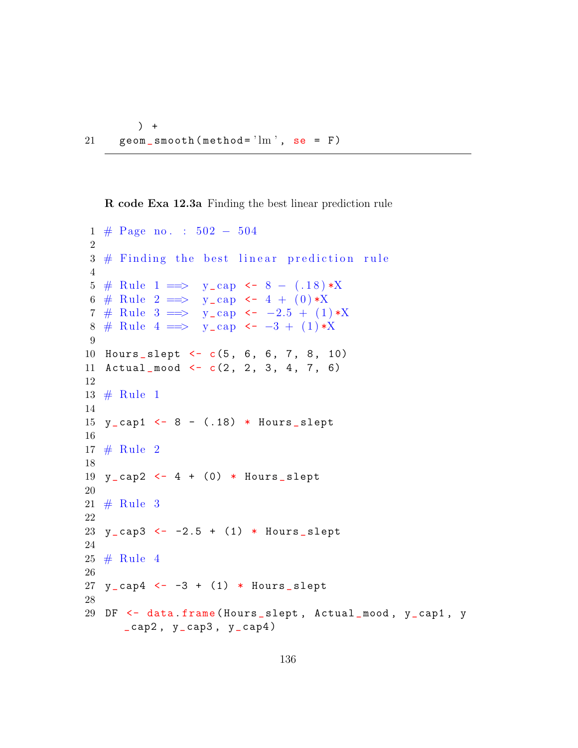```
    ) +
21  geom_smooth(method='lm', se = F)
```

**R code Exa 12.3a** Finding the best linear prediction rule

```
1  # Page no. : 502 - 504
2  
3  # Finding the best linear prediction rule
4  
5  # Rule 1 ==> y_cap <- 8 - (.18)*X
6  # Rule 2 ==> y_cap <- 4 + (0)*X
7  # Rule 3 ==> y_cap <- -2.5 + (1)*X
8  # Rule 4 ==> y_cap <- -3 + (1)*X
9  
10 Hours_slept <- c(5, 6, 6, 7, 8, 10)
11 Actual_mood <- c(2, 2, 3, 4, 7, 6)
12 
13 # Rule 1
14 
15 y_cap1 <- 8 - (.18) * Hours_slept
16 
17 # Rule 2
18 
19 y_cap2 <- 4 + (0) * Hours_slept
20 
21 # Rule 3
22 
23 y_cap3 <- -2.5 + (1) * Hours_slept
24 
25 # Rule 4
26 
27 y_cap4 <- -3 + (1) * Hours_slept
28 
29 DF <- data.frame(Hours_slept, Actual_mood, y_cap1, y
     _cap2, y_cap3, y_cap4)
```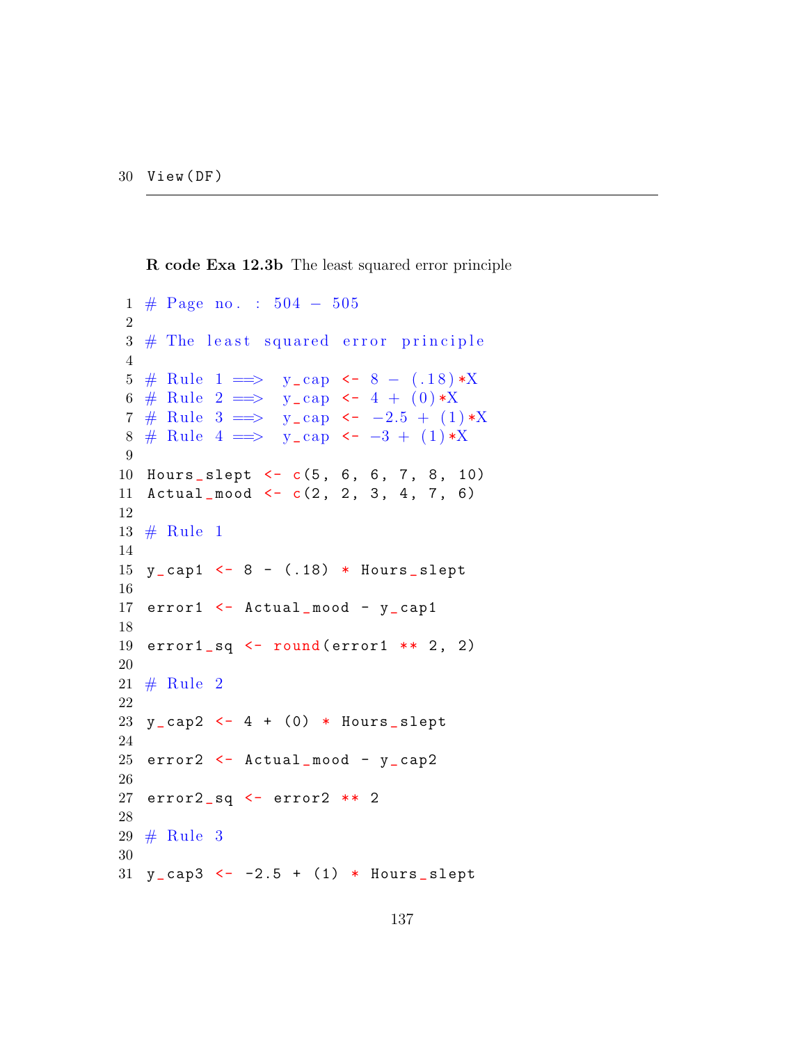```
30 View(DF)
```

**R code Exa 12.3b** The least squared error principle

```
1 # Page no. : 504 - 505
2
3 # The least squared error principle
4
5 # Rule 1 ==>  y_cap <- 8 - (.18)*X
6 # Rule 2 ==>  y_cap <- 4 + (0)*X
7 # Rule 3 ==>  y_cap <- -2.5 + (1)*X
8 # Rule 4 ==>  y_cap <- -3 + (1)*X
9
10 Hours_slept <- c(5, 6, 6, 7, 8, 10)
11 Actual_mood <- c(2, 2, 3, 4, 7, 6)
12
13 # Rule 1
14
15 y_cap1 <- 8 - (.18) * Hours_slept
16
17 error1 <- Actual_mood - y_cap1
18
19 error1_sq <- round(error1 ** 2, 2)
20
21 # Rule 2
22
23 y_cap2 <- 4 + (0) * Hours_slept
24
25 error2 <- Actual_mood - y_cap2
26
27 error2_sq <- error2 ** 2
28
29 # Rule 3
30
31 y_cap3 <- -2.5 + (1) * Hours_slept
```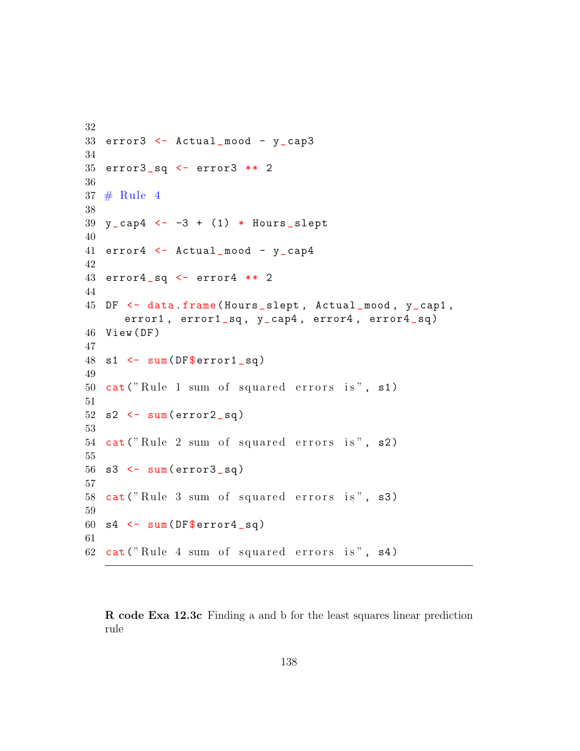```
32
33 error3 <- Actual_mood - y_cap3
34
35 error3_sq <- error3 ** 2
36
37 # Rule 4
38
39 y_cap4 <- -3 + (1) * Hours_slept
40
41 error4 <- Actual_mood - y_cap4
42
43 error4_sq <- error4 ** 2
44
45 DF <- data.frame(Hours_slept, Actual_mood, y_cap1,
     error1, error1_sq, y_cap4, error4, error4_sq)
46 View(DF)
47
48 s1 <- sum(DF$error1_sq)
49
50 cat("Rule 1 sum of squared errors is", s1)
51
52 s2 <- sum(error2_sq)
53
54 cat("Rule 2 sum of squared errors is", s2)
55
56 s3 <- sum(error3_sq)
57
58 cat("Rule 3 sum of squared errors is", s3)
59
60 s4 <- sum(DF$error4_sq)
61
62 cat("Rule 4 sum of squared errors is", s4)
```

**R code Exa 12.3c** Finding a and b for the least squares linear prediction rule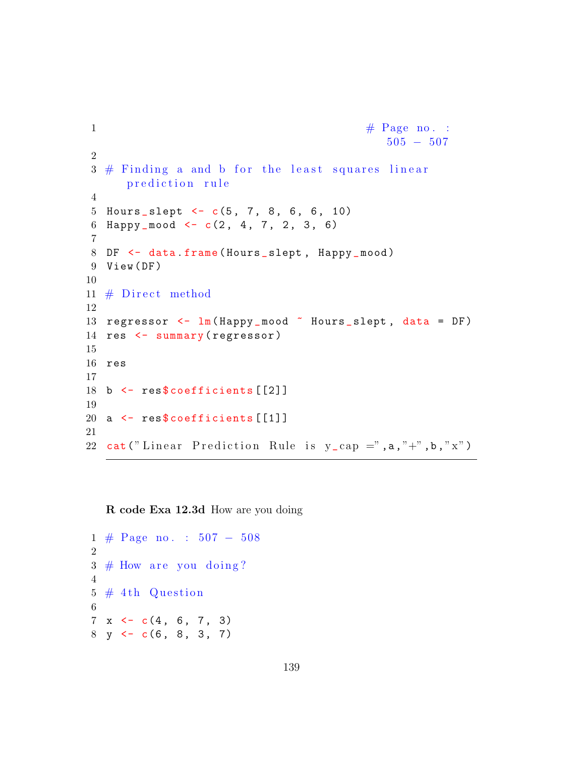```
                                    # Page no. :
                                      505 - 507

# Finding a and b for the least squares linear
    prediction rule

Hours_slept <- c(5, 7, 8, 6, 6, 10)
Happy_mood <- c(2, 4, 7, 2, 3, 6)

DF <- data.frame(Hours_slept, Happy_mood)
View(DF)

# Direct method

regressor <- lm(Happy_mood ~ Hours_slept, data = DF)
res <- summary(regressor)

res

b <- res$coefficients[[2]]

a <- res$coefficients[[1]]

cat("Linear Prediction Rule is y_cap =",a,"+",b,"x")
```

**R code Exa 12.3d** How are you doing

```
# Page no. : 507 - 508

# How are you doing?

# 4th Question

x <- c(4, 6, 7, 3)
y <- c(6, 8, 3, 7)
```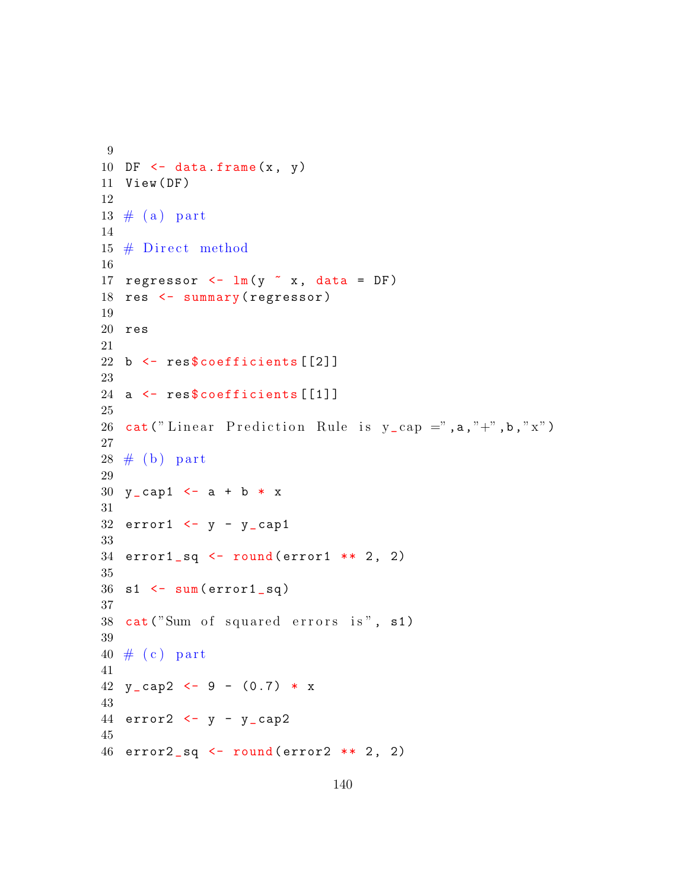```r

DF <- data.frame(x, y)
View(DF)

# (a) part

# Direct method

regressor <- lm(y ~ x, data = DF)
res <- summary(regressor)

res

b <- res$coefficients[[2]]

a <- res$coefficients[[1]]

cat("Linear Prediction Rule is y_cap =",a,"+",b,"x")

# (b) part

y_cap1 <- a + b * x

error1 <- y - y_cap1

error1_sq <- round(error1 ** 2, 2)

s1 <- sum(error1_sq)

cat("Sum of squared errors is", s1)

# (c) part

y_cap2 <- 9 - (0.7) * x

error2 <- y - y_cap2

error2_sq <- round(error2 ** 2, 2)
```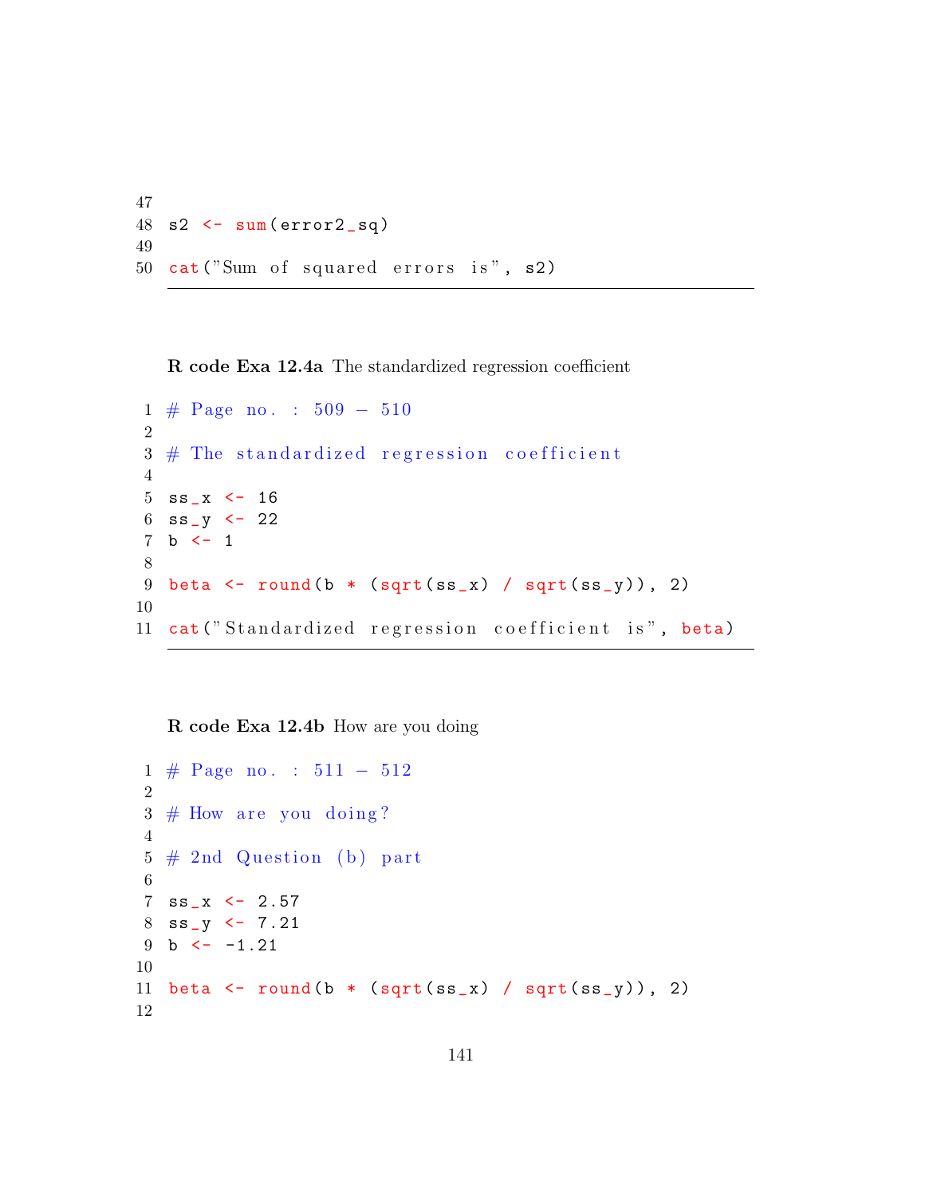```
s2 <- sum(error2_sq)

cat("Sum of squared errors is", s2)
```

**R code Exa 12.4a** The standardized regression coefficient

```
# Page no. : 509 - 510

# The standardized regression coefficient

ss_x <- 16
ss_y <- 22
b <- 1

beta <- round(b * (sqrt(ss_x) / sqrt(ss_y)), 2)

cat("Standardized regression coefficient is", beta)
```

**R code Exa 12.4b** How are you doing

```
# Page no. : 511 - 512

# How are you doing?

# 2nd Question (b) part

ss_x <- 2.57
ss_y <- 7.21
b <- -1.21

beta <- round(b * (sqrt(ss_x) / sqrt(ss_y)), 2)

```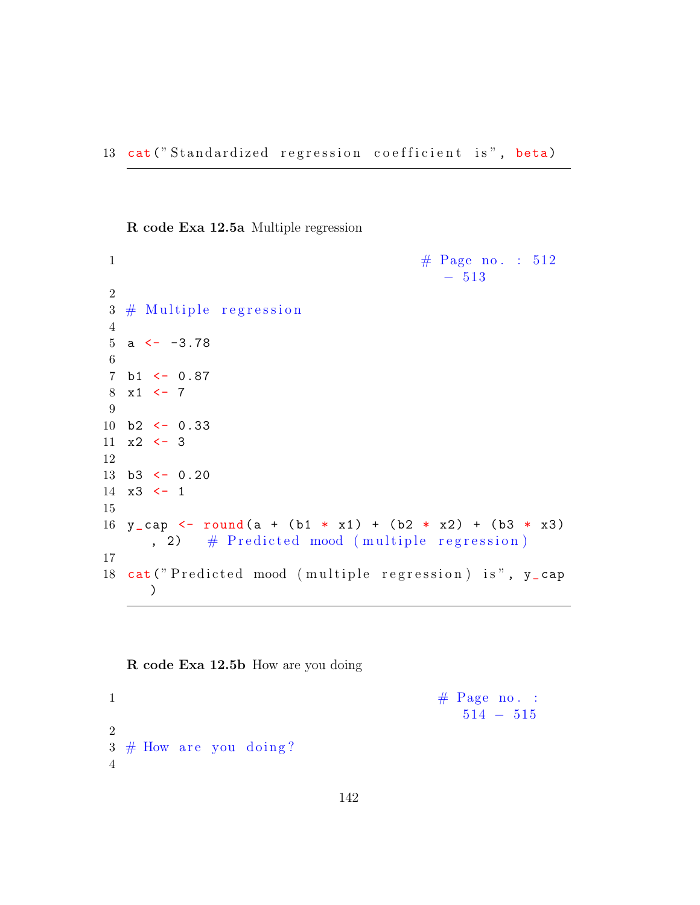```
13 cat("Standardized regression coefficient is", beta)
```

**R code Exa 12.5a** Multiple regression

```
1                                        # Page no. : 512
                                            - 513
2
3 # Multiple regression
4
5 a <- -3.78
6
7 b1 <- 0.87
8 x1 <- 7
9
10 b2 <- 0.33
11 x2 <- 3
12
13 b3 <- 0.20
14 x3 <- 1
15
16 y_cap <- round(a + (b1 * x1) + (b2 * x2) + (b3 * x3)
    , 2)   # Predicted mood (multiple regression)
17
18 cat("Predicted mood (multiple regression) is", y_cap
    )
```

**R code Exa 12.5b** How are you doing

```
1                                          # Page no. :
                                              514 - 515
2
3 # How are you doing?
4
```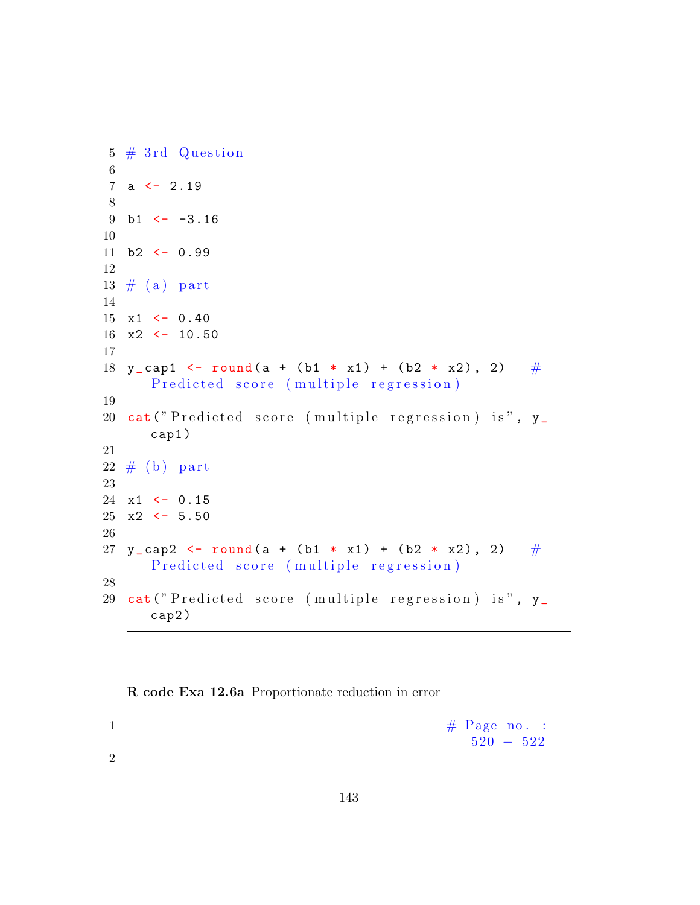```
5 # 3rd Question
6
7 a <- 2.19
8
9 b1 <- -3.16
10
11 b2 <- 0.99
12
13 # (a) part
14
15 x1 <- 0.40
16 x2 <- 10.50
17
18 y_cap1 <- round(a + (b1 * x1) + (b2 * x2), 2)   # Predicted score (multiple regression)
19
20 cat("Predicted score (multiple regression) is", y_cap1)
21
22 # (b) part
23
24 x1 <- 0.15
25 x2 <- 5.50
26
27 y_cap2 <- round(a + (b1 * x1) + (b2 * x2), 2)   # Predicted score (multiple regression)
28
29 cat("Predicted score (multiple regression) is", y_cap2)
```

**R code Exa 12.6a** Proportionate reduction in error

```
1                                          # Page no. : 520 - 522
2
```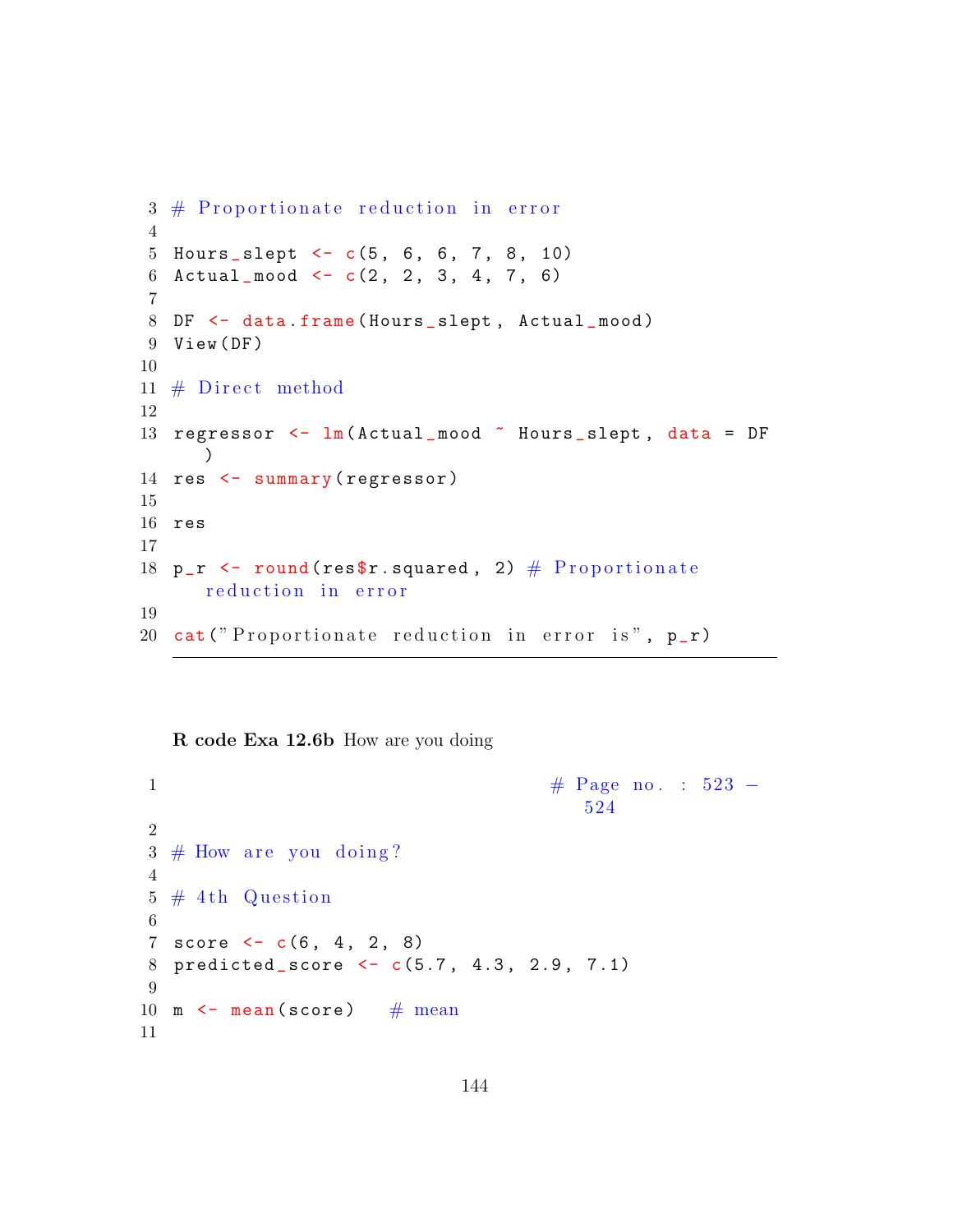```
3 # Proportionate reduction in error
4
5 Hours_slept <- c(5, 6, 6, 7, 8, 10)
6 Actual_mood <- c(2, 2, 3, 4, 7, 6)
7
8 DF <- data.frame(Hours_slept, Actual_mood)
9 View(DF)
10
11 # Direct method
12
13 regressor <- lm(Actual_mood ~ Hours_slept, data = DF
   )
14 res <- summary(regressor)
15
16 res
17
18 p_r <- round(res$r.squared, 2) # Proportionate
   reduction in error
19
20 cat("Proportionate reduction in error is", p_r)
```

**R code Exa 12.6b** How are you doing

```
1                                   # Page no. : 523 -
                                       524
2
3 # How are you doing?
4
5 # 4th Question
6
7 score <- c(6, 4, 2, 8)
8 predicted_score <- c(5.7, 4.3, 2.9, 7.1)
9
10 m <- mean(score)   # mean
11
```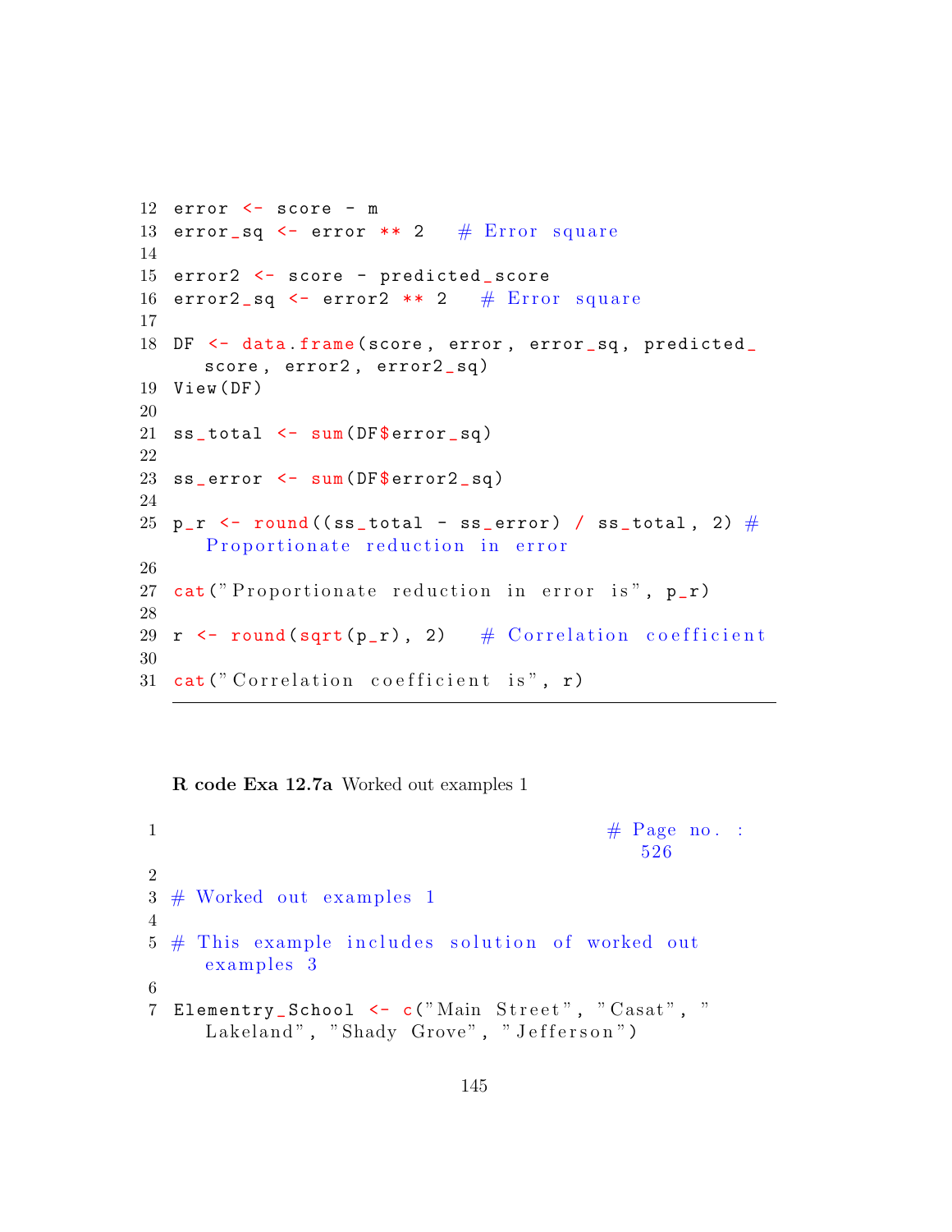```
12 error <- score - m
13 error_sq <- error ** 2   # Error square
14
15 error2 <- score - predicted_score
16 error2_sq <- error2 ** 2   # Error square
17
18 DF <- data.frame(score, error, error_sq, predicted_
     score, error2, error2_sq)
19 View(DF)
20
21 ss_total <- sum(DF$error_sq)
22
23 ss_error <- sum(DF$error2_sq)
24
25 p_r <- round((ss_total - ss_error) / ss_total, 2) #
     Proportionate reduction in error
26
27 cat("Proportionate reduction in error is", p_r)
28
29 r <- round(sqrt(p_r), 2)   # Correlation coefficient
30
31 cat("Correlation coefficient is", r)
```

**R code Exa 12.7a** Worked out examples 1

```
1                                          # Page no. :
                                              526
2
3 # Worked out examples 1
4
5 # This example includes solution of worked out
     examples 3
6
7 Elementry_School <- c("Main Street", "Casat", "
     Lakeland", "Shady Grove", "Jefferson")
```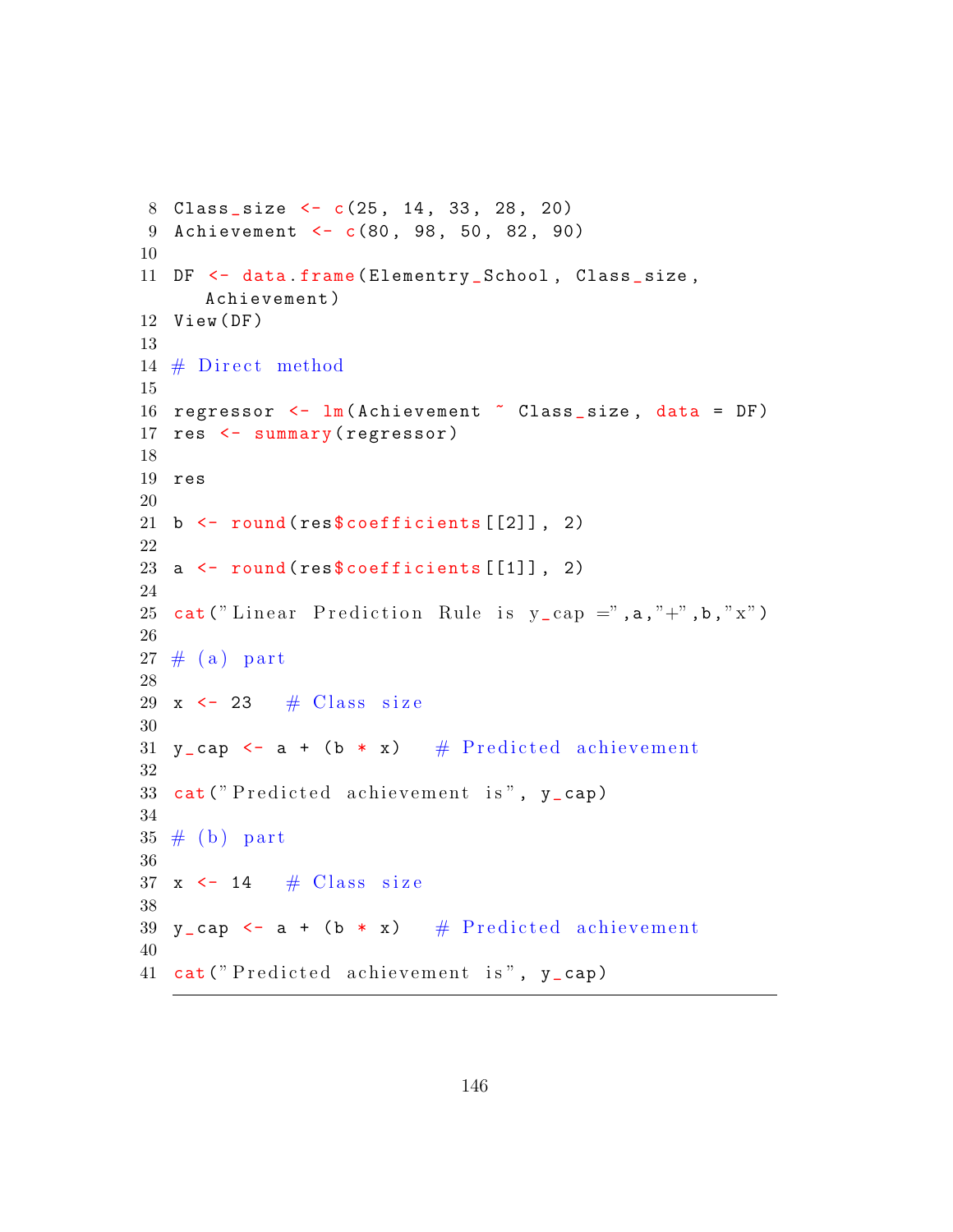```r
Class_size <- c(25, 14, 33, 28, 20)
Achievement <- c(80, 98, 50, 82, 90)

DF <- data.frame(Elementry_School, Class_size,
   Achievement)
View(DF)

# Direct method

regressor <- lm(Achievement ~ Class_size, data = DF)
res <- summary(regressor)

res

b <- round(res$coefficients[[2]], 2)

a <- round(res$coefficients[[1]], 2)

cat("Linear Prediction Rule is y_cap =",a,"+",b,"x")

# (a) part

x <- 23   # Class size

y_cap <- a + (b * x)   # Predicted achievement

cat("Predicted achievement is", y_cap)

# (b) part

x <- 14   # Class size

y_cap <- a + (b * x)   # Predicted achievement

cat("Predicted achievement is", y_cap)
```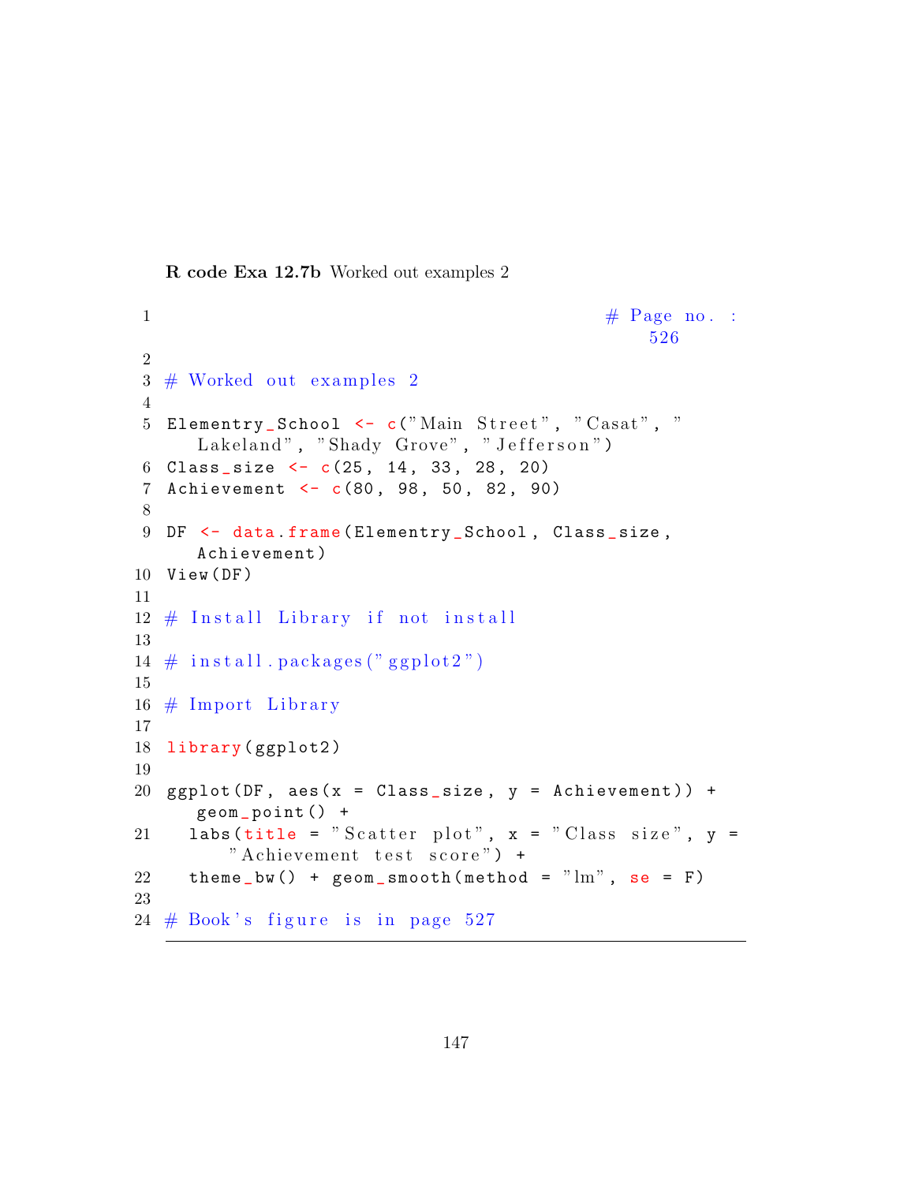**R code Exa 12.7b** Worked out examples 2

```
# Page no. : 526

# Worked out examples 2

Elementry_School <- c("Main Street", "Casat", "Lakeland", "Shady Grove", "Jefferson")
Class_size <- c(25, 14, 33, 28, 20)
Achievement <- c(80, 98, 50, 82, 90)

DF <- data.frame(Elementry_School, Class_size, Achievement)
View(DF)

# Install Library if not install

# install.packages("ggplot2")

# Import Library

library(ggplot2)

ggplot(DF, aes(x = Class_size, y = Achievement)) + geom_point() +
  labs(title = "Scatter plot", x = "Class size", y = "Achievement test score") +
  theme_bw() + geom_smooth(method = "lm", se = F)

# Book's figure is in page 527
```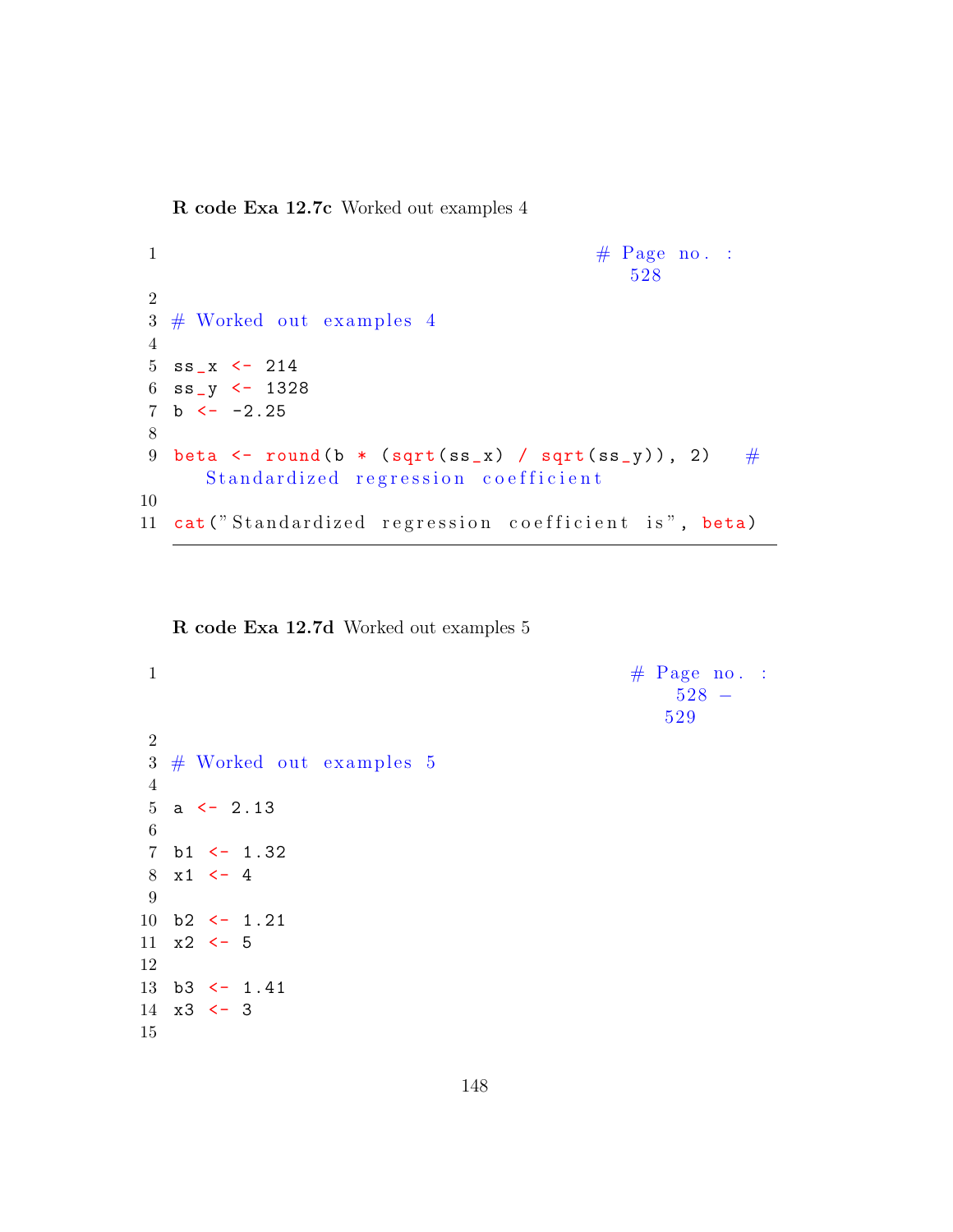**R code Exa 12.7c** Worked out examples 4

```
1                                                    # Page no. :
                                                        528
2
3 # Worked out examples 4
4
5 ss_x <- 214
6 ss_y <- 1328
7 b <- -2.25
8
9 beta <- round(b * (sqrt(ss_x) / sqrt(ss_y)), 2)   #
     Standardized regression coefficient
10
11 cat("Standardized regression coefficient is", beta)
```

**R code Exa 12.7d** Worked out examples 5

```
1                                                    # Page no. :
                                                        528 -
                                                        529
2
3 # Worked out examples 5
4
5 a <- 2.13
6
7 b1 <- 1.32
8 x1 <- 4
9
10 b2 <- 1.21
11 x2 <- 5
12
13 b3 <- 1.41
14 x3 <- 3
15
```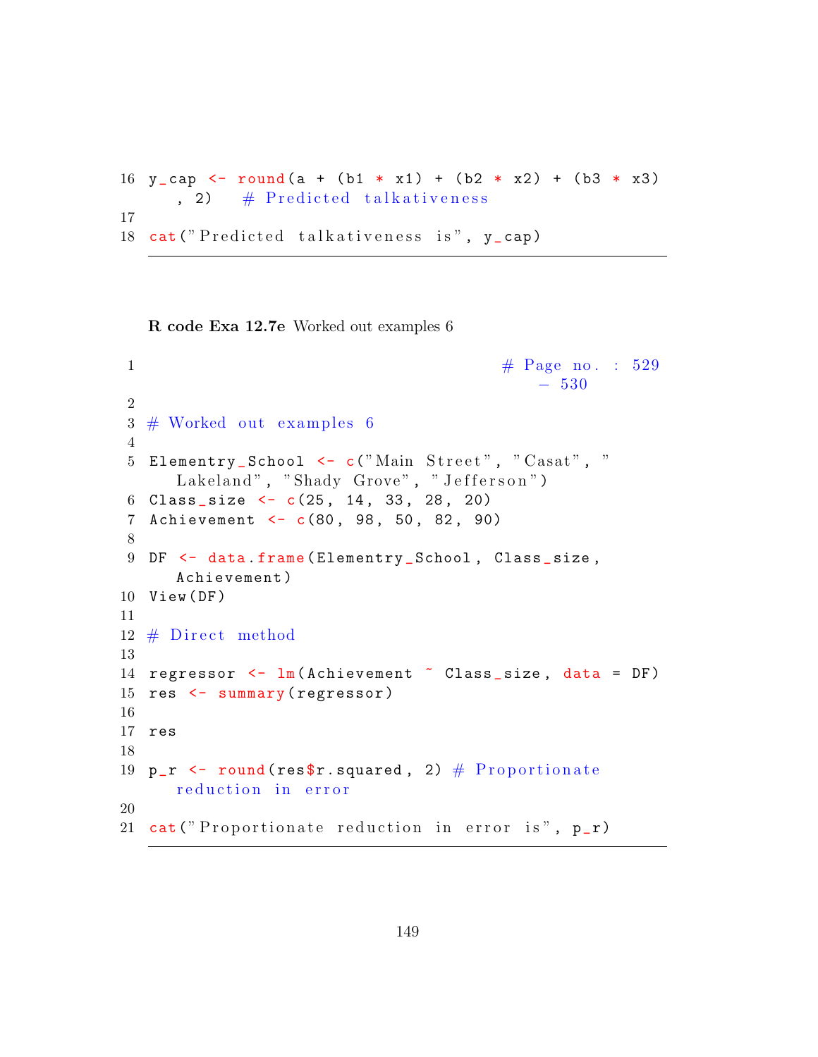```
16 y_cap <- round(a + (b1 * x1) + (b2 * x2) + (b3 * x3)
   , 2)   # Predicted talkativeness
17
18 cat("Predicted talkativeness is", y_cap)
```

**R code Exa 12.7e** Worked out examples 6

```
1                                      # Page no. : 529
                                          - 530
2
3 # Worked out examples 6
4
5 Elementry_School <- c("Main Street", "Casat", "
     Lakeland", "Shady Grove", "Jefferson")
6 Class_size <- c(25, 14, 33, 28, 20)
7 Achievement <- c(80, 98, 50, 82, 90)
8
9 DF <- data.frame(Elementry_School, Class_size,
     Achievement)
10 View(DF)
11
12 # Direct method
13
14 regressor <- lm(Achievement ~ Class_size, data = DF)
15 res <- summary(regressor)
16
17 res
18
19 p_r <- round(res$r.squared, 2) # Proportionate
     reduction in error
20
21 cat("Proportionate reduction in error is", p_r)
```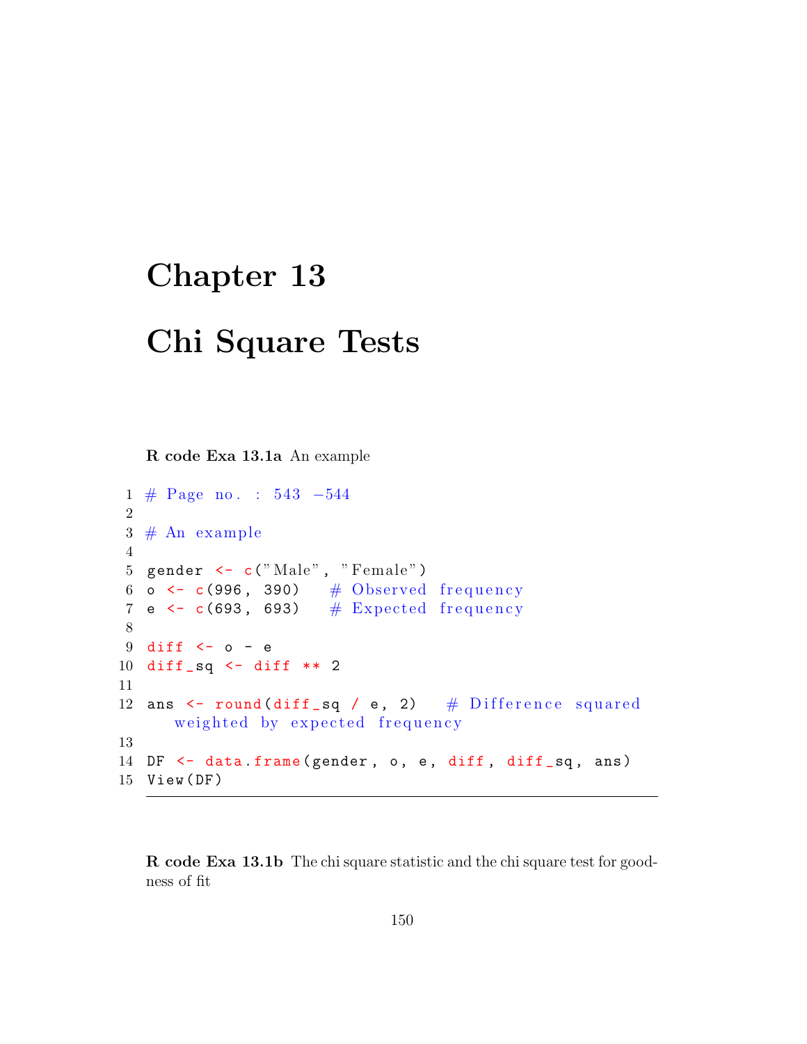# Chapter 13

# Chi Square Tests

**R code Exa 13.1a** An example

```
# Page no. : 543 -544

# An example

gender <- c("Male", "Female")
o <- c(996, 390)    # Observed frequency
e <- c(693, 693)    # Expected frequency

diff <- o - e
diff_sq <- diff ** 2

ans <- round(diff_sq / e, 2)   # Difference squared
   weighted by expected frequency

DF <- data.frame(gender, o, e, diff, diff_sq, ans)
View(DF)
```

**R code Exa 13.1b** The chi square statistic and the chi square test for goodness of fit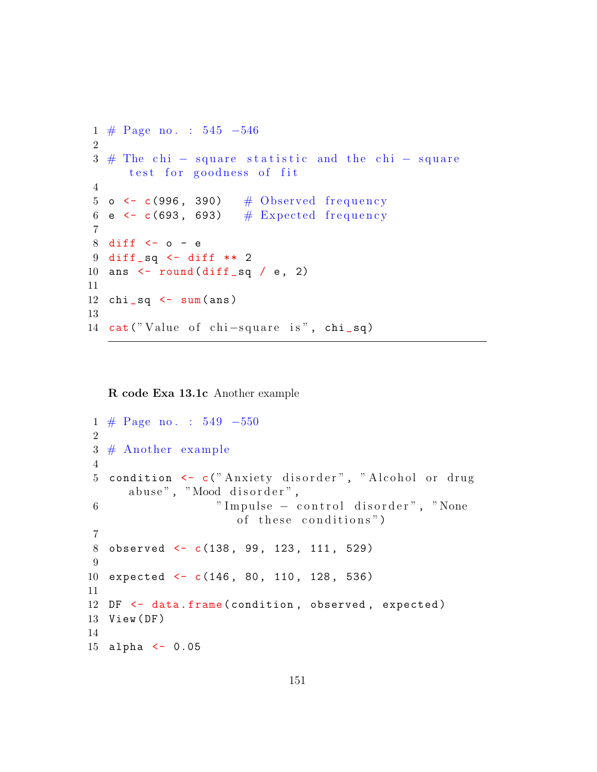```r
# Page no. : 545 -546

# The chi - square statistic and the chi - square test for goodness of fit

o <- c(996, 390)   # Observed frequency
e <- c(693, 693)   # Expected frequency

diff <- o - e
diff_sq <- diff ** 2
ans <- round(diff_sq / e, 2)

chi_sq <- sum(ans)

cat("Value of chi-square is", chi_sq)
```

**R code Exa 13.1c** Another example

```r
# Page no. : 549 -550

# Another example

condition <- c("Anxiety disorder", "Alcohol or drug abuse", "Mood disorder",
               "Impulse - control disorder", "None of these conditions")

observed <- c(138, 99, 123, 111, 529)

expected <- c(146, 80, 110, 128, 536)

DF <- data.frame(condition, observed, expected)
View(DF)

alpha <- 0.05
```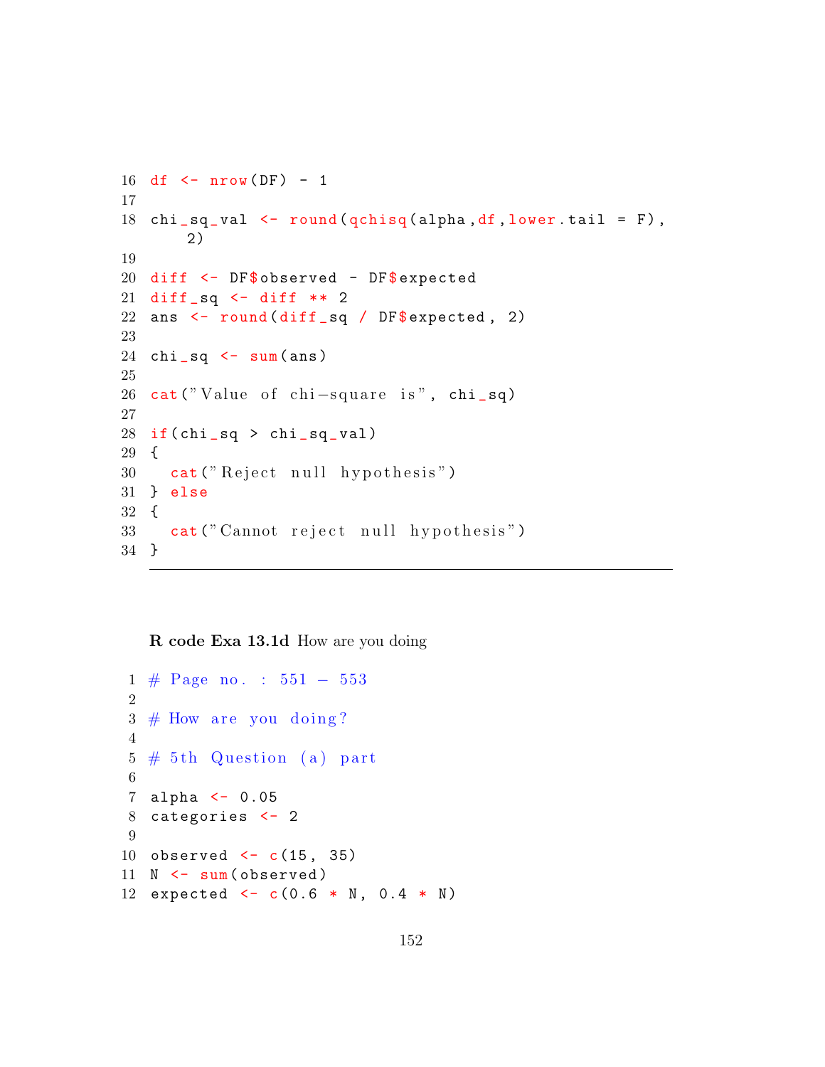```
df <- nrow(DF) - 1

chi_sq_val <- round(qchisq(alpha,df,lower.tail = F),
    2)

diff <- DF$observed - DF$expected
diff_sq <- diff ** 2
ans <- round(diff_sq / DF$expected, 2)

chi_sq <- sum(ans)

cat("Value of chi-square is", chi_sq)

if(chi_sq > chi_sq_val)
{
  cat("Reject null hypothesis")
} else
{
  cat("Cannot reject null hypothesis")
}
```

**R code Exa 13.1d** How are you doing

```
# Page no. : 551 - 553

# How are you doing?

# 5th Question (a) part

alpha <- 0.05
categories <- 2

observed <- c(15, 35)
N <- sum(observed)
expected <- c(0.6 * N, 0.4 * N)
```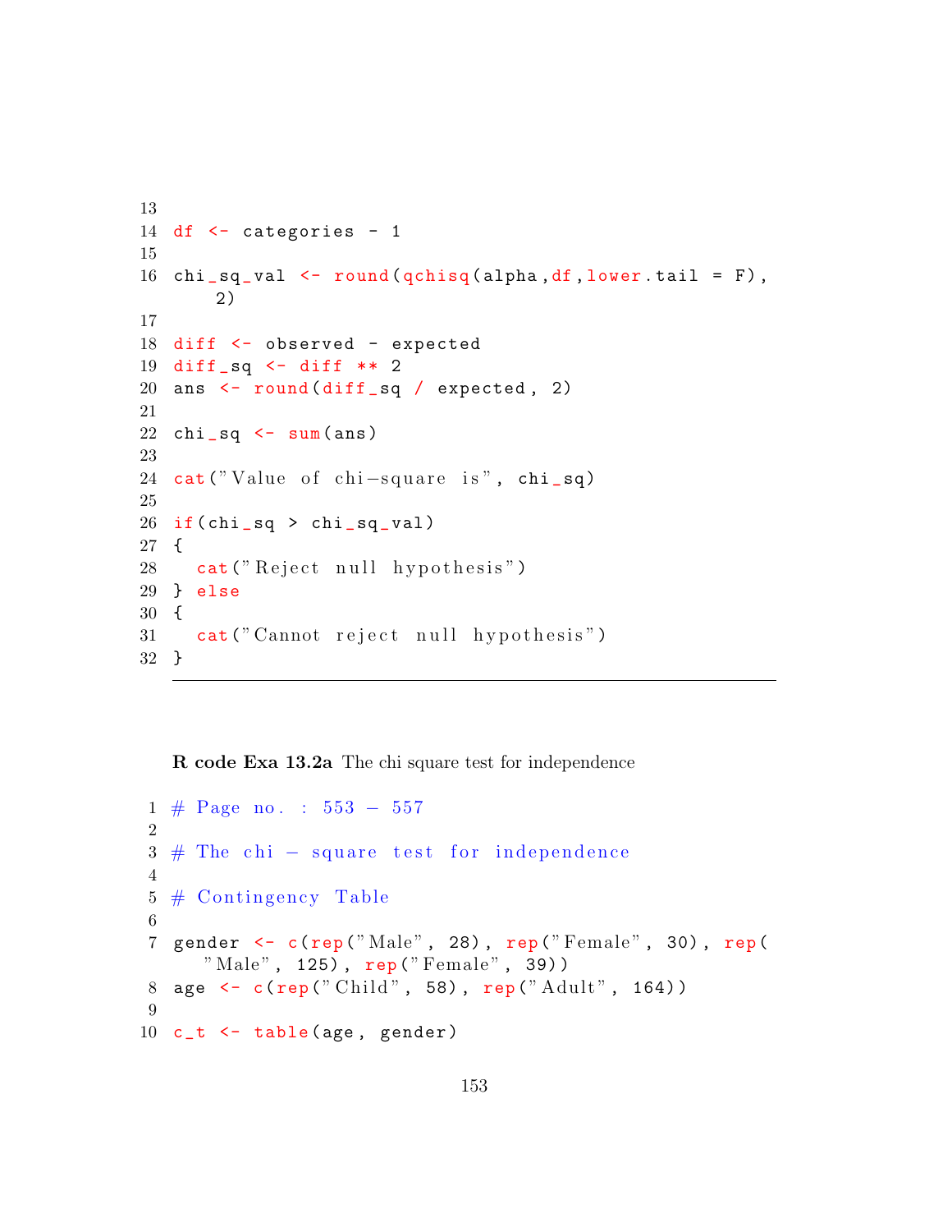```
13
14 df <- categories - 1
15
16 chi_sq_val <- round(qchisq(alpha,df,lower.tail = F),
     2)
17
18 diff <- observed - expected
19 diff_sq <- diff ** 2
20 ans <- round(diff_sq / expected, 2)
21
22 chi_sq <- sum(ans)
23
24 cat("Value of chi-square is", chi_sq)
25
26 if(chi_sq > chi_sq_val)
27 {
28   cat("Reject null hypothesis")
29 } else
30 {
31   cat("Cannot reject null hypothesis")
32 }
```

**R code Exa 13.2a** The chi square test for independence

```
1 # Page no. : 553 - 557
2
3 # The chi - square test for independence
4
5 # Contingency Table
6
7 gender <- c(rep("Male", 28), rep("Female", 30), rep(
     "Male", 125), rep("Female", 39))
8 age <- c(rep("Child", 58), rep("Adult", 164))
9
10 c_t <- table(age, gender)
```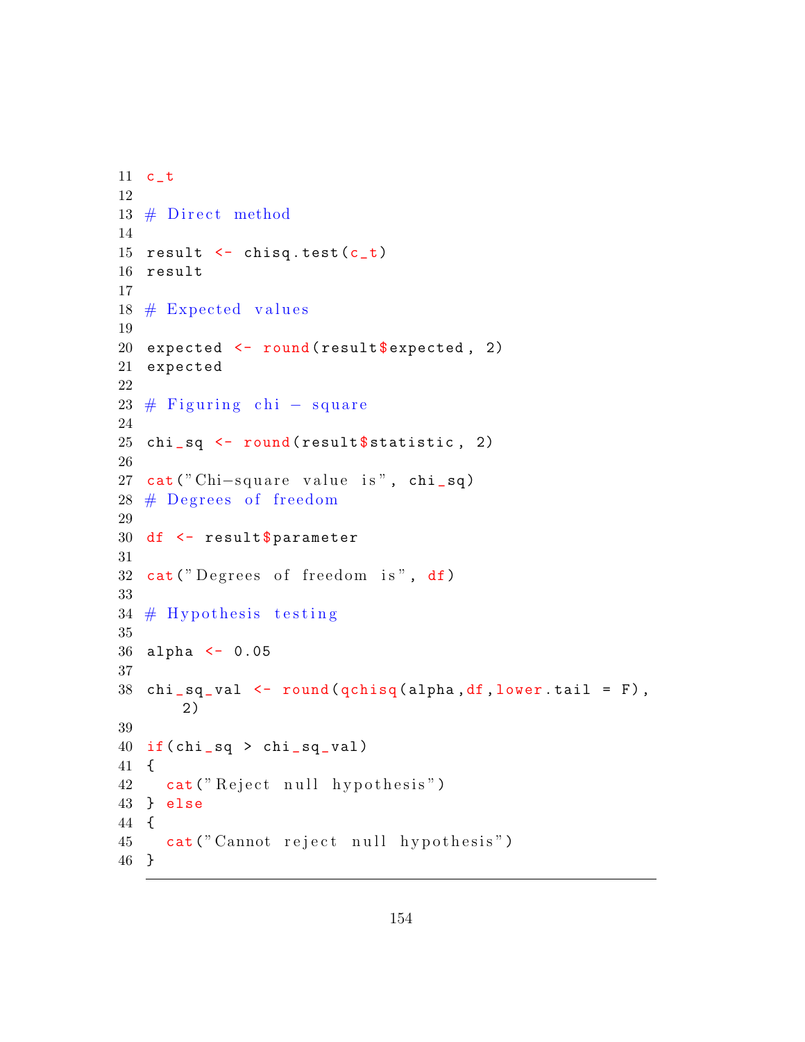```r
c_t

# Direct method

result <- chisq.test(c_t)
result

# Expected values

expected <- round(result$expected, 2)
expected

# Figuring chi - square

chi_sq <- round(result$statistic, 2)

cat("Chi-square value is", chi_sq)
# Degrees of freedom

df <- result$parameter

cat("Degrees of freedom is", df)

# Hypothesis testing

alpha <- 0.05

chi_sq_val <- round(qchisq(alpha,df,lower.tail = F),
    2)

if(chi_sq > chi_sq_val)
{
  cat("Reject null hypothesis")
} else
{
  cat("Cannot reject null hypothesis")
}
```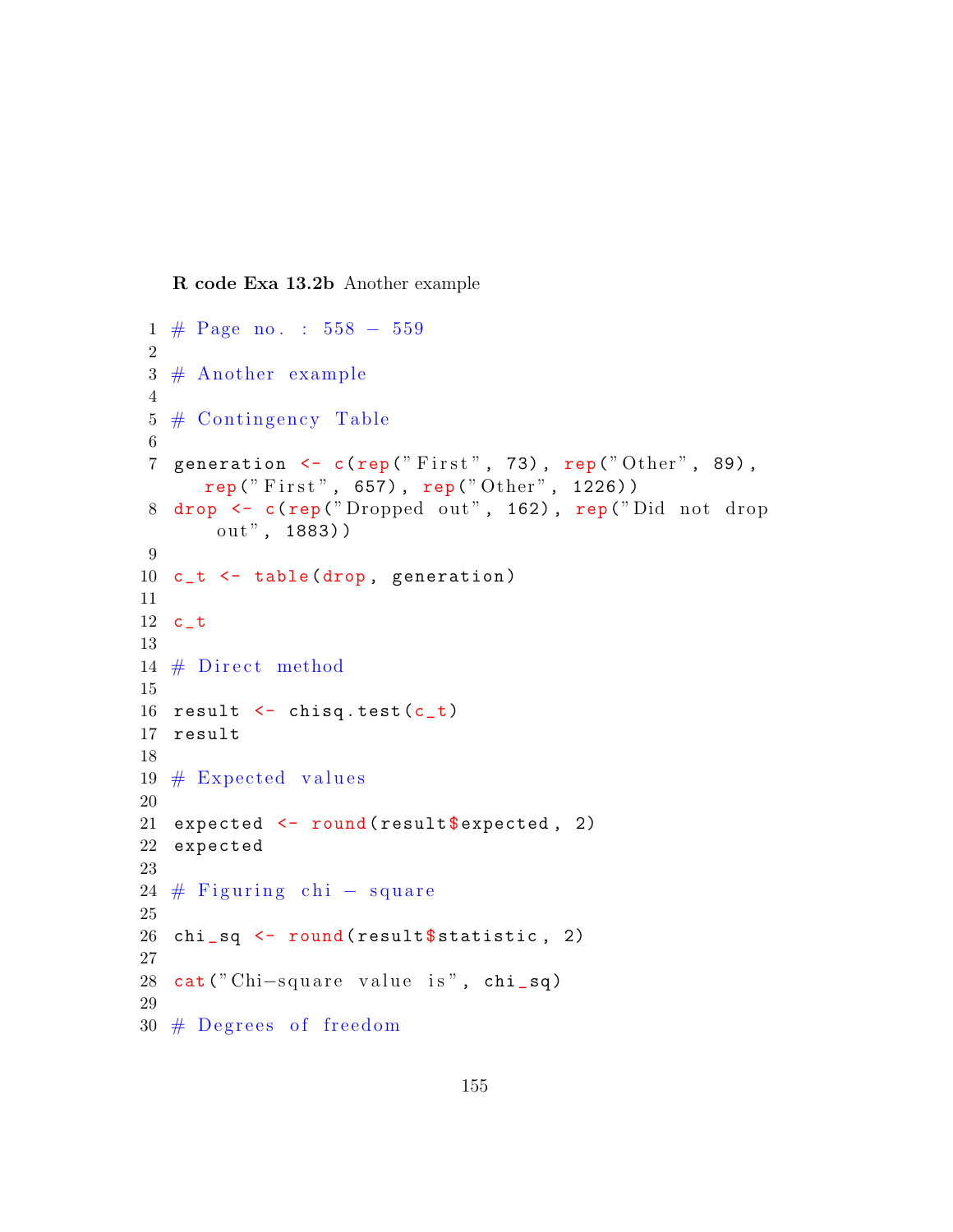**R code Exa 13.2b** Another example

```r
# Page no. : 558 - 559

# Another example

# Contingency Table

generation <- c(rep("First", 73), rep("Other", 89),
   rep("First", 657), rep("Other", 1226))
drop <- c(rep("Dropped out", 162), rep("Did not drop
    out", 1883))

c_t <- table(drop, generation)

c_t

# Direct method

result <- chisq.test(c_t)
result

# Expected values

expected <- round(result$expected, 2)
expected

# Figuring chi - square

chi_sq <- round(result$statistic, 2)

cat("Chi-square value is", chi_sq)

# Degrees of freedom
```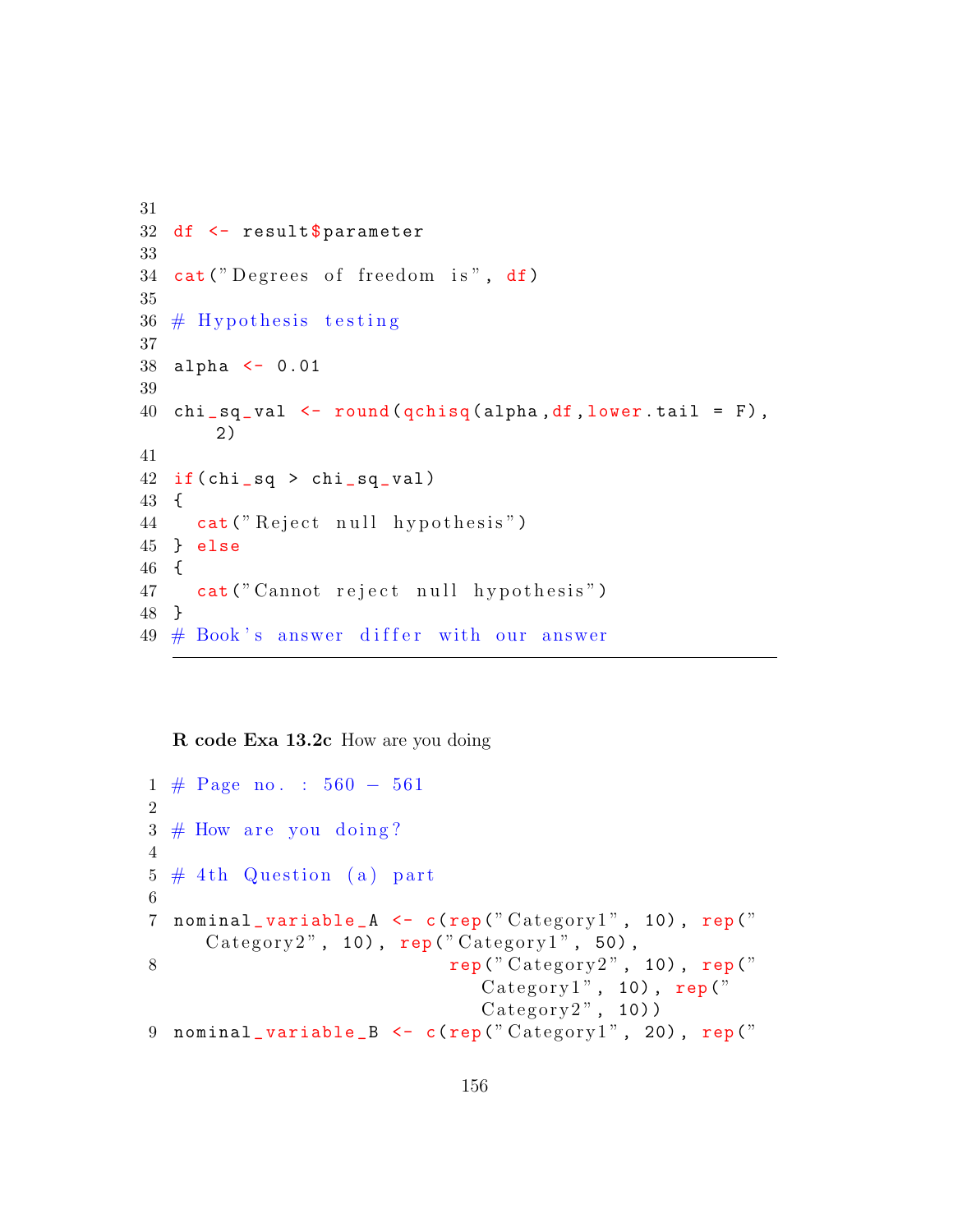```r
df <- result$parameter

cat("Degrees of freedom is", df)

# Hypothesis testing

alpha <- 0.01

chi_sq_val <- round(qchisq(alpha,df,lower.tail = F),
    2)

if(chi_sq > chi_sq_val)
{
  cat("Reject null hypothesis")
} else
{
  cat("Cannot reject null hypothesis")
}
# Book's answer differ with our answer
```

**R code Exa 13.2c** How are you doing

```r
# Page no. : 560 - 561

# How are you doing?

# 4th Question (a) part

nominal_variable_A <- c(rep("Category1", 10), rep("
    Category2", 10), rep("Category1", 50),
                        rep("Category2", 10), rep("
                           Category1", 10), rep("
                           Category2", 10))
nominal_variable_B <- c(rep("Category1", 20), rep("
```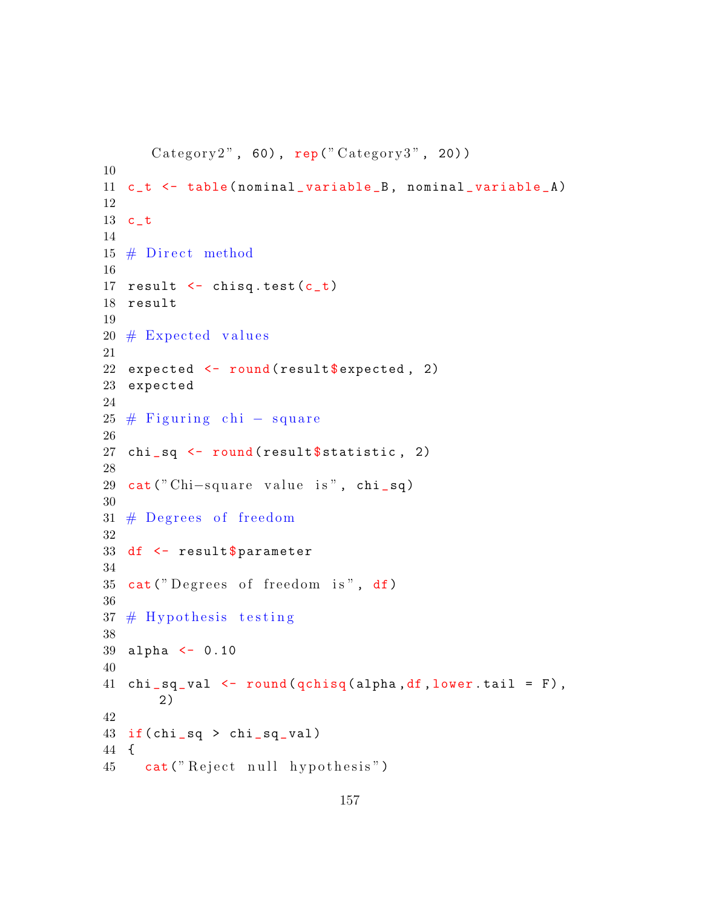```
   Category2", 60), rep("Category3", 20))
10
11 c_t <- table(nominal_variable_B, nominal_variable_A)
12
13 c_t
14
15 # Direct method
16
17 result <- chisq.test(c_t)
18 result
19
20 # Expected values
21
22 expected <- round(result$expected, 2)
23 expected
24
25 # Figuring chi - square
26
27 chi_sq <- round(result$statistic, 2)
28
29 cat("Chi-square value is", chi_sq)
30
31 # Degrees of freedom
32
33 df <- result$parameter
34
35 cat("Degrees of freedom is", df)
36
37 # Hypothesis testing
38
39 alpha <- 0.10
40
41 chi_sq_val <- round(qchisq(alpha,df,lower.tail = F),
    2)
42
43 if(chi_sq > chi_sq_val)
44 {
45   cat("Reject null hypothesis")
```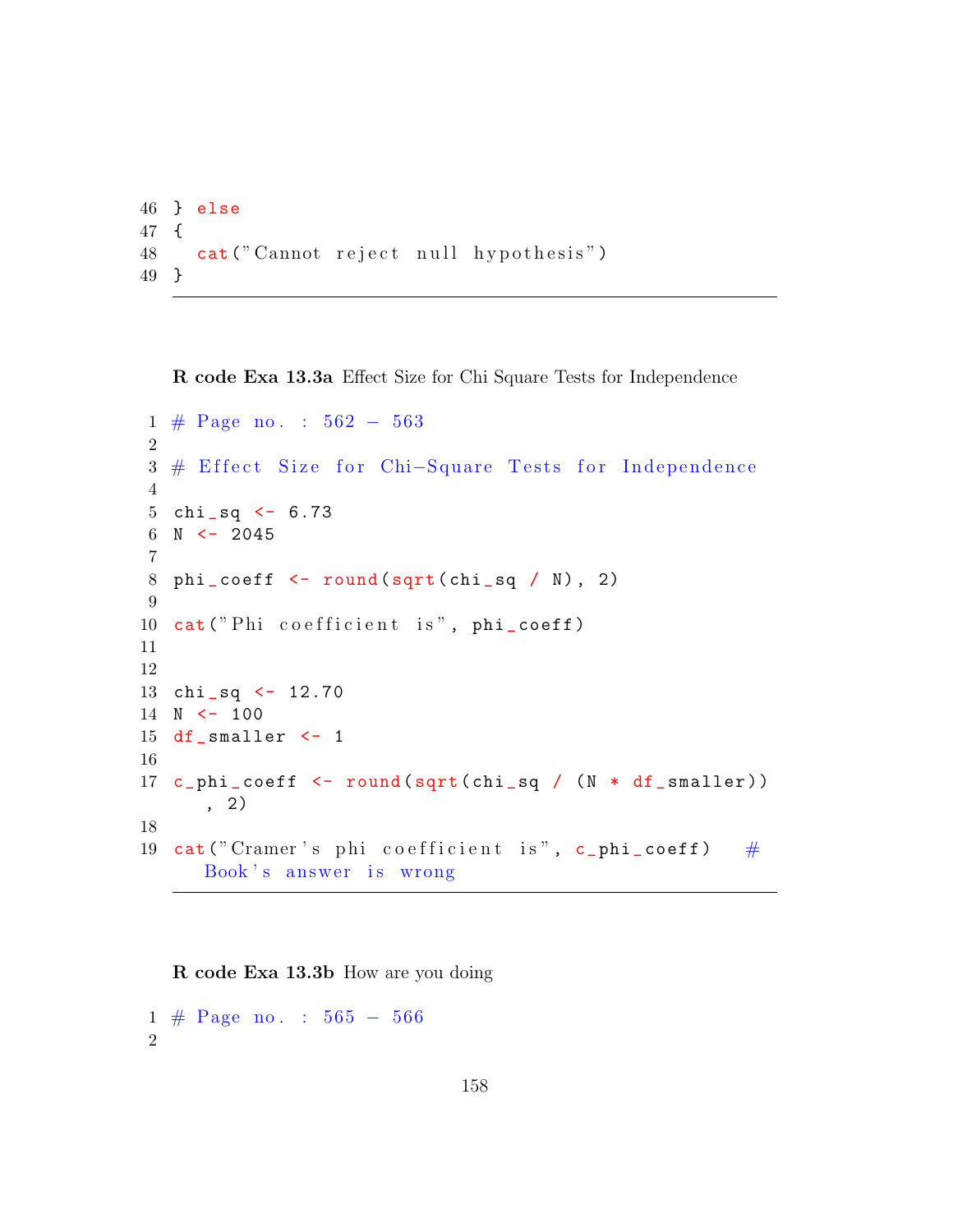```
} else
{
  cat("Cannot reject null hypothesis")
}
```

**R code Exa 13.3a** Effect Size for Chi Square Tests for Independence

```
# Page no. : 562 - 563

# Effect Size for Chi-Square Tests for Independence

chi_sq <- 6.73
N <- 2045

phi_coeff <- round(sqrt(chi_sq / N), 2)

cat("Phi coefficient is", phi_coeff)


chi_sq <- 12.70
N <- 100
df_smaller <- 1

c_phi_coeff <- round(sqrt(chi_sq / (N * df_smaller))
    , 2)

cat("Cramer's phi coefficient is", c_phi_coeff)   #
    Book's answer is wrong
```

**R code Exa 13.3b** How are you doing

```
# Page no. : 565 - 566

```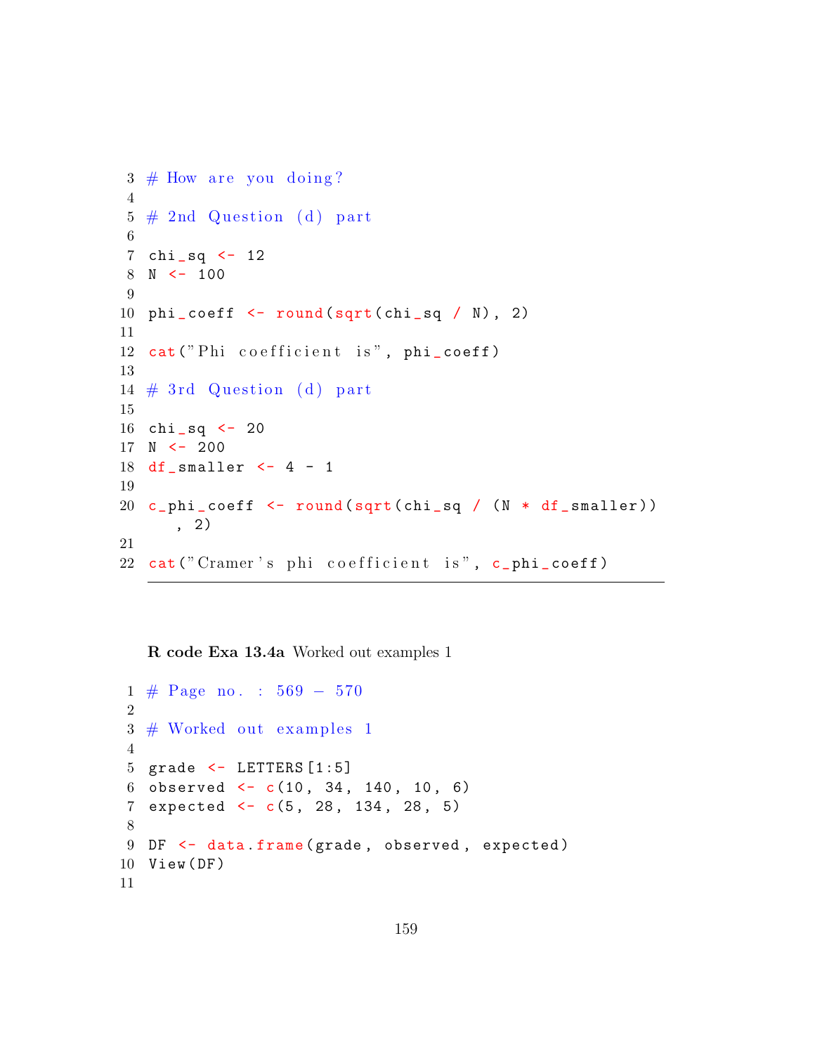```r
# How are you doing?

# 2nd Question (d) part

chi_sq <- 12
N <- 100

phi_coeff <- round(sqrt(chi_sq / N), 2)

cat("Phi coefficient is", phi_coeff)

# 3rd Question (d) part

chi_sq <- 20
N <- 200
df_smaller <- 4 - 1

c_phi_coeff <- round(sqrt(chi_sq / (N * df_smaller))
    , 2)

cat("Cramer's phi coefficient is", c_phi_coeff)
```

**R code Exa 13.4a** Worked out examples 1

```r
# Page no. : 569 - 570

# Worked out examples 1

grade <- LETTERS[1:5]
observed <- c(10, 34, 140, 10, 6)
expected <- c(5, 28, 134, 28, 5)

DF <- data.frame(grade, observed, expected)
View(DF)

```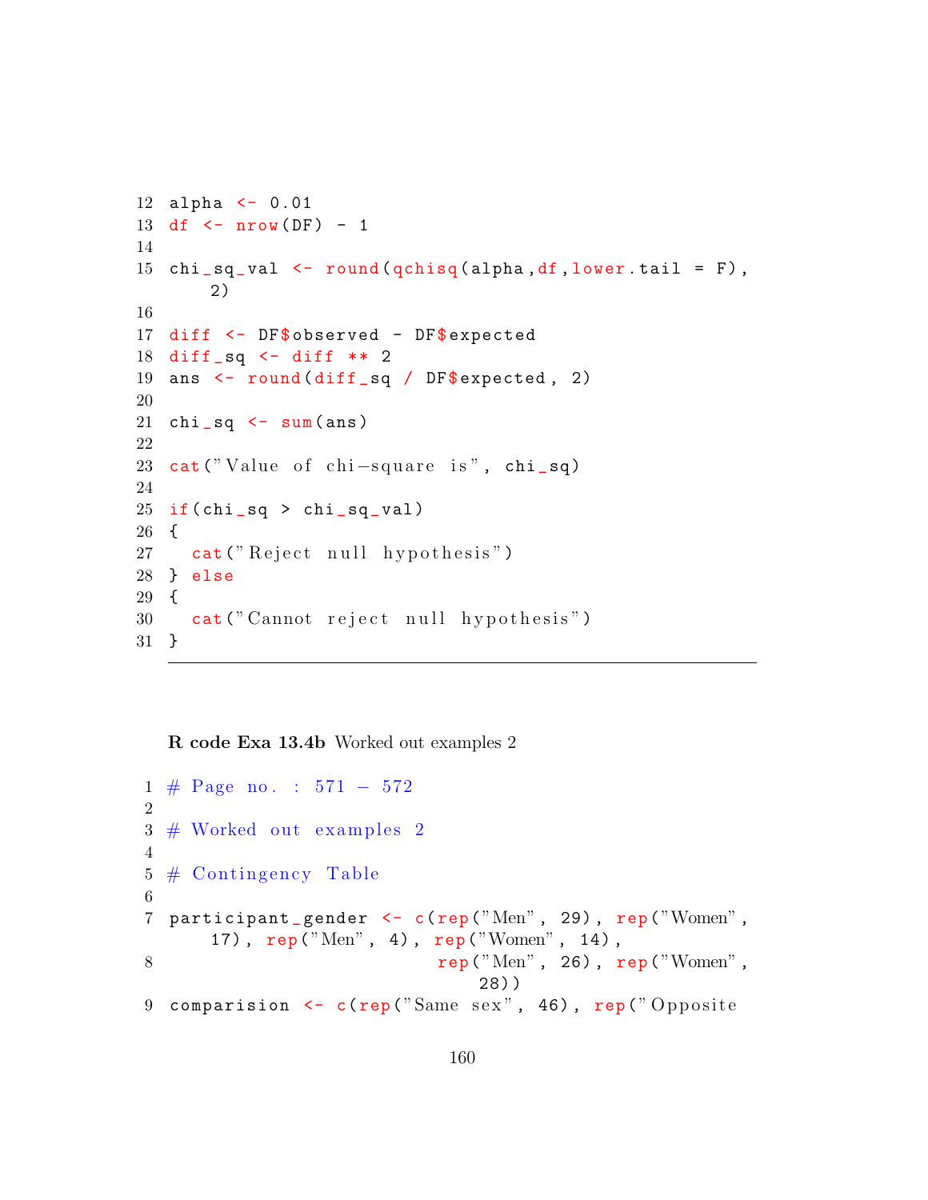```r
alpha <- 0.01
df <- nrow(DF) - 1

chi_sq_val <- round(qchisq(alpha,df,lower.tail = F),
    2)

diff <- DF$observed - DF$expected
diff_sq <- diff ** 2
ans <- round(diff_sq / DF$expected, 2)

chi_sq <- sum(ans)

cat("Value of chi-square is", chi_sq)

if(chi_sq > chi_sq_val)
{
  cat("Reject null hypothesis")
} else
{
  cat("Cannot reject null hypothesis")
}
```

**R code Exa 13.4b** Worked out examples 2

```r
# Page no. : 571 - 572

# Worked out examples 2

# Contingency Table

participant_gender <- c(rep("Men", 29), rep("Women",
    17), rep("Men", 4), rep("Women", 14),
                         rep("Men", 26), rep("Women",
                             28))
comparision <- c(rep("Same sex", 46), rep("Opposite
```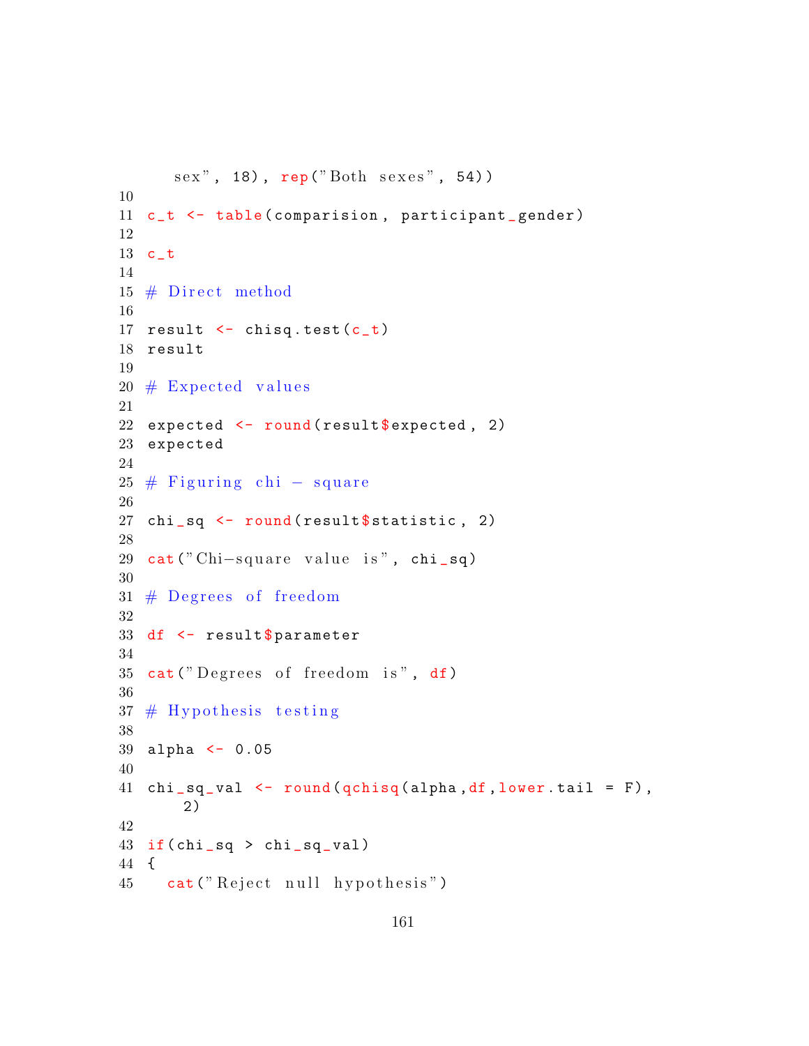```
    sex", 18), rep("Both sexes", 54))
10
11 c_t <- table(comparision, participant_gender)
12
13 c_t
14
15 # Direct method
16
17 result <- chisq.test(c_t)
18 result
19
20 # Expected values
21
22 expected <- round(result$expected, 2)
23 expected
24
25 # Figuring chi - square
26
27 chi_sq <- round(result$statistic, 2)
28
29 cat("Chi-square value is", chi_sq)
30
31 # Degrees of freedom
32
33 df <- result$parameter
34
35 cat("Degrees of freedom is", df)
36
37 # Hypothesis testing
38
39 alpha <- 0.05
40
41 chi_sq_val <- round(qchisq(alpha,df,lower.tail = F),
     2)
42
43 if(chi_sq > chi_sq_val)
44 {
45   cat("Reject null hypothesis")
```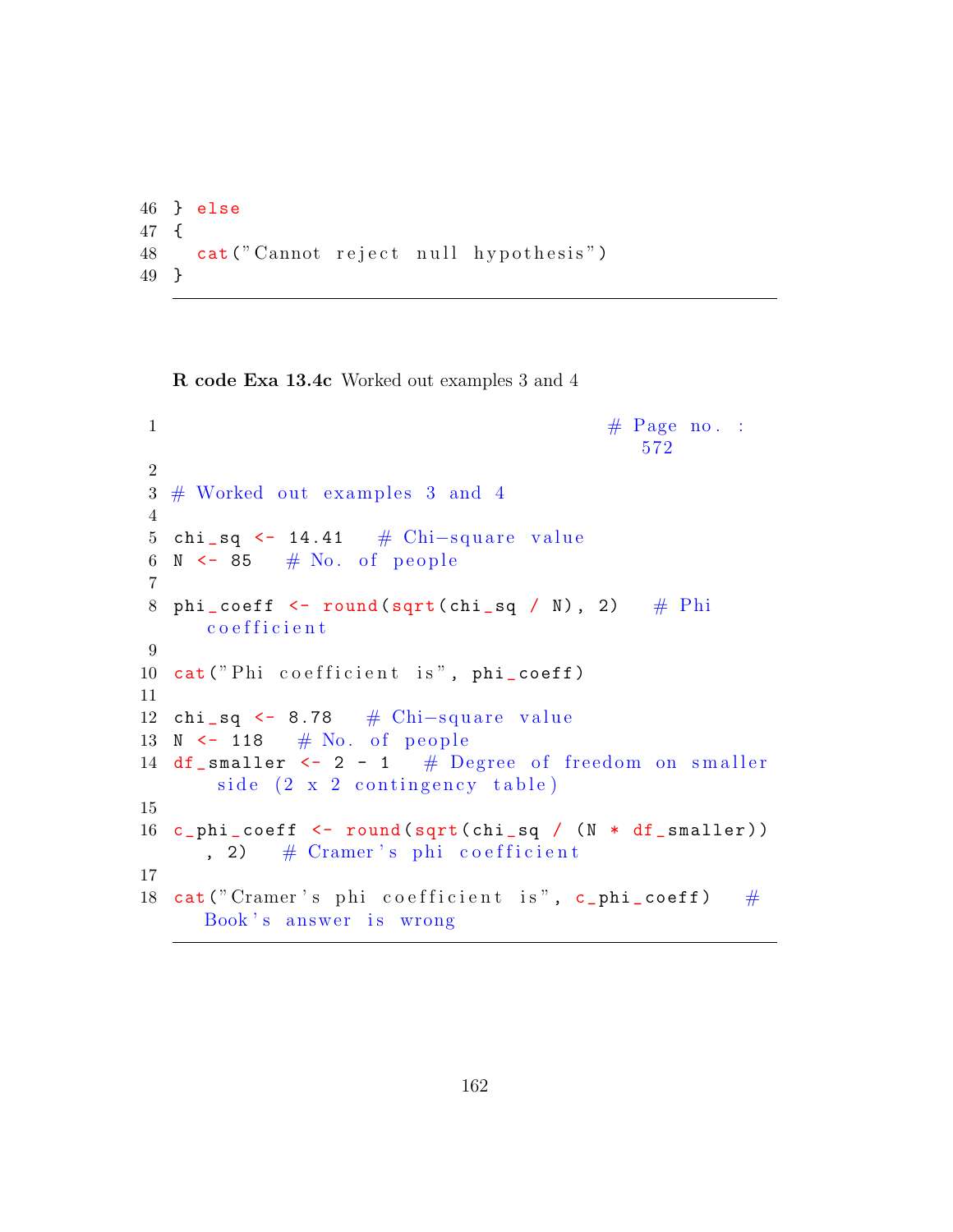```
} else
{
  cat("Cannot reject null hypothesis")
}
```

**R code Exa 13.4c** Worked out examples 3 and 4

```
                                            # Page no. :
                                               572

# Worked out examples 3 and 4

chi_sq <- 14.41   # Chi-square value
N <- 85   # No. of people

phi_coeff <- round(sqrt(chi_sq / N), 2)   # Phi
   coefficient

cat("Phi coefficient is", phi_coeff)

chi_sq <- 8.78   # Chi-square value
N <- 118   # No. of people
df_smaller <- 2 - 1   # Degree of freedom on smaller
    side (2 x 2 contingency table)

c_phi_coeff <- round(sqrt(chi_sq / (N * df_smaller))
   , 2)   # Cramer's phi coefficient

cat("Cramer's phi coefficient is", c_phi_coeff)   #
   Book's answer is wrong
```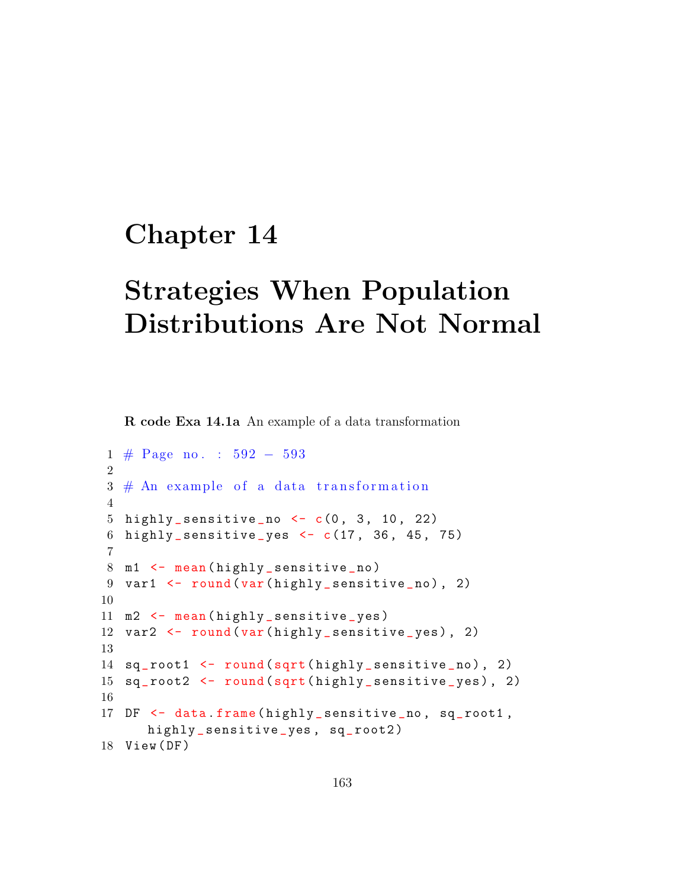# Chapter 14

# Strategies When Population Distributions Are Not Normal

**R code Exa 14.1a** An example of a data transformation

```
1 # Page no. : 592 - 593
2 
3 # An example of a data transformation
4 
5 highly_sensitive_no <- c(0, 3, 10, 22)
6 highly_sensitive_yes <- c(17, 36, 45, 75)
7 
8 m1 <- mean(highly_sensitive_no)
9 var1 <- round(var(highly_sensitive_no), 2)
10 
11 m2 <- mean(highly_sensitive_yes)
12 var2 <- round(var(highly_sensitive_yes), 2)
13 
14 sq_root1 <- round(sqrt(highly_sensitive_no), 2)
15 sq_root2 <- round(sqrt(highly_sensitive_yes), 2)
16 
17 DF <- data.frame(highly_sensitive_no, sq_root1,
     highly_sensitive_yes, sq_root2)
18 View(DF)
```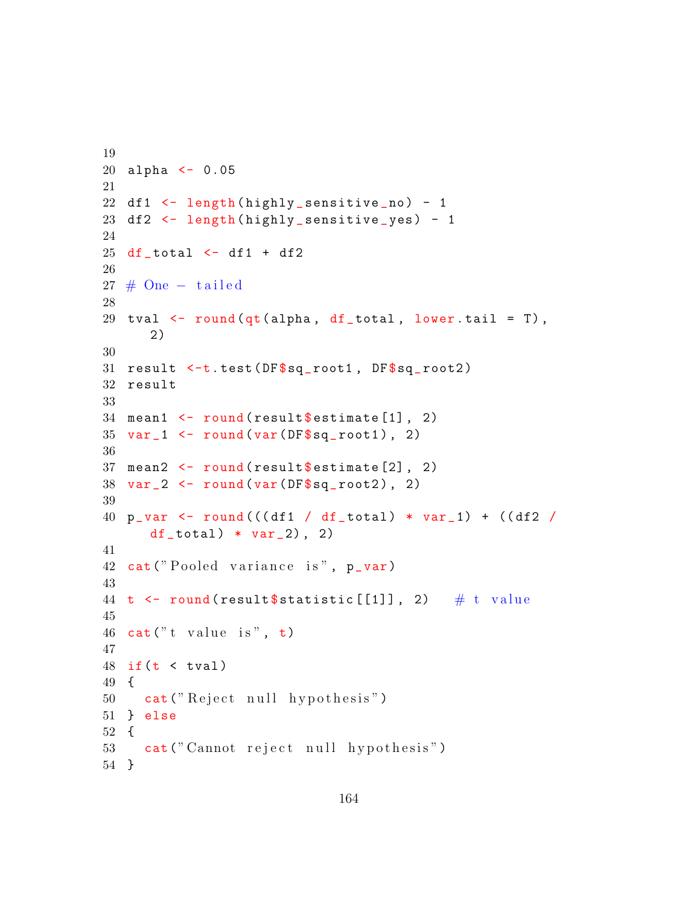```
19
20 alpha <- 0.05
21
22 df1 <- length(highly_sensitive_no) - 1
23 df2 <- length(highly_sensitive_yes) - 1
24
25 df_total <- df1 + df2
26
27 # One - tailed
28
29 tval <- round(qt(alpha, df_total, lower.tail = T),
     2)
30
31 result <-t.test(DF$sq_root1, DF$sq_root2)
32 result
33
34 mean1 <- round(result$estimate[1], 2)
35 var_1 <- round(var(DF$sq_root1), 2)
36
37 mean2 <- round(result$estimate[2], 2)
38 var_2 <- round(var(DF$sq_root2), 2)
39
40 p_var <- round(((df1 / df_total) * var_1) + ((df2 /
     df_total) * var_2), 2)
41
42 cat("Pooled variance is", p_var)
43
44 t <- round(result$statistic[[1]], 2)   # t value
45
46 cat("t value is", t)
47
48 if(t < tval)
49 {
50   cat("Reject null hypothesis")
51 } else
52 {
53   cat("Cannot reject null hypothesis")
54 }
```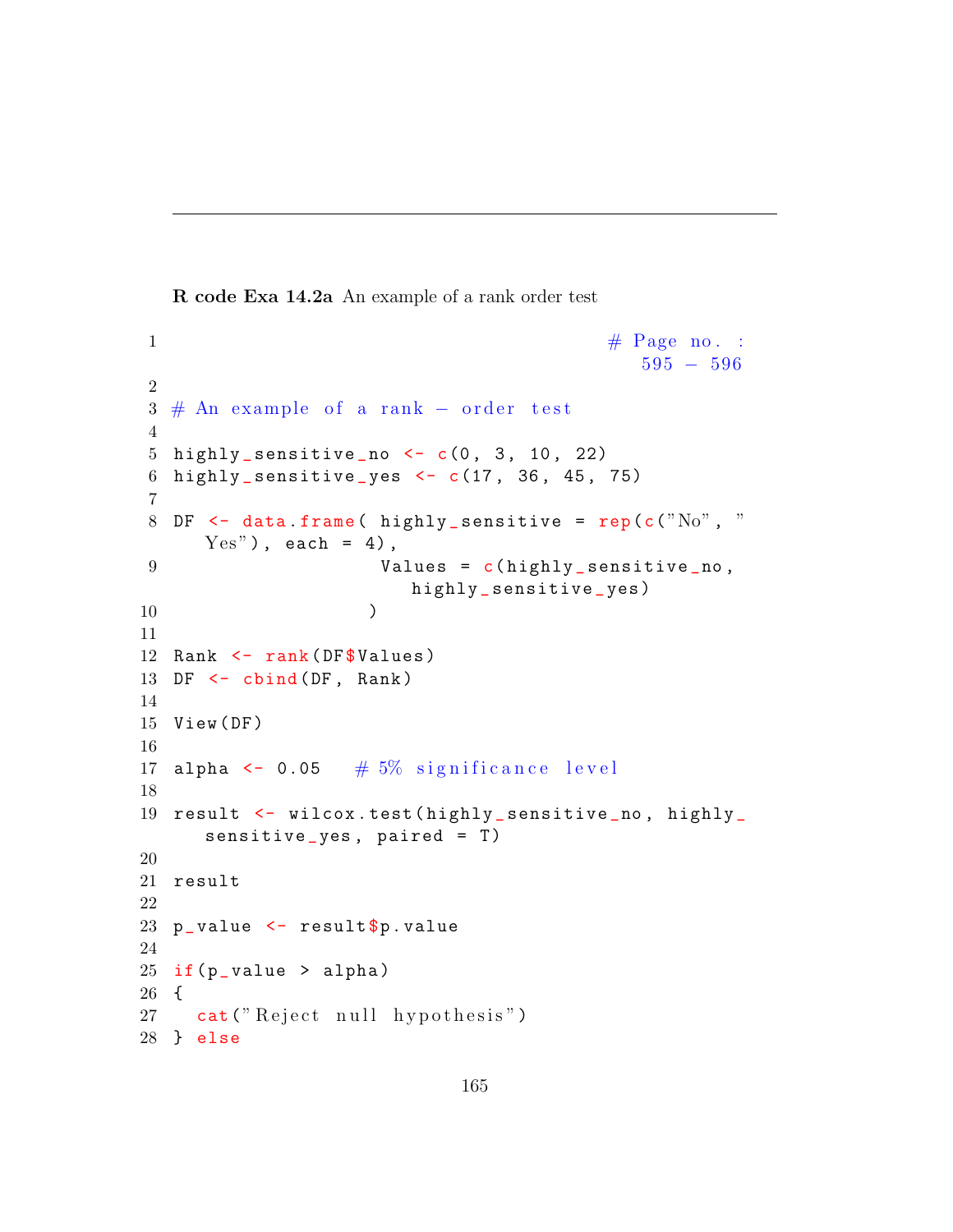**R code Exa 14.2a** An example of a rank order test

```
1                                         # Page no. :
                                             595 - 596
2
3 # An example of a rank - order test
4
5 highly_sensitive_no <- c(0, 3, 10, 22)
6 highly_sensitive_yes <- c(17, 36, 45, 75)
7
8 DF <- data.frame( highly_sensitive = rep(c("No", "
     Yes"), each = 4),
9                    Values = c(highly_sensitive_no,
                        highly_sensitive_yes)
10                  )
11
12 Rank <- rank(DF$Values)
13 DF <- cbind(DF, Rank)
14
15 View(DF)
16
17 alpha <- 0.05   # 5% significance level
18
19 result <- wilcox.test(highly_sensitive_no, highly_
     sensitive_yes, paired = T)
20
21 result
22
23 p_value <- result$p.value
24
25 if(p_value > alpha)
26 {
27   cat("Reject null hypothesis")
28 } else
```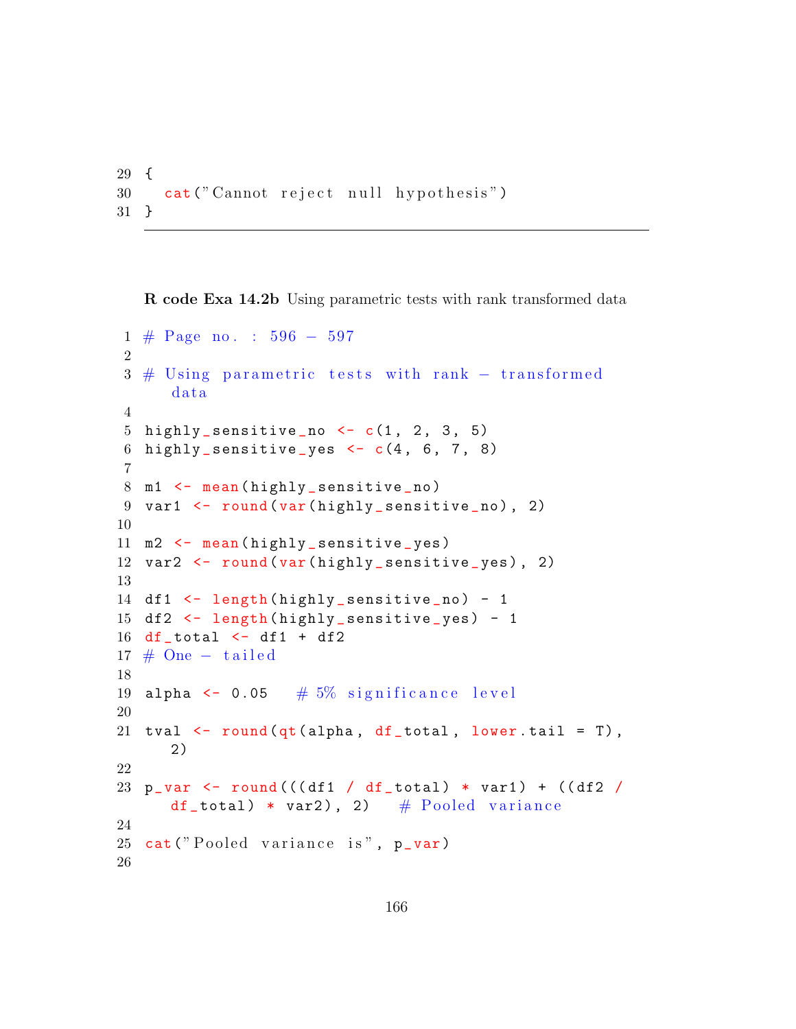```
29 {
30   cat("Cannot reject null hypothesis")
31 }
```

---

**R code Exa 14.2b** Using parametric tests with rank transformed data

```
1 # Page no. : 596 - 597
2
3 # Using parametric tests with rank - transformed
    data
4
5 highly_sensitive_no <- c(1, 2, 3, 5)
6 highly_sensitive_yes <- c(4, 6, 7, 8)
7
8 m1 <- mean(highly_sensitive_no)
9 var1 <- round(var(highly_sensitive_no), 2)
10
11 m2 <- mean(highly_sensitive_yes)
12 var2 <- round(var(highly_sensitive_yes), 2)
13
14 df1 <- length(highly_sensitive_no) - 1
15 df2 <- length(highly_sensitive_yes) - 1
16 df_total <- df1 + df2
17 # One - tailed
18
19 alpha <- 0.05   # 5% significance level
20
21 tval <- round(qt(alpha, df_total, lower.tail = T),
   2)
22
23 p_var <- round(((df1 / df_total) * var1) + ((df2 /
   df_total) * var2), 2)   # Pooled variance
24
25 cat("Pooled variance is", p_var)
26
```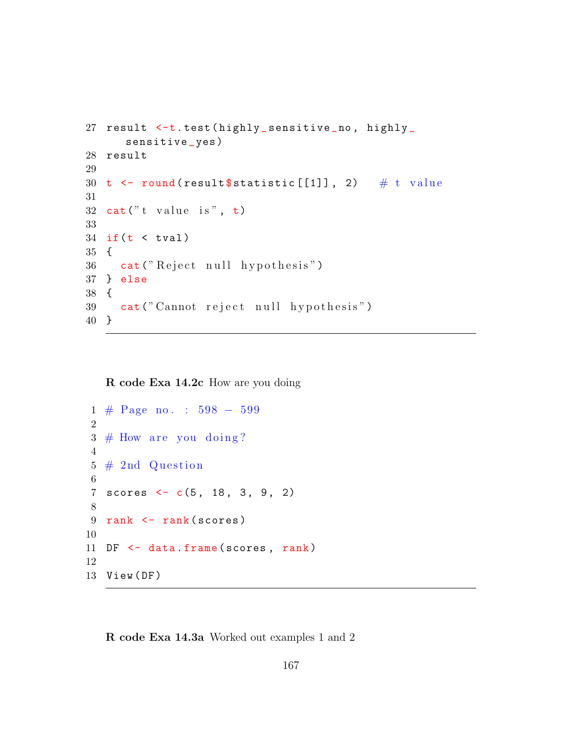```
27 result <-t.test(highly_sensitive_no, highly_
     sensitive_yes)
28 result
29
30 t <- round(result$statistic[[1]], 2)   # t value
31
32 cat("t value is", t)
33
34 if(t < tval)
35 {
36   cat("Reject null hypothesis")
37 } else
38 {
39   cat("Cannot reject null hypothesis")
40 }
```

**R code Exa 14.2c** How are you doing

```
1 # Page no. : 598 - 599
2
3 # How are you doing?
4
5 # 2nd Question
6
7 scores <- c(5, 18, 3, 9, 2)
8
9 rank <- rank(scores)
10
11 DF <- data.frame(scores, rank)
12
13 View(DF)
```

**R code Exa 14.3a** Worked out examples 1 and 2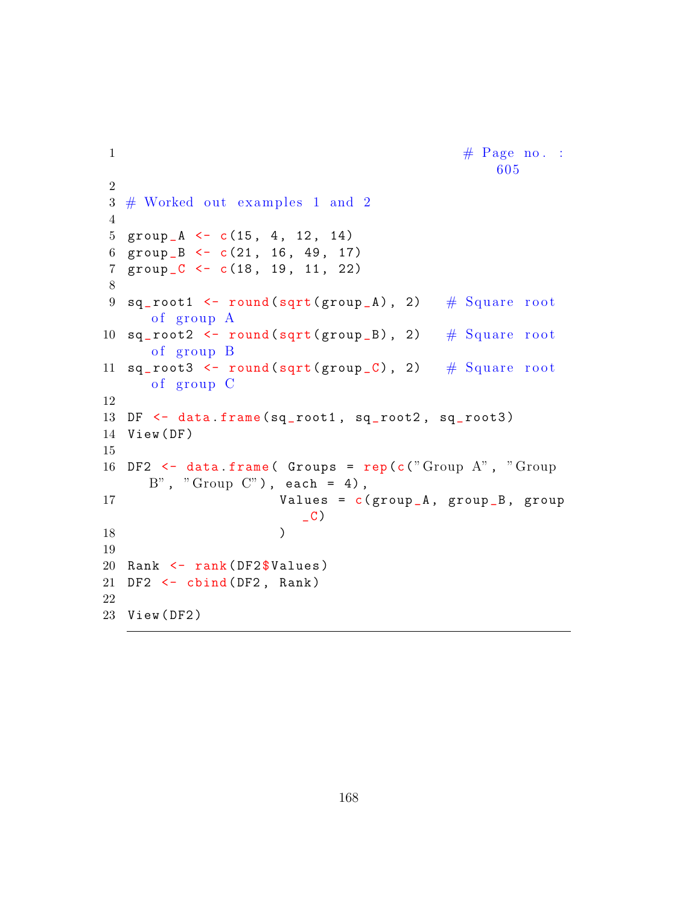```
# Page no. : 605

# Worked out examples 1 and 2

group_A <- c(15, 4, 12, 14)
group_B <- c(21, 16, 49, 17)
group_C <- c(18, 19, 11, 22)

sq_root1 <- round(sqrt(group_A), 2)   # Square root of group A
sq_root2 <- round(sqrt(group_B), 2)   # Square root of group B
sq_root3 <- round(sqrt(group_C), 2)   # Square root of group C

DF <- data.frame(sq_root1, sq_root2, sq_root3)
View(DF)

DF2 <- data.frame( Groups = rep(c("Group A", "Group B", "Group C"), each = 4),
                   Values = c(group_A, group_B, group_C)
                   )

Rank <- rank(DF2$Values)
DF2 <- cbind(DF2, Rank)

View(DF2)
```